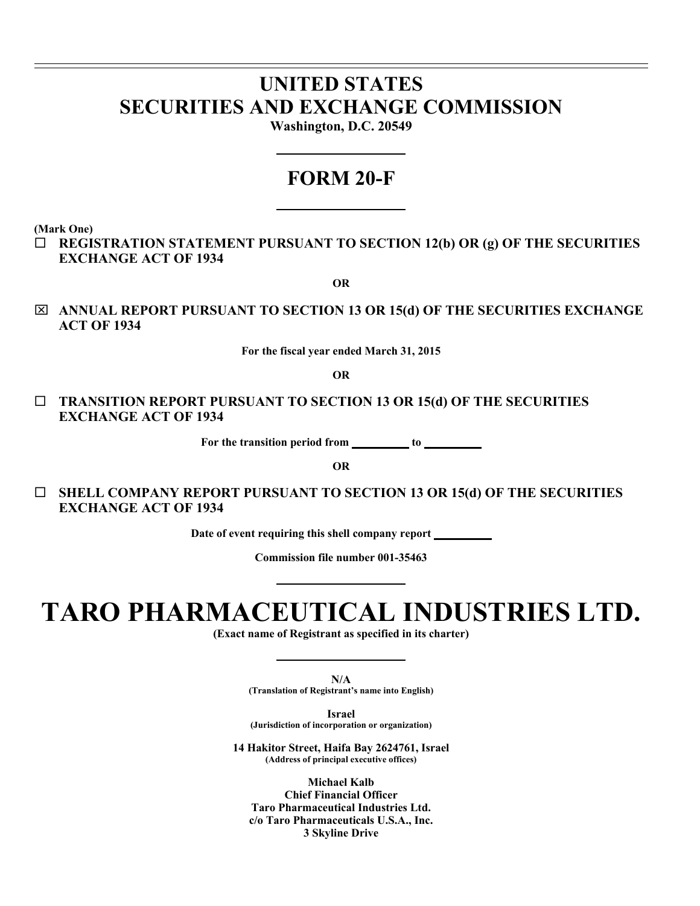# UNITED STATES
# SECURITIES AND EXCHANGE COMMISSION

**Washington, D.C. 20549**

---

# FORM 20-F

---

**(Mark One)**

☐ **REGISTRATION STATEMENT PURSUANT TO SECTION 12(b) OR (g) OF THE SECURITIES EXCHANGE ACT OF 1934**

**OR**

☒ **ANNUAL REPORT PURSUANT TO SECTION 13 OR 15(d) OF THE SECURITIES EXCHANGE ACT OF 1934**

**For the fiscal year ended March 31, 2015**

**OR**

☐ **TRANSITION REPORT PURSUANT TO SECTION 13 OR 15(d) OF THE SECURITIES EXCHANGE ACT OF 1934**

**For the transition period from \_\_\_\_\_\_\_\_\_ to \_\_\_\_\_\_\_\_\_**

**OR**

☐ **SHELL COMPANY REPORT PURSUANT TO SECTION 13 OR 15(d) OF THE SECURITIES EXCHANGE ACT OF 1934**

**Date of event requiring this shell company report \_\_\_\_\_\_\_\_\_**

**Commission file number 001-35463**

---

# TARO PHARMACEUTICAL INDUSTRIES LTD.

**(Exact name of Registrant as specified in its charter)**

---

**N/A**
**(Translation of Registrant's name into English)**

**Israel**
**(Jurisdiction of incorporation or organization)**

**14 Hakitor Street, Haifa Bay 2624761, Israel**
**(Address of principal executive offices)**

**Michael Kalb**
**Chief Financial Officer**
**Taro Pharmaceutical Industries Ltd.**
**c/o Taro Pharmaceuticals U.S.A., Inc.**
**3 Skyline Drive**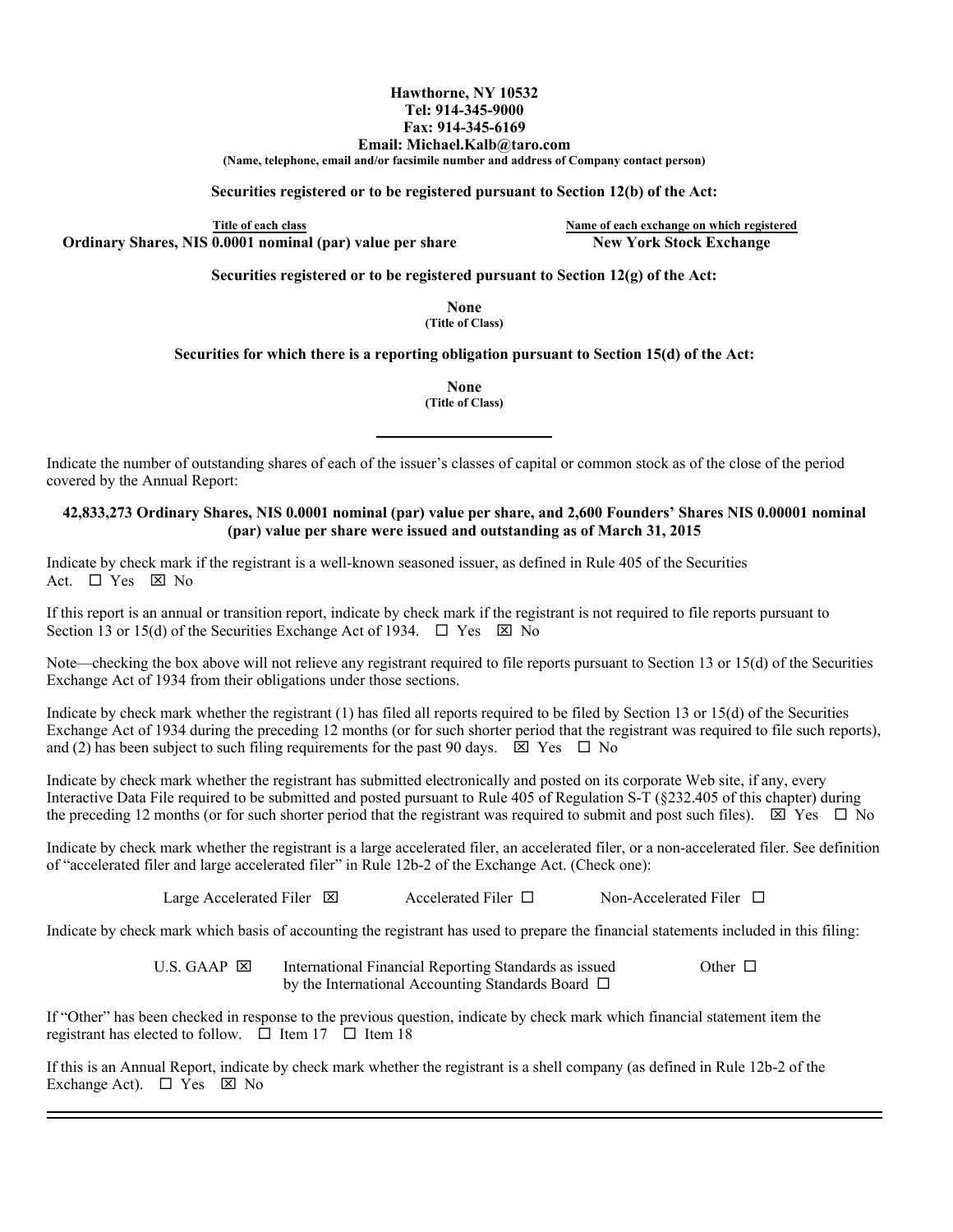**Hawthorne, NY 10532**
**Tel: 914-345-9000**
**Fax: 914-345-6169**
**Email: Michael.Kalb@taro.com**
**(Name, telephone, email and/or facsimile number and address of Company contact person)**

**Securities registered or to be registered pursuant to Section 12(b) of the Act:**

| Title of each class | Name of each exchange on which registered |
|---|---|
| **Ordinary Shares, NIS 0.0001 nominal (par) value per share** | **New York Stock Exchange** |

**Securities registered or to be registered pursuant to Section 12(g) of the Act:**

**None**
**(Title of Class)**

**Securities for which there is a reporting obligation pursuant to Section 15(d) of the Act:**

**None**
**(Title of Class)**

---

Indicate the number of outstanding shares of each of the issuer's classes of capital or common stock as of the close of the period covered by the Annual Report:

**42,833,273 Ordinary Shares, NIS 0.0001 nominal (par) value per share, and 2,600 Founders' Shares NIS 0.00001 nominal (par) value per share were issued and outstanding as of March 31, 2015**

Indicate by check mark if the registrant is a well-known seasoned issuer, as defined in Rule 405 of the Securities Act. ☐ Yes ☒ No

If this report is an annual or transition report, indicate by check mark if the registrant is not required to file reports pursuant to Section 13 or 15(d) of the Securities Exchange Act of 1934. ☐ Yes ☒ No

Note—checking the box above will not relieve any registrant required to file reports pursuant to Section 13 or 15(d) of the Securities Exchange Act of 1934 from their obligations under those sections.

Indicate by check mark whether the registrant (1) has filed all reports required to be filed by Section 13 or 15(d) of the Securities Exchange Act of 1934 during the preceding 12 months (or for such shorter period that the registrant was required to file such reports), and (2) has been subject to such filing requirements for the past 90 days. ☒ Yes ☐ No

Indicate by check mark whether the registrant has submitted electronically and posted on its corporate Web site, if any, every Interactive Data File required to be submitted and posted pursuant to Rule 405 of Regulation S-T (§232.405 of this chapter) during the preceding 12 months (or for such shorter period that the registrant was required to submit and post such files). ☒ Yes ☐ No

Indicate by check mark whether the registrant is a large accelerated filer, an accelerated filer, or a non-accelerated filer. See definition of "accelerated filer and large accelerated filer" in Rule 12b-2 of the Exchange Act. (Check one):

Large Accelerated Filer ☒ Accelerated Filer ☐ Non-Accelerated Filer ☐

Indicate by check mark which basis of accounting the registrant has used to prepare the financial statements included in this filing:

U.S. GAAP ☒ International Financial Reporting Standards as issued by the International Accounting Standards Board ☐ Other ☐

If "Other" has been checked in response to the previous question, indicate by check mark which financial statement item the registrant has elected to follow. ☐ Item 17 ☐ Item 18

If this is an Annual Report, indicate by check mark whether the registrant is a shell company (as defined in Rule 12b-2 of the Exchange Act). ☐ Yes ☒ No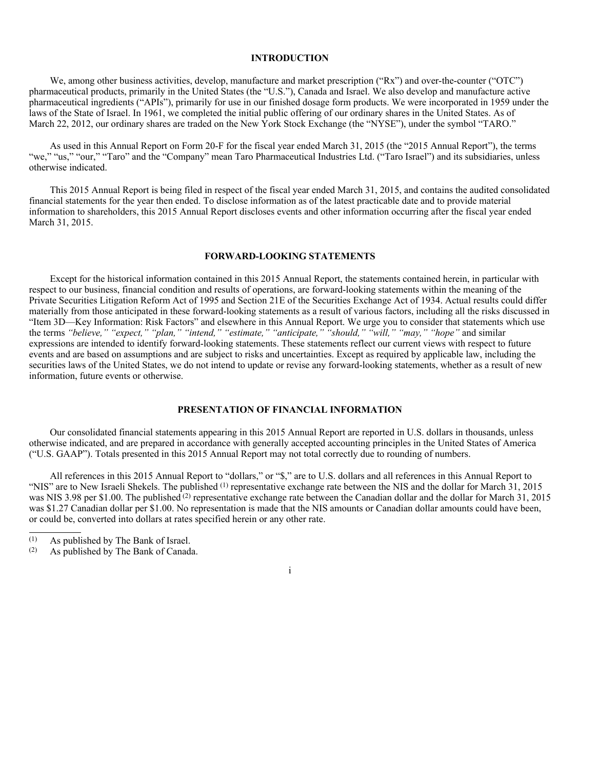## INTRODUCTION

We, among other business activities, develop, manufacture and market prescription ("Rx") and over-the-counter ("OTC") pharmaceutical products, primarily in the United States (the "U.S."), Canada and Israel. We also develop and manufacture active pharmaceutical ingredients ("APIs"), primarily for use in our finished dosage form products. We were incorporated in 1959 under the laws of the State of Israel. In 1961, we completed the initial public offering of our ordinary shares in the United States. As of March 22, 2012, our ordinary shares are traded on the New York Stock Exchange (the "NYSE"), under the symbol "TARO."

As used in this Annual Report on Form 20-F for the fiscal year ended March 31, 2015 (the "2015 Annual Report"), the terms "we," "us," "our," "Taro" and the "Company" mean Taro Pharmaceutical Industries Ltd. ("Taro Israel") and its subsidiaries, unless otherwise indicated.

This 2015 Annual Report is being filed in respect of the fiscal year ended March 31, 2015, and contains the audited consolidated financial statements for the year then ended. To disclose information as of the latest practicable date and to provide material information to shareholders, this 2015 Annual Report discloses events and other information occurring after the fiscal year ended March 31, 2015.

## FORWARD-LOOKING STATEMENTS

Except for the historical information contained in this 2015 Annual Report, the statements contained herein, in particular with respect to our business, financial condition and results of operations, are forward-looking statements within the meaning of the Private Securities Litigation Reform Act of 1995 and Section 21E of the Securities Exchange Act of 1934. Actual results could differ materially from those anticipated in these forward-looking statements as a result of various factors, including all the risks discussed in "Item 3D—Key Information: Risk Factors" and elsewhere in this Annual Report. We urge you to consider that statements which use the terms *"believe," "expect," "plan," "intend," "estimate," "anticipate," "should," "will," "may," "hope"* and similar expressions are intended to identify forward-looking statements. These statements reflect our current views with respect to future events and are based on assumptions and are subject to risks and uncertainties. Except as required by applicable law, including the securities laws of the United States, we do not intend to update or revise any forward-looking statements, whether as a result of new information, future events or otherwise.

## PRESENTATION OF FINANCIAL INFORMATION

Our consolidated financial statements appearing in this 2015 Annual Report are reported in U.S. dollars in thousands, unless otherwise indicated, and are prepared in accordance with generally accepted accounting principles in the United States of America ("U.S. GAAP"). Totals presented in this 2015 Annual Report may not total correctly due to rounding of numbers.

All references in this 2015 Annual Report to "dollars," or "$," are to U.S. dollars and all references in this Annual Report to "NIS" are to New Israeli Shekels. The published [(1)] representative exchange rate between the NIS and the dollar for March 31, 2015 was NIS 3.98 per $1.00. The published [(2)] representative exchange rate between the Canadian dollar and the dollar for March 31, 2015 was $1.27 Canadian dollar per $1.00. No representation is made that the NIS amounts or Canadian dollar amounts could have been, or could be, converted into dollars at rates specified herein or any other rate.

---

(1) As published by The Bank of Israel.

(2) As published by The Bank of Canada.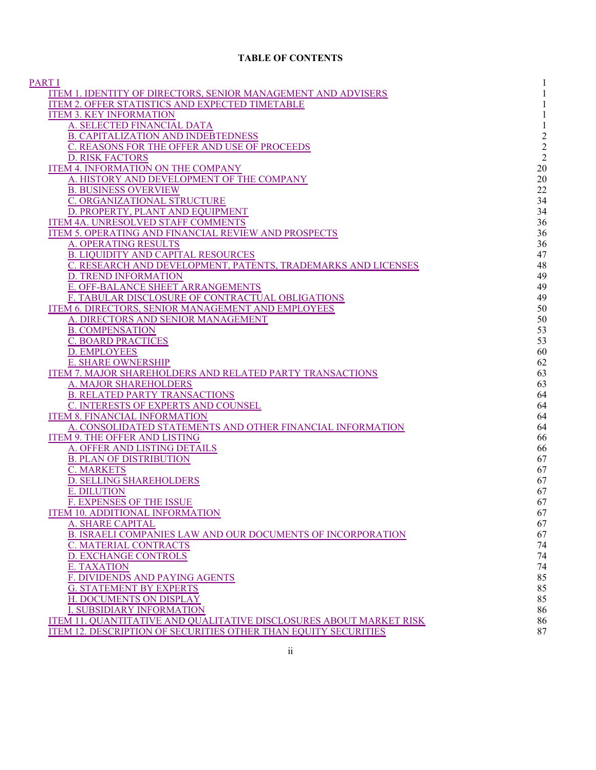**TABLE OF CONTENTS**

| | |
|---|---|
| PART I | 1 |
| ITEM 1. IDENTITY OF DIRECTORS, SENIOR MANAGEMENT AND ADVISERS | 1 |
| ITEM 2. OFFER STATISTICS AND EXPECTED TIMETABLE | 1 |
| ITEM 3. KEY INFORMATION | 1 |
| A. SELECTED FINANCIAL DATA | 1 |
| B. CAPITALIZATION AND INDEBTEDNESS | 2 |
| C. REASONS FOR THE OFFER AND USE OF PROCEEDS | 2 |
| D. RISK FACTORS | 2 |
| ITEM 4. INFORMATION ON THE COMPANY | 20 |
| A. HISTORY AND DEVELOPMENT OF THE COMPANY | 20 |
| B. BUSINESS OVERVIEW | 22 |
| C. ORGANIZATIONAL STRUCTURE | 34 |
| D. PROPERTY, PLANT AND EQUIPMENT | 34 |
| ITEM 4A. UNRESOLVED STAFF COMMENTS | 36 |
| ITEM 5. OPERATING AND FINANCIAL REVIEW AND PROSPECTS | 36 |
| A. OPERATING RESULTS | 36 |
| B. LIQUIDITY AND CAPITAL RESOURCES | 47 |
| C. RESEARCH AND DEVELOPMENT, PATENTS, TRADEMARKS AND LICENSES | 48 |
| D. TREND INFORMATION | 49 |
| E. OFF-BALANCE SHEET ARRANGEMENTS | 49 |
| F. TABULAR DISCLOSURE OF CONTRACTUAL OBLIGATIONS | 49 |
| ITEM 6. DIRECTORS, SENIOR MANAGEMENT AND EMPLOYEES | 50 |
| A. DIRECTORS AND SENIOR MANAGEMENT | 50 |
| B. COMPENSATION | 53 |
| C. BOARD PRACTICES | 53 |
| D. EMPLOYEES | 60 |
| E. SHARE OWNERSHIP | 62 |
| ITEM 7. MAJOR SHAREHOLDERS AND RELATED PARTY TRANSACTIONS | 63 |
| A. MAJOR SHAREHOLDERS | 63 |
| B. RELATED PARTY TRANSACTIONS | 64 |
| C. INTERESTS OF EXPERTS AND COUNSEL | 64 |
| ITEM 8. FINANCIAL INFORMATION | 64 |
| A. CONSOLIDATED STATEMENTS AND OTHER FINANCIAL INFORMATION | 64 |
| ITEM 9. THE OFFER AND LISTING | 66 |
| A. OFFER AND LISTING DETAILS | 66 |
| B. PLAN OF DISTRIBUTION | 67 |
| C. MARKETS | 67 |
| D. SELLING SHAREHOLDERS | 67 |
| E. DILUTION | 67 |
| F. EXPENSES OF THE ISSUE | 67 |
| ITEM 10. ADDITIONAL INFORMATION | 67 |
| A. SHARE CAPITAL | 67 |
| B. ISRAELI COMPANIES LAW AND OUR DOCUMENTS OF INCORPORATION | 67 |
| C. MATERIAL CONTRACTS | 74 |
| D. EXCHANGE CONTROLS | 74 |
| E. TAXATION | 74 |
| F. DIVIDENDS AND PAYING AGENTS | 85 |
| G. STATEMENT BY EXPERTS | 85 |
| H. DOCUMENTS ON DISPLAY | 85 |
| I. SUBSIDIARY INFORMATION | 86 |
| ITEM 11. QUANTITATIVE AND QUALITATIVE DISCLOSURES ABOUT MARKET RISK | 86 |
| ITEM 12. DESCRIPTION OF SECURITIES OTHER THAN EQUITY SECURITIES | 87 |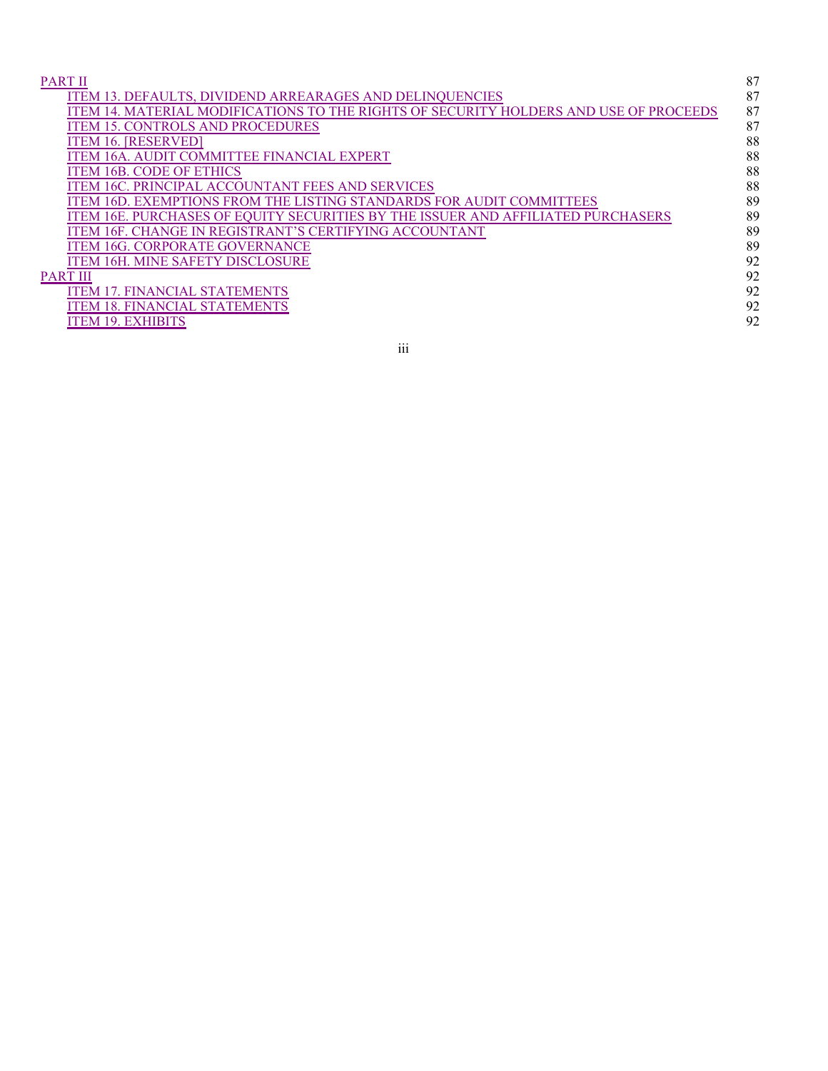| | |
|---|---|
| PART II | 87 |
| ITEM 13. DEFAULTS, DIVIDEND ARREARAGES AND DELINQUENCIES | 87 |
| ITEM 14. MATERIAL MODIFICATIONS TO THE RIGHTS OF SECURITY HOLDERS AND USE OF PROCEEDS | 87 |
| ITEM 15. CONTROLS AND PROCEDURES | 87 |
| ITEM 16. [RESERVED] | 88 |
| ITEM 16A. AUDIT COMMITTEE FINANCIAL EXPERT | 88 |
| ITEM 16B. CODE OF ETHICS | 88 |
| ITEM 16C. PRINCIPAL ACCOUNTANT FEES AND SERVICES | 88 |
| ITEM 16D. EXEMPTIONS FROM THE LISTING STANDARDS FOR AUDIT COMMITTEES | 89 |
| ITEM 16E. PURCHASES OF EQUITY SECURITIES BY THE ISSUER AND AFFILIATED PURCHASERS | 89 |
| ITEM 16F. CHANGE IN REGISTRANT'S CERTIFYING ACCOUNTANT | 89 |
| ITEM 16G. CORPORATE GOVERNANCE | 89 |
| ITEM 16H. MINE SAFETY DISCLOSURE | 92 |
| PART III | 92 |
| ITEM 17. FINANCIAL STATEMENTS | 92 |
| ITEM 18. FINANCIAL STATEMENTS | 92 |
| ITEM 19. EXHIBITS | 92 |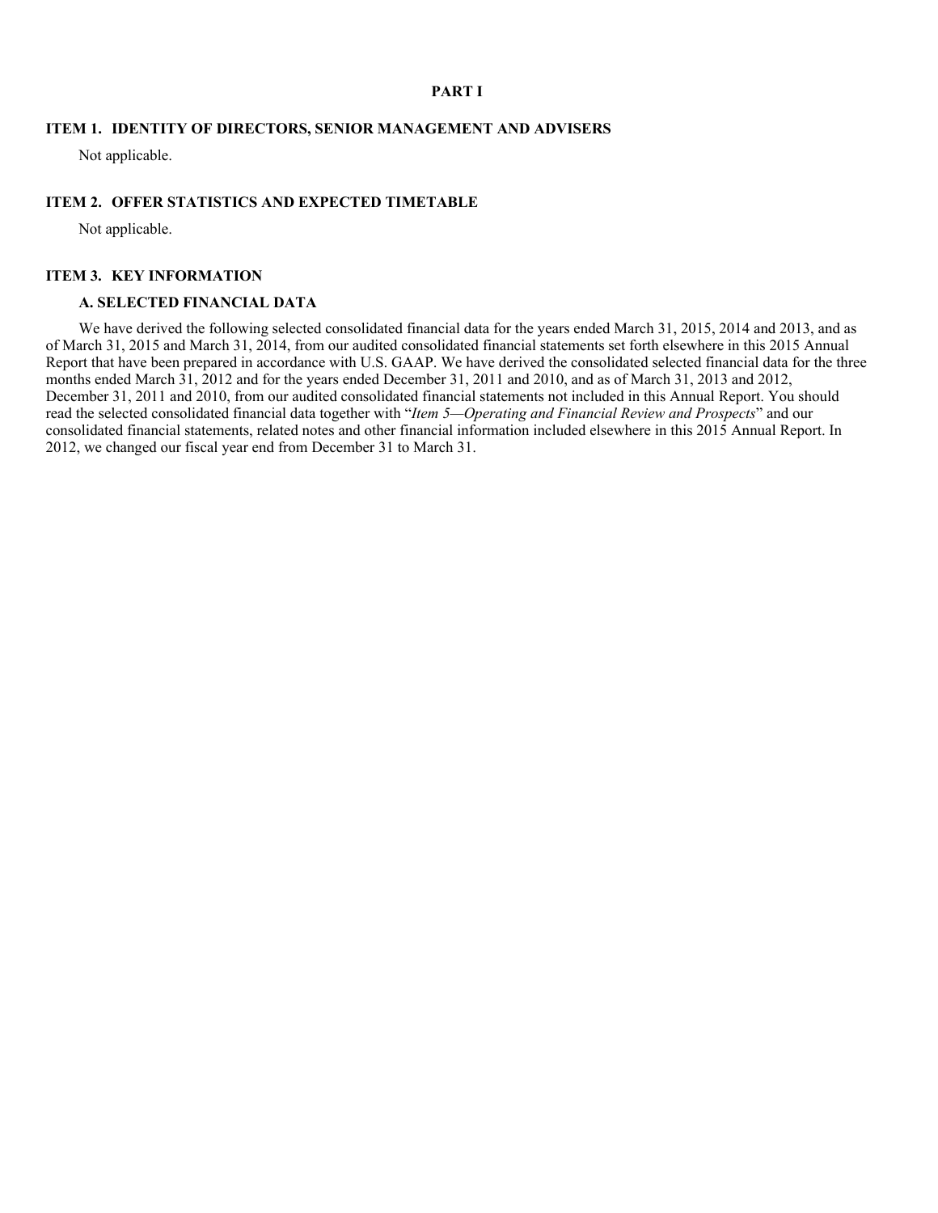# PART I

## ITEM 1. IDENTITY OF DIRECTORS, SENIOR MANAGEMENT AND ADVISERS

Not applicable.

## ITEM 2. OFFER STATISTICS AND EXPECTED TIMETABLE

Not applicable.

## ITEM 3. KEY INFORMATION

### A. SELECTED FINANCIAL DATA

We have derived the following selected consolidated financial data for the years ended March 31, 2015, 2014 and 2013, and as of March 31, 2015 and March 31, 2014, from our audited consolidated financial statements set forth elsewhere in this 2015 Annual Report that have been prepared in accordance with U.S. GAAP. We have derived the consolidated selected financial data for the three months ended March 31, 2012 and for the years ended December 31, 2011 and 2010, and as of March 31, 2013 and 2012, December 31, 2011 and 2010, from our audited consolidated financial statements not included in this Annual Report. You should read the selected consolidated financial data together with "*Item 5—Operating and Financial Review and Prospects*" and our consolidated financial statements, related notes and other financial information included elsewhere in this 2015 Annual Report. In 2012, we changed our fiscal year end from December 31 to March 31.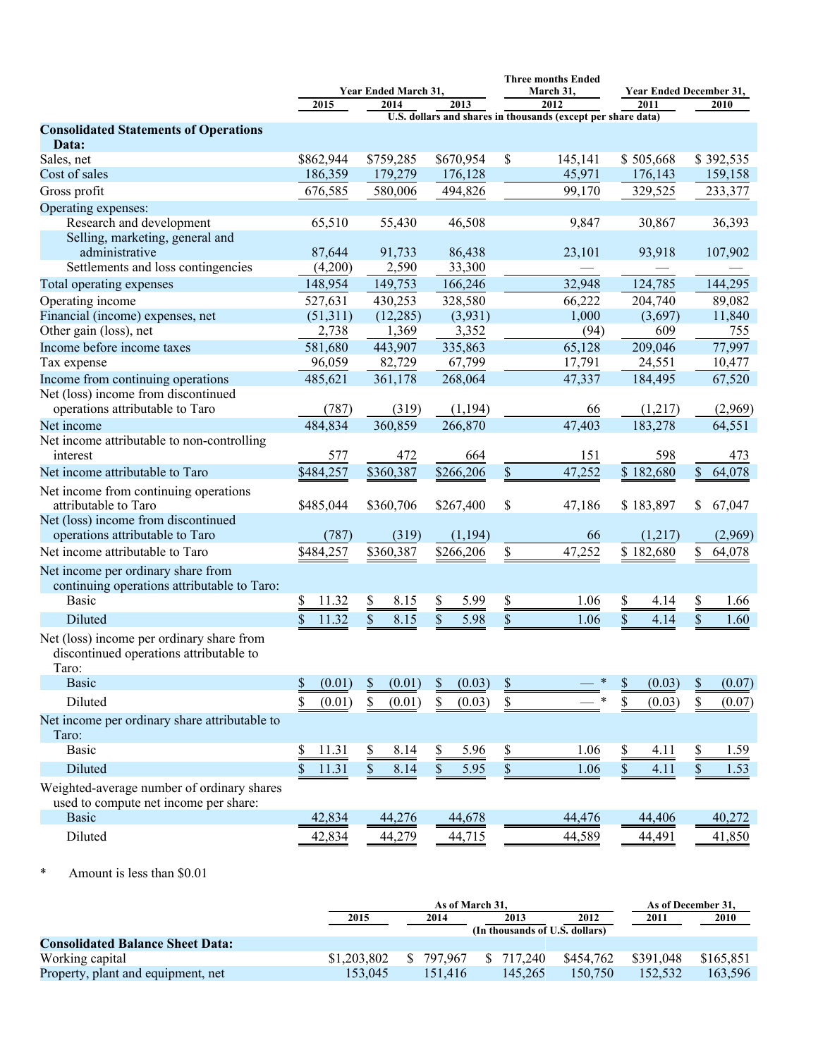| | Year Ended March 31, | | | Three months Ended March 31, | Year Ended December 31, | |
|---|---|---|---|---|---|---|
| | 2015 | 2014 | 2013 | 2012 | 2011 | 2010 |
| | U.S. dollars and shares in thousands (except per share data) | | | | | |
| **Consolidated Statements of Operations Data:** | | | | | | |
| Sales, net | $862,944 | $759,285 | $670,954 | $ 145,141 | $ 505,668 | $ 392,535 |
| Cost of sales | 186,359 | 179,279 | 176,128 | 45,971 | 176,143 | 159,158 |
| Gross profit | 676,585 | 580,006 | 494,826 | 99,170 | 329,525 | 233,377 |
| Operating expenses: | | | | | | |
| Research and development | 65,510 | 55,430 | 46,508 | 9,847 | 30,867 | 36,393 |
| Selling, marketing, general and administrative | 87,644 | 91,733 | 86,438 | 23,101 | 93,918 | 107,902 |
| Settlements and loss contingencies | (4,200) | 2,590 | 33,300 | — | — | — |
| Total operating expenses | 148,954 | 149,753 | 166,246 | 32,948 | 124,785 | 144,295 |
| Operating income | 527,631 | 430,253 | 328,580 | 66,222 | 204,740 | 89,082 |
| Financial (income) expenses, net | (51,311) | (12,285) | (3,931) | 1,000 | (3,697) | 11,840 |
| Other gain (loss), net | 2,738 | 1,369 | 3,352 | (94) | 609 | 755 |
| Income before income taxes | 581,680 | 443,907 | 335,863 | 65,128 | 209,046 | 77,997 |
| Tax expense | 96,059 | 82,729 | 67,799 | 17,791 | 24,551 | 10,477 |
| Income from continuing operations | 485,621 | 361,178 | 268,064 | 47,337 | 184,495 | 67,520 |
| Net (loss) income from discontinued operations attributable to Taro | (787) | (319) | (1,194) | 66 | (1,217) | (2,969) |
| Net income | 484,834 | 360,859 | 266,870 | 47,403 | 183,278 | 64,551 |
| Net income attributable to non-controlling interest | 577 | 472 | 664 | 151 | 598 | 473 |
| Net income attributable to Taro | $484,257 | $360,387 | $266,206 | $ 47,252 | $ 182,680 | $ 64,078 |
| Net income from continuing operations attributable to Taro | $485,044 | $360,706 | $267,400 | $ 47,186 | $ 183,897 | $ 67,047 |
| Net (loss) income from discontinued operations attributable to Taro | (787) | (319) | (1,194) | 66 | (1,217) | (2,969) |
| Net income attributable to Taro | $484,257 | $360,387 | $266,206 | $ 47,252 | $ 182,680 | $ 64,078 |
| Net income per ordinary share from continuing operations attributable to Taro: | | | | | | |
| Basic | $ 11.32 | $ 8.15 | $ 5.99 | $ 1.06 | $ 4.14 | $ 1.66 |
| Diluted | $ 11.32 | $ 8.15 | $ 5.98 | $ 1.06 | $ 4.14 | $ 1.60 |
| Net (loss) income per ordinary share from discontinued operations attributable to Taro: | | | | | | |
| Basic | $ (0.01) | $ (0.01) | $ (0.03) | $ — * | $ (0.03) | $ (0.07) |
| Diluted | $ (0.01) | $ (0.01) | $ (0.03) | $ — * | $ (0.03) | $ (0.07) |
| Net income per ordinary share attributable to Taro: | | | | | | |
| Basic | $ 11.31 | $ 8.14 | $ 5.96 | $ 1.06 | $ 4.11 | $ 1.59 |
| Diluted | $ 11.31 | $ 8.14 | $ 5.95 | $ 1.06 | $ 4.11 | $ 1.53 |
| Weighted-average number of ordinary shares used to compute net income per share: | | | | | | |
| Basic | 42,834 | 44,276 | 44,678 | 44,476 | 44,406 | 40,272 |
| Diluted | 42,834 | 44,279 | 44,715 | 44,589 | 44,491 | 41,850 |

\* Amount is less than $0.01

| | As of March 31, | | | | As of December 31, | |
|---|---|---|---|---|---|---|
| | 2015 | 2014 | 2013 | 2012 | 2011 | 2010 |
| | (In thousands of U.S. dollars) | | | | | |
| **Consolidated Balance Sheet Data:** | | | | | | |
| Working capital | $1,203,802 | $ 797,967 | $ 717,240 | $454,762 | $391,048 | $165,851 |
| Property, plant and equipment, net | 153,045 | 151,416 | 145,265 | 150,750 | 152,532 | 163,596 |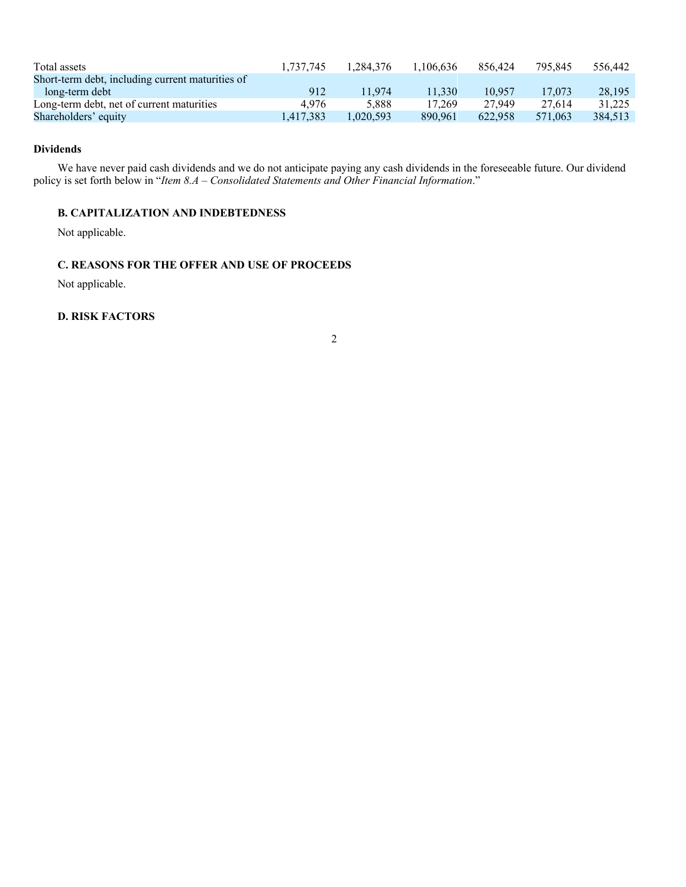| | | | | | | |
|---|---|---|---|---|---|---|
| Total assets | 1,737,745 | 1,284,376 | 1,106,636 | 856,424 | 795,845 | 556,442 |
| Short-term debt, including current maturities of long-term debt | 912 | 11,974 | 11,330 | 10,957 | 17,073 | 28,195 |
| Long-term debt, net of current maturities | 4,976 | 5,888 | 17,269 | 27,949 | 27,614 | 31,225 |
| Shareholders' equity | 1,417,383 | 1,020,593 | 890,961 | 622,958 | 571,063 | 384,513 |

**Dividends**

We have never paid cash dividends and we do not anticipate paying any cash dividends in the foreseeable future. Our dividend policy is set forth below in "*Item 8.A – Consolidated Statements and Other Financial Information*."

### B. CAPITALIZATION AND INDEBTEDNESS

Not applicable.

### C. REASONS FOR THE OFFER AND USE OF PROCEEDS

Not applicable.

### D. RISK FACTORS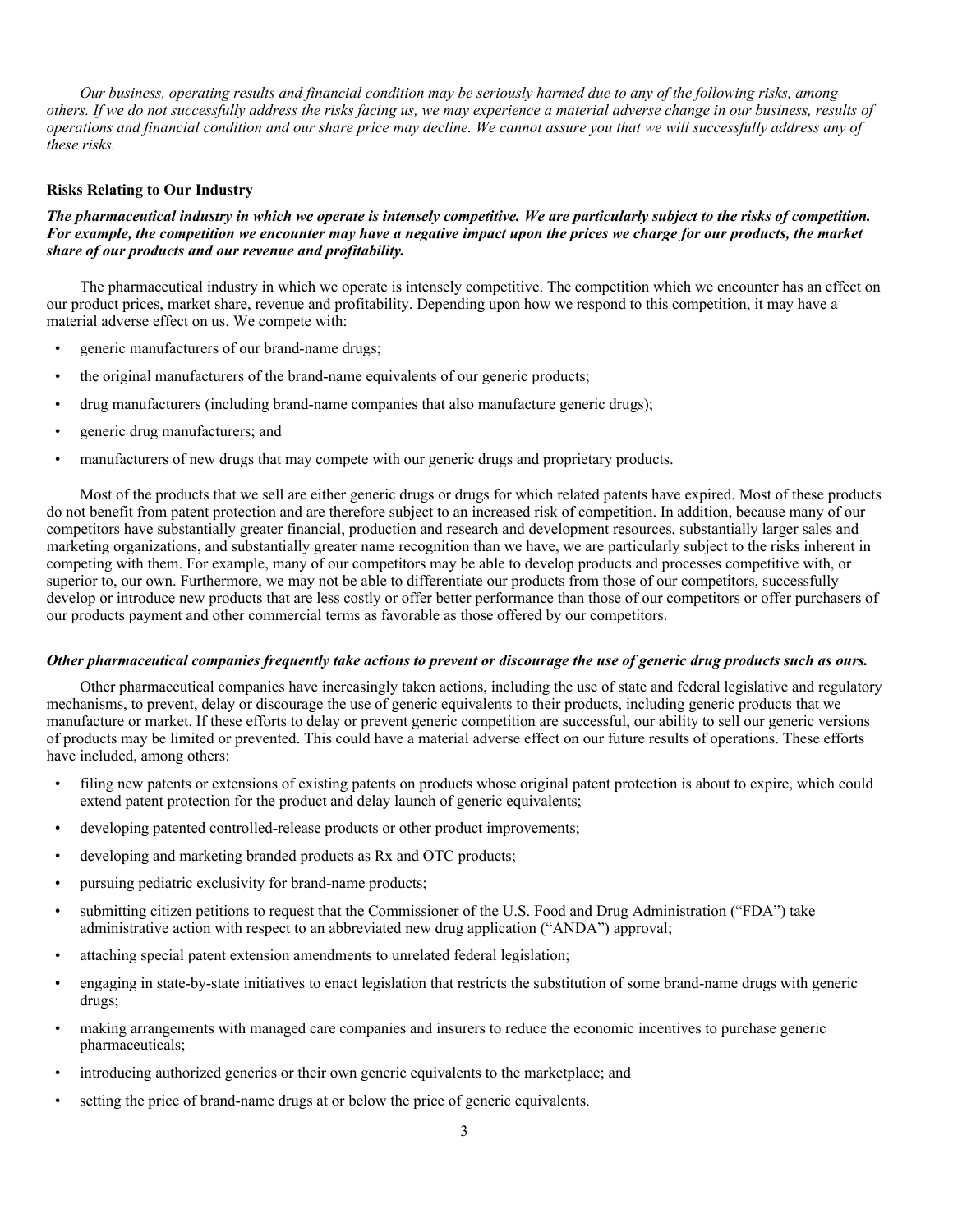*Our business, operating results and financial condition may be seriously harmed due to any of the following risks, among others. If we do not successfully address the risks facing us, we may experience a material adverse change in our business, results of operations and financial condition and our share price may decline. We cannot assure you that we will successfully address any of these risks.*

**Risks Relating to Our Industry**

***The pharmaceutical industry in which we operate is intensely competitive. We are particularly subject to the risks of competition. For example, the competition we encounter may have a negative impact upon the prices we charge for our products, the market share of our products and our revenue and profitability.***

The pharmaceutical industry in which we operate is intensely competitive. The competition which we encounter has an effect on our product prices, market share, revenue and profitability. Depending upon how we respond to this competition, it may have a material adverse effect on us. We compete with:

- generic manufacturers of our brand-name drugs;
- the original manufacturers of the brand-name equivalents of our generic products;
- drug manufacturers (including brand-name companies that also manufacture generic drugs);
- generic drug manufacturers; and
- manufacturers of new drugs that may compete with our generic drugs and proprietary products.

Most of the products that we sell are either generic drugs or drugs for which related patents have expired. Most of these products do not benefit from patent protection and are therefore subject to an increased risk of competition. In addition, because many of our competitors have substantially greater financial, production and research and development resources, substantially larger sales and marketing organizations, and substantially greater name recognition than we have, we are particularly subject to the risks inherent in competing with them. For example, many of our competitors may be able to develop products and processes competitive with, or superior to, our own. Furthermore, we may not be able to differentiate our products from those of our competitors, successfully develop or introduce new products that are less costly or offer better performance than those of our competitors or offer purchasers of our products payment and other commercial terms as favorable as those offered by our competitors.

***Other pharmaceutical companies frequently take actions to prevent or discourage the use of generic drug products such as ours.***

Other pharmaceutical companies have increasingly taken actions, including the use of state and federal legislative and regulatory mechanisms, to prevent, delay or discourage the use of generic equivalents to their products, including generic products that we manufacture or market. If these efforts to delay or prevent generic competition are successful, our ability to sell our generic versions of products may be limited or prevented. This could have a material adverse effect on our future results of operations. These efforts have included, among others:

- filing new patents or extensions of existing patents on products whose original patent protection is about to expire, which could extend patent protection for the product and delay launch of generic equivalents;
- developing patented controlled-release products or other product improvements;
- developing and marketing branded products as Rx and OTC products;
- pursuing pediatric exclusivity for brand-name products;
- submitting citizen petitions to request that the Commissioner of the U.S. Food and Drug Administration ("FDA") take administrative action with respect to an abbreviated new drug application ("ANDA") approval;
- attaching special patent extension amendments to unrelated federal legislation;
- engaging in state-by-state initiatives to enact legislation that restricts the substitution of some brand-name drugs with generic drugs;
- making arrangements with managed care companies and insurers to reduce the economic incentives to purchase generic pharmaceuticals;
- introducing authorized generics or their own generic equivalents to the marketplace; and
- setting the price of brand-name drugs at or below the price of generic equivalents.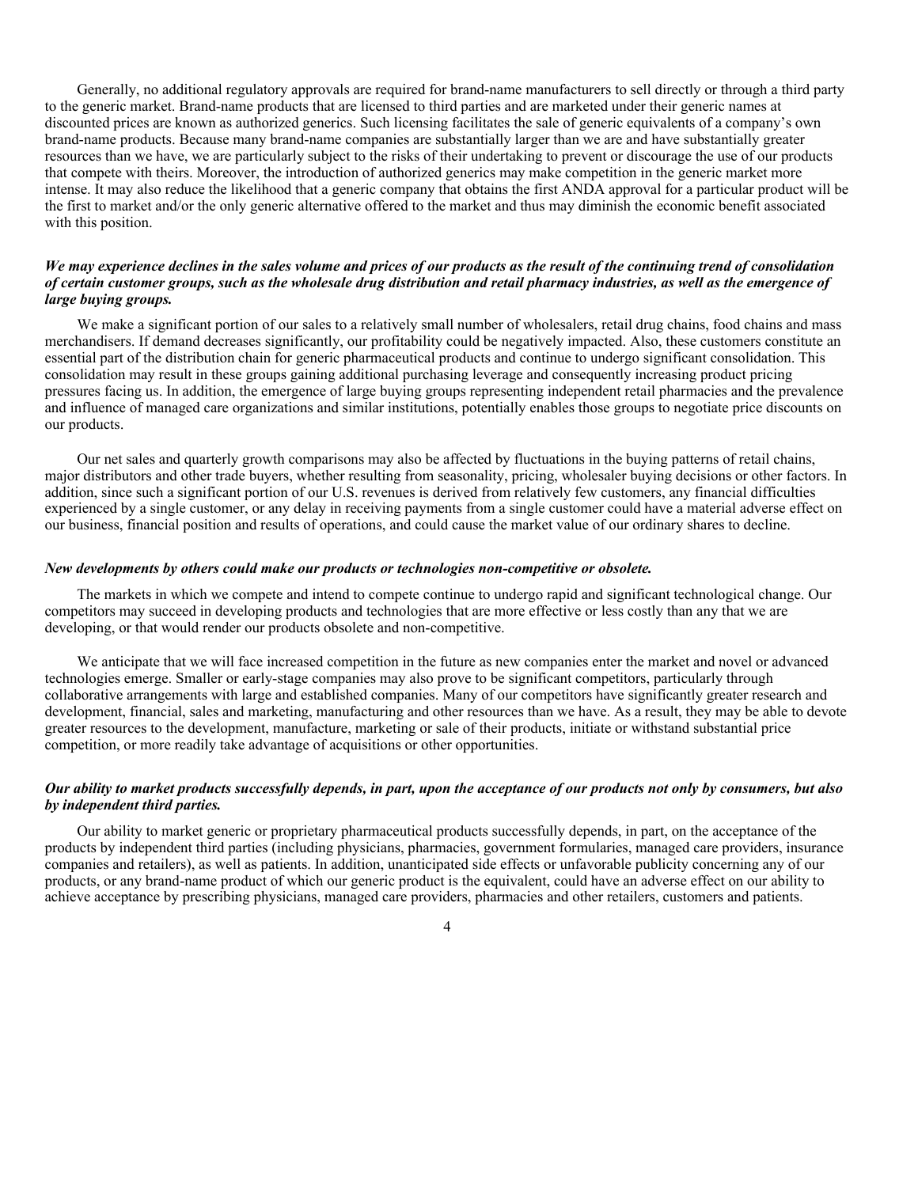Generally, no additional regulatory approvals are required for brand-name manufacturers to sell directly or through a third party to the generic market. Brand-name products that are licensed to third parties and are marketed under their generic names at discounted prices are known as authorized generics. Such licensing facilitates the sale of generic equivalents of a company's own brand-name products. Because many brand-name companies are substantially larger than we are and have substantially greater resources than we have, we are particularly subject to the risks of their undertaking to prevent or discourage the use of our products that compete with theirs. Moreover, the introduction of authorized generics may make competition in the generic market more intense. It may also reduce the likelihood that a generic company that obtains the first ANDA approval for a particular product will be the first to market and/or the only generic alternative offered to the market and thus may diminish the economic benefit associated with this position.

***We may experience declines in the sales volume and prices of our products as the result of the continuing trend of consolidation of certain customer groups, such as the wholesale drug distribution and retail pharmacy industries, as well as the emergence of large buying groups.***

We make a significant portion of our sales to a relatively small number of wholesalers, retail drug chains, food chains and mass merchandisers. If demand decreases significantly, our profitability could be negatively impacted. Also, these customers constitute an essential part of the distribution chain for generic pharmaceutical products and continue to undergo significant consolidation. This consolidation may result in these groups gaining additional purchasing leverage and consequently increasing product pricing pressures facing us. In addition, the emergence of large buying groups representing independent retail pharmacies and the prevalence and influence of managed care organizations and similar institutions, potentially enables those groups to negotiate price discounts on our products.

Our net sales and quarterly growth comparisons may also be affected by fluctuations in the buying patterns of retail chains, major distributors and other trade buyers, whether resulting from seasonality, pricing, wholesaler buying decisions or other factors. In addition, since such a significant portion of our U.S. revenues is derived from relatively few customers, any financial difficulties experienced by a single customer, or any delay in receiving payments from a single customer could have a material adverse effect on our business, financial position and results of operations, and could cause the market value of our ordinary shares to decline.

***New developments by others could make our products or technologies non-competitive or obsolete.***

The markets in which we compete and intend to compete continue to undergo rapid and significant technological change. Our competitors may succeed in developing products and technologies that are more effective or less costly than any that we are developing, or that would render our products obsolete and non-competitive.

We anticipate that we will face increased competition in the future as new companies enter the market and novel or advanced technologies emerge. Smaller or early-stage companies may also prove to be significant competitors, particularly through collaborative arrangements with large and established companies. Many of our competitors have significantly greater research and development, financial, sales and marketing, manufacturing and other resources than we have. As a result, they may be able to devote greater resources to the development, manufacture, marketing or sale of their products, initiate or withstand substantial price competition, or more readily take advantage of acquisitions or other opportunities.

***Our ability to market products successfully depends, in part, upon the acceptance of our products not only by consumers, but also by independent third parties.***

Our ability to market generic or proprietary pharmaceutical products successfully depends, in part, on the acceptance of the products by independent third parties (including physicians, pharmacies, government formularies, managed care providers, insurance companies and retailers), as well as patients. In addition, unanticipated side effects or unfavorable publicity concerning any of our products, or any brand-name product of which our generic product is the equivalent, could have an adverse effect on our ability to achieve acceptance by prescribing physicians, managed care providers, pharmacies and other retailers, customers and patients.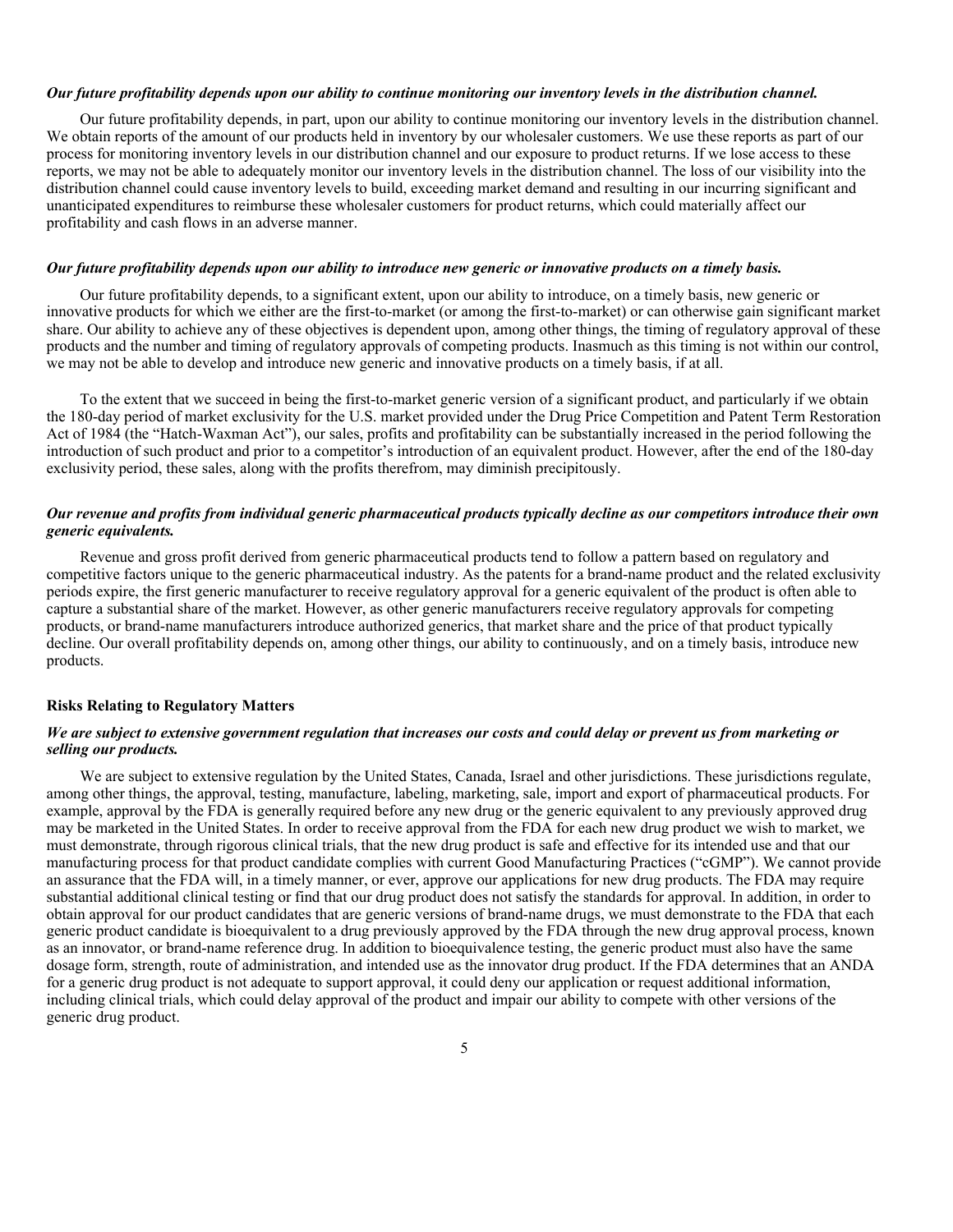***Our future profitability depends upon our ability to continue monitoring our inventory levels in the distribution channel.***

Our future profitability depends, in part, upon our ability to continue monitoring our inventory levels in the distribution channel. We obtain reports of the amount of our products held in inventory by our wholesaler customers. We use these reports as part of our process for monitoring inventory levels in our distribution channel and our exposure to product returns. If we lose access to these reports, we may not be able to adequately monitor our inventory levels in the distribution channel. The loss of our visibility into the distribution channel could cause inventory levels to build, exceeding market demand and resulting in our incurring significant and unanticipated expenditures to reimburse these wholesaler customers for product returns, which could materially affect our profitability and cash flows in an adverse manner.

***Our future profitability depends upon our ability to introduce new generic or innovative products on a timely basis.***

Our future profitability depends, to a significant extent, upon our ability to introduce, on a timely basis, new generic or innovative products for which we either are the first-to-market (or among the first-to-market) or can otherwise gain significant market share. Our ability to achieve any of these objectives is dependent upon, among other things, the timing of regulatory approval of these products and the number and timing of regulatory approvals of competing products. Inasmuch as this timing is not within our control, we may not be able to develop and introduce new generic and innovative products on a timely basis, if at all.

To the extent that we succeed in being the first-to-market generic version of a significant product, and particularly if we obtain the 180-day period of market exclusivity for the U.S. market provided under the Drug Price Competition and Patent Term Restoration Act of 1984 (the "Hatch-Waxman Act"), our sales, profits and profitability can be substantially increased in the period following the introduction of such product and prior to a competitor's introduction of an equivalent product. However, after the end of the 180-day exclusivity period, these sales, along with the profits therefrom, may diminish precipitously.

***Our revenue and profits from individual generic pharmaceutical products typically decline as our competitors introduce their own generic equivalents.***

Revenue and gross profit derived from generic pharmaceutical products tend to follow a pattern based on regulatory and competitive factors unique to the generic pharmaceutical industry. As the patents for a brand-name product and the related exclusivity periods expire, the first generic manufacturer to receive regulatory approval for a generic equivalent of the product is often able to capture a substantial share of the market. However, as other generic manufacturers receive regulatory approvals for competing products, or brand-name manufacturers introduce authorized generics, that market share and the price of that product typically decline. Our overall profitability depends on, among other things, our ability to continuously, and on a timely basis, introduce new products.

**Risks Relating to Regulatory Matters**

***We are subject to extensive government regulation that increases our costs and could delay or prevent us from marketing or selling our products.***

We are subject to extensive regulation by the United States, Canada, Israel and other jurisdictions. These jurisdictions regulate, among other things, the approval, testing, manufacture, labeling, marketing, sale, import and export of pharmaceutical products. For example, approval by the FDA is generally required before any new drug or the generic equivalent to any previously approved drug may be marketed in the United States. In order to receive approval from the FDA for each new drug product we wish to market, we must demonstrate, through rigorous clinical trials, that the new drug product is safe and effective for its intended use and that our manufacturing process for that product candidate complies with current Good Manufacturing Practices ("cGMP"). We cannot provide an assurance that the FDA will, in a timely manner, or ever, approve our applications for new drug products. The FDA may require substantial additional clinical testing or find that our drug product does not satisfy the standards for approval. In addition, in order to obtain approval for our product candidates that are generic versions of brand-name drugs, we must demonstrate to the FDA that each generic product candidate is bioequivalent to a drug previously approved by the FDA through the new drug approval process, known as an innovator, or brand-name reference drug. In addition to bioequivalence testing, the generic product must also have the same dosage form, strength, route of administration, and intended use as the innovator drug product. If the FDA determines that an ANDA for a generic drug product is not adequate to support approval, it could deny our application or request additional information, including clinical trials, which could delay approval of the product and impair our ability to compete with other versions of the generic drug product.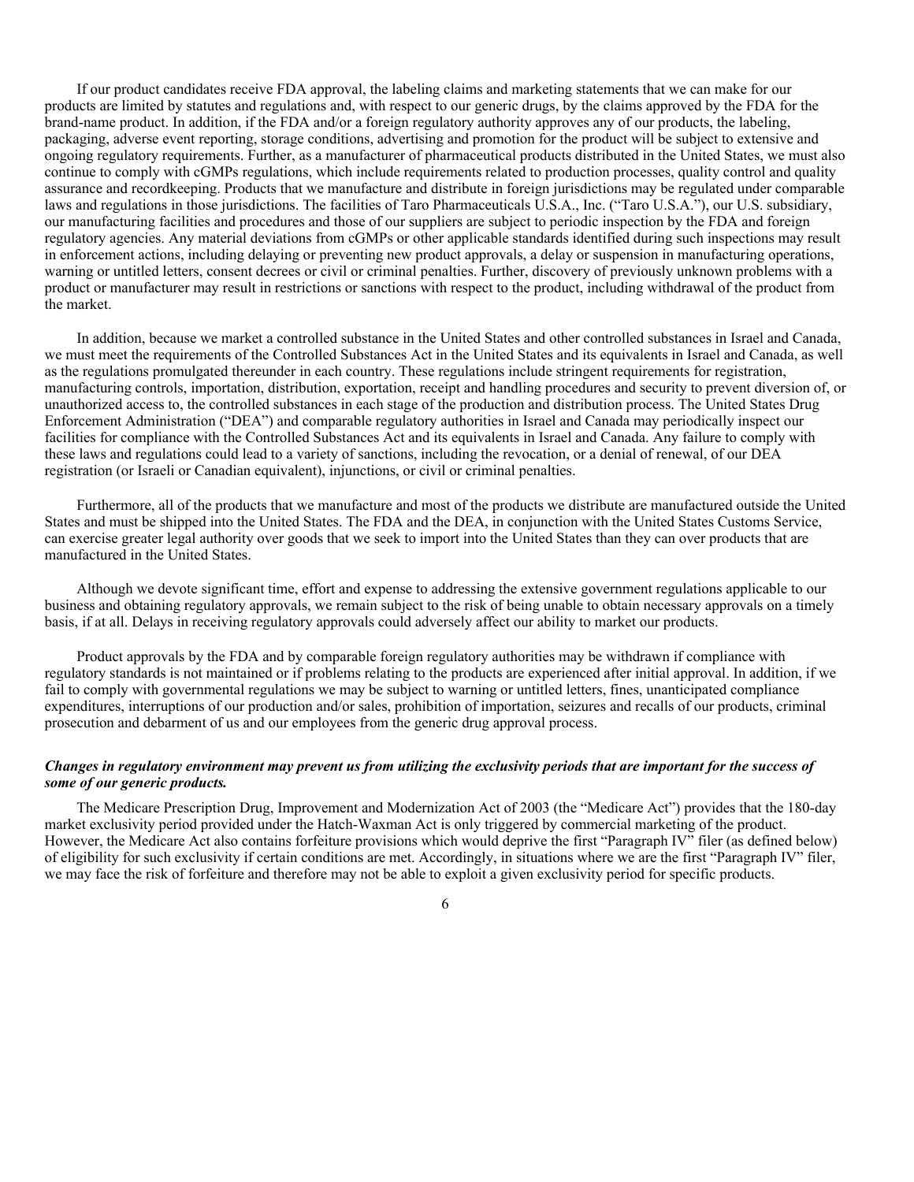If our product candidates receive FDA approval, the labeling claims and marketing statements that we can make for our products are limited by statutes and regulations and, with respect to our generic drugs, by the claims approved by the FDA for the brand-name product. In addition, if the FDA and/or a foreign regulatory authority approves any of our products, the labeling, packaging, adverse event reporting, storage conditions, advertising and promotion for the product will be subject to extensive and ongoing regulatory requirements. Further, as a manufacturer of pharmaceutical products distributed in the United States, we must also continue to comply with cGMPs regulations, which include requirements related to production processes, quality control and quality assurance and recordkeeping. Products that we manufacture and distribute in foreign jurisdictions may be regulated under comparable laws and regulations in those jurisdictions. The facilities of Taro Pharmaceuticals U.S.A., Inc. ("Taro U.S.A."), our U.S. subsidiary, our manufacturing facilities and procedures and those of our suppliers are subject to periodic inspection by the FDA and foreign regulatory agencies. Any material deviations from cGMPs or other applicable standards identified during such inspections may result in enforcement actions, including delaying or preventing new product approvals, a delay or suspension in manufacturing operations, warning or untitled letters, consent decrees or civil or criminal penalties. Further, discovery of previously unknown problems with a product or manufacturer may result in restrictions or sanctions with respect to the product, including withdrawal of the product from the market.

In addition, because we market a controlled substance in the United States and other controlled substances in Israel and Canada, we must meet the requirements of the Controlled Substances Act in the United States and its equivalents in Israel and Canada, as well as the regulations promulgated thereunder in each country. These regulations include stringent requirements for registration, manufacturing controls, importation, distribution, exportation, receipt and handling procedures and security to prevent diversion of, or unauthorized access to, the controlled substances in each stage of the production and distribution process. The United States Drug Enforcement Administration ("DEA") and comparable regulatory authorities in Israel and Canada may periodically inspect our facilities for compliance with the Controlled Substances Act and its equivalents in Israel and Canada. Any failure to comply with these laws and regulations could lead to a variety of sanctions, including the revocation, or a denial of renewal, of our DEA registration (or Israeli or Canadian equivalent), injunctions, or civil or criminal penalties.

Furthermore, all of the products that we manufacture and most of the products we distribute are manufactured outside the United States and must be shipped into the United States. The FDA and the DEA, in conjunction with the United States Customs Service, can exercise greater legal authority over goods that we seek to import into the United States than they can over products that are manufactured in the United States.

Although we devote significant time, effort and expense to addressing the extensive government regulations applicable to our business and obtaining regulatory approvals, we remain subject to the risk of being unable to obtain necessary approvals on a timely basis, if at all. Delays in receiving regulatory approvals could adversely affect our ability to market our products.

Product approvals by the FDA and by comparable foreign regulatory authorities may be withdrawn if compliance with regulatory standards is not maintained or if problems relating to the products are experienced after initial approval. In addition, if we fail to comply with governmental regulations we may be subject to warning or untitled letters, fines, unanticipated compliance expenditures, interruptions of our production and/or sales, prohibition of importation, seizures and recalls of our products, criminal prosecution and debarment of us and our employees from the generic drug approval process.

***Changes in regulatory environment may prevent us from utilizing the exclusivity periods that are important for the success of some of our generic products.***

The Medicare Prescription Drug, Improvement and Modernization Act of 2003 (the "Medicare Act") provides that the 180-day market exclusivity period provided under the Hatch-Waxman Act is only triggered by commercial marketing of the product. However, the Medicare Act also contains forfeiture provisions which would deprive the first "Paragraph IV" filer (as defined below) of eligibility for such exclusivity if certain conditions are met. Accordingly, in situations where we are the first "Paragraph IV" filer, we may face the risk of forfeiture and therefore may not be able to exploit a given exclusivity period for specific products.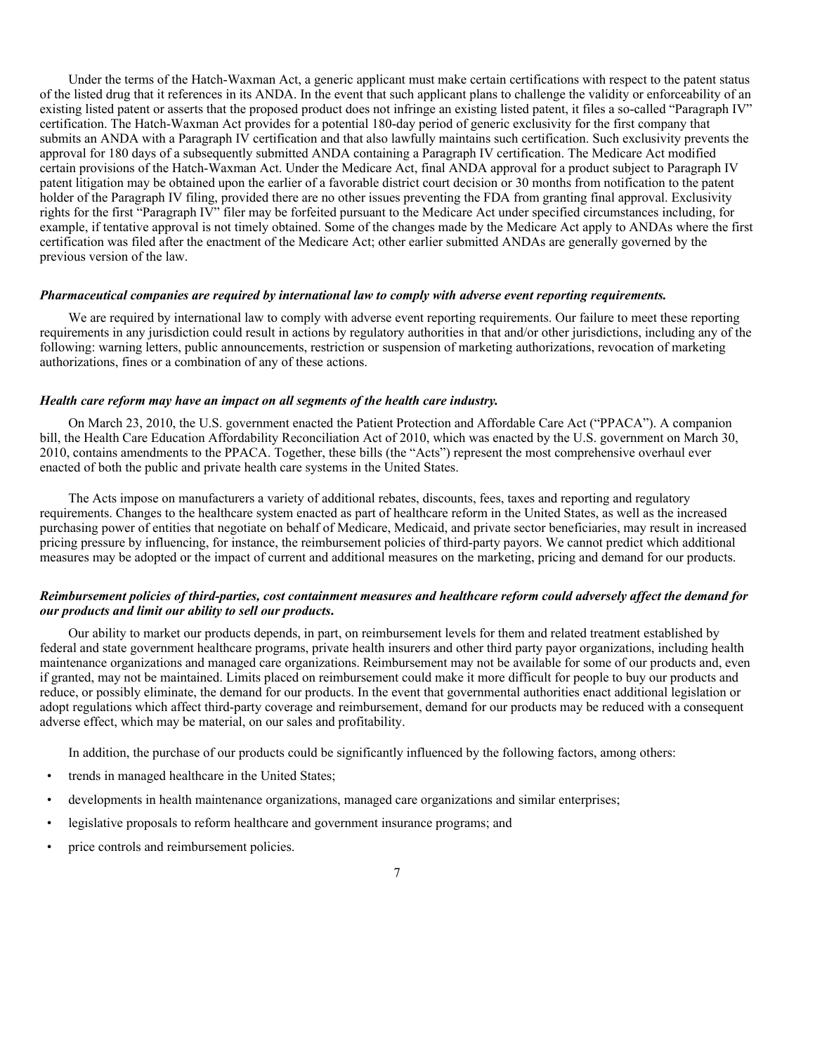Under the terms of the Hatch-Waxman Act, a generic applicant must make certain certifications with respect to the patent status of the listed drug that it references in its ANDA. In the event that such applicant plans to challenge the validity or enforceability of an existing listed patent or asserts that the proposed product does not infringe an existing listed patent, it files a so-called "Paragraph IV" certification. The Hatch-Waxman Act provides for a potential 180-day period of generic exclusivity for the first company that submits an ANDA with a Paragraph IV certification and that also lawfully maintains such certification. Such exclusivity prevents the approval for 180 days of a subsequently submitted ANDA containing a Paragraph IV certification. The Medicare Act modified certain provisions of the Hatch-Waxman Act. Under the Medicare Act, final ANDA approval for a product subject to Paragraph IV patent litigation may be obtained upon the earlier of a favorable district court decision or 30 months from notification to the patent holder of the Paragraph IV filing, provided there are no other issues preventing the FDA from granting final approval. Exclusivity rights for the first "Paragraph IV" filer may be forfeited pursuant to the Medicare Act under specified circumstances including, for example, if tentative approval is not timely obtained. Some of the changes made by the Medicare Act apply to ANDAs where the first certification was filed after the enactment of the Medicare Act; other earlier submitted ANDAs are generally governed by the previous version of the law.

***Pharmaceutical companies are required by international law to comply with adverse event reporting requirements.***

We are required by international law to comply with adverse event reporting requirements. Our failure to meet these reporting requirements in any jurisdiction could result in actions by regulatory authorities in that and/or other jurisdictions, including any of the following: warning letters, public announcements, restriction or suspension of marketing authorizations, revocation of marketing authorizations, fines or a combination of any of these actions.

***Health care reform may have an impact on all segments of the health care industry.***

On March 23, 2010, the U.S. government enacted the Patient Protection and Affordable Care Act ("PPACA"). A companion bill, the Health Care Education Affordability Reconciliation Act of 2010, which was enacted by the U.S. government on March 30, 2010, contains amendments to the PPACA. Together, these bills (the "Acts") represent the most comprehensive overhaul ever enacted of both the public and private health care systems in the United States.

The Acts impose on manufacturers a variety of additional rebates, discounts, fees, taxes and reporting and regulatory requirements. Changes to the healthcare system enacted as part of healthcare reform in the United States, as well as the increased purchasing power of entities that negotiate on behalf of Medicare, Medicaid, and private sector beneficiaries, may result in increased pricing pressure by influencing, for instance, the reimbursement policies of third-party payors. We cannot predict which additional measures may be adopted or the impact of current and additional measures on the marketing, pricing and demand for our products.

***Reimbursement policies of third-parties, cost containment measures and healthcare reform could adversely affect the demand for our products and limit our ability to sell our products.***

Our ability to market our products depends, in part, on reimbursement levels for them and related treatment established by federal and state government healthcare programs, private health insurers and other third party payor organizations, including health maintenance organizations and managed care organizations. Reimbursement may not be available for some of our products and, even if granted, may not be maintained. Limits placed on reimbursement could make it more difficult for people to buy our products and reduce, or possibly eliminate, the demand for our products. In the event that governmental authorities enact additional legislation or adopt regulations which affect third-party coverage and reimbursement, demand for our products may be reduced with a consequent adverse effect, which may be material, on our sales and profitability.

In addition, the purchase of our products could be significantly influenced by the following factors, among others:

- trends in managed healthcare in the United States;
- developments in health maintenance organizations, managed care organizations and similar enterprises;
- legislative proposals to reform healthcare and government insurance programs; and
- price controls and reimbursement policies.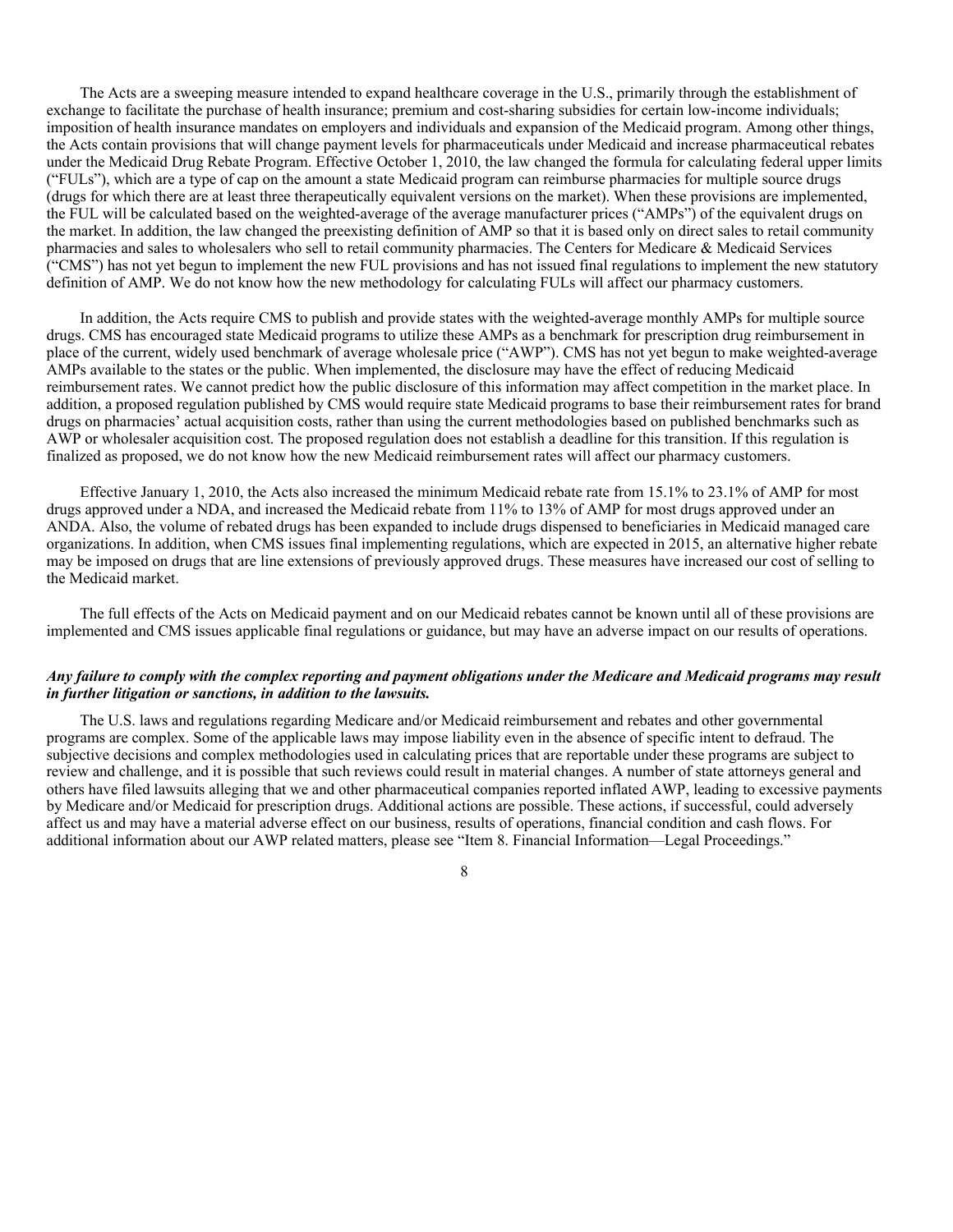The Acts are a sweeping measure intended to expand healthcare coverage in the U.S., primarily through the establishment of exchange to facilitate the purchase of health insurance; premium and cost-sharing subsidies for certain low-income individuals; imposition of health insurance mandates on employers and individuals and expansion of the Medicaid program. Among other things, the Acts contain provisions that will change payment levels for pharmaceuticals under Medicaid and increase pharmaceutical rebates under the Medicaid Drug Rebate Program. Effective October 1, 2010, the law changed the formula for calculating federal upper limits ("FULs"), which are a type of cap on the amount a state Medicaid program can reimburse pharmacies for multiple source drugs (drugs for which there are at least three therapeutically equivalent versions on the market). When these provisions are implemented, the FUL will be calculated based on the weighted-average of the average manufacturer prices ("AMPs") of the equivalent drugs on the market. In addition, the law changed the preexisting definition of AMP so that it is based only on direct sales to retail community pharmacies and sales to wholesalers who sell to retail community pharmacies. The Centers for Medicare & Medicaid Services ("CMS") has not yet begun to implement the new FUL provisions and has not issued final regulations to implement the new statutory definition of AMP. We do not know how the new methodology for calculating FULs will affect our pharmacy customers.

In addition, the Acts require CMS to publish and provide states with the weighted-average monthly AMPs for multiple source drugs. CMS has encouraged state Medicaid programs to utilize these AMPs as a benchmark for prescription drug reimbursement in place of the current, widely used benchmark of average wholesale price ("AWP"). CMS has not yet begun to make weighted-average AMPs available to the states or the public. When implemented, the disclosure may have the effect of reducing Medicaid reimbursement rates. We cannot predict how the public disclosure of this information may affect competition in the market place. In addition, a proposed regulation published by CMS would require state Medicaid programs to base their reimbursement rates for brand drugs on pharmacies' actual acquisition costs, rather than using the current methodologies based on published benchmarks such as AWP or wholesaler acquisition cost. The proposed regulation does not establish a deadline for this transition. If this regulation is finalized as proposed, we do not know how the new Medicaid reimbursement rates will affect our pharmacy customers.

Effective January 1, 2010, the Acts also increased the minimum Medicaid rebate rate from 15.1% to 23.1% of AMP for most drugs approved under a NDA, and increased the Medicaid rebate from 11% to 13% of AMP for most drugs approved under an ANDA. Also, the volume of rebated drugs has been expanded to include drugs dispensed to beneficiaries in Medicaid managed care organizations. In addition, when CMS issues final implementing regulations, which are expected in 2015, an alternative higher rebate may be imposed on drugs that are line extensions of previously approved drugs. These measures have increased our cost of selling to the Medicaid market.

The full effects of the Acts on Medicaid payment and on our Medicaid rebates cannot be known until all of these provisions are implemented and CMS issues applicable final regulations or guidance, but may have an adverse impact on our results of operations.

***Any failure to comply with the complex reporting and payment obligations under the Medicare and Medicaid programs may result in further litigation or sanctions, in addition to the lawsuits.***

The U.S. laws and regulations regarding Medicare and/or Medicaid reimbursement and rebates and other governmental programs are complex. Some of the applicable laws may impose liability even in the absence of specific intent to defraud. The subjective decisions and complex methodologies used in calculating prices that are reportable under these programs are subject to review and challenge, and it is possible that such reviews could result in material changes. A number of state attorneys general and others have filed lawsuits alleging that we and other pharmaceutical companies reported inflated AWP, leading to excessive payments by Medicare and/or Medicaid for prescription drugs. Additional actions are possible. These actions, if successful, could adversely affect us and may have a material adverse effect on our business, results of operations, financial condition and cash flows. For additional information about our AWP related matters, please see "Item 8. Financial Information—Legal Proceedings."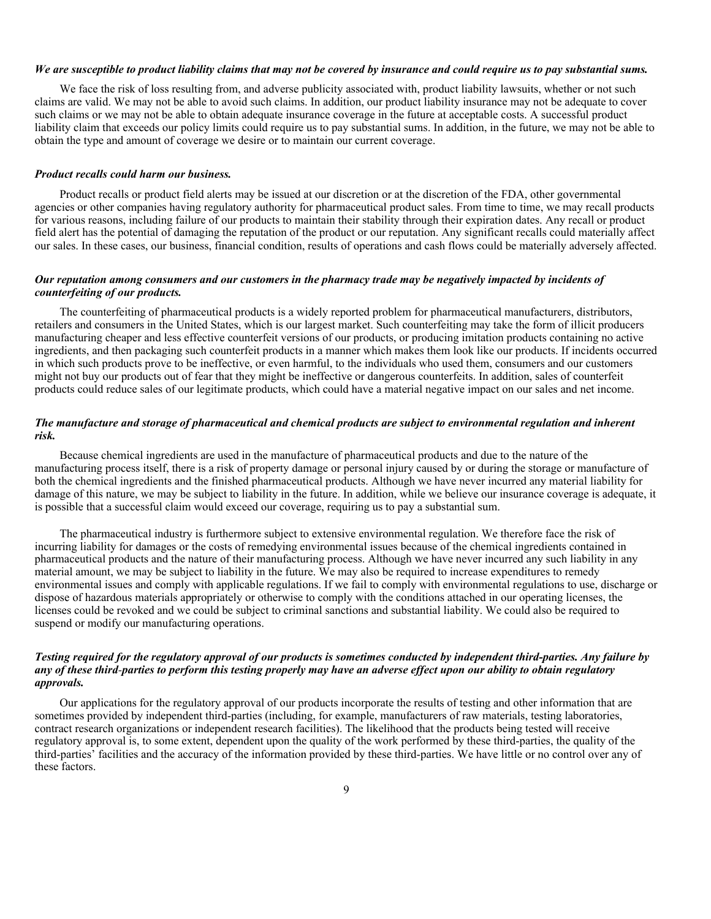***We are susceptible to product liability claims that may not be covered by insurance and could require us to pay substantial sums.***

We face the risk of loss resulting from, and adverse publicity associated with, product liability lawsuits, whether or not such claims are valid. We may not be able to avoid such claims. In addition, our product liability insurance may not be adequate to cover such claims or we may not be able to obtain adequate insurance coverage in the future at acceptable costs. A successful product liability claim that exceeds our policy limits could require us to pay substantial sums. In addition, in the future, we may not be able to obtain the type and amount of coverage we desire or to maintain our current coverage.

***Product recalls could harm our business.***

Product recalls or product field alerts may be issued at our discretion or at the discretion of the FDA, other governmental agencies or other companies having regulatory authority for pharmaceutical product sales. From time to time, we may recall products for various reasons, including failure of our products to maintain their stability through their expiration dates. Any recall or product field alert has the potential of damaging the reputation of the product or our reputation. Any significant recalls could materially affect our sales. In these cases, our business, financial condition, results of operations and cash flows could be materially adversely affected.

***Our reputation among consumers and our customers in the pharmacy trade may be negatively impacted by incidents of counterfeiting of our products.***

The counterfeiting of pharmaceutical products is a widely reported problem for pharmaceutical manufacturers, distributors, retailers and consumers in the United States, which is our largest market. Such counterfeiting may take the form of illicit producers manufacturing cheaper and less effective counterfeit versions of our products, or producing imitation products containing no active ingredients, and then packaging such counterfeit products in a manner which makes them look like our products. If incidents occurred in which such products prove to be ineffective, or even harmful, to the individuals who used them, consumers and our customers might not buy our products out of fear that they might be ineffective or dangerous counterfeits. In addition, sales of counterfeit products could reduce sales of our legitimate products, which could have a material negative impact on our sales and net income.

***The manufacture and storage of pharmaceutical and chemical products are subject to environmental regulation and inherent risk.***

Because chemical ingredients are used in the manufacture of pharmaceutical products and due to the nature of the manufacturing process itself, there is a risk of property damage or personal injury caused by or during the storage or manufacture of both the chemical ingredients and the finished pharmaceutical products. Although we have never incurred any material liability for damage of this nature, we may be subject to liability in the future. In addition, while we believe our insurance coverage is adequate, it is possible that a successful claim would exceed our coverage, requiring us to pay a substantial sum.

The pharmaceutical industry is furthermore subject to extensive environmental regulation. We therefore face the risk of incurring liability for damages or the costs of remedying environmental issues because of the chemical ingredients contained in pharmaceutical products and the nature of their manufacturing process. Although we have never incurred any such liability in any material amount, we may be subject to liability in the future. We may also be required to increase expenditures to remedy environmental issues and comply with applicable regulations. If we fail to comply with environmental regulations to use, discharge or dispose of hazardous materials appropriately or otherwise to comply with the conditions attached in our operating licenses, the licenses could be revoked and we could be subject to criminal sanctions and substantial liability. We could also be required to suspend or modify our manufacturing operations.

***Testing required for the regulatory approval of our products is sometimes conducted by independent third-parties. Any failure by any of these third-parties to perform this testing properly may have an adverse effect upon our ability to obtain regulatory approvals.***

Our applications for the regulatory approval of our products incorporate the results of testing and other information that are sometimes provided by independent third-parties (including, for example, manufacturers of raw materials, testing laboratories, contract research organizations or independent research facilities). The likelihood that the products being tested will receive regulatory approval is, to some extent, dependent upon the quality of the work performed by these third-parties, the quality of the third-parties' facilities and the accuracy of the information provided by these third-parties. We have little or no control over any of these factors.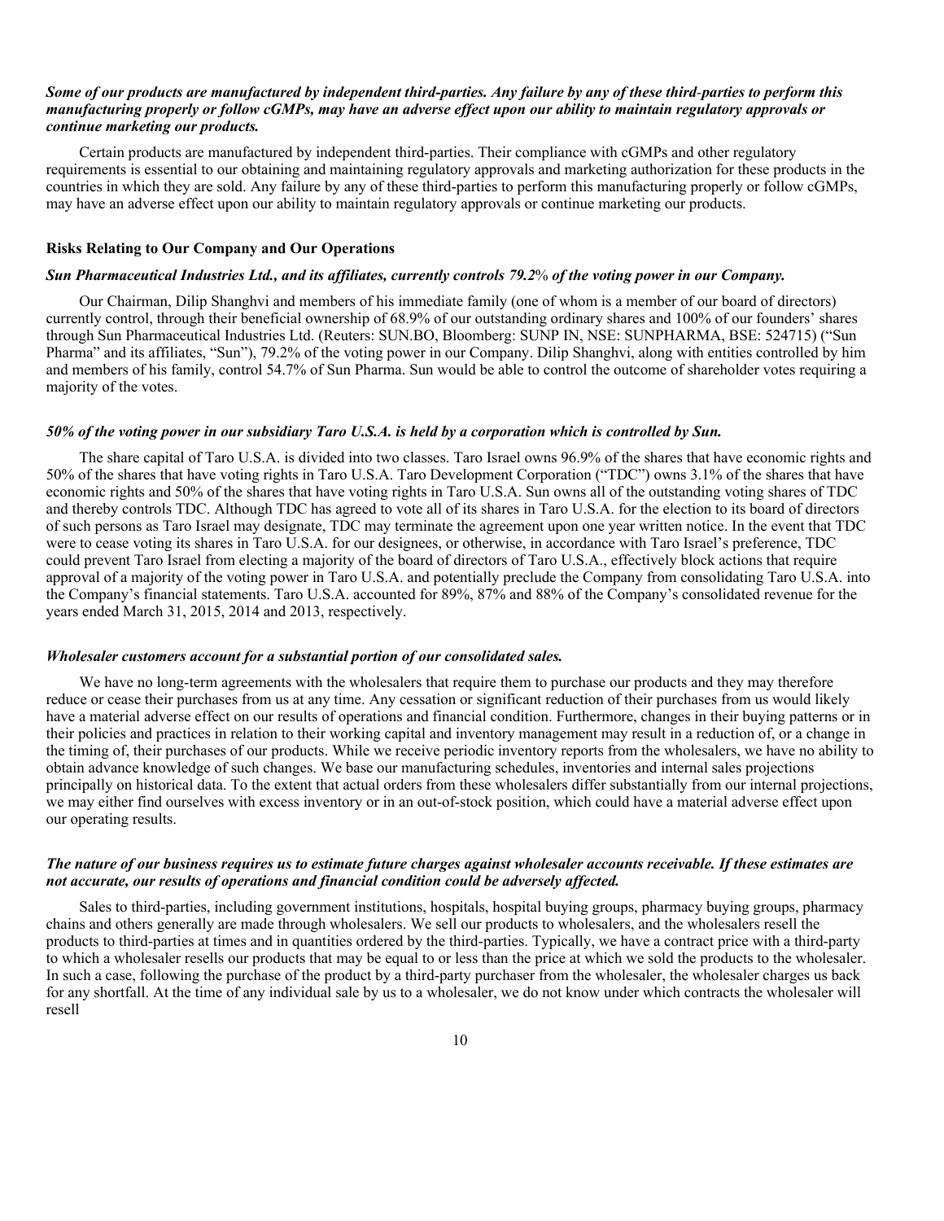***Some of our products are manufactured by independent third-parties. Any failure by any of these third-parties to perform this manufacturing properly or follow cGMPs, may have an adverse effect upon our ability to maintain regulatory approvals or continue marketing our products.***

Certain products are manufactured by independent third-parties. Their compliance with cGMPs and other regulatory requirements is essential to our obtaining and maintaining regulatory approvals and marketing authorization for these products in the countries in which they are sold. Any failure by any of these third-parties to perform this manufacturing properly or follow cGMPs, may have an adverse effect upon our ability to maintain regulatory approvals or continue marketing our products.

**Risks Relating to Our Company and Our Operations**

***Sun Pharmaceutical Industries Ltd., and its affiliates, currently controls 79.2% of the voting power in our Company.***

Our Chairman, Dilip Shanghvi and members of his immediate family (one of whom is a member of our board of directors) currently control, through their beneficial ownership of 68.9% of our outstanding ordinary shares and 100% of our founders' shares through Sun Pharmaceutical Industries Ltd. (Reuters: SUN.BO, Bloomberg: SUNP IN, NSE: SUNPHARMA, BSE: 524715) ("Sun Pharma" and its affiliates, "Sun"), 79.2% of the voting power in our Company. Dilip Shanghvi, along with entities controlled by him and members of his family, control 54.7% of Sun Pharma. Sun would be able to control the outcome of shareholder votes requiring a majority of the votes.

***50% of the voting power in our subsidiary Taro U.S.A. is held by a corporation which is controlled by Sun.***

The share capital of Taro U.S.A. is divided into two classes. Taro Israel owns 96.9% of the shares that have economic rights and 50% of the shares that have voting rights in Taro U.S.A. Taro Development Corporation ("TDC") owns 3.1% of the shares that have economic rights and 50% of the shares that have voting rights in Taro U.S.A. Sun owns all of the outstanding voting shares of TDC and thereby controls TDC. Although TDC has agreed to vote all of its shares in Taro U.S.A. for the election to its board of directors of such persons as Taro Israel may designate, TDC may terminate the agreement upon one year written notice. In the event that TDC were to cease voting its shares in Taro U.S.A. for our designees, or otherwise, in accordance with Taro Israel's preference, TDC could prevent Taro Israel from electing a majority of the board of directors of Taro U.S.A., effectively block actions that require approval of a majority of the voting power in Taro U.S.A. and potentially preclude the Company from consolidating Taro U.S.A. into the Company's financial statements. Taro U.S.A. accounted for 89%, 87% and 88% of the Company's consolidated revenue for the years ended March 31, 2015, 2014 and 2013, respectively.

***Wholesaler customers account for a substantial portion of our consolidated sales.***

We have no long-term agreements with the wholesalers that require them to purchase our products and they may therefore reduce or cease their purchases from us at any time. Any cessation or significant reduction of their purchases from us would likely have a material adverse effect on our results of operations and financial condition. Furthermore, changes in their buying patterns or in their policies and practices in relation to their working capital and inventory management may result in a reduction of, or a change in the timing of, their purchases of our products. While we receive periodic inventory reports from the wholesalers, we have no ability to obtain advance knowledge of such changes. We base our manufacturing schedules, inventories and internal sales projections principally on historical data. To the extent that actual orders from these wholesalers differ substantially from our internal projections, we may either find ourselves with excess inventory or in an out-of-stock position, which could have a material adverse effect upon our operating results.

***The nature of our business requires us to estimate future charges against wholesaler accounts receivable. If these estimates are not accurate, our results of operations and financial condition could be adversely affected.***

Sales to third-parties, including government institutions, hospitals, hospital buying groups, pharmacy buying groups, pharmacy chains and others generally are made through wholesalers. We sell our products to wholesalers, and the wholesalers resell the products to third-parties at times and in quantities ordered by the third-parties. Typically, we have a contract price with a third-party to which a wholesaler resells our products that may be equal to or less than the price at which we sold the products to the wholesaler. In such a case, following the purchase of the product by a third-party purchaser from the wholesaler, the wholesaler charges us back for any shortfall. At the time of any individual sale by us to a wholesaler, we do not know under which contracts the wholesaler will resell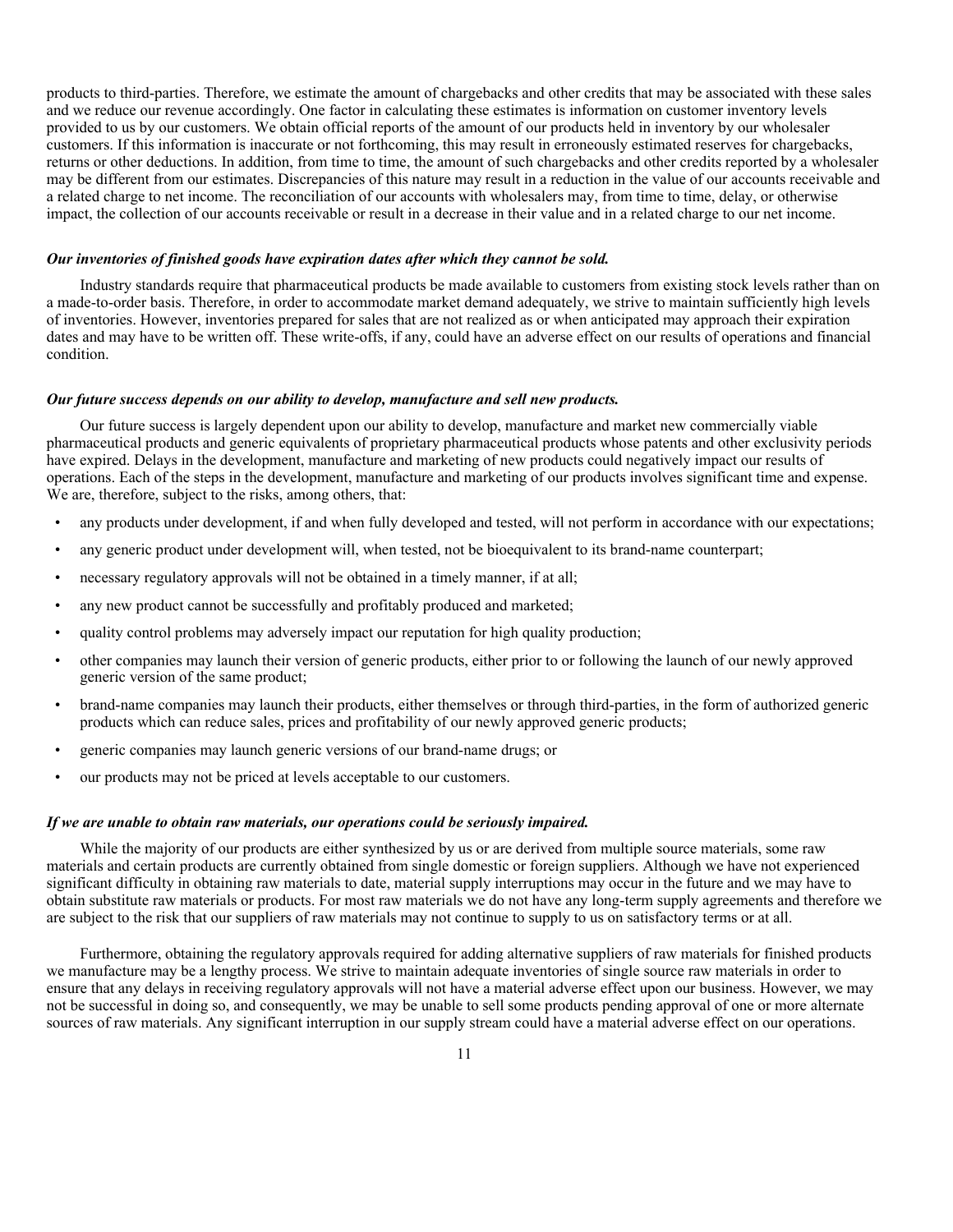products to third-parties. Therefore, we estimate the amount of chargebacks and other credits that may be associated with these sales and we reduce our revenue accordingly. One factor in calculating these estimates is information on customer inventory levels provided to us by our customers. We obtain official reports of the amount of our products held in inventory by our wholesaler customers. If this information is inaccurate or not forthcoming, this may result in erroneously estimated reserves for chargebacks, returns or other deductions. In addition, from time to time, the amount of such chargebacks and other credits reported by a wholesaler may be different from our estimates. Discrepancies of this nature may result in a reduction in the value of our accounts receivable and a related charge to net income. The reconciliation of our accounts with wholesalers may, from time to time, delay, or otherwise impact, the collection of our accounts receivable or result in a decrease in their value and in a related charge to our net income.

***Our inventories of finished goods have expiration dates after which they cannot be sold.***

Industry standards require that pharmaceutical products be made available to customers from existing stock levels rather than on a made-to-order basis. Therefore, in order to accommodate market demand adequately, we strive to maintain sufficiently high levels of inventories. However, inventories prepared for sales that are not realized as or when anticipated may approach their expiration dates and may have to be written off. These write-offs, if any, could have an adverse effect on our results of operations and financial condition.

***Our future success depends on our ability to develop, manufacture and sell new products.***

Our future success is largely dependent upon our ability to develop, manufacture and market new commercially viable pharmaceutical products and generic equivalents of proprietary pharmaceutical products whose patents and other exclusivity periods have expired. Delays in the development, manufacture and marketing of new products could negatively impact our results of operations. Each of the steps in the development, manufacture and marketing of our products involves significant time and expense. We are, therefore, subject to the risks, among others, that:

- any products under development, if and when fully developed and tested, will not perform in accordance with our expectations;
- any generic product under development will, when tested, not be bioequivalent to its brand-name counterpart;
- necessary regulatory approvals will not be obtained in a timely manner, if at all;
- any new product cannot be successfully and profitably produced and marketed;
- quality control problems may adversely impact our reputation for high quality production;
- other companies may launch their version of generic products, either prior to or following the launch of our newly approved generic version of the same product;
- brand-name companies may launch their products, either themselves or through third-parties, in the form of authorized generic products which can reduce sales, prices and profitability of our newly approved generic products;
- generic companies may launch generic versions of our brand-name drugs; or
- our products may not be priced at levels acceptable to our customers.

***If we are unable to obtain raw materials, our operations could be seriously impaired.***

While the majority of our products are either synthesized by us or are derived from multiple source materials, some raw materials and certain products are currently obtained from single domestic or foreign suppliers. Although we have not experienced significant difficulty in obtaining raw materials to date, material supply interruptions may occur in the future and we may have to obtain substitute raw materials or products. For most raw materials we do not have any long-term supply agreements and therefore we are subject to the risk that our suppliers of raw materials may not continue to supply to us on satisfactory terms or at all.

Furthermore, obtaining the regulatory approvals required for adding alternative suppliers of raw materials for finished products we manufacture may be a lengthy process. We strive to maintain adequate inventories of single source raw materials in order to ensure that any delays in receiving regulatory approvals will not have a material adverse effect upon our business. However, we may not be successful in doing so, and consequently, we may be unable to sell some products pending approval of one or more alternate sources of raw materials. Any significant interruption in our supply stream could have a material adverse effect on our operations.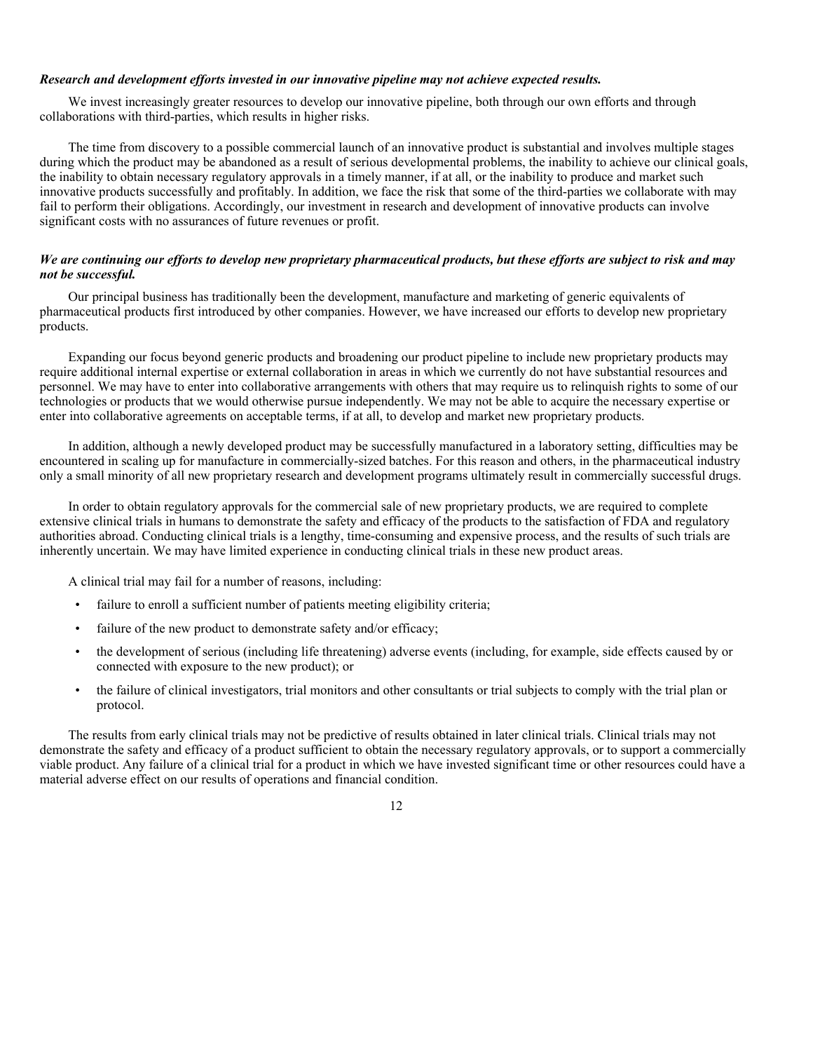***Research and development efforts invested in our innovative pipeline may not achieve expected results.***

We invest increasingly greater resources to develop our innovative pipeline, both through our own efforts and through collaborations with third-parties, which results in higher risks.

The time from discovery to a possible commercial launch of an innovative product is substantial and involves multiple stages during which the product may be abandoned as a result of serious developmental problems, the inability to achieve our clinical goals, the inability to obtain necessary regulatory approvals in a timely manner, if at all, or the inability to produce and market such innovative products successfully and profitably. In addition, we face the risk that some of the third-parties we collaborate with may fail to perform their obligations. Accordingly, our investment in research and development of innovative products can involve significant costs with no assurances of future revenues or profit.

***We are continuing our efforts to develop new proprietary pharmaceutical products, but these efforts are subject to risk and may not be successful.***

Our principal business has traditionally been the development, manufacture and marketing of generic equivalents of pharmaceutical products first introduced by other companies. However, we have increased our efforts to develop new proprietary products.

Expanding our focus beyond generic products and broadening our product pipeline to include new proprietary products may require additional internal expertise or external collaboration in areas in which we currently do not have substantial resources and personnel. We may have to enter into collaborative arrangements with others that may require us to relinquish rights to some of our technologies or products that we would otherwise pursue independently. We may not be able to acquire the necessary expertise or enter into collaborative agreements on acceptable terms, if at all, to develop and market new proprietary products.

In addition, although a newly developed product may be successfully manufactured in a laboratory setting, difficulties may be encountered in scaling up for manufacture in commercially-sized batches. For this reason and others, in the pharmaceutical industry only a small minority of all new proprietary research and development programs ultimately result in commercially successful drugs.

In order to obtain regulatory approvals for the commercial sale of new proprietary products, we are required to complete extensive clinical trials in humans to demonstrate the safety and efficacy of the products to the satisfaction of FDA and regulatory authorities abroad. Conducting clinical trials is a lengthy, time-consuming and expensive process, and the results of such trials are inherently uncertain. We may have limited experience in conducting clinical trials in these new product areas.

A clinical trial may fail for a number of reasons, including:

- failure to enroll a sufficient number of patients meeting eligibility criteria;
- failure of the new product to demonstrate safety and/or efficacy;
- the development of serious (including life threatening) adverse events (including, for example, side effects caused by or connected with exposure to the new product); or
- the failure of clinical investigators, trial monitors and other consultants or trial subjects to comply with the trial plan or protocol.

The results from early clinical trials may not be predictive of results obtained in later clinical trials. Clinical trials may not demonstrate the safety and efficacy of a product sufficient to obtain the necessary regulatory approvals, or to support a commercially viable product. Any failure of a clinical trial for a product in which we have invested significant time or other resources could have a material adverse effect on our results of operations and financial condition.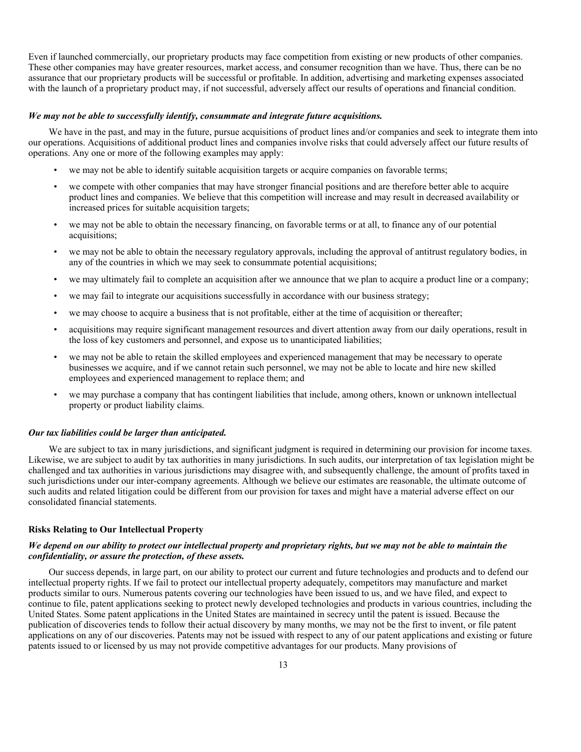Even if launched commercially, our proprietary products may face competition from existing or new products of other companies. These other companies may have greater resources, market access, and consumer recognition than we have. Thus, there can be no assurance that our proprietary products will be successful or profitable. In addition, advertising and marketing expenses associated with the launch of a proprietary product may, if not successful, adversely affect our results of operations and financial condition.

***We may not be able to successfully identify, consummate and integrate future acquisitions.***

We have in the past, and may in the future, pursue acquisitions of product lines and/or companies and seek to integrate them into our operations. Acquisitions of additional product lines and companies involve risks that could adversely affect our future results of operations. Any one or more of the following examples may apply:

- we may not be able to identify suitable acquisition targets or acquire companies on favorable terms;
- we compete with other companies that may have stronger financial positions and are therefore better able to acquire product lines and companies. We believe that this competition will increase and may result in decreased availability or increased prices for suitable acquisition targets;
- we may not be able to obtain the necessary financing, on favorable terms or at all, to finance any of our potential acquisitions;
- we may not be able to obtain the necessary regulatory approvals, including the approval of antitrust regulatory bodies, in any of the countries in which we may seek to consummate potential acquisitions;
- we may ultimately fail to complete an acquisition after we announce that we plan to acquire a product line or a company;
- we may fail to integrate our acquisitions successfully in accordance with our business strategy;
- we may choose to acquire a business that is not profitable, either at the time of acquisition or thereafter;
- acquisitions may require significant management resources and divert attention away from our daily operations, result in the loss of key customers and personnel, and expose us to unanticipated liabilities;
- we may not be able to retain the skilled employees and experienced management that may be necessary to operate businesses we acquire, and if we cannot retain such personnel, we may not be able to locate and hire new skilled employees and experienced management to replace them; and
- we may purchase a company that has contingent liabilities that include, among others, known or unknown intellectual property or product liability claims.

***Our tax liabilities could be larger than anticipated.***

We are subject to tax in many jurisdictions, and significant judgment is required in determining our provision for income taxes. Likewise, we are subject to audit by tax authorities in many jurisdictions. In such audits, our interpretation of tax legislation might be challenged and tax authorities in various jurisdictions may disagree with, and subsequently challenge, the amount of profits taxed in such jurisdictions under our inter-company agreements. Although we believe our estimates are reasonable, the ultimate outcome of such audits and related litigation could be different from our provision for taxes and might have a material adverse effect on our consolidated financial statements.

**Risks Relating to Our Intellectual Property**

***We depend on our ability to protect our intellectual property and proprietary rights, but we may not be able to maintain the confidentiality, or assure the protection, of these assets.***

Our success depends, in large part, on our ability to protect our current and future technologies and products and to defend our intellectual property rights. If we fail to protect our intellectual property adequately, competitors may manufacture and market products similar to ours. Numerous patents covering our technologies have been issued to us, and we have filed, and expect to continue to file, patent applications seeking to protect newly developed technologies and products in various countries, including the United States. Some patent applications in the United States are maintained in secrecy until the patent is issued. Because the publication of discoveries tends to follow their actual discovery by many months, we may not be the first to invent, or file patent applications on any of our discoveries. Patents may not be issued with respect to any of our patent applications and existing or future patents issued to or licensed by us may not provide competitive advantages for our products. Many provisions of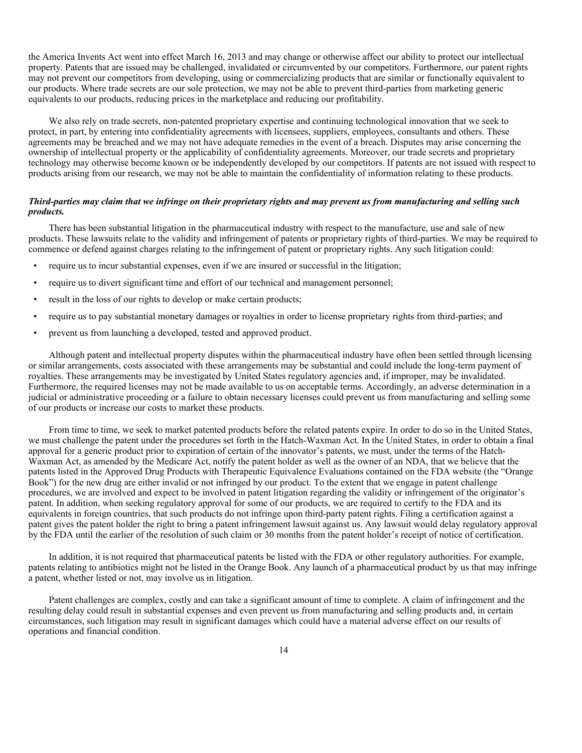the America Invents Act went into effect March 16, 2013 and may change or otherwise affect our ability to protect our intellectual property. Patents that are issued may be challenged, invalidated or circumvented by our competitors. Furthermore, our patent rights may not prevent our competitors from developing, using or commercializing products that are similar or functionally equivalent to our products. Where trade secrets are our sole protection, we may not be able to prevent third-parties from marketing generic equivalents to our products, reducing prices in the marketplace and reducing our profitability.

We also rely on trade secrets, non-patented proprietary expertise and continuing technological innovation that we seek to protect, in part, by entering into confidentiality agreements with licensees, suppliers, employees, consultants and others. These agreements may be breached and we may not have adequate remedies in the event of a breach. Disputes may arise concerning the ownership of intellectual property or the applicability of confidentiality agreements. Moreover, our trade secrets and proprietary technology may otherwise become known or be independently developed by our competitors. If patents are not issued with respect to products arising from our research, we may not be able to maintain the confidentiality of information relating to these products.

***Third-parties may claim that we infringe on their proprietary rights and may prevent us from manufacturing and selling such products.***

There has been substantial litigation in the pharmaceutical industry with respect to the manufacture, use and sale of new products. These lawsuits relate to the validity and infringement of patents or proprietary rights of third-parties. We may be required to commence or defend against charges relating to the infringement of patent or proprietary rights. Any such litigation could:

- require us to incur substantial expenses, even if we are insured or successful in the litigation;
- require us to divert significant time and effort of our technical and management personnel;
- result in the loss of our rights to develop or make certain products;
- require us to pay substantial monetary damages or royalties in order to license proprietary rights from third-parties; and
- prevent us from launching a developed, tested and approved product.

Although patent and intellectual property disputes within the pharmaceutical industry have often been settled through licensing or similar arrangements, costs associated with these arrangements may be substantial and could include the long-term payment of royalties. These arrangements may be investigated by United States regulatory agencies and, if improper, may be invalidated. Furthermore, the required licenses may not be made available to us on acceptable terms. Accordingly, an adverse determination in a judicial or administrative proceeding or a failure to obtain necessary licenses could prevent us from manufacturing and selling some of our products or increase our costs to market these products.

From time to time, we seek to market patented products before the related patents expire. In order to do so in the United States, we must challenge the patent under the procedures set forth in the Hatch-Waxman Act. In the United States, in order to obtain a final approval for a generic product prior to expiration of certain of the innovator's patents, we must, under the terms of the Hatch-Waxman Act, as amended by the Medicare Act, notify the patent holder as well as the owner of an NDA, that we believe that the patents listed in the Approved Drug Products with Therapeutic Equivalence Evaluations contained on the FDA website (the "Orange Book") for the new drug are either invalid or not infringed by our product. To the extent that we engage in patent challenge procedures, we are involved and expect to be involved in patent litigation regarding the validity or infringement of the originator's patent. In addition, when seeking regulatory approval for some of our products, we are required to certify to the FDA and its equivalents in foreign countries, that such products do not infringe upon third-party patent rights. Filing a certification against a patent gives the patent holder the right to bring a patent infringement lawsuit against us. Any lawsuit would delay regulatory approval by the FDA until the earlier of the resolution of such claim or 30 months from the patent holder's receipt of notice of certification.

In addition, it is not required that pharmaceutical patents be listed with the FDA or other regulatory authorities. For example, patents relating to antibiotics might not be listed in the Orange Book. Any launch of a pharmaceutical product by us that may infringe a patent, whether listed or not, may involve us in litigation.

Patent challenges are complex, costly and can take a significant amount of time to complete. A claim of infringement and the resulting delay could result in substantial expenses and even prevent us from manufacturing and selling products and, in certain circumstances, such litigation may result in significant damages which could have a material adverse effect on our results of operations and financial condition.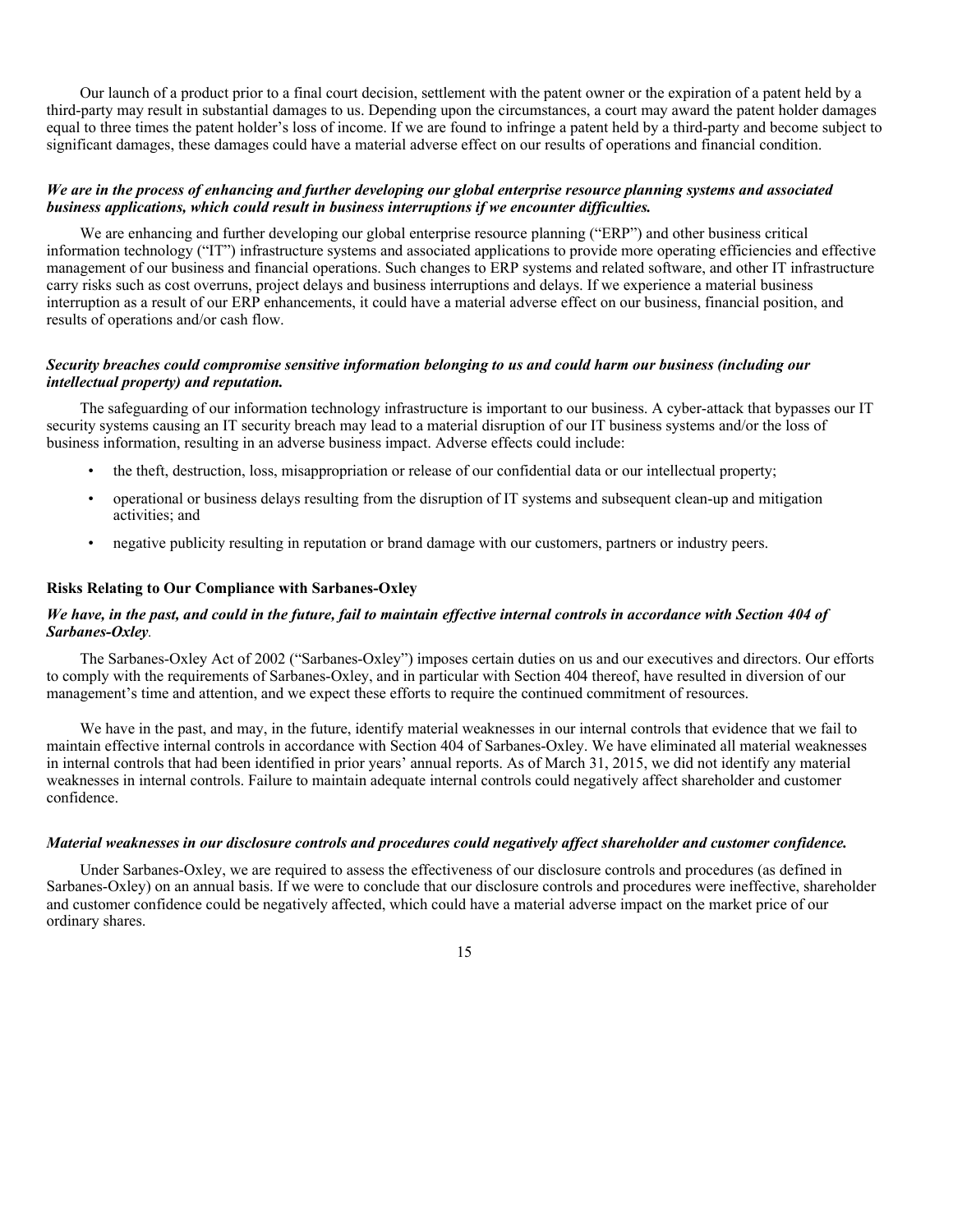Our launch of a product prior to a final court decision, settlement with the patent owner or the expiration of a patent held by a third-party may result in substantial damages to us. Depending upon the circumstances, a court may award the patent holder damages equal to three times the patent holder's loss of income. If we are found to infringe a patent held by a third-party and become subject to significant damages, these damages could have a material adverse effect on our results of operations and financial condition.

***We are in the process of enhancing and further developing our global enterprise resource planning systems and associated business applications, which could result in business interruptions if we encounter difficulties.***

We are enhancing and further developing our global enterprise resource planning ("ERP") and other business critical information technology ("IT") infrastructure systems and associated applications to provide more operating efficiencies and effective management of our business and financial operations. Such changes to ERP systems and related software, and other IT infrastructure carry risks such as cost overruns, project delays and business interruptions and delays. If we experience a material business interruption as a result of our ERP enhancements, it could have a material adverse effect on our business, financial position, and results of operations and/or cash flow.

***Security breaches could compromise sensitive information belonging to us and could harm our business (including our intellectual property) and reputation.***

The safeguarding of our information technology infrastructure is important to our business. A cyber-attack that bypasses our IT security systems causing an IT security breach may lead to a material disruption of our IT business systems and/or the loss of business information, resulting in an adverse business impact. Adverse effects could include:

- the theft, destruction, loss, misappropriation or release of our confidential data or our intellectual property;
- operational or business delays resulting from the disruption of IT systems and subsequent clean-up and mitigation activities; and
- negative publicity resulting in reputation or brand damage with our customers, partners or industry peers.

**Risks Relating to Our Compliance with Sarbanes-Oxley**

***We have, in the past, and could in the future, fail to maintain effective internal controls in accordance with Section 404 of Sarbanes-Oxley.***

The Sarbanes-Oxley Act of 2002 ("Sarbanes-Oxley") imposes certain duties on us and our executives and directors. Our efforts to comply with the requirements of Sarbanes-Oxley, and in particular with Section 404 thereof, have resulted in diversion of our management's time and attention, and we expect these efforts to require the continued commitment of resources.

We have in the past, and may, in the future, identify material weaknesses in our internal controls that evidence that we fail to maintain effective internal controls in accordance with Section 404 of Sarbanes-Oxley. We have eliminated all material weaknesses in internal controls that had been identified in prior years' annual reports. As of March 31, 2015, we did not identify any material weaknesses in internal controls. Failure to maintain adequate internal controls could negatively affect shareholder and customer confidence.

***Material weaknesses in our disclosure controls and procedures could negatively affect shareholder and customer confidence.***

Under Sarbanes-Oxley, we are required to assess the effectiveness of our disclosure controls and procedures (as defined in Sarbanes-Oxley) on an annual basis. If we were to conclude that our disclosure controls and procedures were ineffective, shareholder and customer confidence could be negatively affected, which could have a material adverse impact on the market price of our ordinary shares.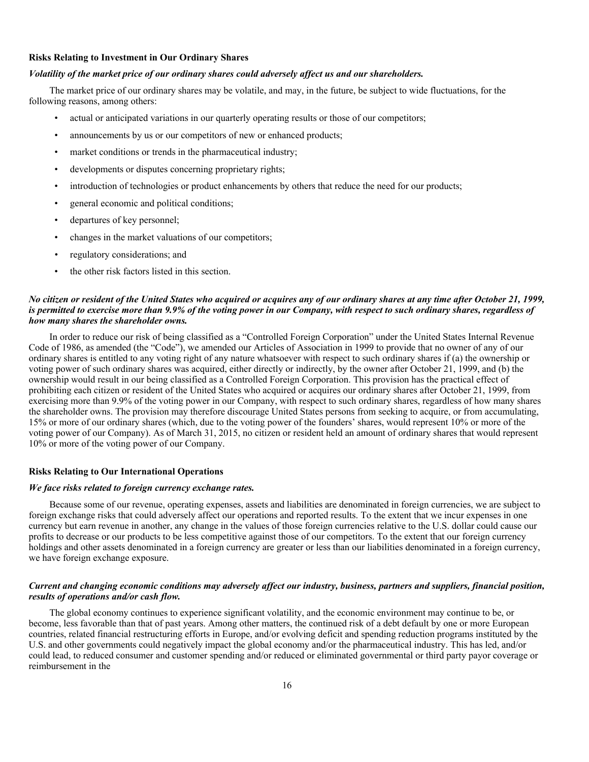### Risks Relating to Investment in Our Ordinary Shares

***Volatility of the market price of our ordinary shares could adversely affect us and our shareholders.***

The market price of our ordinary shares may be volatile, and may, in the future, be subject to wide fluctuations, for the following reasons, among others:

- actual or anticipated variations in our quarterly operating results or those of our competitors;
- announcements by us or our competitors of new or enhanced products;
- market conditions or trends in the pharmaceutical industry;
- developments or disputes concerning proprietary rights;
- introduction of technologies or product enhancements by others that reduce the need for our products;
- general economic and political conditions;
- departures of key personnel;
- changes in the market valuations of our competitors;
- regulatory considerations; and
- the other risk factors listed in this section.

***No citizen or resident of the United States who acquired or acquires any of our ordinary shares at any time after October 21, 1999, is permitted to exercise more than 9.9% of the voting power in our Company, with respect to such ordinary shares, regardless of how many shares the shareholder owns.***

In order to reduce our risk of being classified as a "Controlled Foreign Corporation" under the United States Internal Revenue Code of 1986, as amended (the "Code"), we amended our Articles of Association in 1999 to provide that no owner of any of our ordinary shares is entitled to any voting right of any nature whatsoever with respect to such ordinary shares if (a) the ownership or voting power of such ordinary shares was acquired, either directly or indirectly, by the owner after October 21, 1999, and (b) the ownership would result in our being classified as a Controlled Foreign Corporation. This provision has the practical effect of prohibiting each citizen or resident of the United States who acquired or acquires our ordinary shares after October 21, 1999, from exercising more than 9.9% of the voting power in our Company, with respect to such ordinary shares, regardless of how many shares the shareholder owns. The provision may therefore discourage United States persons from seeking to acquire, or from accumulating, 15% or more of our ordinary shares (which, due to the voting power of the founders' shares, would represent 10% or more of the voting power of our Company). As of March 31, 2015, no citizen or resident held an amount of ordinary shares that would represent 10% or more of the voting power of our Company.

### Risks Relating to Our International Operations

***We face risks related to foreign currency exchange rates.***

Because some of our revenue, operating expenses, assets and liabilities are denominated in foreign currencies, we are subject to foreign exchange risks that could adversely affect our operations and reported results. To the extent that we incur expenses in one currency but earn revenue in another, any change in the values of those foreign currencies relative to the U.S. dollar could cause our profits to decrease or our products to be less competitive against those of our competitors. To the extent that our foreign currency holdings and other assets denominated in a foreign currency are greater or less than our liabilities denominated in a foreign currency, we have foreign exchange exposure.

***Current and changing economic conditions may adversely affect our industry, business, partners and suppliers, financial position, results of operations and/or cash flow.***

The global economy continues to experience significant volatility, and the economic environment may continue to be, or become, less favorable than that of past years. Among other matters, the continued risk of a debt default by one or more European countries, related financial restructuring efforts in Europe, and/or evolving deficit and spending reduction programs instituted by the U.S. and other governments could negatively impact the global economy and/or the pharmaceutical industry. This has led, and/or could lead, to reduced consumer and customer spending and/or reduced or eliminated governmental or third party payor coverage or reimbursement in the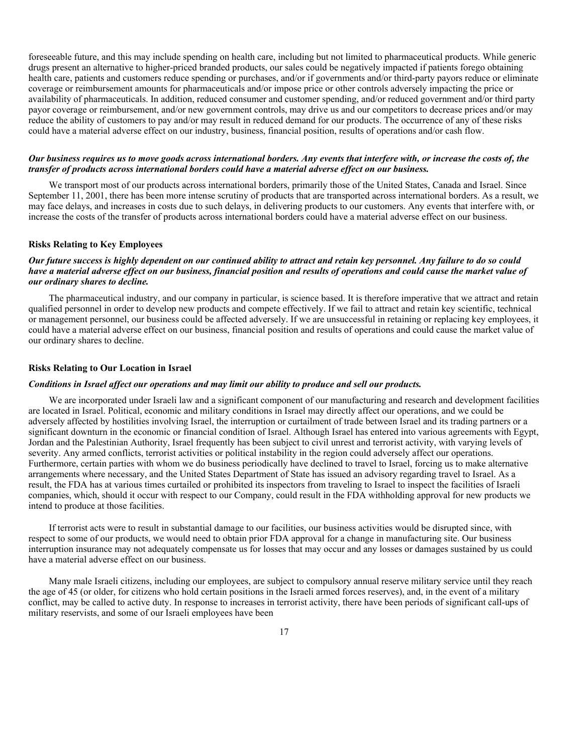foreseeable future, and this may include spending on health care, including but not limited to pharmaceutical products. While generic drugs present an alternative to higher-priced branded products, our sales could be negatively impacted if patients forego obtaining health care, patients and customers reduce spending or purchases, and/or if governments and/or third-party payors reduce or eliminate coverage or reimbursement amounts for pharmaceuticals and/or impose price or other controls adversely impacting the price or availability of pharmaceuticals. In addition, reduced consumer and customer spending, and/or reduced government and/or third party payor coverage or reimbursement, and/or new government controls, may drive us and our competitors to decrease prices and/or may reduce the ability of customers to pay and/or may result in reduced demand for our products. The occurrence of any of these risks could have a material adverse effect on our industry, business, financial position, results of operations and/or cash flow.

***Our business requires us to move goods across international borders. Any events that interfere with, or increase the costs of, the transfer of products across international borders could have a material adverse effect on our business.***

We transport most of our products across international borders, primarily those of the United States, Canada and Israel. Since September 11, 2001, there has been more intense scrutiny of products that are transported across international borders. As a result, we may face delays, and increases in costs due to such delays, in delivering products to our customers. Any events that interfere with, or increase the costs of the transfer of products across international borders could have a material adverse effect on our business.

**Risks Relating to Key Employees**

***Our future success is highly dependent on our continued ability to attract and retain key personnel. Any failure to do so could have a material adverse effect on our business, financial position and results of operations and could cause the market value of our ordinary shares to decline.***

The pharmaceutical industry, and our company in particular, is science based. It is therefore imperative that we attract and retain qualified personnel in order to develop new products and compete effectively. If we fail to attract and retain key scientific, technical or management personnel, our business could be affected adversely. If we are unsuccessful in retaining or replacing key employees, it could have a material adverse effect on our business, financial position and results of operations and could cause the market value of our ordinary shares to decline.

**Risks Relating to Our Location in Israel**

***Conditions in Israel affect our operations and may limit our ability to produce and sell our products.***

We are incorporated under Israeli law and a significant component of our manufacturing and research and development facilities are located in Israel. Political, economic and military conditions in Israel may directly affect our operations, and we could be adversely affected by hostilities involving Israel, the interruption or curtailment of trade between Israel and its trading partners or a significant downturn in the economic or financial condition of Israel. Although Israel has entered into various agreements with Egypt, Jordan and the Palestinian Authority, Israel frequently has been subject to civil unrest and terrorist activity, with varying levels of severity. Any armed conflicts, terrorist activities or political instability in the region could adversely affect our operations. Furthermore, certain parties with whom we do business periodically have declined to travel to Israel, forcing us to make alternative arrangements where necessary, and the United States Department of State has issued an advisory regarding travel to Israel. As a result, the FDA has at various times curtailed or prohibited its inspectors from traveling to Israel to inspect the facilities of Israeli companies, which, should it occur with respect to our Company, could result in the FDA withholding approval for new products we intend to produce at those facilities.

If terrorist acts were to result in substantial damage to our facilities, our business activities would be disrupted since, with respect to some of our products, we would need to obtain prior FDA approval for a change in manufacturing site. Our business interruption insurance may not adequately compensate us for losses that may occur and any losses or damages sustained by us could have a material adverse effect on our business.

Many male Israeli citizens, including our employees, are subject to compulsory annual reserve military service until they reach the age of 45 (or older, for citizens who hold certain positions in the Israeli armed forces reserves), and, in the event of a military conflict, may be called to active duty. In response to increases in terrorist activity, there have been periods of significant call-ups of military reservists, and some of our Israeli employees have been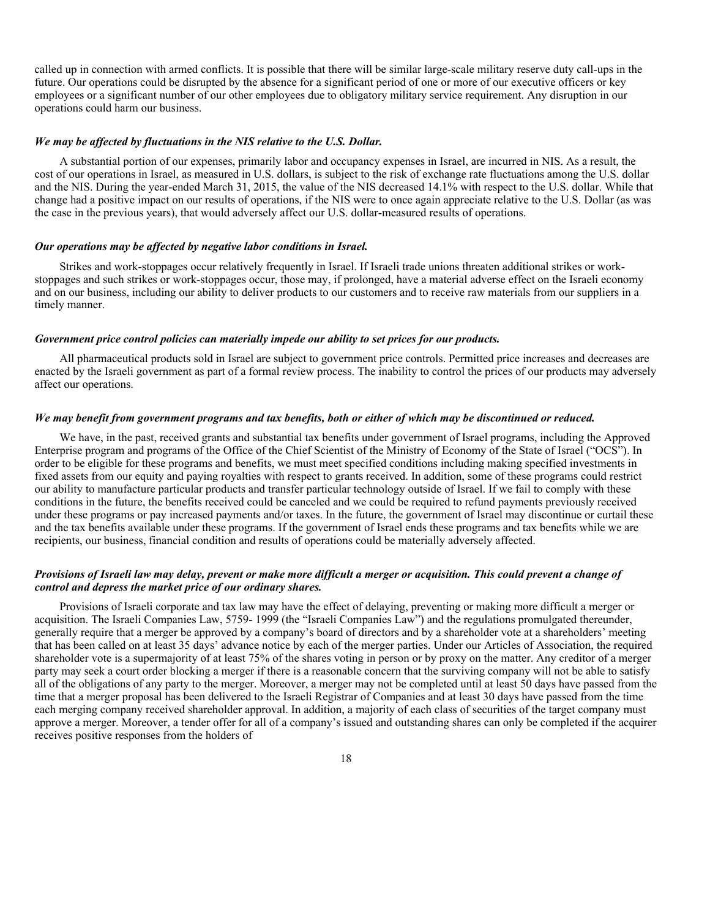called up in connection with armed conflicts. It is possible that there will be similar large-scale military reserve duty call-ups in the future. Our operations could be disrupted by the absence for a significant period of one or more of our executive officers or key employees or a significant number of our other employees due to obligatory military service requirement. Any disruption in our operations could harm our business.

***We may be affected by fluctuations in the NIS relative to the U.S. Dollar.***

A substantial portion of our expenses, primarily labor and occupancy expenses in Israel, are incurred in NIS. As a result, the cost of our operations in Israel, as measured in U.S. dollars, is subject to the risk of exchange rate fluctuations among the U.S. dollar and the NIS. During the year-ended March 31, 2015, the value of the NIS decreased 14.1% with respect to the U.S. dollar. While that change had a positive impact on our results of operations, if the NIS were to once again appreciate relative to the U.S. Dollar (as was the case in the previous years), that would adversely affect our U.S. dollar-measured results of operations.

***Our operations may be affected by negative labor conditions in Israel.***

Strikes and work-stoppages occur relatively frequently in Israel. If Israeli trade unions threaten additional strikes or work-stoppages and such strikes or work-stoppages occur, those may, if prolonged, have a material adverse effect on the Israeli economy and on our business, including our ability to deliver products to our customers and to receive raw materials from our suppliers in a timely manner.

***Government price control policies can materially impede our ability to set prices for our products.***

All pharmaceutical products sold in Israel are subject to government price controls. Permitted price increases and decreases are enacted by the Israeli government as part of a formal review process. The inability to control the prices of our products may adversely affect our operations.

***We may benefit from government programs and tax benefits, both or either of which may be discontinued or reduced.***

We have, in the past, received grants and substantial tax benefits under government of Israel programs, including the Approved Enterprise program and programs of the Office of the Chief Scientist of the Ministry of Economy of the State of Israel ("OCS"). In order to be eligible for these programs and benefits, we must meet specified conditions including making specified investments in fixed assets from our equity and paying royalties with respect to grants received. In addition, some of these programs could restrict our ability to manufacture particular products and transfer particular technology outside of Israel. If we fail to comply with these conditions in the future, the benefits received could be canceled and we could be required to refund payments previously received under these programs or pay increased payments and/or taxes. In the future, the government of Israel may discontinue or curtail these and the tax benefits available under these programs. If the government of Israel ends these programs and tax benefits while we are recipients, our business, financial condition and results of operations could be materially adversely affected.

***Provisions of Israeli law may delay, prevent or make more difficult a merger or acquisition. This could prevent a change of control and depress the market price of our ordinary shares.***

Provisions of Israeli corporate and tax law may have the effect of delaying, preventing or making more difficult a merger or acquisition. The Israeli Companies Law, 5759- 1999 (the "Israeli Companies Law") and the regulations promulgated thereunder, generally require that a merger be approved by a company's board of directors and by a shareholder vote at a shareholders' meeting that has been called on at least 35 days' advance notice by each of the merger parties. Under our Articles of Association, the required shareholder vote is a supermajority of at least 75% of the shares voting in person or by proxy on the matter. Any creditor of a merger party may seek a court order blocking a merger if there is a reasonable concern that the surviving company will not be able to satisfy all of the obligations of any party to the merger. Moreover, a merger may not be completed until at least 50 days have passed from the time that a merger proposal has been delivered to the Israeli Registrar of Companies and at least 30 days have passed from the time each merging company received shareholder approval. In addition, a majority of each class of securities of the target company must approve a merger. Moreover, a tender offer for all of a company's issued and outstanding shares can only be completed if the acquirer receives positive responses from the holders of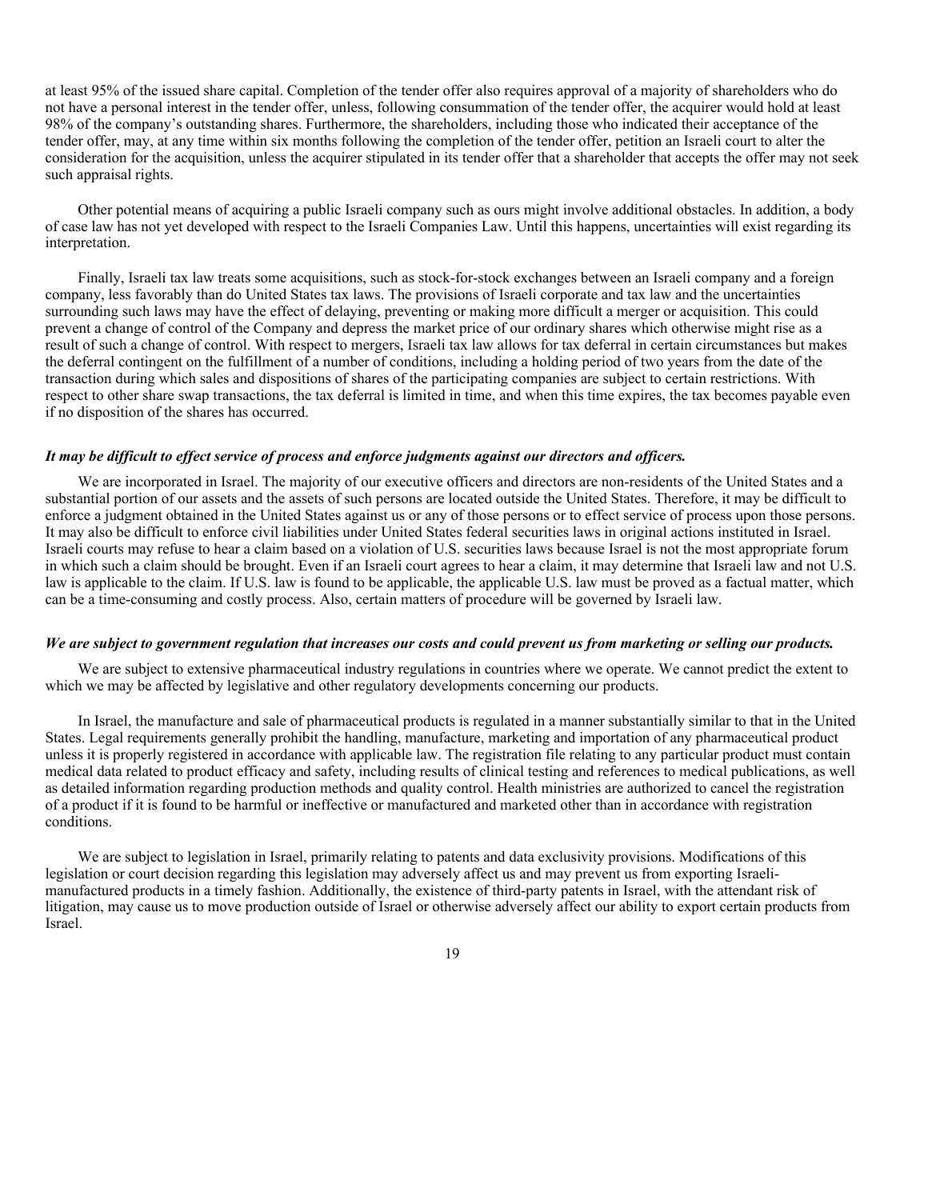at least 95% of the issued share capital. Completion of the tender offer also requires approval of a majority of shareholders who do not have a personal interest in the tender offer, unless, following consummation of the tender offer, the acquirer would hold at least 98% of the company's outstanding shares. Furthermore, the shareholders, including those who indicated their acceptance of the tender offer, may, at any time within six months following the completion of the tender offer, petition an Israeli court to alter the consideration for the acquisition, unless the acquirer stipulated in its tender offer that a shareholder that accepts the offer may not seek such appraisal rights.

Other potential means of acquiring a public Israeli company such as ours might involve additional obstacles. In addition, a body of case law has not yet developed with respect to the Israeli Companies Law. Until this happens, uncertainties will exist regarding its interpretation.

Finally, Israeli tax law treats some acquisitions, such as stock-for-stock exchanges between an Israeli company and a foreign company, less favorably than do United States tax laws. The provisions of Israeli corporate and tax law and the uncertainties surrounding such laws may have the effect of delaying, preventing or making more difficult a merger or acquisition. This could prevent a change of control of the Company and depress the market price of our ordinary shares which otherwise might rise as a result of such a change of control. With respect to mergers, Israeli tax law allows for tax deferral in certain circumstances but makes the deferral contingent on the fulfillment of a number of conditions, including a holding period of two years from the date of the transaction during which sales and dispositions of shares of the participating companies are subject to certain restrictions. With respect to other share swap transactions, the tax deferral is limited in time, and when this time expires, the tax becomes payable even if no disposition of the shares has occurred.

***It may be difficult to effect service of process and enforce judgments against our directors and officers.***

We are incorporated in Israel. The majority of our executive officers and directors are non-residents of the United States and a substantial portion of our assets and the assets of such persons are located outside the United States. Therefore, it may be difficult to enforce a judgment obtained in the United States against us or any of those persons or to effect service of process upon those persons. It may also be difficult to enforce civil liabilities under United States federal securities laws in original actions instituted in Israel. Israeli courts may refuse to hear a claim based on a violation of U.S. securities laws because Israel is not the most appropriate forum in which such a claim should be brought. Even if an Israeli court agrees to hear a claim, it may determine that Israeli law and not U.S. law is applicable to the claim. If U.S. law is found to be applicable, the applicable U.S. law must be proved as a factual matter, which can be a time-consuming and costly process. Also, certain matters of procedure will be governed by Israeli law.

***We are subject to government regulation that increases our costs and could prevent us from marketing or selling our products.***

We are subject to extensive pharmaceutical industry regulations in countries where we operate. We cannot predict the extent to which we may be affected by legislative and other regulatory developments concerning our products.

In Israel, the manufacture and sale of pharmaceutical products is regulated in a manner substantially similar to that in the United States. Legal requirements generally prohibit the handling, manufacture, marketing and importation of any pharmaceutical product unless it is properly registered in accordance with applicable law. The registration file relating to any particular product must contain medical data related to product efficacy and safety, including results of clinical testing and references to medical publications, as well as detailed information regarding production methods and quality control. Health ministries are authorized to cancel the registration of a product if it is found to be harmful or ineffective or manufactured and marketed other than in accordance with registration conditions.

We are subject to legislation in Israel, primarily relating to patents and data exclusivity provisions. Modifications of this legislation or court decision regarding this legislation may adversely affect us and may prevent us from exporting Israeli-manufactured products in a timely fashion. Additionally, the existence of third-party patents in Israel, with the attendant risk of litigation, may cause us to move production outside of Israel or otherwise adversely affect our ability to export certain products from Israel.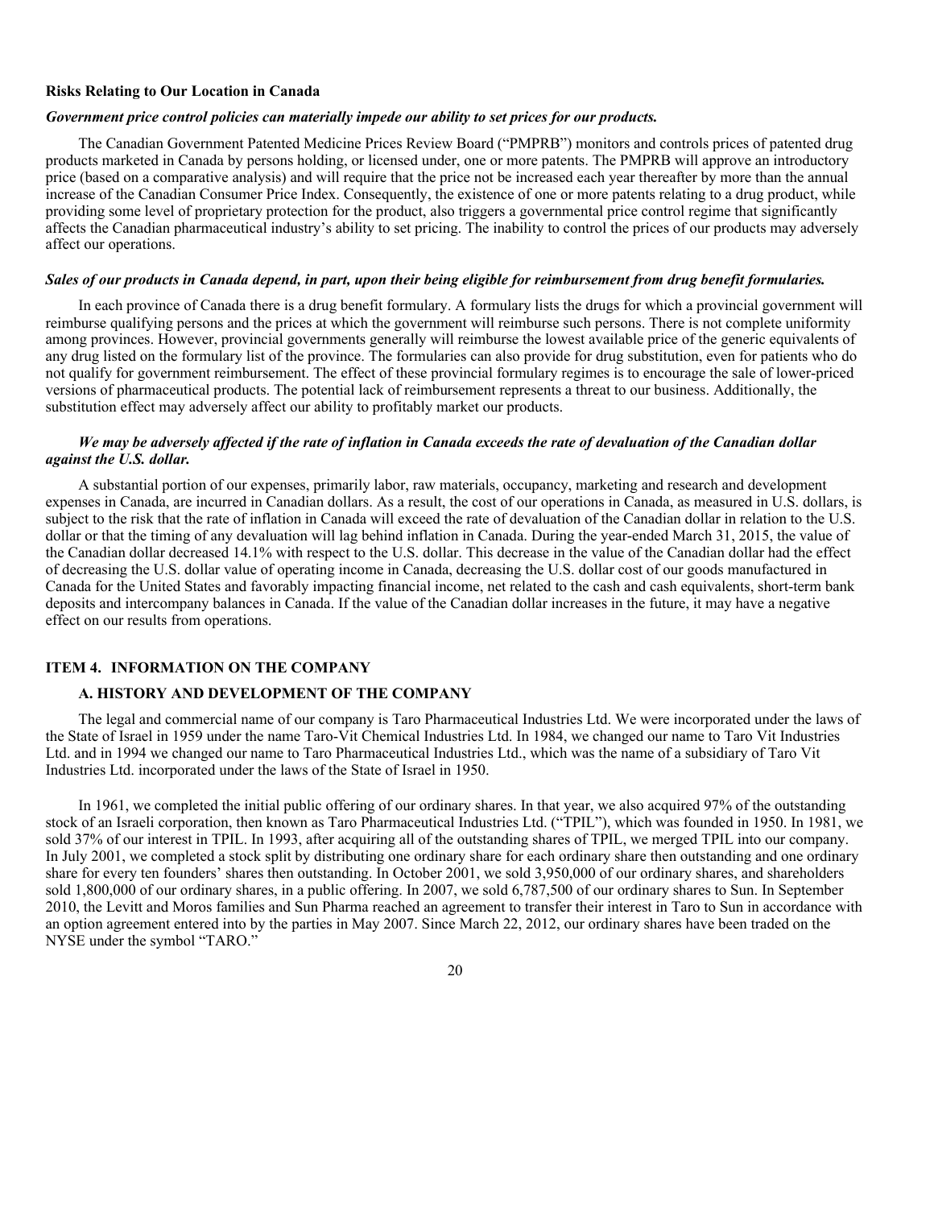**Risks Relating to Our Location in Canada**

***Government price control policies can materially impede our ability to set prices for our products.***

The Canadian Government Patented Medicine Prices Review Board ("PMPRB") monitors and controls prices of patented drug products marketed in Canada by persons holding, or licensed under, one or more patents. The PMPRB will approve an introductory price (based on a comparative analysis) and will require that the price not be increased each year thereafter by more than the annual increase of the Canadian Consumer Price Index. Consequently, the existence of one or more patents relating to a drug product, while providing some level of proprietary protection for the product, also triggers a governmental price control regime that significantly affects the Canadian pharmaceutical industry's ability to set pricing. The inability to control the prices of our products may adversely affect our operations.

***Sales of our products in Canada depend, in part, upon their being eligible for reimbursement from drug benefit formularies.***

In each province of Canada there is a drug benefit formulary. A formulary lists the drugs for which a provincial government will reimburse qualifying persons and the prices at which the government will reimburse such persons. There is not complete uniformity among provinces. However, provincial governments generally will reimburse the lowest available price of the generic equivalents of any drug listed on the formulary list of the province. The formularies can also provide for drug substitution, even for patients who do not qualify for government reimbursement. The effect of these provincial formulary regimes is to encourage the sale of lower-priced versions of pharmaceutical products. The potential lack of reimbursement represents a threat to our business. Additionally, the substitution effect may adversely affect our ability to profitably market our products.

***We may be adversely affected if the rate of inflation in Canada exceeds the rate of devaluation of the Canadian dollar against the U.S. dollar.***

A substantial portion of our expenses, primarily labor, raw materials, occupancy, marketing and research and development expenses in Canada, are incurred in Canadian dollars. As a result, the cost of our operations in Canada, as measured in U.S. dollars, is subject to the risk that the rate of inflation in Canada will exceed the rate of devaluation of the Canadian dollar in relation to the U.S. dollar or that the timing of any devaluation will lag behind inflation in Canada. During the year-ended March 31, 2015, the value of the Canadian dollar decreased 14.1% with respect to the U.S. dollar. This decrease in the value of the Canadian dollar had the effect of decreasing the U.S. dollar value of operating income in Canada, decreasing the U.S. dollar cost of our goods manufactured in Canada for the United States and favorably impacting financial income, net related to the cash and cash equivalents, short-term bank deposits and intercompany balances in Canada. If the value of the Canadian dollar increases in the future, it may have a negative effect on our results from operations.

## ITEM 4. INFORMATION ON THE COMPANY

### A. HISTORY AND DEVELOPMENT OF THE COMPANY

The legal and commercial name of our company is Taro Pharmaceutical Industries Ltd. We were incorporated under the laws of the State of Israel in 1959 under the name Taro-Vit Chemical Industries Ltd. In 1984, we changed our name to Taro Vit Industries Ltd. and in 1994 we changed our name to Taro Pharmaceutical Industries Ltd., which was the name of a subsidiary of Taro Vit Industries Ltd. incorporated under the laws of the State of Israel in 1950.

In 1961, we completed the initial public offering of our ordinary shares. In that year, we also acquired 97% of the outstanding stock of an Israeli corporation, then known as Taro Pharmaceutical Industries Ltd. ("TPIL"), which was founded in 1950. In 1981, we sold 37% of our interest in TPIL. In 1993, after acquiring all of the outstanding shares of TPIL, we merged TPIL into our company. In July 2001, we completed a stock split by distributing one ordinary share for each ordinary share then outstanding and one ordinary share for every ten founders' shares then outstanding. In October 2001, we sold 3,950,000 of our ordinary shares, and shareholders sold 1,800,000 of our ordinary shares, in a public offering. In 2007, we sold 6,787,500 of our ordinary shares to Sun. In September 2010, the Levitt and Moros families and Sun Pharma reached an agreement to transfer their interest in Taro to Sun in accordance with an option agreement entered into by the parties in May 2007. Since March 22, 2012, our ordinary shares have been traded on the NYSE under the symbol "TARO."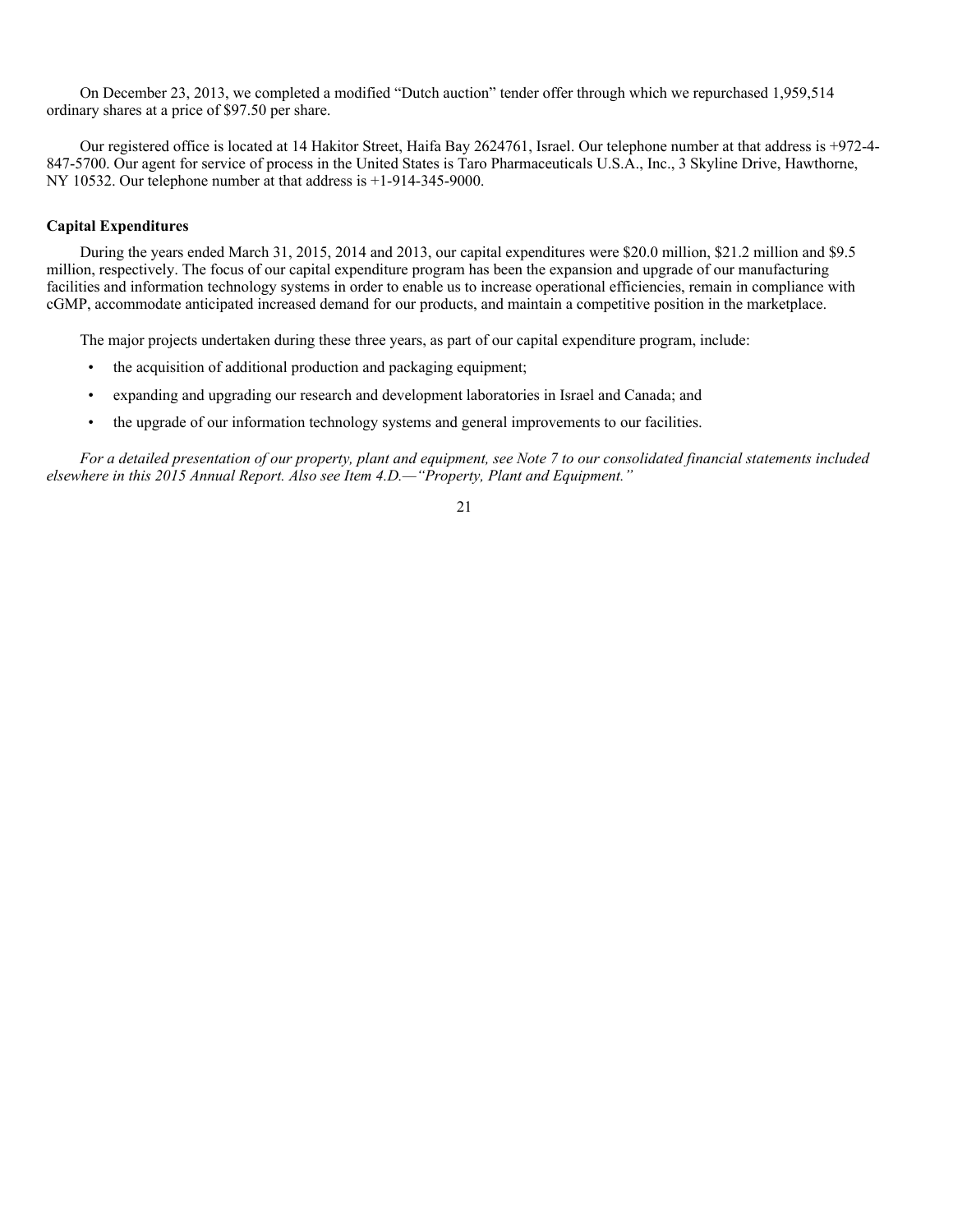On December 23, 2013, we completed a modified "Dutch auction" tender offer through which we repurchased 1,959,514 ordinary shares at a price of $97.50 per share.

Our registered office is located at 14 Hakitor Street, Haifa Bay 2624761, Israel. Our telephone number at that address is +972-4-847-5700. Our agent for service of process in the United States is Taro Pharmaceuticals U.S.A., Inc., 3 Skyline Drive, Hawthorne, NY 10532. Our telephone number at that address is +1-914-345-9000.

**Capital Expenditures**

During the years ended March 31, 2015, 2014 and 2013, our capital expenditures were $20.0 million, $21.2 million and $9.5 million, respectively. The focus of our capital expenditure program has been the expansion and upgrade of our manufacturing facilities and information technology systems in order to enable us to increase operational efficiencies, remain in compliance with cGMP, accommodate anticipated increased demand for our products, and maintain a competitive position in the marketplace.

The major projects undertaken during these three years, as part of our capital expenditure program, include:

- the acquisition of additional production and packaging equipment;
- expanding and upgrading our research and development laboratories in Israel and Canada; and
- the upgrade of our information technology systems and general improvements to our facilities.

*For a detailed presentation of our property, plant and equipment, see Note 7 to our consolidated financial statements included elsewhere in this 2015 Annual Report. Also see Item 4.D.—"Property, Plant and Equipment."*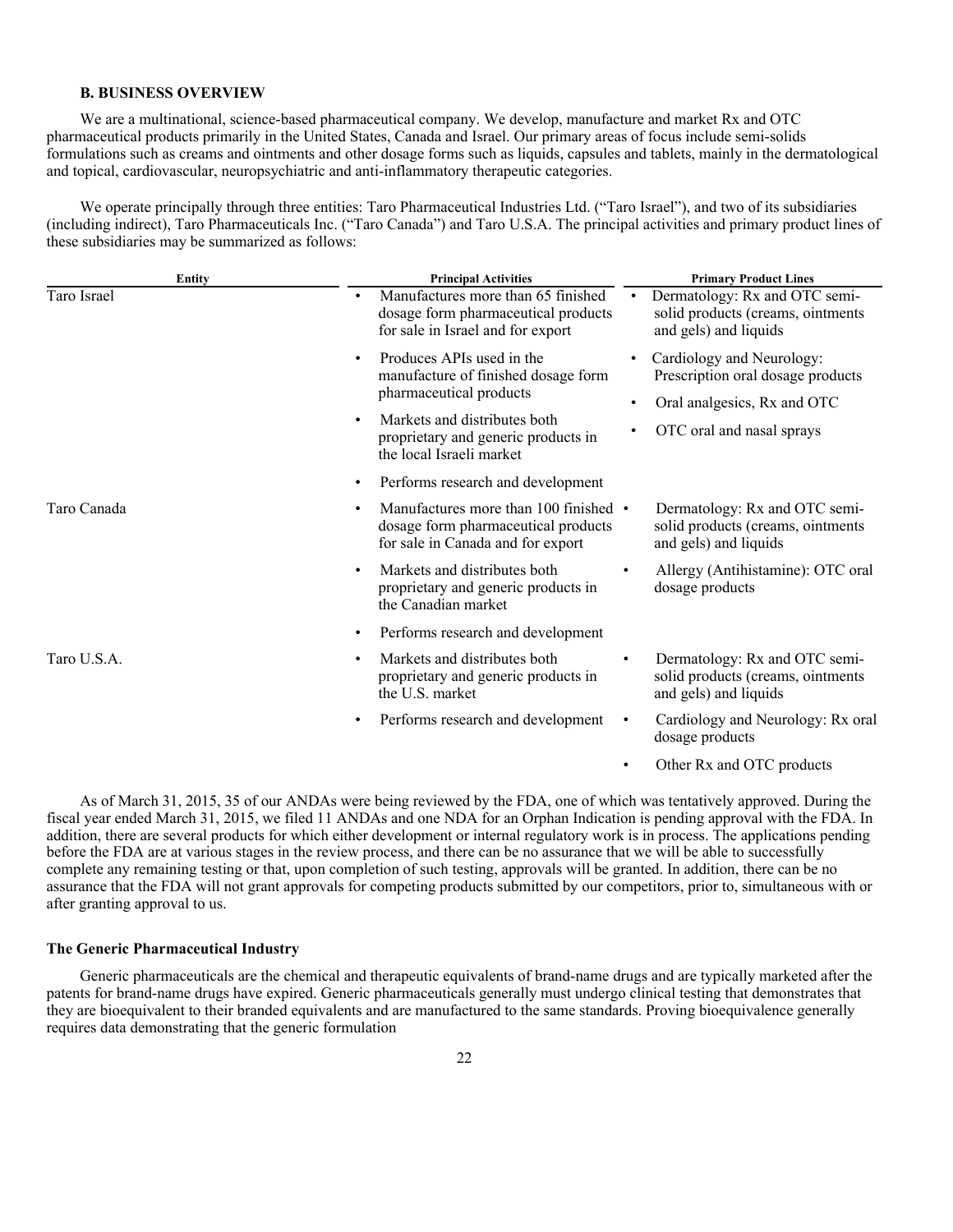### B. BUSINESS OVERVIEW

We are a multinational, science-based pharmaceutical company. We develop, manufacture and market Rx and OTC pharmaceutical products primarily in the United States, Canada and Israel. Our primary areas of focus include semi-solids formulations such as creams and ointments and other dosage forms such as liquids, capsules and tablets, mainly in the dermatological and topical, cardiovascular, neuropsychiatric and anti-inflammatory therapeutic categories.

We operate principally through three entities: Taro Pharmaceutical Industries Ltd. ("Taro Israel"), and two of its subsidiaries (including indirect), Taro Pharmaceuticals Inc. ("Taro Canada") and Taro U.S.A. The principal activities and primary product lines of these subsidiaries may be summarized as follows:

| Entity | Principal Activities | Primary Product Lines |
| --- | --- | --- |
| Taro Israel | • Manufactures more than 65 finished dosage form pharmaceutical products for sale in Israel and for export<br>• Produces APIs used in the manufacture of finished dosage form pharmaceutical products<br>• Markets and distributes both proprietary and generic products in the local Israeli market<br>• Performs research and development | • Dermatology: Rx and OTC semi-solid products (creams, ointments and gels) and liquids<br>• Cardiology and Neurology: Prescription oral dosage products<br>• Oral analgesics, Rx and OTC<br>• OTC oral and nasal sprays |
| Taro Canada | • Manufactures more than 100 finished dosage form pharmaceutical products for sale in Canada and for export<br>• Markets and distributes both proprietary and generic products in the Canadian market<br>• Performs research and development | • Dermatology: Rx and OTC semi-solid products (creams, ointments and gels) and liquids<br>• Allergy (Antihistamine): OTC oral dosage products |
| Taro U.S.A. | • Markets and distributes both proprietary and generic products in the U.S. market<br>• Performs research and development | • Dermatology: Rx and OTC semi-solid products (creams, ointments and gels) and liquids<br>• Cardiology and Neurology: Rx oral dosage products<br>• Other Rx and OTC products |

As of March 31, 2015, 35 of our ANDAs were being reviewed by the FDA, one of which was tentatively approved. During the fiscal year ended March 31, 2015, we filed 11 ANDAs and one NDA for an Orphan Indication is pending approval with the FDA. In addition, there are several products for which either development or internal regulatory work is in process. The applications pending before the FDA are at various stages in the review process, and there can be no assurance that we will be able to successfully complete any remaining testing or that, upon completion of such testing, approvals will be granted. In addition, there can be no assurance that the FDA will not grant approvals for competing products submitted by our competitors, prior to, simultaneous with or after granting approval to us.

#### The Generic Pharmaceutical Industry

Generic pharmaceuticals are the chemical and therapeutic equivalents of brand-name drugs and are typically marketed after the patents for brand-name drugs have expired. Generic pharmaceuticals generally must undergo clinical testing that demonstrates that they are bioequivalent to their branded equivalents and are manufactured to the same standards. Proving bioequivalence generally requires data demonstrating that the generic formulation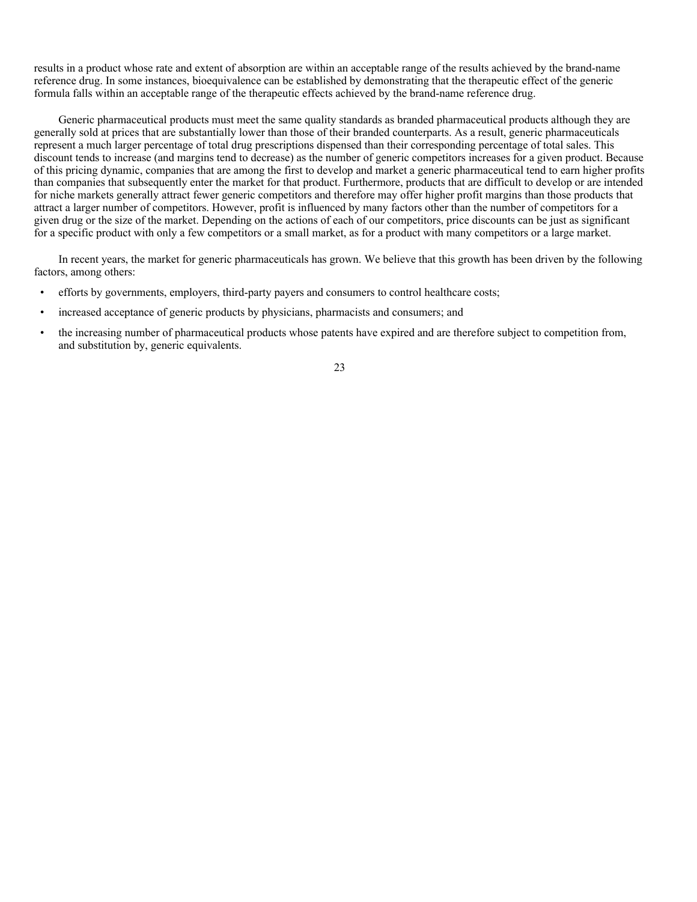results in a product whose rate and extent of absorption are within an acceptable range of the results achieved by the brand-name reference drug. In some instances, bioequivalence can be established by demonstrating that the therapeutic effect of the generic formula falls within an acceptable range of the therapeutic effects achieved by the brand-name reference drug.

Generic pharmaceutical products must meet the same quality standards as branded pharmaceutical products although they are generally sold at prices that are substantially lower than those of their branded counterparts. As a result, generic pharmaceuticals represent a much larger percentage of total drug prescriptions dispensed than their corresponding percentage of total sales. This discount tends to increase (and margins tend to decrease) as the number of generic competitors increases for a given product. Because of this pricing dynamic, companies that are among the first to develop and market a generic pharmaceutical tend to earn higher profits than companies that subsequently enter the market for that product. Furthermore, products that are difficult to develop or are intended for niche markets generally attract fewer generic competitors and therefore may offer higher profit margins than those products that attract a larger number of competitors. However, profit is influenced by many factors other than the number of competitors for a given drug or the size of the market. Depending on the actions of each of our competitors, price discounts can be just as significant for a specific product with only a few competitors or a small market, as for a product with many competitors or a large market.

In recent years, the market for generic pharmaceuticals has grown. We believe that this growth has been driven by the following factors, among others:

- efforts by governments, employers, third-party payers and consumers to control healthcare costs;
- increased acceptance of generic products by physicians, pharmacists and consumers; and
- the increasing number of pharmaceutical products whose patents have expired and are therefore subject to competition from, and substitution by, generic equivalents.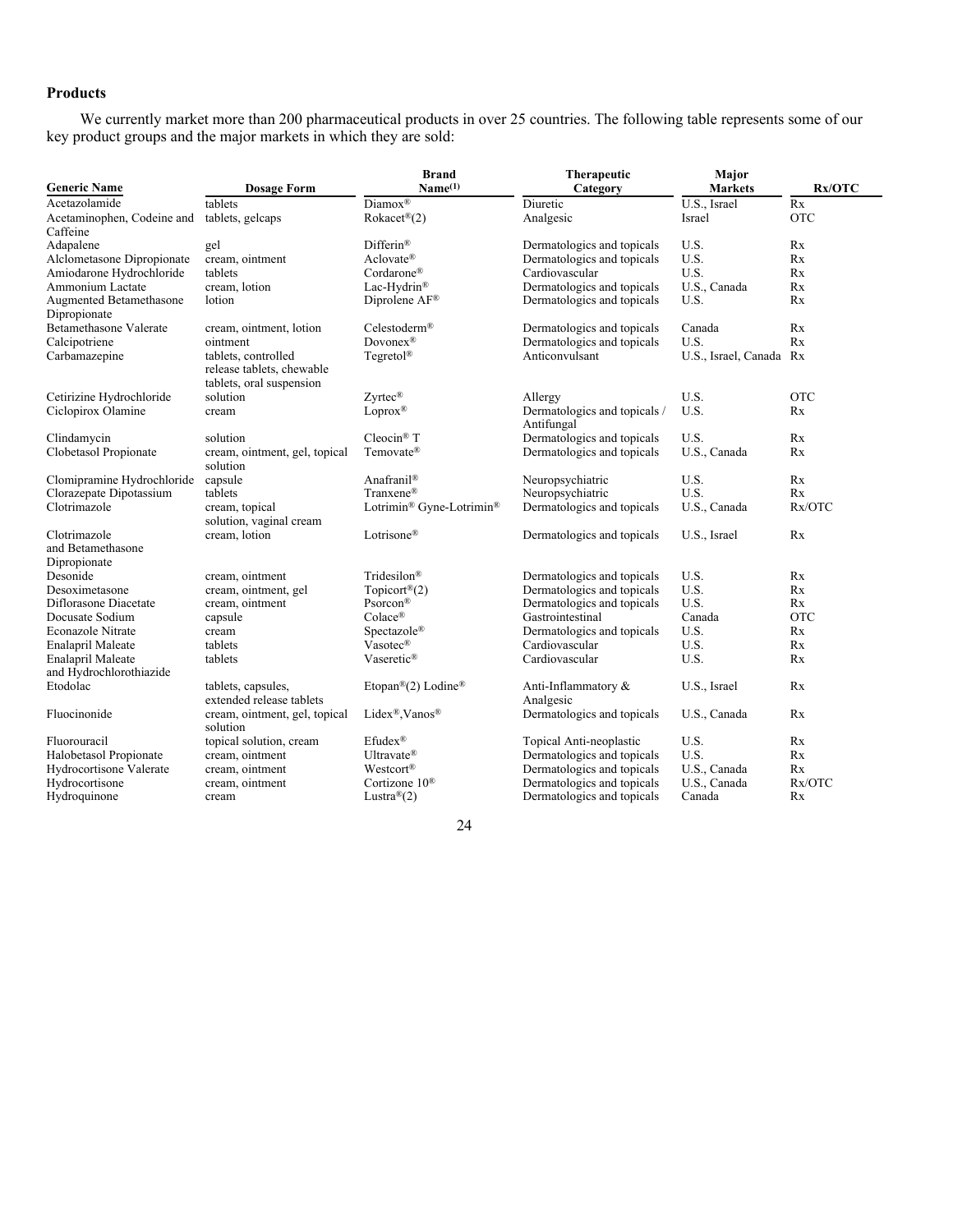## Products

We currently market more than 200 pharmaceutical products in over 25 countries. The following table represents some of our key product groups and the major markets in which they are sold:

| Generic Name | Dosage Form | Brand Name[(1)] | Therapeutic Category | Major Markets | Rx/OTC |
|---|---|---|---|---|---|
| Acetazolamide | tablets | Diamox® | Diuretic | U.S., Israel | Rx |
| Acetaminophen, Codeine and Caffeine | tablets, gelcaps | Rokacet®(2) | Analgesic | Israel | OTC |
| Adapalene | gel | Differin® | Dermatologics and topicals | U.S. | Rx |
| Alclometasone Dipropionate | cream, ointment | Aclovate® | Dermatologics and topicals | U.S. | Rx |
| Amiodarone Hydrochloride | tablets | Cordarone® | Cardiovascular | U.S. | Rx |
| Ammonium Lactate | cream, lotion | Lac-Hydrin® | Dermatologics and topicals | U.S., Canada | Rx |
| Augmented Betamethasone Dipropionate | lotion | Diprolene AF® | Dermatologics and topicals | U.S. | Rx |
| Betamethasone Valerate | cream, ointment, lotion | Celestoderm® | Dermatologics and topicals | Canada | Rx |
| Calcipotriene | ointment | Dovonex® | Dermatologics and topicals | U.S. | Rx |
| Carbamazepine | tablets, controlled release tablets, chewable tablets, oral suspension | Tegretol® | Anticonvulsant | U.S., Israel, Canada | Rx |
| Cetirizine Hydrochloride | solution | Zyrtec® | Allergy | U.S. | OTC |
| Ciclopirox Olamine | cream | Loprox® | Dermatologics and topicals / Antifungal | U.S. | Rx |
| Clindamycin | solution | Cleocin® T | Dermatologics and topicals | U.S. | Rx |
| Clobetasol Propionate | cream, ointment, gel, topical solution | Temovate® | Dermatologics and topicals | U.S., Canada | Rx |
| Clomipramine Hydrochloride | capsule | Anafranil® | Neuropsychiatric | U.S. | Rx |
| Clorazepate Dipotassium | tablets | Tranxene® | Neuropsychiatric | U.S. | Rx |
| Clotrimazole | cream, topical solution, vaginal cream | Lotrimin® Gyne-Lotrimin® | Dermatologics and topicals | U.S., Canada | Rx/OTC |
| Clotrimazole and Betamethasone Dipropionate | cream, lotion | Lotrisone® | Dermatologics and topicals | U.S., Israel | Rx |
| Desonide | cream, ointment | Tridesilon® | Dermatologics and topicals | U.S. | Rx |
| Desoximetasone | cream, ointment, gel | Topicort®(2) | Dermatologics and topicals | U.S. | Rx |
| Diflorasone Diacetate | cream, ointment | Psorcon® | Dermatologics and topicals | U.S. | Rx |
| Docusate Sodium | capsule | Colace® | Gastrointestinal | Canada | OTC |
| Econazole Nitrate | cream | Spectazole® | Dermatologics and topicals | U.S. | Rx |
| Enalapril Maleate | tablets | Vasotec® | Cardiovascular | U.S. | Rx |
| Enalapril Maleate and Hydrochlorothiazide | tablets | Vaseretic® | Cardiovascular | U.S. | Rx |
| Etodolac | tablets, capsules, extended release tablets | Etopan®(2) Lodine® | Anti-Inflammatory & Analgesic | U.S., Israel | Rx |
| Fluocinonide | cream, ointment, gel, topical solution | Lidex®, Vanos® | Dermatologics and topicals | U.S., Canada | Rx |
| Fluorouracil | topical solution, cream | Efudex® | Topical Anti-neoplastic | U.S. | Rx |
| Halobetasol Propionate | cream, ointment | Ultravate® | Dermatologics and topicals | U.S. | Rx |
| Hydrocortisone Valerate | cream, ointment | Westcort® | Dermatologics and topicals | U.S., Canada | Rx |
| Hydrocortisone | cream, ointment | Cortizone 10® | Dermatologics and topicals | U.S., Canada | Rx/OTC |
| Hydroquinone | cream | Lustra®(2) | Dermatologics and topicals | Canada | Rx |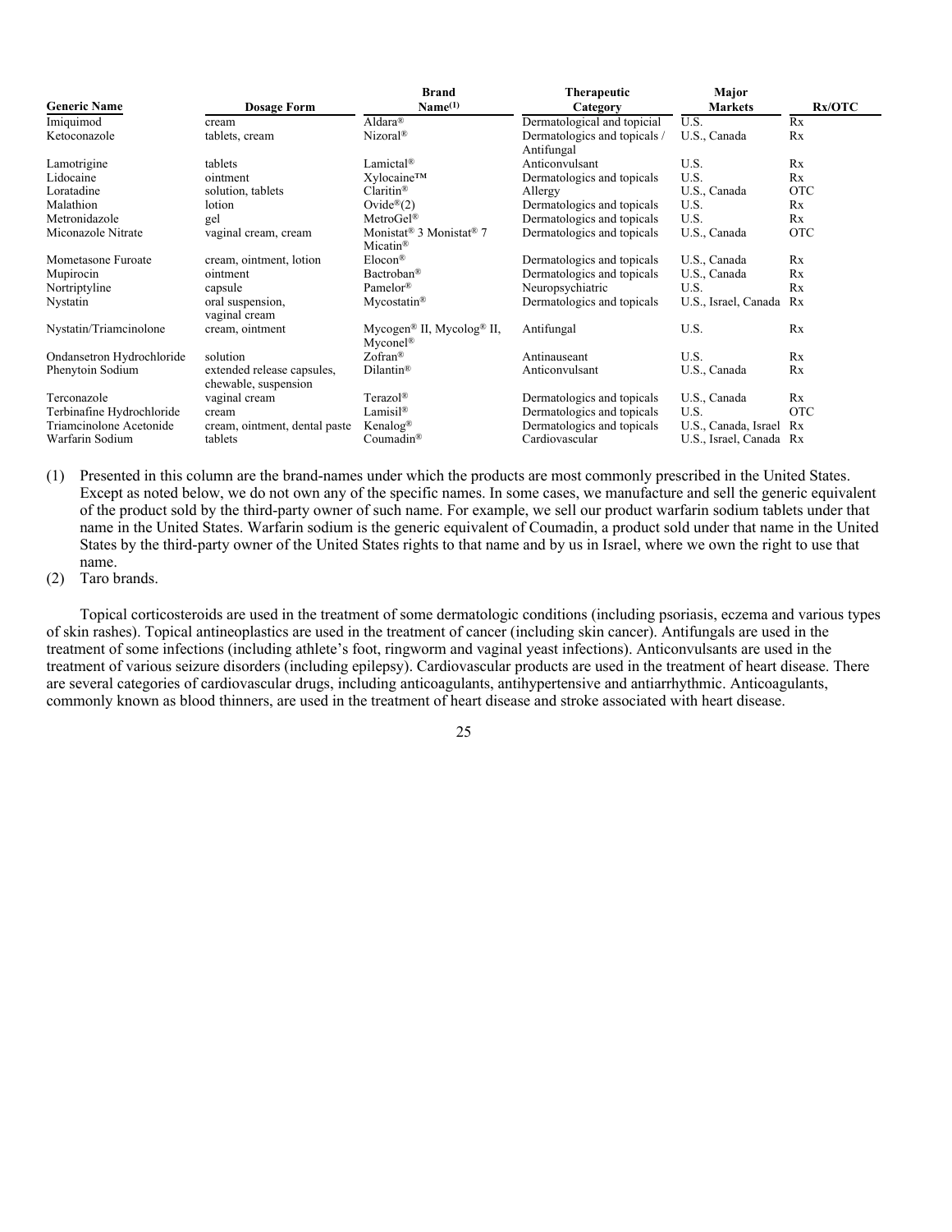| Generic Name | Dosage Form | Brand Name[(1)] | Therapeutic Category | Major Markets | Rx/OTC |
|---|---|---|---|---|---|
| Imiquimod | cream | Aldara® | Dermatological and topicial | U.S. | Rx |
| Ketoconazole | tablets, cream | Nizoral® | Dermatologics and topicals / Antifungal | U.S., Canada | Rx |
| Lamotrigine | tablets | Lamictal® | Anticonvulsant | U.S. | Rx |
| Lidocaine | ointment | Xylocaine™ | Dermatologics and topicals | U.S. | Rx |
| Loratadine | solution, tablets | Claritin® | Allergy | U.S., Canada | OTC |
| Malathion | lotion | Ovide®(2) | Dermatologics and topicals | U.S. | Rx |
| Metronidazole | gel | MetroGel® | Dermatologics and topicals | U.S. | Rx |
| Miconazole Nitrate | vaginal cream, cream | Monistat® 3 Monistat® 7 Micatin® | Dermatologics and topicals | U.S., Canada | OTC |
| Mometasone Furoate | cream, ointment, lotion | Elocon® | Dermatologics and topicals | U.S., Canada | Rx |
| Mupirocin | ointment | Bactroban® | Dermatologics and topicals | U.S., Canada | Rx |
| Nortriptyline | capsule | Pamelor® | Neuropsychiatric | U.S. | Rx |
| Nystatin | oral suspension, vaginal cream | Mycostatin® | Dermatologics and topicals | U.S., Israel, Canada | Rx |
| Nystatin/Triamcinolone | cream, ointment | Mycogen® II, Mycolog® II, Myconel® | Antifungal | U.S. | Rx |
| Ondansetron Hydrochloride | solution | Zofran® | Antinauseant | U.S. | Rx |
| Phenytoin Sodium | extended release capsules, chewable, suspension | Dilantin® | Anticonvulsant | U.S., Canada | Rx |
| Terconazole | vaginal cream | Terazol® | Dermatologics and topicals | U.S., Canada | Rx |
| Terbinafine Hydrochloride | cream | Lamisil® | Dermatologics and topicals | U.S. | OTC |
| Triamcinolone Acetonide | cream, ointment, dental paste | Kenalog® | Dermatologics and topicals | U.S., Canada, Israel | Rx |
| Warfarin Sodium | tablets | Coumadin® | Cardiovascular | U.S., Israel, Canada | Rx |

(1) Presented in this column are the brand-names under which the products are most commonly prescribed in the United States. Except as noted below, we do not own any of the specific names. In some cases, we manufacture and sell the generic equivalent of the product sold by the third-party owner of such name. For example, we sell our product warfarin sodium tablets under that name in the United States. Warfarin sodium is the generic equivalent of Coumadin, a product sold under that name in the United States by the third-party owner of the United States rights to that name and by us in Israel, where we own the right to use that name.

(2) Taro brands.

Topical corticosteroids are used in the treatment of some dermatologic conditions (including psoriasis, eczema and various types of skin rashes). Topical antineoplastics are used in the treatment of cancer (including skin cancer). Antifungals are used in the treatment of some infections (including athlete's foot, ringworm and vaginal yeast infections). Anticonvulsants are used in the treatment of various seizure disorders (including epilepsy). Cardiovascular products are used in the treatment of heart disease. There are several categories of cardiovascular drugs, including anticoagulants, antihypertensive and antiarrhythmic. Anticoagulants, commonly known as blood thinners, are used in the treatment of heart disease and stroke associated with heart disease.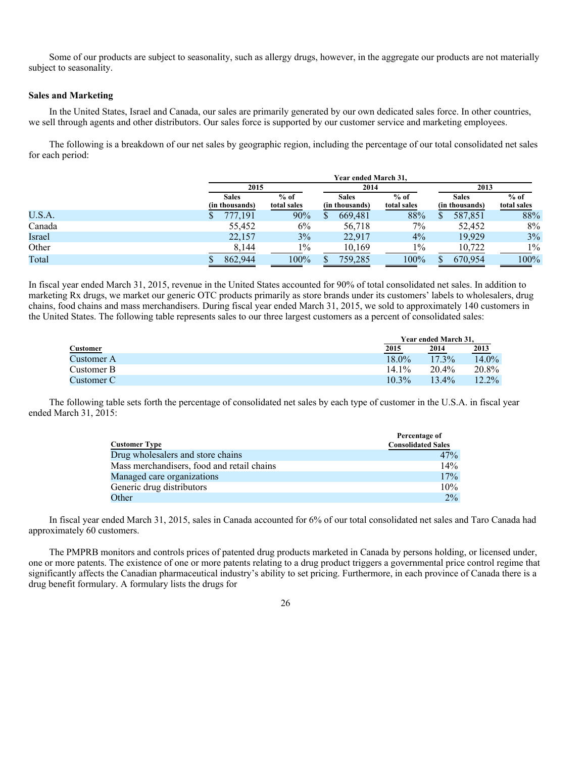Some of our products are subject to seasonality, such as allergy drugs, however, in the aggregate our products are not materially subject to seasonality.

**Sales and Marketing**

In the United States, Israel and Canada, our sales are primarily generated by our own dedicated sales force. In other countries, we sell through agents and other distributors. Our sales force is supported by our customer service and marketing employees.

The following is a breakdown of our net sales by geographic region, including the percentage of our total consolidated net sales for each period:

| | Year ended March 31, | | | | | |
|---|---|---|---|---|---|---|
| | 2015 | | 2014 | | 2013 | |
| | Sales (in thousands) | % of total sales | Sales (in thousands) | % of total sales | Sales (in thousands) | % of total sales |
| U.S.A. | $ 777,191 | 90% | $ 669,481 | 88% | $ 587,851 | 88% |
| Canada | 55,452 | 6% | 56,718 | 7% | 52,452 | 8% |
| Israel | 22,157 | 3% | 22,917 | 4% | 19,929 | 3% |
| Other | 8,144 | 1% | 10,169 | 1% | 10,722 | 1% |
| Total | $ 862,944 | 100% | $ 759,285 | 100% | $ 670,954 | 100% |

In fiscal year ended March 31, 2015, revenue in the United States accounted for 90% of total consolidated net sales. In addition to marketing Rx drugs, we market our generic OTC products primarily as store brands under its customers' labels to wholesalers, drug chains, food chains and mass merchandisers. During fiscal year ended March 31, 2015, we sold to approximately 140 customers in the United States. The following table represents sales to our three largest customers as a percent of consolidated sales:

| | Year ended March 31, | | |
|---|---|---|---|
| Customer | 2015 | 2014 | 2013 |
| Customer A | 18.0% | 17.3% | 14.0% |
| Customer B | 14.1% | 20.4% | 20.8% |
| Customer C | 10.3% | 13.4% | 12.2% |

The following table sets forth the percentage of consolidated net sales by each type of customer in the U.S.A. in fiscal year ended March 31, 2015:

| Customer Type | Percentage of Consolidated Sales |
|---|---|
| Drug wholesalers and store chains | 47% |
| Mass merchandisers, food and retail chains | 14% |
| Managed care organizations | 17% |
| Generic drug distributors | 10% |
| Other | 2% |

In fiscal year ended March 31, 2015, sales in Canada accounted for 6% of our total consolidated net sales and Taro Canada had approximately 60 customers.

The PMPRB monitors and controls prices of patented drug products marketed in Canada by persons holding, or licensed under, one or more patents. The existence of one or more patents relating to a drug product triggers a governmental price control regime that significantly affects the Canadian pharmaceutical industry's ability to set pricing. Furthermore, in each province of Canada there is a drug benefit formulary. A formulary lists the drugs for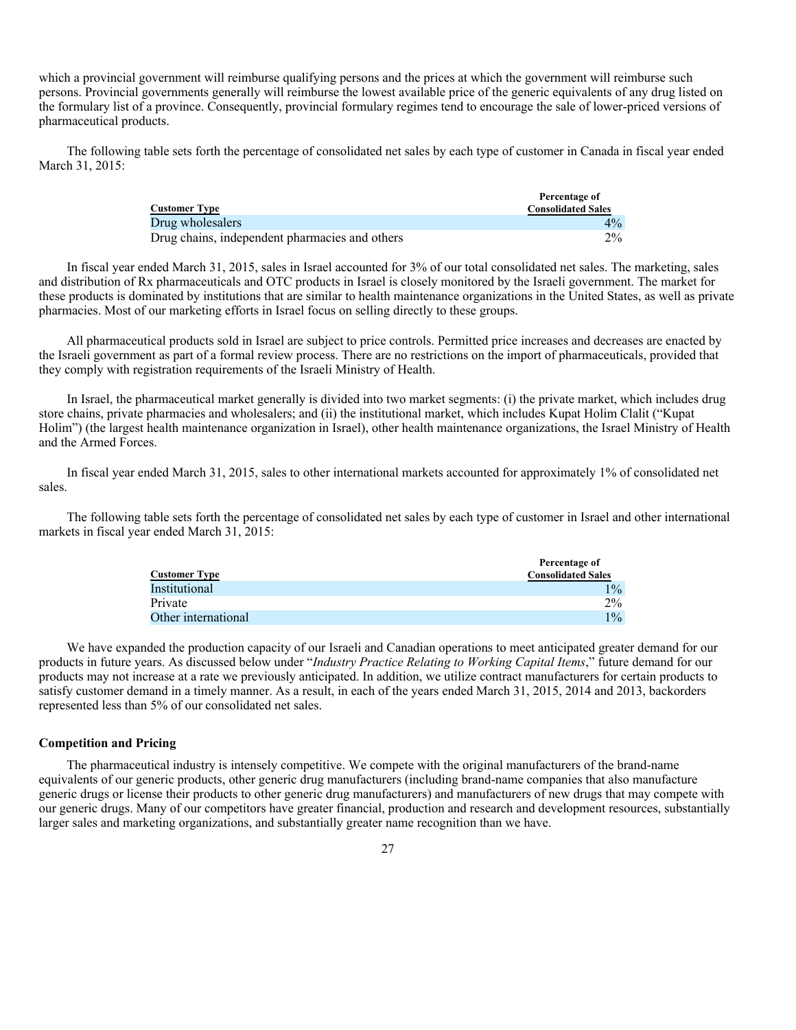which a provincial government will reimburse qualifying persons and the prices at which the government will reimburse such persons. Provincial governments generally will reimburse the lowest available price of the generic equivalents of any drug listed on the formulary list of a province. Consequently, provincial formulary regimes tend to encourage the sale of lower-priced versions of pharmaceutical products.

The following table sets forth the percentage of consolidated net sales by each type of customer in Canada in fiscal year ended March 31, 2015:

| Customer Type | Percentage of Consolidated Sales |
|---|---|
| Drug wholesalers | 4% |
| Drug chains, independent pharmacies and others | 2% |

In fiscal year ended March 31, 2015, sales in Israel accounted for 3% of our total consolidated net sales. The marketing, sales and distribution of Rx pharmaceuticals and OTC products in Israel is closely monitored by the Israeli government. The market for these products is dominated by institutions that are similar to health maintenance organizations in the United States, as well as private pharmacies. Most of our marketing efforts in Israel focus on selling directly to these groups.

All pharmaceutical products sold in Israel are subject to price controls. Permitted price increases and decreases are enacted by the Israeli government as part of a formal review process. There are no restrictions on the import of pharmaceuticals, provided that they comply with registration requirements of the Israeli Ministry of Health.

In Israel, the pharmaceutical market generally is divided into two market segments: (i) the private market, which includes drug store chains, private pharmacies and wholesalers; and (ii) the institutional market, which includes Kupat Holim Clalit ("Kupat Holim") (the largest health maintenance organization in Israel), other health maintenance organizations, the Israel Ministry of Health and the Armed Forces.

In fiscal year ended March 31, 2015, sales to other international markets accounted for approximately 1% of consolidated net sales.

The following table sets forth the percentage of consolidated net sales by each type of customer in Israel and other international markets in fiscal year ended March 31, 2015:

| Customer Type | Percentage of Consolidated Sales |
|---|---|
| Institutional | 1% |
| Private | 2% |
| Other international | 1% |

We have expanded the production capacity of our Israeli and Canadian operations to meet anticipated greater demand for our products in future years. As discussed below under "*Industry Practice Relating to Working Capital Items*," future demand for our products may not increase at a rate we previously anticipated. In addition, we utilize contract manufacturers for certain products to satisfy customer demand in a timely manner. As a result, in each of the years ended March 31, 2015, 2014 and 2013, backorders represented less than 5% of our consolidated net sales.

**Competition and Pricing**

The pharmaceutical industry is intensely competitive. We compete with the original manufacturers of the brand-name equivalents of our generic products, other generic drug manufacturers (including brand-name companies that also manufacture generic drugs or license their products to other generic drug manufacturers) and manufacturers of new drugs that may compete with our generic drugs. Many of our competitors have greater financial, production and research and development resources, substantially larger sales and marketing organizations, and substantially greater name recognition than we have.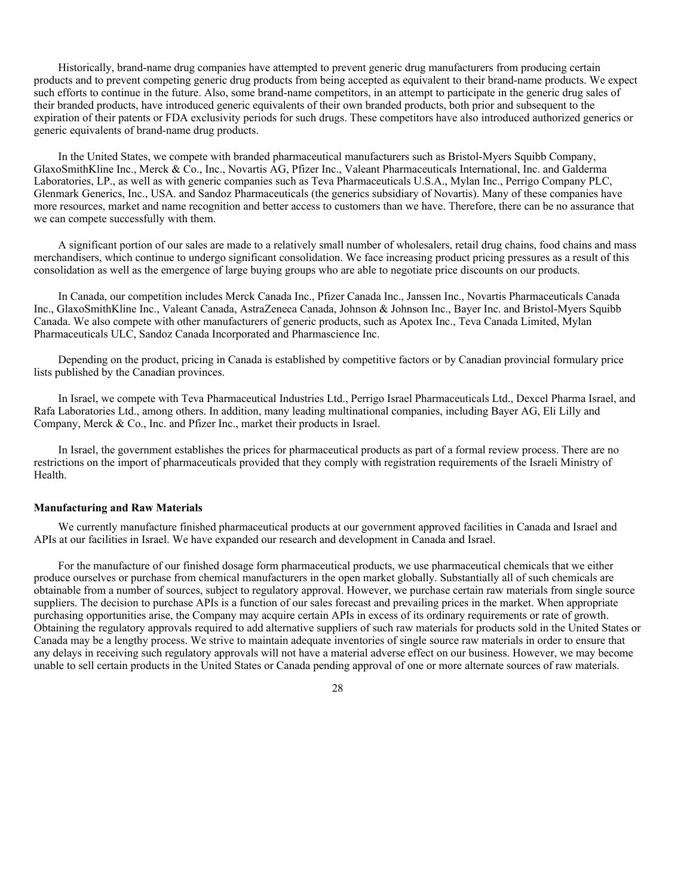Historically, brand-name drug companies have attempted to prevent generic drug manufacturers from producing certain products and to prevent competing generic drug products from being accepted as equivalent to their brand-name products. We expect such efforts to continue in the future. Also, some brand-name competitors, in an attempt to participate in the generic drug sales of their branded products, have introduced generic equivalents of their own branded products, both prior and subsequent to the expiration of their patents or FDA exclusivity periods for such drugs. These competitors have also introduced authorized generics or generic equivalents of brand-name drug products.

In the United States, we compete with branded pharmaceutical manufacturers such as Bristol-Myers Squibb Company, GlaxoSmithKline Inc., Merck & Co., Inc., Novartis AG, Pfizer Inc., Valeant Pharmaceuticals International, Inc. and Galderma Laboratories, LP., as well as with generic companies such as Teva Pharmaceuticals U.S.A., Mylan Inc., Perrigo Company PLC, Glenmark Generics, Inc., USA. and Sandoz Pharmaceuticals (the generics subsidiary of Novartis). Many of these companies have more resources, market and name recognition and better access to customers than we have. Therefore, there can be no assurance that we can compete successfully with them.

A significant portion of our sales are made to a relatively small number of wholesalers, retail drug chains, food chains and mass merchandisers, which continue to undergo significant consolidation. We face increasing product pricing pressures as a result of this consolidation as well as the emergence of large buying groups who are able to negotiate price discounts on our products.

In Canada, our competition includes Merck Canada Inc., Pfizer Canada Inc., Janssen Inc., Novartis Pharmaceuticals Canada Inc., GlaxoSmithKline Inc., Valeant Canada, AstraZeneca Canada, Johnson & Johnson Inc., Bayer Inc. and Bristol-Myers Squibb Canada. We also compete with other manufacturers of generic products, such as Apotex Inc., Teva Canada Limited, Mylan Pharmaceuticals ULC, Sandoz Canada Incorporated and Pharmascience Inc.

Depending on the product, pricing in Canada is established by competitive factors or by Canadian provincial formulary price lists published by the Canadian provinces.

In Israel, we compete with Teva Pharmaceutical Industries Ltd., Perrigo Israel Pharmaceuticals Ltd., Dexcel Pharma Israel, and Rafa Laboratories Ltd., among others. In addition, many leading multinational companies, including Bayer AG, Eli Lilly and Company, Merck & Co., Inc. and Pfizer Inc., market their products in Israel.

In Israel, the government establishes the prices for pharmaceutical products as part of a formal review process. There are no restrictions on the import of pharmaceuticals provided that they comply with registration requirements of the Israeli Ministry of Health.

**Manufacturing and Raw Materials**

We currently manufacture finished pharmaceutical products at our government approved facilities in Canada and Israel and APIs at our facilities in Israel. We have expanded our research and development in Canada and Israel.

For the manufacture of our finished dosage form pharmaceutical products, we use pharmaceutical chemicals that we either produce ourselves or purchase from chemical manufacturers in the open market globally. Substantially all of such chemicals are obtainable from a number of sources, subject to regulatory approval. However, we purchase certain raw materials from single source suppliers. The decision to purchase APIs is a function of our sales forecast and prevailing prices in the market. When appropriate purchasing opportunities arise, the Company may acquire certain APIs in excess of its ordinary requirements or rate of growth. Obtaining the regulatory approvals required to add alternative suppliers of such raw materials for products sold in the United States or Canada may be a lengthy process. We strive to maintain adequate inventories of single source raw materials in order to ensure that any delays in receiving such regulatory approvals will not have a material adverse effect on our business. However, we may become unable to sell certain products in the United States or Canada pending approval of one or more alternate sources of raw materials.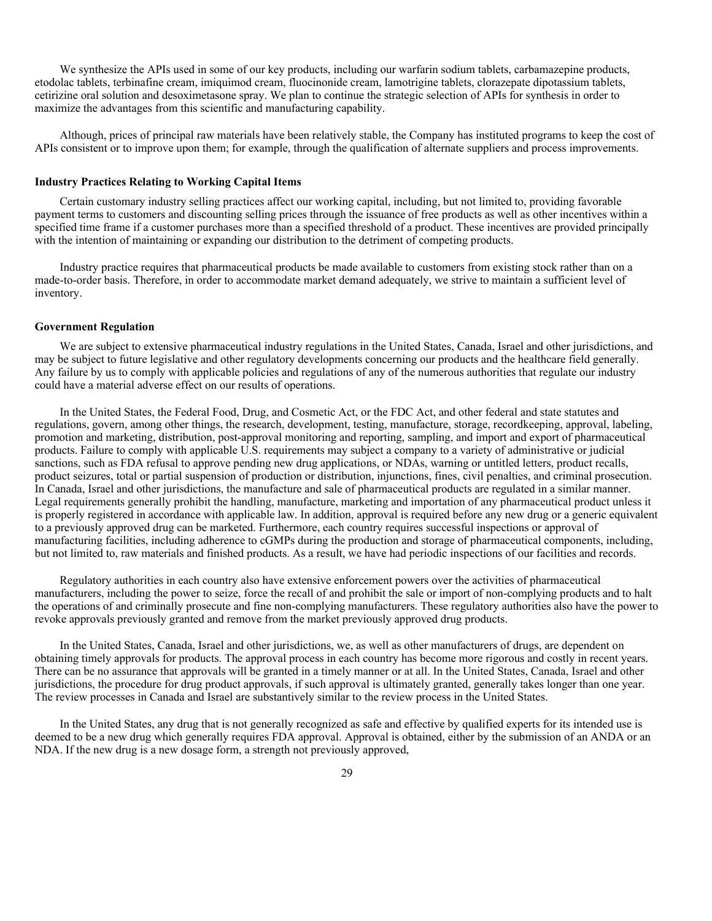We synthesize the APIs used in some of our key products, including our warfarin sodium tablets, carbamazepine products, etodolac tablets, terbinafine cream, imiquimod cream, fluocinonide cream, lamotrigine tablets, clorazepate dipotassium tablets, cetirizine oral solution and desoximetasone spray. We plan to continue the strategic selection of APIs for synthesis in order to maximize the advantages from this scientific and manufacturing capability.

Although, prices of principal raw materials have been relatively stable, the Company has instituted programs to keep the cost of APIs consistent or to improve upon them; for example, through the qualification of alternate suppliers and process improvements.

### Industry Practices Relating to Working Capital Items

Certain customary industry selling practices affect our working capital, including, but not limited to, providing favorable payment terms to customers and discounting selling prices through the issuance of free products as well as other incentives within a specified time frame if a customer purchases more than a specified threshold of a product. These incentives are provided principally with the intention of maintaining or expanding our distribution to the detriment of competing products.

Industry practice requires that pharmaceutical products be made available to customers from existing stock rather than on a made-to-order basis. Therefore, in order to accommodate market demand adequately, we strive to maintain a sufficient level of inventory.

### Government Regulation

We are subject to extensive pharmaceutical industry regulations in the United States, Canada, Israel and other jurisdictions, and may be subject to future legislative and other regulatory developments concerning our products and the healthcare field generally. Any failure by us to comply with applicable policies and regulations of any of the numerous authorities that regulate our industry could have a material adverse effect on our results of operations.

In the United States, the Federal Food, Drug, and Cosmetic Act, or the FDC Act, and other federal and state statutes and regulations, govern, among other things, the research, development, testing, manufacture, storage, recordkeeping, approval, labeling, promotion and marketing, distribution, post-approval monitoring and reporting, sampling, and import and export of pharmaceutical products. Failure to comply with applicable U.S. requirements may subject a company to a variety of administrative or judicial sanctions, such as FDA refusal to approve pending new drug applications, or NDAs, warning or untitled letters, product recalls, product seizures, total or partial suspension of production or distribution, injunctions, fines, civil penalties, and criminal prosecution. In Canada, Israel and other jurisdictions, the manufacture and sale of pharmaceutical products are regulated in a similar manner. Legal requirements generally prohibit the handling, manufacture, marketing and importation of any pharmaceutical product unless it is properly registered in accordance with applicable law. In addition, approval is required before any new drug or a generic equivalent to a previously approved drug can be marketed. Furthermore, each country requires successful inspections or approval of manufacturing facilities, including adherence to cGMPs during the production and storage of pharmaceutical components, including, but not limited to, raw materials and finished products. As a result, we have had periodic inspections of our facilities and records.

Regulatory authorities in each country also have extensive enforcement powers over the activities of pharmaceutical manufacturers, including the power to seize, force the recall of and prohibit the sale or import of non-complying products and to halt the operations of and criminally prosecute and fine non-complying manufacturers. These regulatory authorities also have the power to revoke approvals previously granted and remove from the market previously approved drug products.

In the United States, Canada, Israel and other jurisdictions, we, as well as other manufacturers of drugs, are dependent on obtaining timely approvals for products. The approval process in each country has become more rigorous and costly in recent years. There can be no assurance that approvals will be granted in a timely manner or at all. In the United States, Canada, Israel and other jurisdictions, the procedure for drug product approvals, if such approval is ultimately granted, generally takes longer than one year. The review processes in Canada and Israel are substantively similar to the review process in the United States.

In the United States, any drug that is not generally recognized as safe and effective by qualified experts for its intended use is deemed to be a new drug which generally requires FDA approval. Approval is obtained, either by the submission of an ANDA or an NDA. If the new drug is a new dosage form, a strength not previously approved,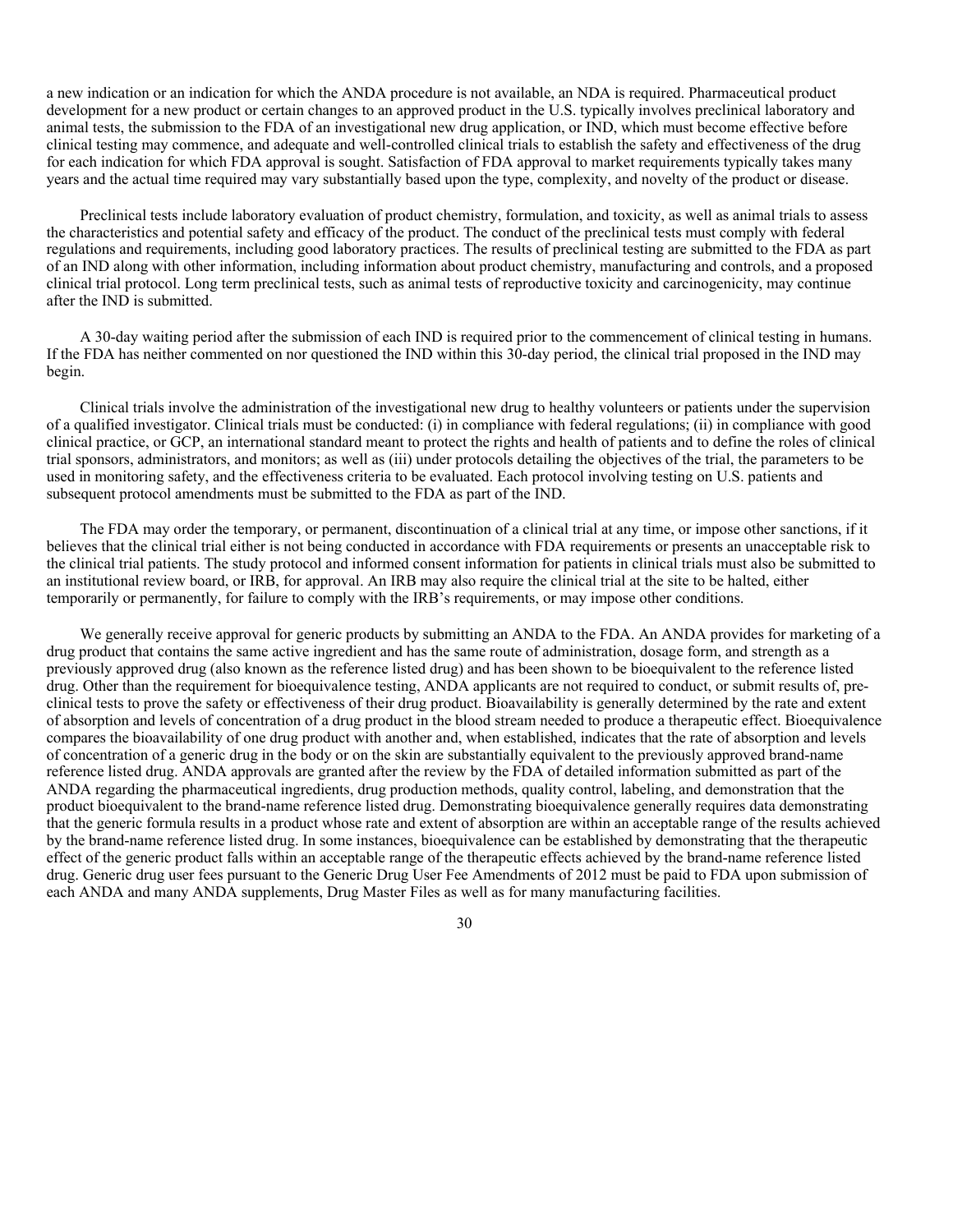a new indication or an indication for which the ANDA procedure is not available, an NDA is required. Pharmaceutical product development for a new product or certain changes to an approved product in the U.S. typically involves preclinical laboratory and animal tests, the submission to the FDA of an investigational new drug application, or IND, which must become effective before clinical testing may commence, and adequate and well-controlled clinical trials to establish the safety and effectiveness of the drug for each indication for which FDA approval is sought. Satisfaction of FDA approval to market requirements typically takes many years and the actual time required may vary substantially based upon the type, complexity, and novelty of the product or disease.

Preclinical tests include laboratory evaluation of product chemistry, formulation, and toxicity, as well as animal trials to assess the characteristics and potential safety and efficacy of the product. The conduct of the preclinical tests must comply with federal regulations and requirements, including good laboratory practices. The results of preclinical testing are submitted to the FDA as part of an IND along with other information, including information about product chemistry, manufacturing and controls, and a proposed clinical trial protocol. Long term preclinical tests, such as animal tests of reproductive toxicity and carcinogenicity, may continue after the IND is submitted.

A 30-day waiting period after the submission of each IND is required prior to the commencement of clinical testing in humans. If the FDA has neither commented on nor questioned the IND within this 30-day period, the clinical trial proposed in the IND may begin.

Clinical trials involve the administration of the investigational new drug to healthy volunteers or patients under the supervision of a qualified investigator. Clinical trials must be conducted: (i) in compliance with federal regulations; (ii) in compliance with good clinical practice, or GCP, an international standard meant to protect the rights and health of patients and to define the roles of clinical trial sponsors, administrators, and monitors; as well as (iii) under protocols detailing the objectives of the trial, the parameters to be used in monitoring safety, and the effectiveness criteria to be evaluated. Each protocol involving testing on U.S. patients and subsequent protocol amendments must be submitted to the FDA as part of the IND.

The FDA may order the temporary, or permanent, discontinuation of a clinical trial at any time, or impose other sanctions, if it believes that the clinical trial either is not being conducted in accordance with FDA requirements or presents an unacceptable risk to the clinical trial patients. The study protocol and informed consent information for patients in clinical trials must also be submitted to an institutional review board, or IRB, for approval. An IRB may also require the clinical trial at the site to be halted, either temporarily or permanently, for failure to comply with the IRB's requirements, or may impose other conditions.

We generally receive approval for generic products by submitting an ANDA to the FDA. An ANDA provides for marketing of a drug product that contains the same active ingredient and has the same route of administration, dosage form, and strength as a previously approved drug (also known as the reference listed drug) and has been shown to be bioequivalent to the reference listed drug. Other than the requirement for bioequivalence testing, ANDA applicants are not required to conduct, or submit results of, pre-clinical tests to prove the safety or effectiveness of their drug product. Bioavailability is generally determined by the rate and extent of absorption and levels of concentration of a drug product in the blood stream needed to produce a therapeutic effect. Bioequivalence compares the bioavailability of one drug product with another and, when established, indicates that the rate of absorption and levels of concentration of a generic drug in the body or on the skin are substantially equivalent to the previously approved brand-name reference listed drug. ANDA approvals are granted after the review by the FDA of detailed information submitted as part of the ANDA regarding the pharmaceutical ingredients, drug production methods, quality control, labeling, and demonstration that the product bioequivalent to the brand-name reference listed drug. Demonstrating bioequivalence generally requires data demonstrating that the generic formula results in a product whose rate and extent of absorption are within an acceptable range of the results achieved by the brand-name reference listed drug. In some instances, bioequivalence can be established by demonstrating that the therapeutic effect of the generic product falls within an acceptable range of the therapeutic effects achieved by the brand-name reference listed drug. Generic drug user fees pursuant to the Generic Drug User Fee Amendments of 2012 must be paid to FDA upon submission of each ANDA and many ANDA supplements, Drug Master Files as well as for many manufacturing facilities.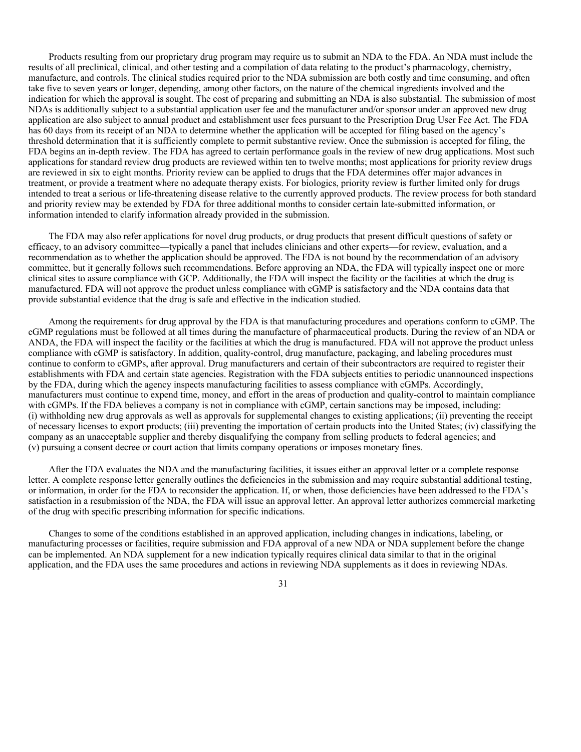Products resulting from our proprietary drug program may require us to submit an NDA to the FDA. An NDA must include the results of all preclinical, clinical, and other testing and a compilation of data relating to the product's pharmacology, chemistry, manufacture, and controls. The clinical studies required prior to the NDA submission are both costly and time consuming, and often take five to seven years or longer, depending, among other factors, on the nature of the chemical ingredients involved and the indication for which the approval is sought. The cost of preparing and submitting an NDA is also substantial. The submission of most NDAs is additionally subject to a substantial application user fee and the manufacturer and/or sponsor under an approved new drug application are also subject to annual product and establishment user fees pursuant to the Prescription Drug User Fee Act. The FDA has 60 days from its receipt of an NDA to determine whether the application will be accepted for filing based on the agency's threshold determination that it is sufficiently complete to permit substantive review. Once the submission is accepted for filing, the FDA begins an in-depth review. The FDA has agreed to certain performance goals in the review of new drug applications. Most such applications for standard review drug products are reviewed within ten to twelve months; most applications for priority review drugs are reviewed in six to eight months. Priority review can be applied to drugs that the FDA determines offer major advances in treatment, or provide a treatment where no adequate therapy exists. For biologics, priority review is further limited only for drugs intended to treat a serious or life-threatening disease relative to the currently approved products. The review process for both standard and priority review may be extended by FDA for three additional months to consider certain late-submitted information, or information intended to clarify information already provided in the submission.

The FDA may also refer applications for novel drug products, or drug products that present difficult questions of safety or efficacy, to an advisory committee—typically a panel that includes clinicians and other experts—for review, evaluation, and a recommendation as to whether the application should be approved. The FDA is not bound by the recommendation of an advisory committee, but it generally follows such recommendations. Before approving an NDA, the FDA will typically inspect one or more clinical sites to assure compliance with GCP. Additionally, the FDA will inspect the facility or the facilities at which the drug is manufactured. FDA will not approve the product unless compliance with cGMP is satisfactory and the NDA contains data that provide substantial evidence that the drug is safe and effective in the indication studied.

Among the requirements for drug approval by the FDA is that manufacturing procedures and operations conform to cGMP. The cGMP regulations must be followed at all times during the manufacture of pharmaceutical products. During the review of an NDA or ANDA, the FDA will inspect the facility or the facilities at which the drug is manufactured. FDA will not approve the product unless compliance with cGMP is satisfactory. In addition, quality-control, drug manufacture, packaging, and labeling procedures must continue to conform to cGMPs, after approval. Drug manufacturers and certain of their subcontractors are required to register their establishments with FDA and certain state agencies. Registration with the FDA subjects entities to periodic unannounced inspections by the FDA, during which the agency inspects manufacturing facilities to assess compliance with cGMPs. Accordingly, manufacturers must continue to expend time, money, and effort in the areas of production and quality-control to maintain compliance with cGMPs. If the FDA believes a company is not in compliance with cGMP, certain sanctions may be imposed, including: (i) withholding new drug approvals as well as approvals for supplemental changes to existing applications; (ii) preventing the receipt of necessary licenses to export products; (iii) preventing the importation of certain products into the United States; (iv) classifying the company as an unacceptable supplier and thereby disqualifying the company from selling products to federal agencies; and (v) pursuing a consent decree or court action that limits company operations or imposes monetary fines.

After the FDA evaluates the NDA and the manufacturing facilities, it issues either an approval letter or a complete response letter. A complete response letter generally outlines the deficiencies in the submission and may require substantial additional testing, or information, in order for the FDA to reconsider the application. If, or when, those deficiencies have been addressed to the FDA's satisfaction in a resubmission of the NDA, the FDA will issue an approval letter. An approval letter authorizes commercial marketing of the drug with specific prescribing information for specific indications.

Changes to some of the conditions established in an approved application, including changes in indications, labeling, or manufacturing processes or facilities, require submission and FDA approval of a new NDA or NDA supplement before the change can be implemented. An NDA supplement for a new indication typically requires clinical data similar to that in the original application, and the FDA uses the same procedures and actions in reviewing NDA supplements as it does in reviewing NDAs.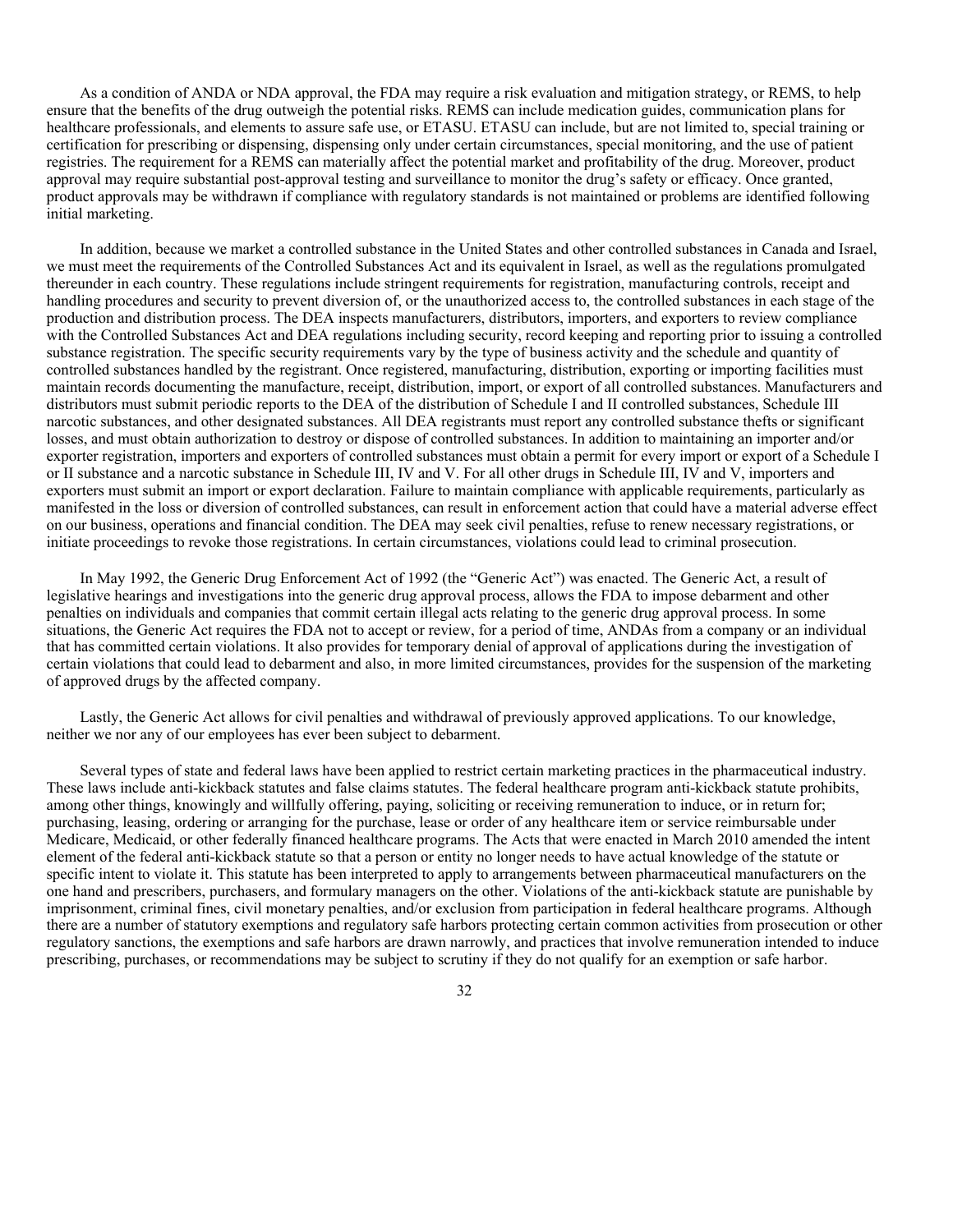As a condition of ANDA or NDA approval, the FDA may require a risk evaluation and mitigation strategy, or REMS, to help ensure that the benefits of the drug outweigh the potential risks. REMS can include medication guides, communication plans for healthcare professionals, and elements to assure safe use, or ETASU. ETASU can include, but are not limited to, special training or certification for prescribing or dispensing, dispensing only under certain circumstances, special monitoring, and the use of patient registries. The requirement for a REMS can materially affect the potential market and profitability of the drug. Moreover, product approval may require substantial post-approval testing and surveillance to monitor the drug's safety or efficacy. Once granted, product approvals may be withdrawn if compliance with regulatory standards is not maintained or problems are identified following initial marketing.

In addition, because we market a controlled substance in the United States and other controlled substances in Canada and Israel, we must meet the requirements of the Controlled Substances Act and its equivalent in Israel, as well as the regulations promulgated thereunder in each country. These regulations include stringent requirements for registration, manufacturing controls, receipt and handling procedures and security to prevent diversion of, or the unauthorized access to, the controlled substances in each stage of the production and distribution process. The DEA inspects manufacturers, distributors, importers, and exporters to review compliance with the Controlled Substances Act and DEA regulations including security, record keeping and reporting prior to issuing a controlled substance registration. The specific security requirements vary by the type of business activity and the schedule and quantity of controlled substances handled by the registrant. Once registered, manufacturing, distribution, exporting or importing facilities must maintain records documenting the manufacture, receipt, distribution, import, or export of all controlled substances. Manufacturers and distributors must submit periodic reports to the DEA of the distribution of Schedule I and II controlled substances, Schedule III narcotic substances, and other designated substances. All DEA registrants must report any controlled substance thefts or significant losses, and must obtain authorization to destroy or dispose of controlled substances. In addition to maintaining an importer and/or exporter registration, importers and exporters of controlled substances must obtain a permit for every import or export of a Schedule I or II substance and a narcotic substance in Schedule III, IV and V. For all other drugs in Schedule III, IV and V, importers and exporters must submit an import or export declaration. Failure to maintain compliance with applicable requirements, particularly as manifested in the loss or diversion of controlled substances, can result in enforcement action that could have a material adverse effect on our business, operations and financial condition. The DEA may seek civil penalties, refuse to renew necessary registrations, or initiate proceedings to revoke those registrations. In certain circumstances, violations could lead to criminal prosecution.

In May 1992, the Generic Drug Enforcement Act of 1992 (the "Generic Act") was enacted. The Generic Act, a result of legislative hearings and investigations into the generic drug approval process, allows the FDA to impose debarment and other penalties on individuals and companies that commit certain illegal acts relating to the generic drug approval process. In some situations, the Generic Act requires the FDA not to accept or review, for a period of time, ANDAs from a company or an individual that has committed certain violations. It also provides for temporary denial of approval of applications during the investigation of certain violations that could lead to debarment and also, in more limited circumstances, provides for the suspension of the marketing of approved drugs by the affected company.

Lastly, the Generic Act allows for civil penalties and withdrawal of previously approved applications. To our knowledge, neither we nor any of our employees has ever been subject to debarment.

Several types of state and federal laws have been applied to restrict certain marketing practices in the pharmaceutical industry. These laws include anti-kickback statutes and false claims statutes. The federal healthcare program anti-kickback statute prohibits, among other things, knowingly and willfully offering, paying, soliciting or receiving remuneration to induce, or in return for; purchasing, leasing, ordering or arranging for the purchase, lease or order of any healthcare item or service reimbursable under Medicare, Medicaid, or other federally financed healthcare programs. The Acts that were enacted in March 2010 amended the intent element of the federal anti-kickback statute so that a person or entity no longer needs to have actual knowledge of the statute or specific intent to violate it. This statute has been interpreted to apply to arrangements between pharmaceutical manufacturers on the one hand and prescribers, purchasers, and formulary managers on the other. Violations of the anti-kickback statute are punishable by imprisonment, criminal fines, civil monetary penalties, and/or exclusion from participation in federal healthcare programs. Although there are a number of statutory exemptions and regulatory safe harbors protecting certain common activities from prosecution or other regulatory sanctions, the exemptions and safe harbors are drawn narrowly, and practices that involve remuneration intended to induce prescribing, purchases, or recommendations may be subject to scrutiny if they do not qualify for an exemption or safe harbor.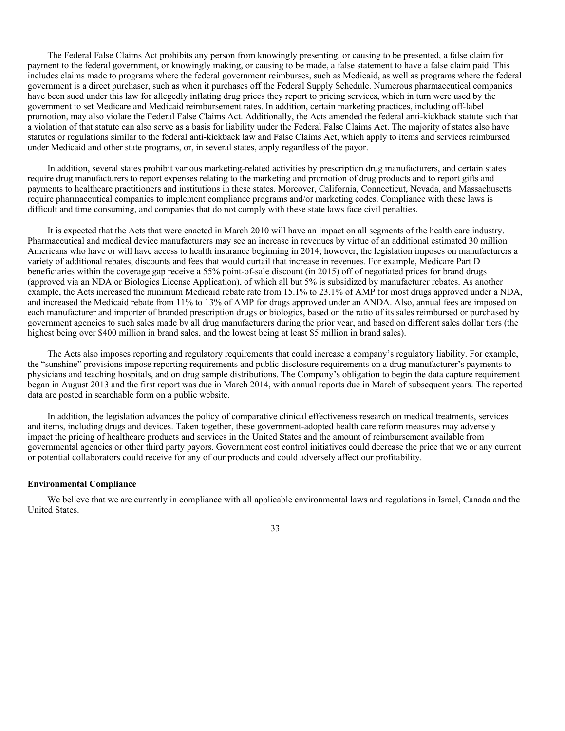The Federal False Claims Act prohibits any person from knowingly presenting, or causing to be presented, a false claim for payment to the federal government, or knowingly making, or causing to be made, a false statement to have a false claim paid. This includes claims made to programs where the federal government reimburses, such as Medicaid, as well as programs where the federal government is a direct purchaser, such as when it purchases off the Federal Supply Schedule. Numerous pharmaceutical companies have been sued under this law for allegedly inflating drug prices they report to pricing services, which in turn were used by the government to set Medicare and Medicaid reimbursement rates. In addition, certain marketing practices, including off-label promotion, may also violate the Federal False Claims Act. Additionally, the Acts amended the federal anti-kickback statute such that a violation of that statute can also serve as a basis for liability under the Federal False Claims Act. The majority of states also have statutes or regulations similar to the federal anti-kickback law and False Claims Act, which apply to items and services reimbursed under Medicaid and other state programs, or, in several states, apply regardless of the payor.

In addition, several states prohibit various marketing-related activities by prescription drug manufacturers, and certain states require drug manufacturers to report expenses relating to the marketing and promotion of drug products and to report gifts and payments to healthcare practitioners and institutions in these states. Moreover, California, Connecticut, Nevada, and Massachusetts require pharmaceutical companies to implement compliance programs and/or marketing codes. Compliance with these laws is difficult and time consuming, and companies that do not comply with these state laws face civil penalties.

It is expected that the Acts that were enacted in March 2010 will have an impact on all segments of the health care industry. Pharmaceutical and medical device manufacturers may see an increase in revenues by virtue of an additional estimated 30 million Americans who have or will have access to health insurance beginning in 2014; however, the legislation imposes on manufacturers a variety of additional rebates, discounts and fees that would curtail that increase in revenues. For example, Medicare Part D beneficiaries within the coverage gap receive a 55% point-of-sale discount (in 2015) off of negotiated prices for brand drugs (approved via an NDA or Biologics License Application), of which all but 5% is subsidized by manufacturer rebates. As another example, the Acts increased the minimum Medicaid rebate rate from 15.1% to 23.1% of AMP for most drugs approved under a NDA, and increased the Medicaid rebate from 11% to 13% of AMP for drugs approved under an ANDA. Also, annual fees are imposed on each manufacturer and importer of branded prescription drugs or biologics, based on the ratio of its sales reimbursed or purchased by government agencies to such sales made by all drug manufacturers during the prior year, and based on different sales dollar tiers (the highest being over $400 million in brand sales, and the lowest being at least $5 million in brand sales).

The Acts also imposes reporting and regulatory requirements that could increase a company's regulatory liability. For example, the "sunshine" provisions impose reporting requirements and public disclosure requirements on a drug manufacturer's payments to physicians and teaching hospitals, and on drug sample distributions. The Company's obligation to begin the data capture requirement began in August 2013 and the first report was due in March 2014, with annual reports due in March of subsequent years. The reported data are posted in searchable form on a public website.

In addition, the legislation advances the policy of comparative clinical effectiveness research on medical treatments, services and items, including drugs and devices. Taken together, these government-adopted health care reform measures may adversely impact the pricing of healthcare products and services in the United States and the amount of reimbursement available from governmental agencies or other third party payors. Government cost control initiatives could decrease the price that we or any current or potential collaborators could receive for any of our products and could adversely affect our profitability.

**Environmental Compliance**

We believe that we are currently in compliance with all applicable environmental laws and regulations in Israel, Canada and the United States.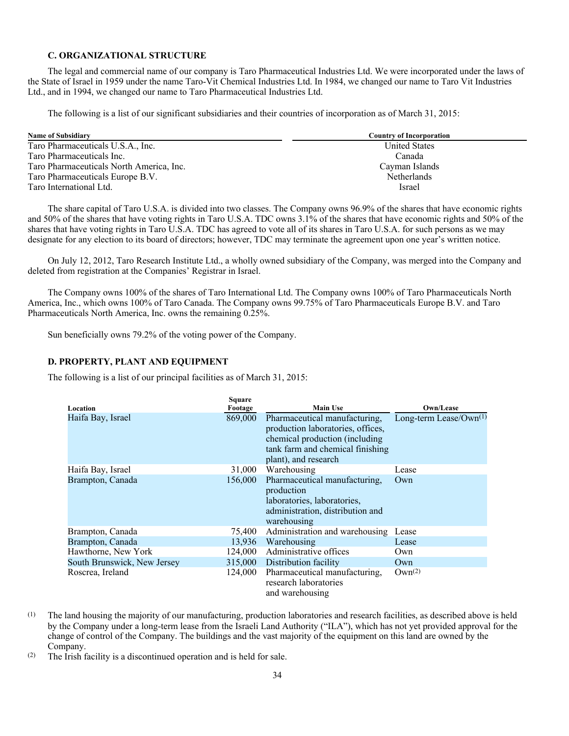### C. ORGANIZATIONAL STRUCTURE

The legal and commercial name of our company is Taro Pharmaceutical Industries Ltd. We were incorporated under the laws of the State of Israel in 1959 under the name Taro-Vit Chemical Industries Ltd. In 1984, we changed our name to Taro Vit Industries Ltd., and in 1994, we changed our name to Taro Pharmaceutical Industries Ltd.

The following is a list of our significant subsidiaries and their countries of incorporation as of March 31, 2015:

| Name of Subsidiary | Country of Incorporation |
|---|---|
| Taro Pharmaceuticals U.S.A., Inc. | United States |
| Taro Pharmaceuticals Inc. | Canada |
| Taro Pharmaceuticals North America, Inc. | Cayman Islands |
| Taro Pharmaceuticals Europe B.V. | Netherlands |
| Taro International Ltd. | Israel |

The share capital of Taro U.S.A. is divided into two classes. The Company owns 96.9% of the shares that have economic rights and 50% of the shares that have voting rights in Taro U.S.A. TDC owns 3.1% of the shares that have economic rights and 50% of the shares that have voting rights in Taro U.S.A. TDC has agreed to vote all of its shares in Taro U.S.A. for such persons as we may designate for any election to its board of directors; however, TDC may terminate the agreement upon one year's written notice.

On July 12, 2012, Taro Research Institute Ltd., a wholly owned subsidiary of the Company, was merged into the Company and deleted from registration at the Companies' Registrar in Israel.

The Company owns 100% of the shares of Taro International Ltd. The Company owns 100% of Taro Pharmaceuticals North America, Inc., which owns 100% of Taro Canada. The Company owns 99.75% of Taro Pharmaceuticals Europe B.V. and Taro Pharmaceuticals North America, Inc. owns the remaining 0.25%.

Sun beneficially owns 79.2% of the voting power of the Company.

### D. PROPERTY, PLANT AND EQUIPMENT

The following is a list of our principal facilities as of March 31, 2015:

| Location | Square Footage | Main Use | Own/Lease |
|---|---|---|---|
| Haifa Bay, Israel | 869,000 | Pharmaceutical manufacturing, production laboratories, offices, chemical production (including tank farm and chemical finishing plant), and research | Long-term Lease/Own[(1)] |
| Haifa Bay, Israel | 31,000 | Warehousing | Lease |
| Brampton, Canada | 156,000 | Pharmaceutical manufacturing, production laboratories, laboratories, administration, distribution and warehousing | Own |
| Brampton, Canada | 75,400 | Administration and warehousing | Lease |
| Brampton, Canada | 13,936 | Warehousing | Lease |
| Hawthorne, New York | 124,000 | Administrative offices | Own |
| South Brunswick, New Jersey | 315,000 | Distribution facility | Own |
| Roscrea, Ireland | 124,000 | Pharmaceutical manufacturing, research laboratories and warehousing | Own[(2)] |

(1) The land housing the majority of our manufacturing, production laboratories and research facilities, as described above is held by the Company under a long-term lease from the Israeli Land Authority ("ILA"), which has not yet provided approval for the change of control of the Company. The buildings and the vast majority of the equipment on this land are owned by the Company.

(2) The Irish facility is a discontinued operation and is held for sale.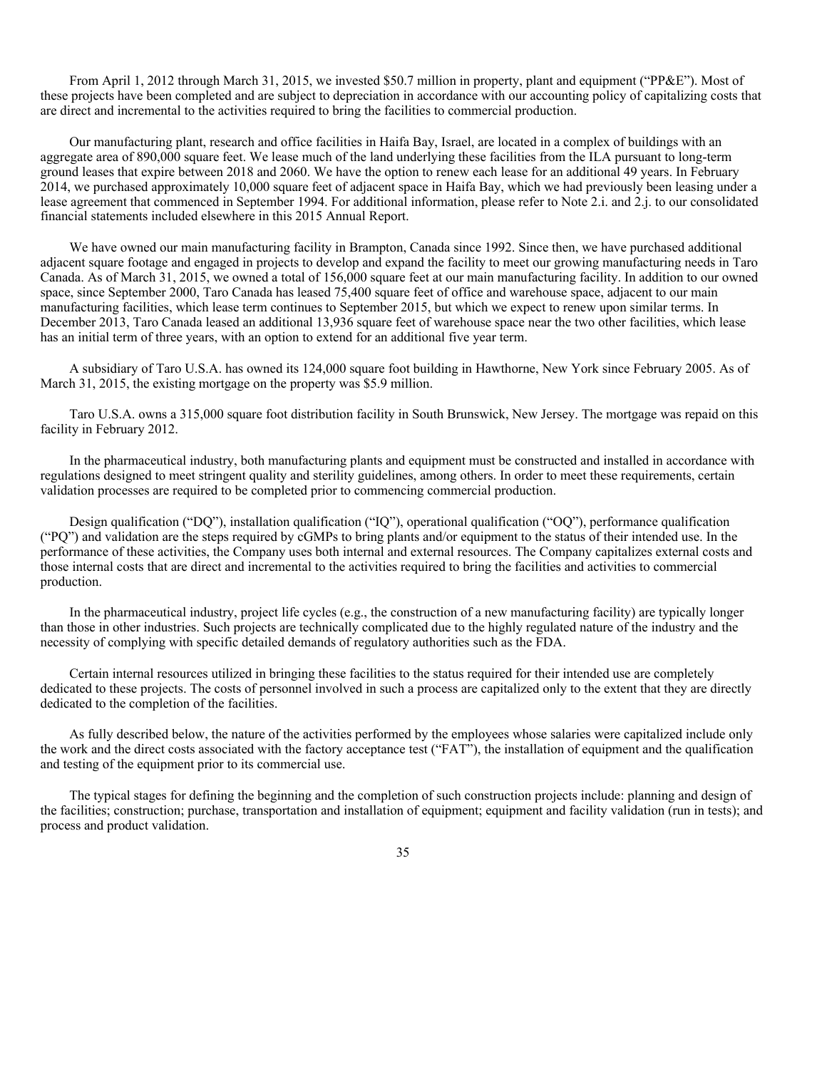From April 1, 2012 through March 31, 2015, we invested $50.7 million in property, plant and equipment ("PP&E"). Most of these projects have been completed and are subject to depreciation in accordance with our accounting policy of capitalizing costs that are direct and incremental to the activities required to bring the facilities to commercial production.

Our manufacturing plant, research and office facilities in Haifa Bay, Israel, are located in a complex of buildings with an aggregate area of 890,000 square feet. We lease much of the land underlying these facilities from the ILA pursuant to long-term ground leases that expire between 2018 and 2060. We have the option to renew each lease for an additional 49 years. In February 2014, we purchased approximately 10,000 square feet of adjacent space in Haifa Bay, which we had previously been leasing under a lease agreement that commenced in September 1994. For additional information, please refer to Note 2.i. and 2.j. to our consolidated financial statements included elsewhere in this 2015 Annual Report.

We have owned our main manufacturing facility in Brampton, Canada since 1992. Since then, we have purchased additional adjacent square footage and engaged in projects to develop and expand the facility to meet our growing manufacturing needs in Taro Canada. As of March 31, 2015, we owned a total of 156,000 square feet at our main manufacturing facility. In addition to our owned space, since September 2000, Taro Canada has leased 75,400 square feet of office and warehouse space, adjacent to our main manufacturing facilities, which lease term continues to September 2015, but which we expect to renew upon similar terms. In December 2013, Taro Canada leased an additional 13,936 square feet of warehouse space near the two other facilities, which lease has an initial term of three years, with an option to extend for an additional five year term.

A subsidiary of Taro U.S.A. has owned its 124,000 square foot building in Hawthorne, New York since February 2005. As of March 31, 2015, the existing mortgage on the property was $5.9 million.

Taro U.S.A. owns a 315,000 square foot distribution facility in South Brunswick, New Jersey. The mortgage was repaid on this facility in February 2012.

In the pharmaceutical industry, both manufacturing plants and equipment must be constructed and installed in accordance with regulations designed to meet stringent quality and sterility guidelines, among others. In order to meet these requirements, certain validation processes are required to be completed prior to commencing commercial production.

Design qualification ("DQ"), installation qualification ("IQ"), operational qualification ("OQ"), performance qualification ("PQ") and validation are the steps required by cGMPs to bring plants and/or equipment to the status of their intended use. In the performance of these activities, the Company uses both internal and external resources. The Company capitalizes external costs and those internal costs that are direct and incremental to the activities required to bring the facilities and activities to commercial production.

In the pharmaceutical industry, project life cycles (e.g., the construction of a new manufacturing facility) are typically longer than those in other industries. Such projects are technically complicated due to the highly regulated nature of the industry and the necessity of complying with specific detailed demands of regulatory authorities such as the FDA.

Certain internal resources utilized in bringing these facilities to the status required for their intended use are completely dedicated to these projects. The costs of personnel involved in such a process are capitalized only to the extent that they are directly dedicated to the completion of the facilities.

As fully described below, the nature of the activities performed by the employees whose salaries were capitalized include only the work and the direct costs associated with the factory acceptance test ("FAT"), the installation of equipment and the qualification and testing of the equipment prior to its commercial use.

The typical stages for defining the beginning and the completion of such construction projects include: planning and design of the facilities; construction; purchase, transportation and installation of equipment; equipment and facility validation (run in tests); and process and product validation.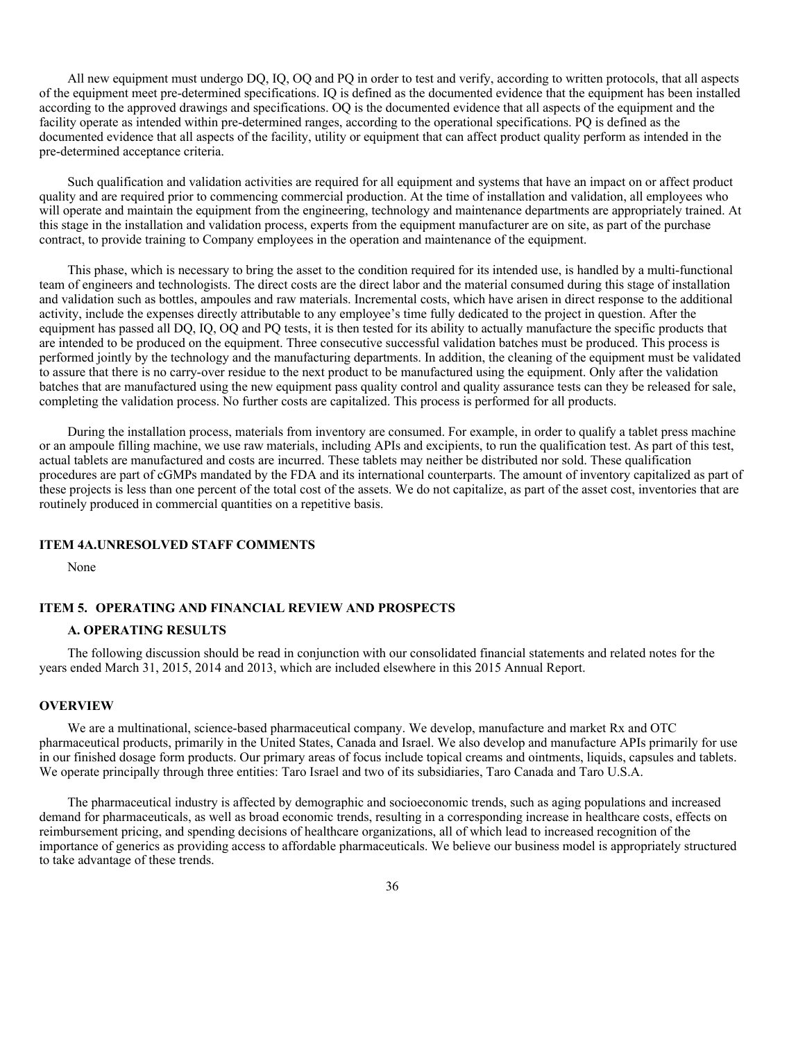All new equipment must undergo DQ, IQ, OQ and PQ in order to test and verify, according to written protocols, that all aspects of the equipment meet pre-determined specifications. IQ is defined as the documented evidence that the equipment has been installed according to the approved drawings and specifications. OQ is the documented evidence that all aspects of the equipment and the facility operate as intended within pre-determined ranges, according to the operational specifications. PQ is defined as the documented evidence that all aspects of the facility, utility or equipment that can affect product quality perform as intended in the pre-determined acceptance criteria.

Such qualification and validation activities are required for all equipment and systems that have an impact on or affect product quality and are required prior to commencing commercial production. At the time of installation and validation, all employees who will operate and maintain the equipment from the engineering, technology and maintenance departments are appropriately trained. At this stage in the installation and validation process, experts from the equipment manufacturer are on site, as part of the purchase contract, to provide training to Company employees in the operation and maintenance of the equipment.

This phase, which is necessary to bring the asset to the condition required for its intended use, is handled by a multi-functional team of engineers and technologists. The direct costs are the direct labor and the material consumed during this stage of installation and validation such as bottles, ampoules and raw materials. Incremental costs, which have arisen in direct response to the additional activity, include the expenses directly attributable to any employee's time fully dedicated to the project in question. After the equipment has passed all DQ, IQ, OQ and PQ tests, it is then tested for its ability to actually manufacture the specific products that are intended to be produced on the equipment. Three consecutive successful validation batches must be produced. This process is performed jointly by the technology and the manufacturing departments. In addition, the cleaning of the equipment must be validated to assure that there is no carry-over residue to the next product to be manufactured using the equipment. Only after the validation batches that are manufactured using the new equipment pass quality control and quality assurance tests can they be released for sale, completing the validation process. No further costs are capitalized. This process is performed for all products.

During the installation process, materials from inventory are consumed. For example, in order to qualify a tablet press machine or an ampoule filling machine, we use raw materials, including APIs and excipients, to run the qualification test. As part of this test, actual tablets are manufactured and costs are incurred. These tablets may neither be distributed nor sold. These qualification procedures are part of cGMPs mandated by the FDA and its international counterparts. The amount of inventory capitalized as part of these projects is less than one percent of the total cost of the assets. We do not capitalize, as part of the asset cost, inventories that are routinely produced in commercial quantities on a repetitive basis.

## ITEM 4A.UNRESOLVED STAFF COMMENTS

None

## ITEM 5. OPERATING AND FINANCIAL REVIEW AND PROSPECTS

### A. OPERATING RESULTS

The following discussion should be read in conjunction with our consolidated financial statements and related notes for the years ended March 31, 2015, 2014 and 2013, which are included elsewhere in this 2015 Annual Report.

### OVERVIEW

We are a multinational, science-based pharmaceutical company. We develop, manufacture and market Rx and OTC pharmaceutical products, primarily in the United States, Canada and Israel. We also develop and manufacture APIs primarily for use in our finished dosage form products. Our primary areas of focus include topical creams and ointments, liquids, capsules and tablets. We operate principally through three entities: Taro Israel and two of its subsidiaries, Taro Canada and Taro U.S.A.

The pharmaceutical industry is affected by demographic and socioeconomic trends, such as aging populations and increased demand for pharmaceuticals, as well as broad economic trends, resulting in a corresponding increase in healthcare costs, effects on reimbursement pricing, and spending decisions of healthcare organizations, all of which lead to increased recognition of the importance of generics as providing access to affordable pharmaceuticals. We believe our business model is appropriately structured to take advantage of these trends.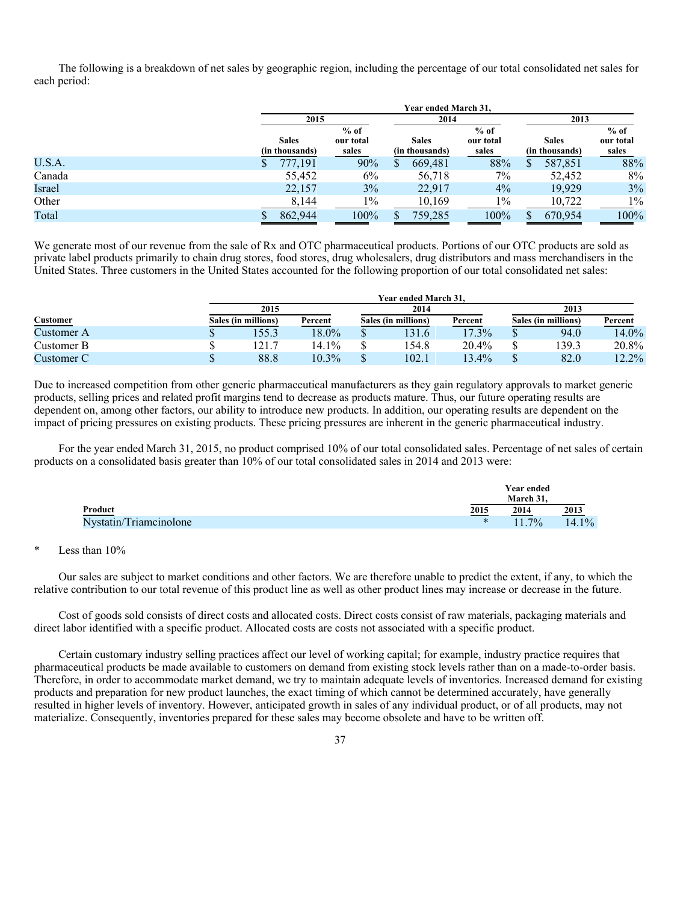The following is a breakdown of net sales by geographic region, including the percentage of our total consolidated net sales for each period:

| | Year ended March 31, | | | | | |
|---|---|---|---|---|---|---|
| | 2015 | | 2014 | | 2013 | |
| | Sales (in thousands) | % of our total sales | Sales (in thousands) | % of our total sales | Sales (in thousands) | % of our total sales |
| U.S.A. | $ 777,191 | 90% | $ 669,481 | 88% | $ 587,851 | 88% |
| Canada | 55,452 | 6% | 56,718 | 7% | 52,452 | 8% |
| Israel | 22,157 | 3% | 22,917 | 4% | 19,929 | 3% |
| Other | 8,144 | 1% | 10,169 | 1% | 10,722 | 1% |
| Total | $ 862,944 | 100% | $ 759,285 | 100% | $ 670,954 | 100% |

We generate most of our revenue from the sale of Rx and OTC pharmaceutical products. Portions of our OTC products are sold as private label products primarily to chain drug stores, food stores, drug wholesalers, drug distributors and mass merchandisers in the United States. Three customers in the United States accounted for the following proportion of our total consolidated net sales:

| | Year ended March 31, | | | | | |
|---|---|---|---|---|---|---|
| | 2015 | | 2014 | | 2013 | |
| Customer | Sales (in millions) | Percent | Sales (in millions) | Percent | Sales (in millions) | Percent |
| Customer A | $ 155.3 | 18.0% | $ 131.6 | 17.3% | $ 94.0 | 14.0% |
| Customer B | $ 121.7 | 14.1% | $ 154.8 | 20.4% | $ 139.3 | 20.8% |
| Customer C | $ 88.8 | 10.3% | $ 102.1 | 13.4% | $ 82.0 | 12.2% |

Due to increased competition from other generic pharmaceutical manufacturers as they gain regulatory approvals to market generic products, selling prices and related profit margins tend to decrease as products mature. Thus, our future operating results are dependent on, among other factors, our ability to introduce new products. In addition, our operating results are dependent on the impact of pricing pressures on existing products. These pricing pressures are inherent in the generic pharmaceutical industry.

For the year ended March 31, 2015, no product comprised 10% of our total consolidated sales. Percentage of net sales of certain products on a consolidated basis greater than 10% of our total consolidated sales in 2014 and 2013 were:

| | Year ended March 31, | | |
|---|---|---|---|
| Product | 2015 | 2014 | 2013 |
| Nystatin/Triamcinolone | * | 11.7% | 14.1% |

\* Less than 10%

Our sales are subject to market conditions and other factors. We are therefore unable to predict the extent, if any, to which the relative contribution to our total revenue of this product line as well as other product lines may increase or decrease in the future.

Cost of goods sold consists of direct costs and allocated costs. Direct costs consist of raw materials, packaging materials and direct labor identified with a specific product. Allocated costs are costs not associated with a specific product.

Certain customary industry selling practices affect our level of working capital; for example, industry practice requires that pharmaceutical products be made available to customers on demand from existing stock levels rather than on a made-to-order basis. Therefore, in order to accommodate market demand, we try to maintain adequate levels of inventories. Increased demand for existing products and preparation for new product launches, the exact timing of which cannot be determined accurately, have generally resulted in higher levels of inventory. However, anticipated growth in sales of any individual product, or of all products, may not materialize. Consequently, inventories prepared for these sales may become obsolete and have to be written off.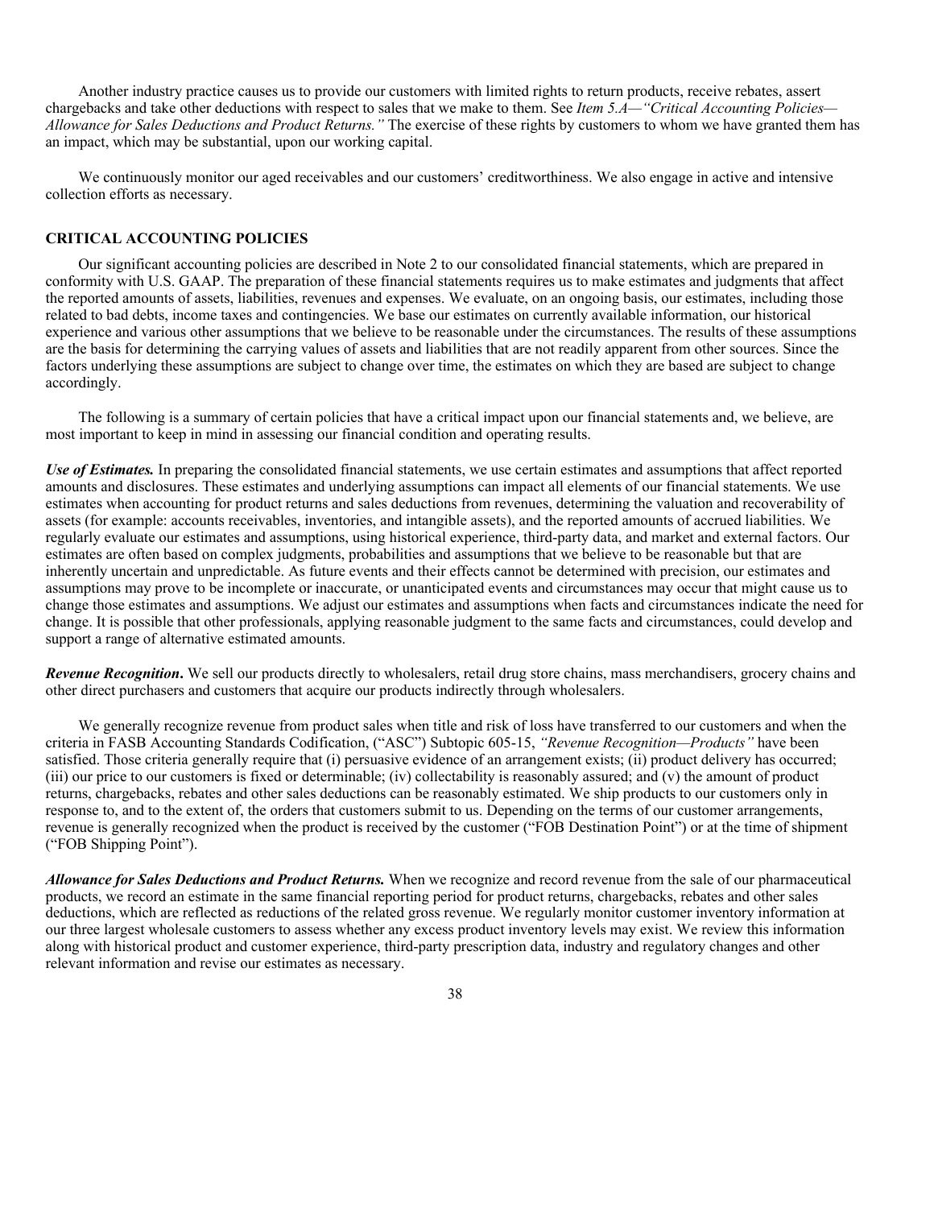Another industry practice causes us to provide our customers with limited rights to return products, receive rebates, assert chargebacks and take other deductions with respect to sales that we make to them. See *Item 5.A—"Critical Accounting Policies—Allowance for Sales Deductions and Product Returns."* The exercise of these rights by customers to whom we have granted them has an impact, which may be substantial, upon our working capital.

We continuously monitor our aged receivables and our customers' creditworthiness. We also engage in active and intensive collection efforts as necessary.

## CRITICAL ACCOUNTING POLICIES

Our significant accounting policies are described in Note 2 to our consolidated financial statements, which are prepared in conformity with U.S. GAAP. The preparation of these financial statements requires us to make estimates and judgments that affect the reported amounts of assets, liabilities, revenues and expenses. We evaluate, on an ongoing basis, our estimates, including those related to bad debts, income taxes and contingencies. We base our estimates on currently available information, our historical experience and various other assumptions that we believe to be reasonable under the circumstances. The results of these assumptions are the basis for determining the carrying values of assets and liabilities that are not readily apparent from other sources. Since the factors underlying these assumptions are subject to change over time, the estimates on which they are based are subject to change accordingly.

The following is a summary of certain policies that have a critical impact upon our financial statements and, we believe, are most important to keep in mind in assessing our financial condition and operating results.

***Use of Estimates.*** In preparing the consolidated financial statements, we use certain estimates and assumptions that affect reported amounts and disclosures. These estimates and underlying assumptions can impact all elements of our financial statements. We use estimates when accounting for product returns and sales deductions from revenues, determining the valuation and recoverability of assets (for example: accounts receivables, inventories, and intangible assets), and the reported amounts of accrued liabilities. We regularly evaluate our estimates and assumptions, using historical experience, third-party data, and market and external factors. Our estimates are often based on complex judgments, probabilities and assumptions that we believe to be reasonable but that are inherently uncertain and unpredictable. As future events and their effects cannot be determined with precision, our estimates and assumptions may prove to be incomplete or inaccurate, or unanticipated events and circumstances may occur that might cause us to change those estimates and assumptions. We adjust our estimates and assumptions when facts and circumstances indicate the need for change. It is possible that other professionals, applying reasonable judgment to the same facts and circumstances, could develop and support a range of alternative estimated amounts.

***Revenue Recognition*.** We sell our products directly to wholesalers, retail drug store chains, mass merchandisers, grocery chains and other direct purchasers and customers that acquire our products indirectly through wholesalers.

We generally recognize revenue from product sales when title and risk of loss have transferred to our customers and when the criteria in FASB Accounting Standards Codification, ("ASC") Subtopic 605-15, *"Revenue Recognition—Products"* have been satisfied. Those criteria generally require that (i) persuasive evidence of an arrangement exists; (ii) product delivery has occurred; (iii) our price to our customers is fixed or determinable; (iv) collectability is reasonably assured; and (v) the amount of product returns, chargebacks, rebates and other sales deductions can be reasonably estimated. We ship products to our customers only in response to, and to the extent of, the orders that customers submit to us. Depending on the terms of our customer arrangements, revenue is generally recognized when the product is received by the customer ("FOB Destination Point") or at the time of shipment ("FOB Shipping Point").

***Allowance for Sales Deductions and Product Returns.*** When we recognize and record revenue from the sale of our pharmaceutical products, we record an estimate in the same financial reporting period for product returns, chargebacks, rebates and other sales deductions, which are reflected as reductions of the related gross revenue. We regularly monitor customer inventory information at our three largest wholesale customers to assess whether any excess product inventory levels may exist. We review this information along with historical product and customer experience, third-party prescription data, industry and regulatory changes and other relevant information and revise our estimates as necessary.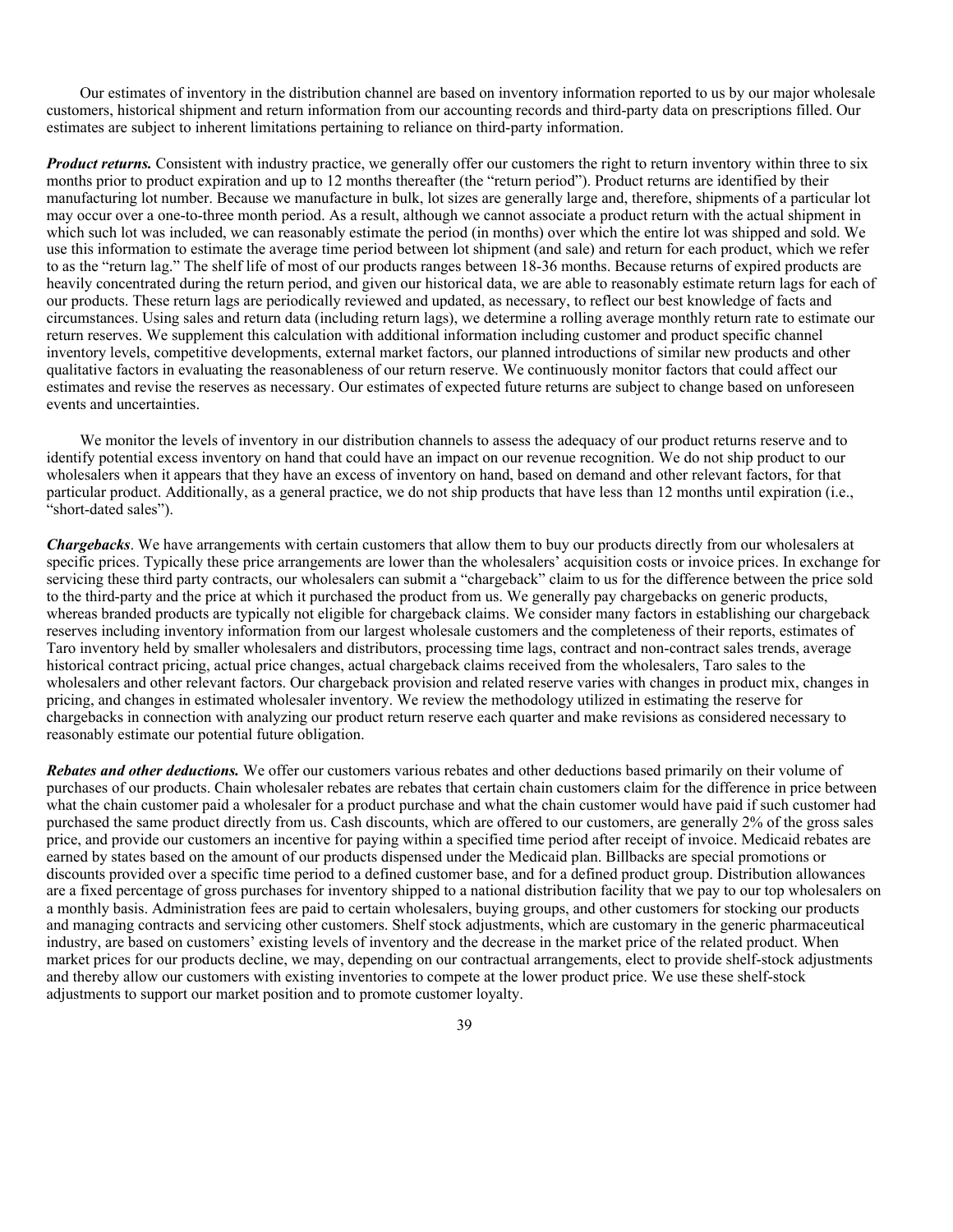Our estimates of inventory in the distribution channel are based on inventory information reported to us by our major wholesale customers, historical shipment and return information from our accounting records and third-party data on prescriptions filled. Our estimates are subject to inherent limitations pertaining to reliance on third-party information.

***Product returns.*** Consistent with industry practice, we generally offer our customers the right to return inventory within three to six months prior to product expiration and up to 12 months thereafter (the "return period"). Product returns are identified by their manufacturing lot number. Because we manufacture in bulk, lot sizes are generally large and, therefore, shipments of a particular lot may occur over a one-to-three month period. As a result, although we cannot associate a product return with the actual shipment in which such lot was included, we can reasonably estimate the period (in months) over which the entire lot was shipped and sold. We use this information to estimate the average time period between lot shipment (and sale) and return for each product, which we refer to as the "return lag." The shelf life of most of our products ranges between 18-36 months. Because returns of expired products are heavily concentrated during the return period, and given our historical data, we are able to reasonably estimate return lags for each of our products. These return lags are periodically reviewed and updated, as necessary, to reflect our best knowledge of facts and circumstances. Using sales and return data (including return lags), we determine a rolling average monthly return rate to estimate our return reserves. We supplement this calculation with additional information including customer and product specific channel inventory levels, competitive developments, external market factors, our planned introductions of similar new products and other qualitative factors in evaluating the reasonableness of our return reserve. We continuously monitor factors that could affect our estimates and revise the reserves as necessary. Our estimates of expected future returns are subject to change based on unforeseen events and uncertainties.

We monitor the levels of inventory in our distribution channels to assess the adequacy of our product returns reserve and to identify potential excess inventory on hand that could have an impact on our revenue recognition. We do not ship product to our wholesalers when it appears that they have an excess of inventory on hand, based on demand and other relevant factors, for that particular product. Additionally, as a general practice, we do not ship products that have less than 12 months until expiration (i.e., "short-dated sales").

***Chargebacks***. We have arrangements with certain customers that allow them to buy our products directly from our wholesalers at specific prices. Typically these price arrangements are lower than the wholesalers' acquisition costs or invoice prices. In exchange for servicing these third party contracts, our wholesalers can submit a "chargeback" claim to us for the difference between the price sold to the third-party and the price at which it purchased the product from us. We generally pay chargebacks on generic products, whereas branded products are typically not eligible for chargeback claims. We consider many factors in establishing our chargeback reserves including inventory information from our largest wholesale customers and the completeness of their reports, estimates of Taro inventory held by smaller wholesalers and distributors, processing time lags, contract and non-contract sales trends, average historical contract pricing, actual price changes, actual chargeback claims received from the wholesalers, Taro sales to the wholesalers and other relevant factors. Our chargeback provision and related reserve varies with changes in product mix, changes in pricing, and changes in estimated wholesaler inventory. We review the methodology utilized in estimating the reserve for chargebacks in connection with analyzing our product return reserve each quarter and make revisions as considered necessary to reasonably estimate our potential future obligation.

***Rebates and other deductions.*** We offer our customers various rebates and other deductions based primarily on their volume of purchases of our products. Chain wholesaler rebates are rebates that certain chain customers claim for the difference in price between what the chain customer paid a wholesaler for a product purchase and what the chain customer would have paid if such customer had purchased the same product directly from us. Cash discounts, which are offered to our customers, are generally 2% of the gross sales price, and provide our customers an incentive for paying within a specified time period after receipt of invoice. Medicaid rebates are earned by states based on the amount of our products dispensed under the Medicaid plan. Billbacks are special promotions or discounts provided over a specific time period to a defined customer base, and for a defined product group. Distribution allowances are a fixed percentage of gross purchases for inventory shipped to a national distribution facility that we pay to our top wholesalers on a monthly basis. Administration fees are paid to certain wholesalers, buying groups, and other customers for stocking our products and managing contracts and servicing other customers. Shelf stock adjustments, which are customary in the generic pharmaceutical industry, are based on customers' existing levels of inventory and the decrease in the market price of the related product. When market prices for our products decline, we may, depending on our contractual arrangements, elect to provide shelf-stock adjustments and thereby allow our customers with existing inventories to compete at the lower product price. We use these shelf-stock adjustments to support our market position and to promote customer loyalty.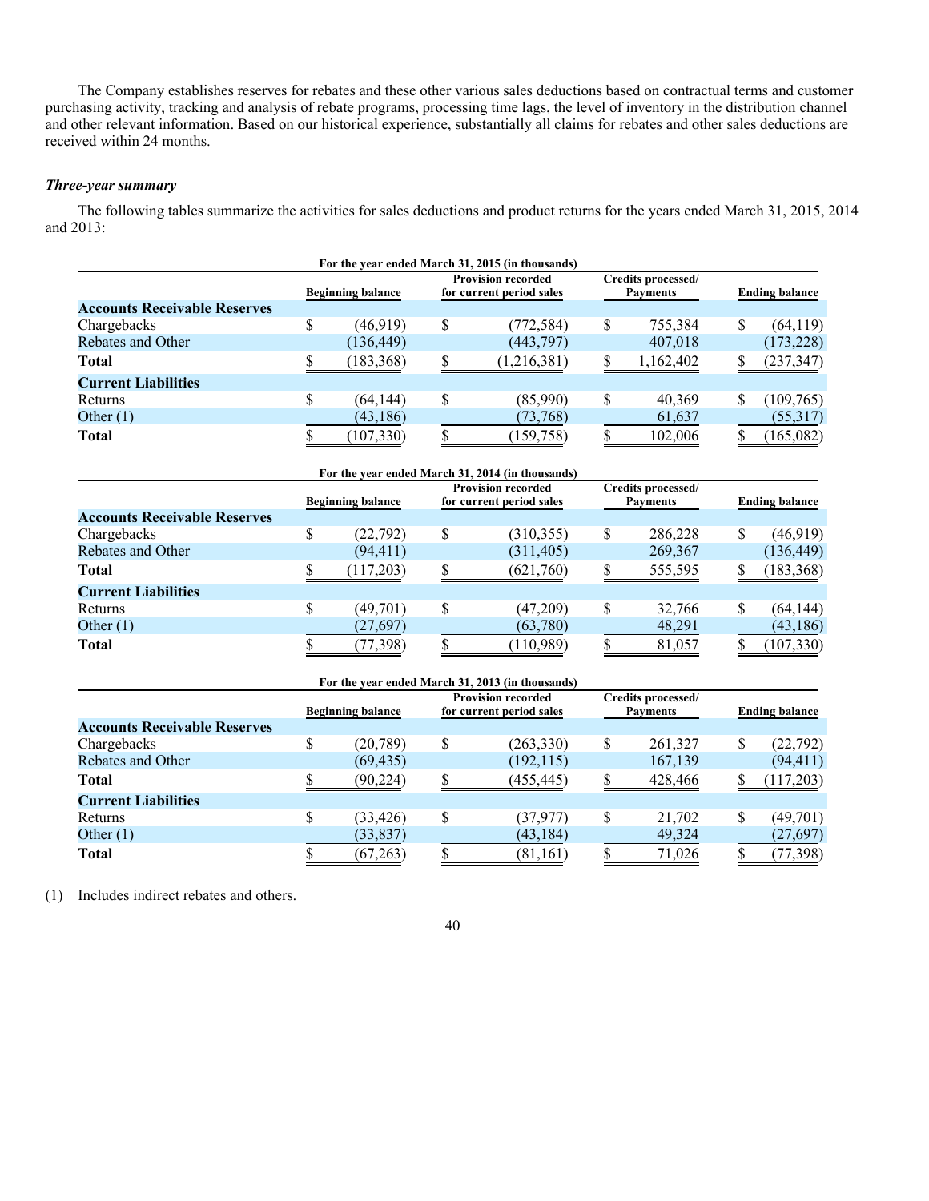The Company establishes reserves for rebates and these other various sales deductions based on contractual terms and customer purchasing activity, tracking and analysis of rebate programs, processing time lags, the level of inventory in the distribution channel and other relevant information. Based on our historical experience, substantially all claims for rebates and other sales deductions are received within 24 months.

***Three-year summary***

The following tables summarize the activities for sales deductions and product returns for the years ended March 31, 2015, 2014 and 2013:

**For the year ended March 31, 2015 (in thousands)**

| | Beginning balance | Provision recorded for current period sales | Credits processed/ Payments | Ending balance |
|---|---|---|---|---|
| **Accounts Receivable Reserves** | | | | |
| Chargebacks | $ (46,919) | $ (772,584) | $ 755,384 | $ (64,119) |
| Rebates and Other | (136,449) | (443,797) | 407,018 | (173,228) |
| **Total** | $ (183,368) | $ (1,216,381) | $ 1,162,402 | $ (237,347) |
| **Current Liabilities** | | | | |
| Returns | $ (64,144) | $ (85,990) | $ 40,369 | $ (109,765) |
| Other (1) | (43,186) | (73,768) | 61,637 | (55,317) |
| **Total** | $ (107,330) | $ (159,758) | $ 102,006 | $ (165,082) |

**For the year ended March 31, 2014 (in thousands)**

| | Beginning balance | Provision recorded for current period sales | Credits processed/ Payments | Ending balance |
|---|---|---|---|---|
| **Accounts Receivable Reserves** | | | | |
| Chargebacks | $ (22,792) | $ (310,355) | $ 286,228 | $ (46,919) |
| Rebates and Other | (94,411) | (311,405) | 269,367 | (136,449) |
| **Total** | $ (117,203) | $ (621,760) | $ 555,595 | $ (183,368) |
| **Current Liabilities** | | | | |
| Returns | $ (49,701) | $ (47,209) | $ 32,766 | $ (64,144) |
| Other (1) | (27,697) | (63,780) | 48,291 | (43,186) |
| **Total** | $ (77,398) | $ (110,989) | $ 81,057 | $ (107,330) |

**For the year ended March 31, 2013 (in thousands)**

| | Beginning balance | Provision recorded for current period sales | Credits processed/ Payments | Ending balance |
|---|---|---|---|---|
| **Accounts Receivable Reserves** | | | | |
| Chargebacks | $ (20,789) | $ (263,330) | $ 261,327 | $ (22,792) |
| Rebates and Other | (69,435) | (192,115) | 167,139 | (94,411) |
| **Total** | $ (90,224) | $ (455,445) | $ 428,466 | $ (117,203) |
| **Current Liabilities** | | | | |
| Returns | $ (33,426) | $ (37,977) | $ 21,702 | $ (49,701) |
| Other (1) | (33,837) | (43,184) | 49,324 | (27,697) |
| **Total** | $ (67,263) | $ (81,161) | $ 71,026 | $ (77,398) |

(1) Includes indirect rebates and others.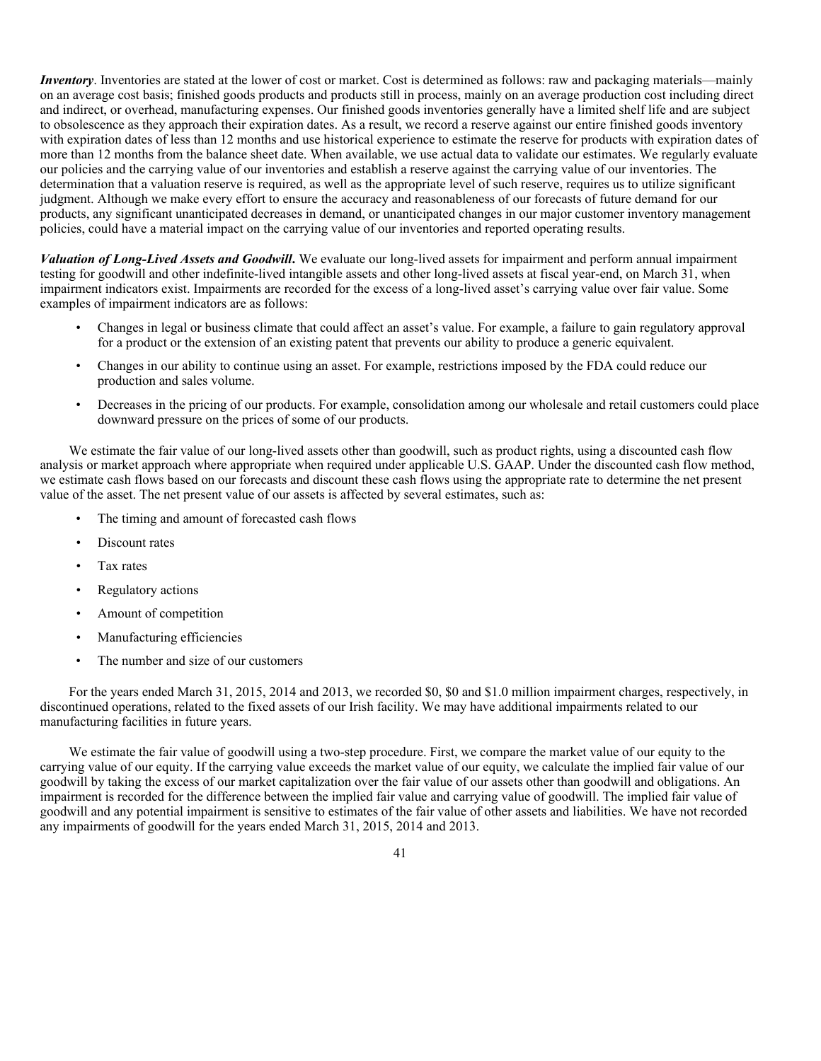***Inventory***. Inventories are stated at the lower of cost or market. Cost is determined as follows: raw and packaging materials—mainly on an average cost basis; finished goods products and products still in process, mainly on an average production cost including direct and indirect, or overhead, manufacturing expenses. Our finished goods inventories generally have a limited shelf life and are subject to obsolescence as they approach their expiration dates. As a result, we record a reserve against our entire finished goods inventory with expiration dates of less than 12 months and use historical experience to estimate the reserve for products with expiration dates of more than 12 months from the balance sheet date. When available, we use actual data to validate our estimates. We regularly evaluate our policies and the carrying value of our inventories and establish a reserve against the carrying value of our inventories. The determination that a valuation reserve is required, as well as the appropriate level of such reserve, requires us to utilize significant judgment. Although we make every effort to ensure the accuracy and reasonableness of our forecasts of future demand for our products, any significant unanticipated decreases in demand, or unanticipated changes in our major customer inventory management policies, could have a material impact on the carrying value of our inventories and reported operating results.

***Valuation of Long-Lived Assets and Goodwill***. We evaluate our long-lived assets for impairment and perform annual impairment testing for goodwill and other indefinite-lived intangible assets and other long-lived assets at fiscal year-end, on March 31, when impairment indicators exist. Impairments are recorded for the excess of a long-lived asset's carrying value over fair value. Some examples of impairment indicators are as follows:

- Changes in legal or business climate that could affect an asset's value. For example, a failure to gain regulatory approval for a product or the extension of an existing patent that prevents our ability to produce a generic equivalent.
- Changes in our ability to continue using an asset. For example, restrictions imposed by the FDA could reduce our production and sales volume.
- Decreases in the pricing of our products. For example, consolidation among our wholesale and retail customers could place downward pressure on the prices of some of our products.

We estimate the fair value of our long-lived assets other than goodwill, such as product rights, using a discounted cash flow analysis or market approach where appropriate when required under applicable U.S. GAAP. Under the discounted cash flow method, we estimate cash flows based on our forecasts and discount these cash flows using the appropriate rate to determine the net present value of the asset. The net present value of our assets is affected by several estimates, such as:

- The timing and amount of forecasted cash flows
- Discount rates
- Tax rates
- Regulatory actions
- Amount of competition
- Manufacturing efficiencies
- The number and size of our customers

For the years ended March 31, 2015, 2014 and 2013, we recorded $0, $0 and $1.0 million impairment charges, respectively, in discontinued operations, related to the fixed assets of our Irish facility. We may have additional impairments related to our manufacturing facilities in future years.

We estimate the fair value of goodwill using a two-step procedure. First, we compare the market value of our equity to the carrying value of our equity. If the carrying value exceeds the market value of our equity, we calculate the implied fair value of our goodwill by taking the excess of our market capitalization over the fair value of our assets other than goodwill and obligations. An impairment is recorded for the difference between the implied fair value and carrying value of goodwill. The implied fair value of goodwill and any potential impairment is sensitive to estimates of the fair value of other assets and liabilities. We have not recorded any impairments of goodwill for the years ended March 31, 2015, 2014 and 2013.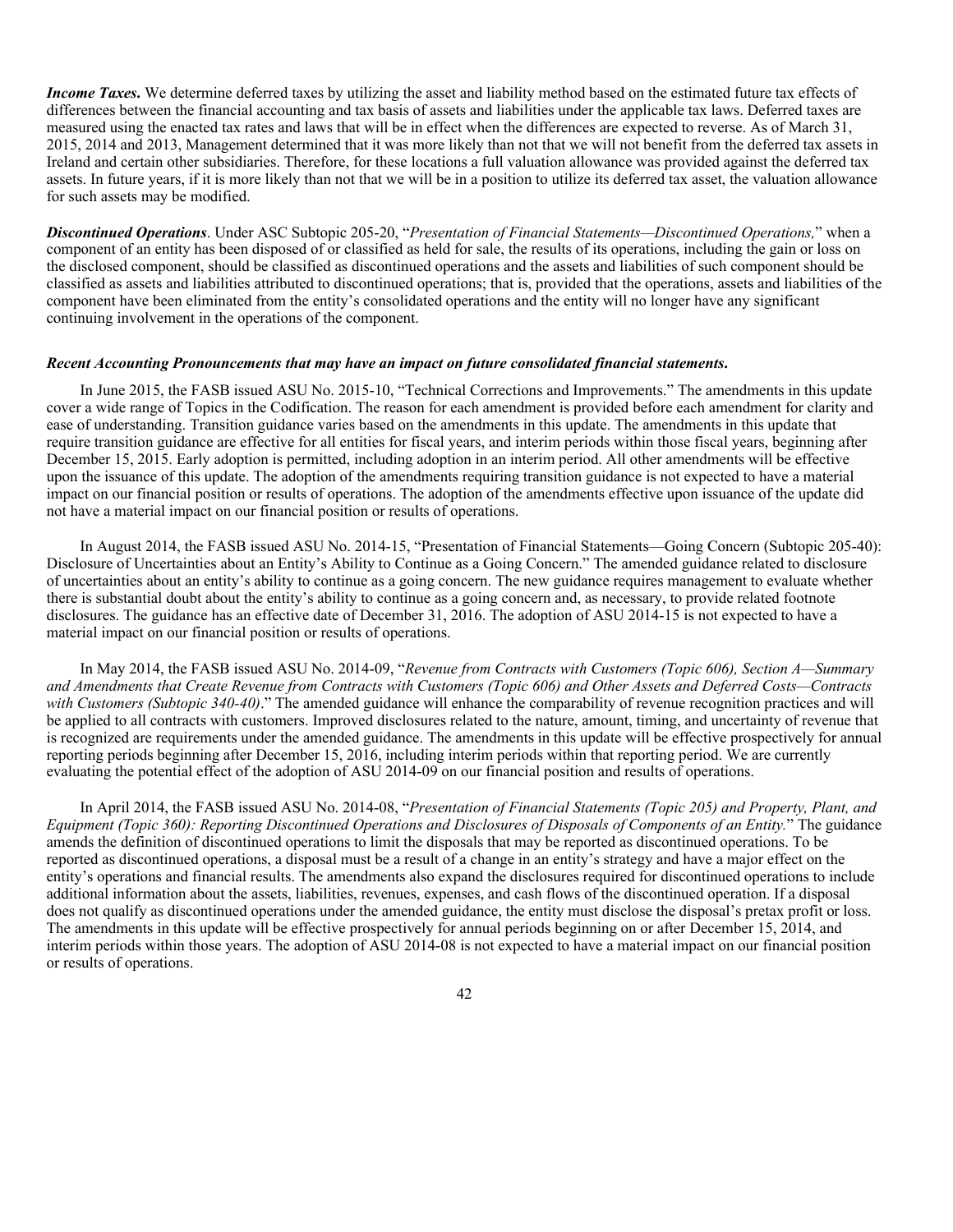***Income Taxes***. We determine deferred taxes by utilizing the asset and liability method based on the estimated future tax effects of differences between the financial accounting and tax basis of assets and liabilities under the applicable tax laws. Deferred taxes are measured using the enacted tax rates and laws that will be in effect when the differences are expected to reverse. As of March 31, 2015, 2014 and 2013, Management determined that it was more likely than not that we will not benefit from the deferred tax assets in Ireland and certain other subsidiaries. Therefore, for these locations a full valuation allowance was provided against the deferred tax assets. In future years, if it is more likely than not that we will be in a position to utilize its deferred tax asset, the valuation allowance for such assets may be modified.

***Discontinued Operations***. Under ASC Subtopic 205-20, "*Presentation of Financial Statements—Discontinued Operations,*" when a component of an entity has been disposed of or classified as held for sale, the results of its operations, including the gain or loss on the disclosed component, should be classified as discontinued operations and the assets and liabilities of such component should be classified as assets and liabilities attributed to discontinued operations; that is, provided that the operations, assets and liabilities of the component have been eliminated from the entity's consolidated operations and the entity will no longer have any significant continuing involvement in the operations of the component.

***Recent Accounting Pronouncements that may have an impact on future consolidated financial statements.***

In June 2015, the FASB issued ASU No. 2015-10, "Technical Corrections and Improvements." The amendments in this update cover a wide range of Topics in the Codification. The reason for each amendment is provided before each amendment for clarity and ease of understanding. Transition guidance varies based on the amendments in this update. The amendments in this update that require transition guidance are effective for all entities for fiscal years, and interim periods within those fiscal years, beginning after December 15, 2015. Early adoption is permitted, including adoption in an interim period. All other amendments will be effective upon the issuance of this update. The adoption of the amendments requiring transition guidance is not expected to have a material impact on our financial position or results of operations. The adoption of the amendments effective upon issuance of the update did not have a material impact on our financial position or results of operations.

In August 2014, the FASB issued ASU No. 2014-15, "Presentation of Financial Statements—Going Concern (Subtopic 205-40): Disclosure of Uncertainties about an Entity's Ability to Continue as a Going Concern." The amended guidance related to disclosure of uncertainties about an entity's ability to continue as a going concern. The new guidance requires management to evaluate whether there is substantial doubt about the entity's ability to continue as a going concern and, as necessary, to provide related footnote disclosures. The guidance has an effective date of December 31, 2016. The adoption of ASU 2014-15 is not expected to have a material impact on our financial position or results of operations.

In May 2014, the FASB issued ASU No. 2014-09, "*Revenue from Contracts with Customers (Topic 606), Section A—Summary and Amendments that Create Revenue from Contracts with Customers (Topic 606) and Other Assets and Deferred Costs—Contracts with Customers (Subtopic 340-40)*." The amended guidance will enhance the comparability of revenue recognition practices and will be applied to all contracts with customers. Improved disclosures related to the nature, amount, timing, and uncertainty of revenue that is recognized are requirements under the amended guidance. The amendments in this update will be effective prospectively for annual reporting periods beginning after December 15, 2016, including interim periods within that reporting period. We are currently evaluating the potential effect of the adoption of ASU 2014-09 on our financial position and results of operations.

In April 2014, the FASB issued ASU No. 2014-08, "*Presentation of Financial Statements (Topic 205) and Property, Plant, and Equipment (Topic 360): Reporting Discontinued Operations and Disclosures of Disposals of Components of an Entity.*" The guidance amends the definition of discontinued operations to limit the disposals that may be reported as discontinued operations. To be reported as discontinued operations, a disposal must be a result of a change in an entity's strategy and have a major effect on the entity's operations and financial results. The amendments also expand the disclosures required for discontinued operations to include additional information about the assets, liabilities, revenues, expenses, and cash flows of the discontinued operation. If a disposal does not qualify as discontinued operations under the amended guidance, the entity must disclose the disposal's pretax profit or loss. The amendments in this update will be effective prospectively for annual periods beginning on or after December 15, 2014, and interim periods within those years. The adoption of ASU 2014-08 is not expected to have a material impact on our financial position or results of operations.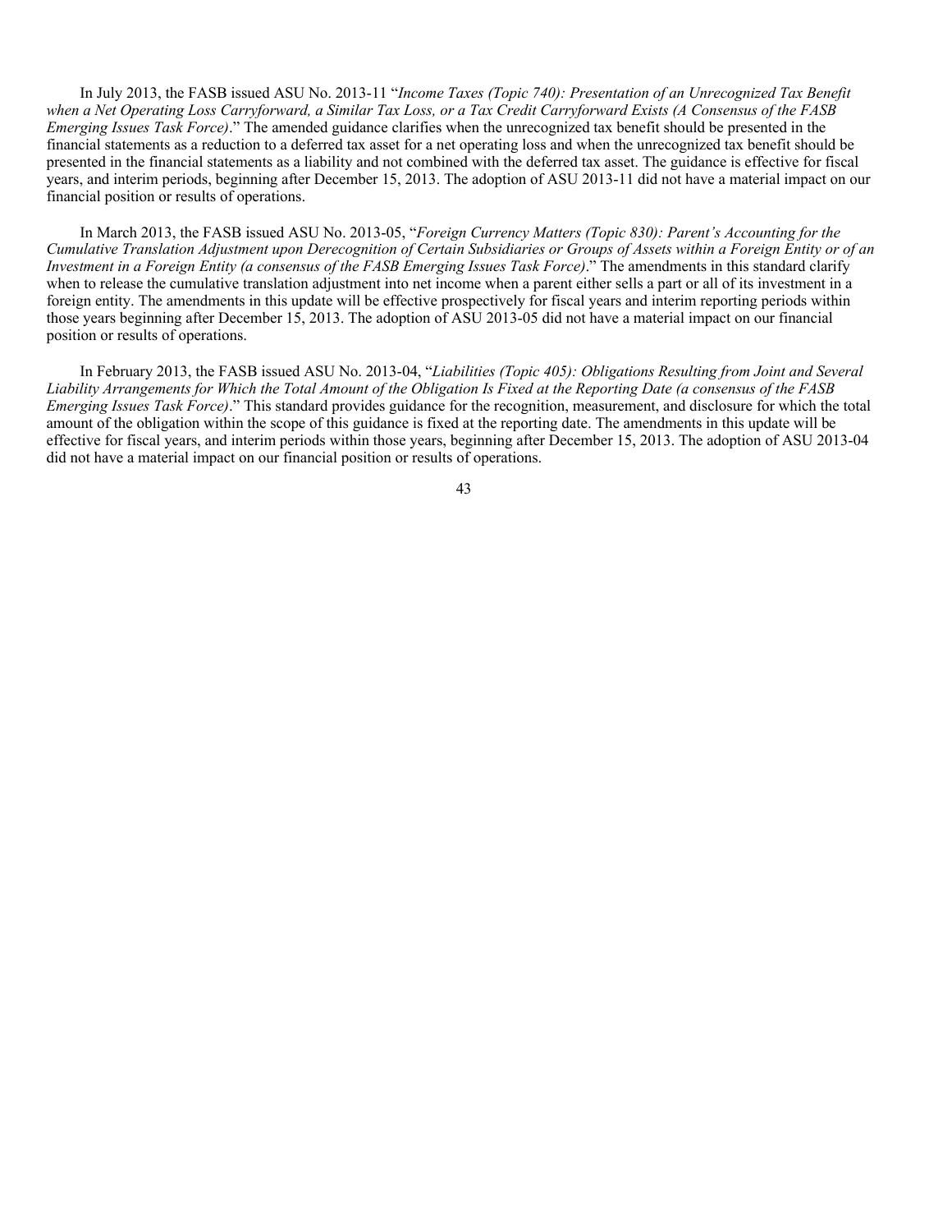In July 2013, the FASB issued ASU No. 2013-11 "*Income Taxes (Topic 740): Presentation of an Unrecognized Tax Benefit when a Net Operating Loss Carryforward, a Similar Tax Loss, or a Tax Credit Carryforward Exists (A Consensus of the FASB Emerging Issues Task Force)*." The amended guidance clarifies when the unrecognized tax benefit should be presented in the financial statements as a reduction to a deferred tax asset for a net operating loss and when the unrecognized tax benefit should be presented in the financial statements as a liability and not combined with the deferred tax asset. The guidance is effective for fiscal years, and interim periods, beginning after December 15, 2013. The adoption of ASU 2013-11 did not have a material impact on our financial position or results of operations.

In March 2013, the FASB issued ASU No. 2013-05, "*Foreign Currency Matters (Topic 830): Parent's Accounting for the Cumulative Translation Adjustment upon Derecognition of Certain Subsidiaries or Groups of Assets within a Foreign Entity or of an Investment in a Foreign Entity (a consensus of the FASB Emerging Issues Task Force)*." The amendments in this standard clarify when to release the cumulative translation adjustment into net income when a parent either sells a part or all of its investment in a foreign entity. The amendments in this update will be effective prospectively for fiscal years and interim reporting periods within those years beginning after December 15, 2013. The adoption of ASU 2013-05 did not have a material impact on our financial position or results of operations.

In February 2013, the FASB issued ASU No. 2013-04, "*Liabilities (Topic 405): Obligations Resulting from Joint and Several Liability Arrangements for Which the Total Amount of the Obligation Is Fixed at the Reporting Date (a consensus of the FASB Emerging Issues Task Force)*." This standard provides guidance for the recognition, measurement, and disclosure for which the total amount of the obligation within the scope of this guidance is fixed at the reporting date. The amendments in this update will be effective for fiscal years, and interim periods within those years, beginning after December 15, 2013. The adoption of ASU 2013-04 did not have a material impact on our financial position or results of operations.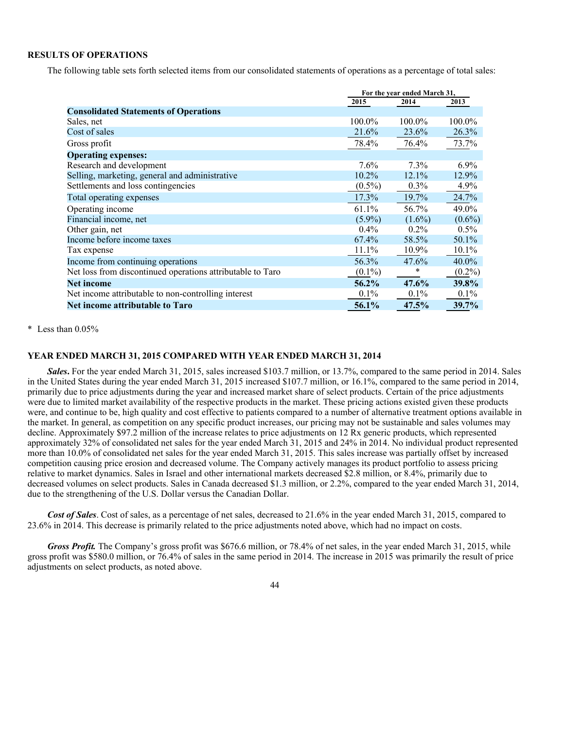## RESULTS OF OPERATIONS

The following table sets forth selected items from our consolidated statements of operations as a percentage of total sales:

| | For the year ended March 31, | | |
|---|---|---|---|
| | 2015 | 2014 | 2013 |
| **Consolidated Statements of Operations** | | | |
| Sales, net | 100.0% | 100.0% | 100.0% |
| Cost of sales | 21.6% | 23.6% | 26.3% |
| Gross profit | 78.4% | 76.4% | 73.7% |
| **Operating expenses:** | | | |
| Research and development | 7.6% | 7.3% | 6.9% |
| Selling, marketing, general and administrative | 10.2% | 12.1% | 12.9% |
| Settlements and loss contingencies | (0.5%) | 0.3% | 4.9% |
| Total operating expenses | 17.3% | 19.7% | 24.7% |
| Operating income | 61.1% | 56.7% | 49.0% |
| Financial income, net | (5.9%) | (1.6%) | (0.6%) |
| Other gain, net | 0.4% | 0.2% | 0.5% |
| Income before income taxes | 67.4% | 58.5% | 50.1% |
| Tax expense | 11.1% | 10.9% | 10.1% |
| Income from continuing operations | 56.3% | 47.6% | 40.0% |
| Net loss from discontinued operations attributable to Taro | (0.1%) | * | (0.2%) |
| **Net income** | **56.2%** | **47.6%** | **39.8%** |
| Net income attributable to non-controlling interest | 0.1% | 0.1% | 0.1% |
| **Net income attributable to Taro** | **56.1%** | **47.5%** | **39.7%** |

* Less than 0.05%

## YEAR ENDED MARCH 31, 2015 COMPARED WITH YEAR ENDED MARCH 31, 2014

***Sales.*** For the year ended March 31, 2015, sales increased $103.7 million, or 13.7%, compared to the same period in 2014. Sales in the United States during the year ended March 31, 2015 increased $107.7 million, or 16.1%, compared to the same period in 2014, primarily due to price adjustments during the year and increased market share of select products. Certain of the price adjustments were due to limited market availability of the respective products in the market. These pricing actions existed given these products were, and continue to be, high quality and cost effective to patients compared to a number of alternative treatment options available in the market. In general, as competition on any specific product increases, our pricing may not be sustainable and sales volumes may decline. Approximately $97.2 million of the increase relates to price adjustments on 12 Rx generic products, which represented approximately 32% of consolidated net sales for the year ended March 31, 2015 and 24% in 2014. No individual product represented more than 10.0% of consolidated net sales for the year ended March 31, 2015. This sales increase was partially offset by increased competition causing price erosion and decreased volume. The Company actively manages its product portfolio to assess pricing relative to market dynamics. Sales in Israel and other international markets decreased $2.8 million, or 8.4%, primarily due to decreased volumes on select products. Sales in Canada decreased $1.3 million, or 2.2%, compared to the year ended March 31, 2014, due to the strengthening of the U.S. Dollar versus the Canadian Dollar.

***Cost of Sales***. Cost of sales, as a percentage of net sales, decreased to 21.6% in the year ended March 31, 2015, compared to 23.6% in 2014. This decrease is primarily related to the price adjustments noted above, which had no impact on costs.

***Gross Profit.*** The Company's gross profit was $676.6 million, or 78.4% of net sales, in the year ended March 31, 2015, while gross profit was $580.0 million, or 76.4% of sales in the same period in 2014. The increase in 2015 was primarily the result of price adjustments on select products, as noted above.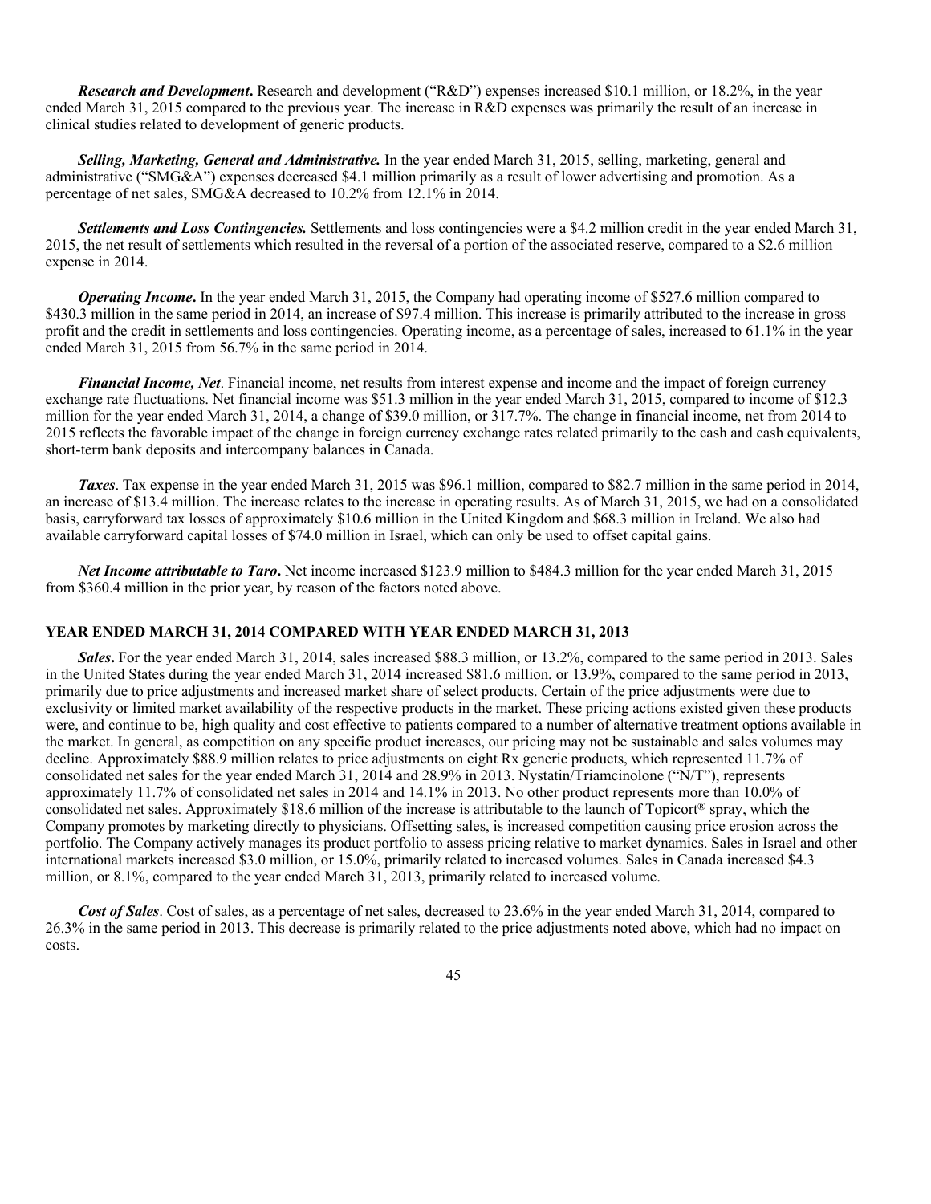***Research and Development*.** Research and development ("R&D") expenses increased $10.1 million, or 18.2%, in the year ended March 31, 2015 compared to the previous year. The increase in R&D expenses was primarily the result of an increase in clinical studies related to development of generic products.

***Selling, Marketing, General and Administrative.*** In the year ended March 31, 2015, selling, marketing, general and administrative ("SMG&A") expenses decreased $4.1 million primarily as a result of lower advertising and promotion. As a percentage of net sales, SMG&A decreased to 10.2% from 12.1% in 2014.

***Settlements and Loss Contingencies.*** Settlements and loss contingencies were a $4.2 million credit in the year ended March 31, 2015, the net result of settlements which resulted in the reversal of a portion of the associated reserve, compared to a $2.6 million expense in 2014.

***Operating Income*.** In the year ended March 31, 2015, the Company had operating income of $527.6 million compared to $430.3 million in the same period in 2014, an increase of $97.4 million. This increase is primarily attributed to the increase in gross profit and the credit in settlements and loss contingencies. Operating income, as a percentage of sales, increased to 61.1% in the year ended March 31, 2015 from 56.7% in the same period in 2014.

***Financial Income, Net*.** Financial income, net results from interest expense and income and the impact of foreign currency exchange rate fluctuations. Net financial income was $51.3 million in the year ended March 31, 2015, compared to income of $12.3 million for the year ended March 31, 2014, a change of $39.0 million, or 317.7%. The change in financial income, net from 2014 to 2015 reflects the favorable impact of the change in foreign currency exchange rates related primarily to the cash and cash equivalents, short-term bank deposits and intercompany balances in Canada.

***Taxes*.** Tax expense in the year ended March 31, 2015 was $96.1 million, compared to $82.7 million in the same period in 2014, an increase of $13.4 million. The increase relates to the increase in operating results. As of March 31, 2015, we had on a consolidated basis, carryforward tax losses of approximately $10.6 million in the United Kingdom and $68.3 million in Ireland. We also had available carryforward capital losses of $74.0 million in Israel, which can only be used to offset capital gains.

***Net Income attributable to Taro*.** Net income increased $123.9 million to $484.3 million for the year ended March 31, 2015 from $360.4 million in the prior year, by reason of the factors noted above.

### YEAR ENDED MARCH 31, 2014 COMPARED WITH YEAR ENDED MARCH 31, 2013

***Sales*.** For the year ended March 31, 2014, sales increased $88.3 million, or 13.2%, compared to the same period in 2013. Sales in the United States during the year ended March 31, 2014 increased $81.6 million, or 13.9%, compared to the same period in 2013, primarily due to price adjustments and increased market share of select products. Certain of the price adjustments were due to exclusivity or limited market availability of the respective products in the market. These pricing actions existed given these products were, and continue to be, high quality and cost effective to patients compared to a number of alternative treatment options available in the market. In general, as competition on any specific product increases, our pricing may not be sustainable and sales volumes may decline. Approximately $88.9 million relates to price adjustments on eight Rx generic products, which represented 11.7% of consolidated net sales for the year ended March 31, 2014 and 28.9% in 2013. Nystatin/Triamcinolone ("N/T"), represents approximately 11.7% of consolidated net sales in 2014 and 14.1% in 2013. No other product represents more than 10.0% of consolidated net sales. Approximately $18.6 million of the increase is attributable to the launch of Topicort® spray, which the Company promotes by marketing directly to physicians. Offsetting sales, is increased competition causing price erosion across the portfolio. The Company actively manages its product portfolio to assess pricing relative to market dynamics. Sales in Israel and other international markets increased $3.0 million, or 15.0%, primarily related to increased volumes. Sales in Canada increased $4.3 million, or 8.1%, compared to the year ended March 31, 2013, primarily related to increased volume.

***Cost of Sales*.** Cost of sales, as a percentage of net sales, decreased to 23.6% in the year ended March 31, 2014, compared to 26.3% in the same period in 2013. This decrease is primarily related to the price adjustments noted above, which had no impact on costs.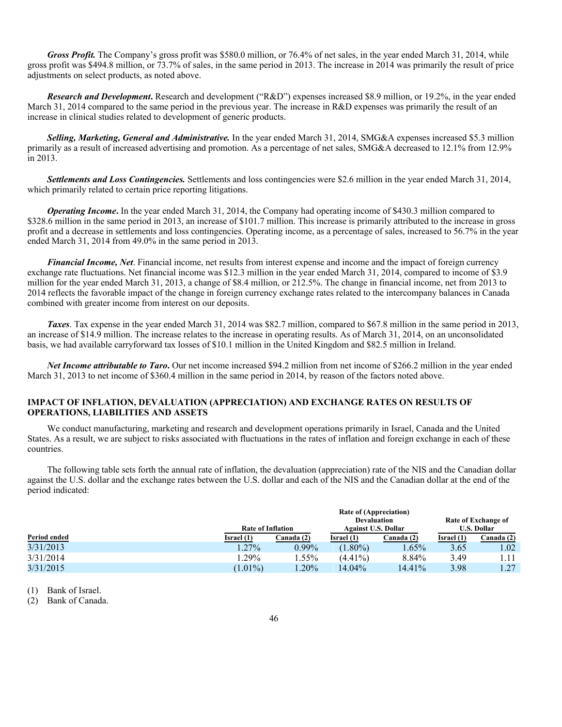***Gross Profit.*** The Company's gross profit was $580.0 million, or 76.4% of net sales, in the year ended March 31, 2014, while gross profit was $494.8 million, or 73.7% of sales, in the same period in 2013. The increase in 2014 was primarily the result of price adjustments on select products, as noted above.

***Research and Development*.** Research and development ("R&D") expenses increased $8.9 million, or 19.2%, in the year ended March 31, 2014 compared to the same period in the previous year. The increase in R&D expenses was primarily the result of an increase in clinical studies related to development of generic products.

***Selling, Marketing, General and Administrative.*** In the year ended March 31, 2014, SMG&A expenses increased $5.3 million primarily as a result of increased advertising and promotion. As a percentage of net sales, SMG&A decreased to 12.1% from 12.9% in 2013.

***Settlements and Loss Contingencies.*** Settlements and loss contingencies were $2.6 million in the year ended March 31, 2014, which primarily related to certain price reporting litigations.

***Operating Income*.** In the year ended March 31, 2014, the Company had operating income of $430.3 million compared to $328.6 million in the same period in 2013, an increase of $101.7 million. This increase is primarily attributed to the increase in gross profit and a decrease in settlements and loss contingencies. Operating income, as a percentage of sales, increased to 56.7% in the year ended March 31, 2014 from 49.0% in the same period in 2013.

***Financial Income, Net***. Financial income, net results from interest expense and income and the impact of foreign currency exchange rate fluctuations. Net financial income was $12.3 million in the year ended March 31, 2014, compared to income of $3.9 million for the year ended March 31, 2013, a change of $8.4 million, or 212.5%. The change in financial income, net from 2013 to 2014 reflects the favorable impact of the change in foreign currency exchange rates related to the intercompany balances in Canada combined with greater income from interest on our deposits.

***Taxes***. Tax expense in the year ended March 31, 2014 was $82.7 million, compared to $67.8 million in the same period in 2013, an increase of $14.9 million. The increase relates to the increase in operating results. As of March 31, 2014, on an unconsolidated basis, we had available carryforward tax losses of $10.1 million in the United Kingdom and $82.5 million in Ireland.

***Net Income attributable to Taro*.** Our net income increased $94.2 million from net income of $266.2 million in the year ended March 31, 2013 to net income of $360.4 million in the same period in 2014, by reason of the factors noted above.

## IMPACT OF INFLATION, DEVALUATION (APPRECIATION) AND EXCHANGE RATES ON RESULTS OF OPERATIONS, LIABILITIES AND ASSETS

We conduct manufacturing, marketing and research and development operations primarily in Israel, Canada and the United States. As a result, we are subject to risks associated with fluctuations in the rates of inflation and foreign exchange in each of these countries.

The following table sets forth the annual rate of inflation, the devaluation (appreciation) rate of the NIS and the Canadian dollar against the U.S. dollar and the exchange rates between the U.S. dollar and each of the NIS and the Canadian dollar at the end of the period indicated:

| | Rate of Inflation | | Rate of (Appreciation) Devaluation Against U.S. Dollar | | Rate of Exchange of U.S. Dollar | |
|---|---|---|---|---|---|---|
| Period ended | Israel (1) | Canada (2) | Israel (1) | Canada (2) | Israel (1) | Canada (2) |
| 3/31/2013 | 1.27% | 0.99% | (1.80%) | 1.65% | 3.65 | 1.02 |
| 3/31/2014 | 1.29% | 1.55% | (4.41%) | 8.84% | 3.49 | 1.11 |
| 3/31/2015 | (1.01%) | 1.20% | 14.04% | 14.41% | 3.98 | 1.27 |

(1) Bank of Israel.

(2) Bank of Canada.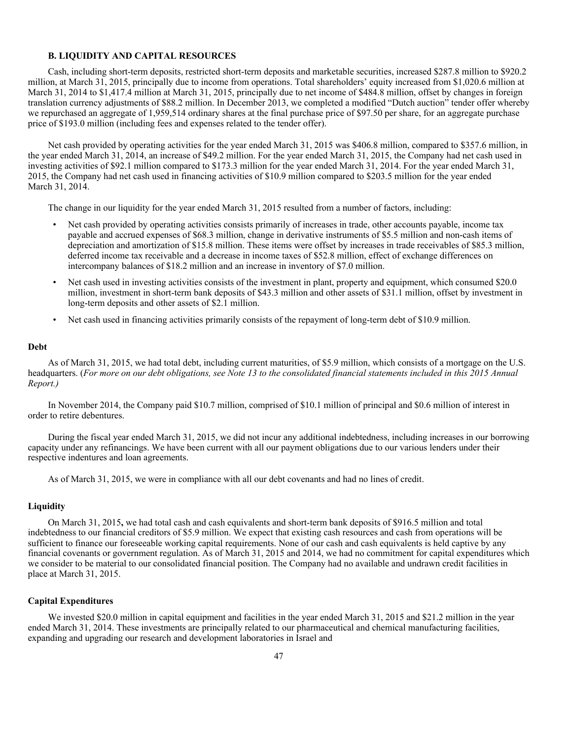### B. LIQUIDITY AND CAPITAL RESOURCES

Cash, including short-term deposits, restricted short-term deposits and marketable securities, increased $287.8 million to $920.2 million, at March 31, 2015, principally due to income from operations. Total shareholders' equity increased from $1,020.6 million at March 31, 2014 to $1,417.4 million at March 31, 2015, principally due to net income of $484.8 million, offset by changes in foreign translation currency adjustments of $88.2 million. In December 2013, we completed a modified "Dutch auction" tender offer whereby we repurchased an aggregate of 1,959,514 ordinary shares at the final purchase price of $97.50 per share, for an aggregate purchase price of $193.0 million (including fees and expenses related to the tender offer).

Net cash provided by operating activities for the year ended March 31, 2015 was $406.8 million, compared to $357.6 million, in the year ended March 31, 2014, an increase of $49.2 million. For the year ended March 31, 2015, the Company had net cash used in investing activities of $92.1 million compared to $173.3 million for the year ended March 31, 2014. For the year ended March 31, 2015, the Company had net cash used in financing activities of $10.9 million compared to $203.5 million for the year ended March 31, 2014.

The change in our liquidity for the year ended March 31, 2015 resulted from a number of factors, including:

- Net cash provided by operating activities consists primarily of increases in trade, other accounts payable, income tax payable and accrued expenses of $68.3 million, change in derivative instruments of $5.5 million and non-cash items of depreciation and amortization of $15.8 million. These items were offset by increases in trade receivables of $85.3 million, deferred income tax receivable and a decrease in income taxes of $52.8 million, effect of exchange differences on intercompany balances of $18.2 million and an increase in inventory of $7.0 million.
- Net cash used in investing activities consists of the investment in plant, property and equipment, which consumed $20.0 million, investment in short-term bank deposits of $43.3 million and other assets of $31.1 million, offset by investment in long-term deposits and other assets of $2.1 million.
- Net cash used in financing activities primarily consists of the repayment of long-term debt of $10.9 million.

#### Debt

As of March 31, 2015, we had total debt, including current maturities, of $5.9 million, which consists of a mortgage on the U.S. headquarters. (*For more on our debt obligations, see Note 13 to the consolidated financial statements included in this 2015 Annual Report.)*

In November 2014, the Company paid $10.7 million, comprised of $10.1 million of principal and $0.6 million of interest in order to retire debentures.

During the fiscal year ended March 31, 2015, we did not incur any additional indebtedness, including increases in our borrowing capacity under any refinancings. We have been current with all our payment obligations due to our various lenders under their respective indentures and loan agreements.

As of March 31, 2015, we were in compliance with all our debt covenants and had no lines of credit.

#### Liquidity

On March 31, 2015**,** we had total cash and cash equivalents and short-term bank deposits of $916.5 million and total indebtedness to our financial creditors of $5.9 million. We expect that existing cash resources and cash from operations will be sufficient to finance our foreseeable working capital requirements. None of our cash and cash equivalents is held captive by any financial covenants or government regulation. As of March 31, 2015 and 2014, we had no commitment for capital expenditures which we consider to be material to our consolidated financial position. The Company had no available and undrawn credit facilities in place at March 31, 2015.

#### Capital Expenditures

We invested $20.0 million in capital equipment and facilities in the year ended March 31, 2015 and $21.2 million in the year ended March 31, 2014. These investments are principally related to our pharmaceutical and chemical manufacturing facilities, expanding and upgrading our research and development laboratories in Israel and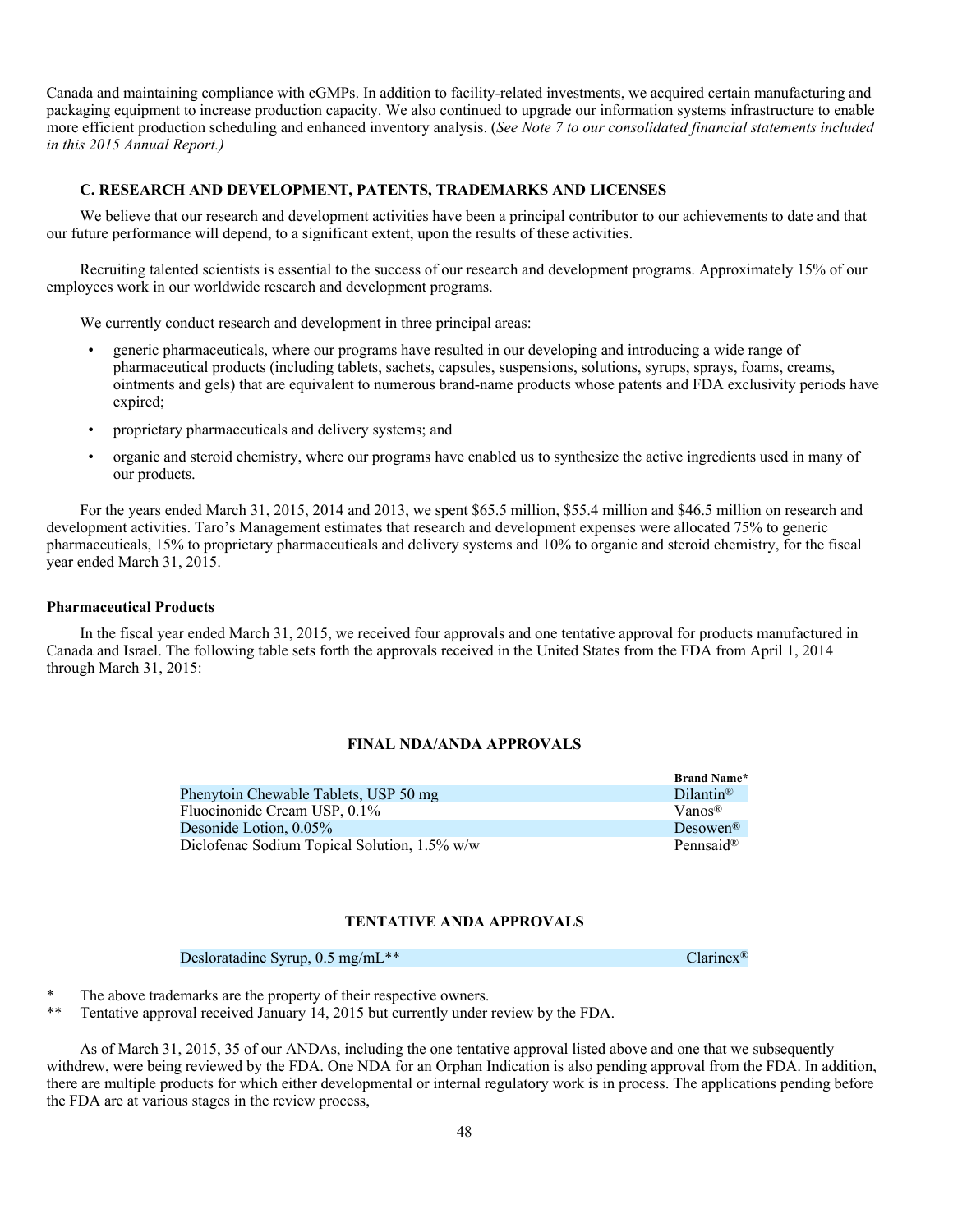Canada and maintaining compliance with cGMPs. In addition to facility-related investments, we acquired certain manufacturing and packaging equipment to increase production capacity. We also continued to upgrade our information systems infrastructure to enable more efficient production scheduling and enhanced inventory analysis. (*See Note 7 to our consolidated financial statements included in this 2015 Annual Report.)*

### C. RESEARCH AND DEVELOPMENT, PATENTS, TRADEMARKS AND LICENSES

We believe that our research and development activities have been a principal contributor to our achievements to date and that our future performance will depend, to a significant extent, upon the results of these activities.

Recruiting talented scientists is essential to the success of our research and development programs. Approximately 15% of our employees work in our worldwide research and development programs.

We currently conduct research and development in three principal areas:

- generic pharmaceuticals, where our programs have resulted in our developing and introducing a wide range of pharmaceutical products (including tablets, sachets, capsules, suspensions, solutions, syrups, sprays, foams, creams, ointments and gels) that are equivalent to numerous brand-name products whose patents and FDA exclusivity periods have expired;
- proprietary pharmaceuticals and delivery systems; and
- organic and steroid chemistry, where our programs have enabled us to synthesize the active ingredients used in many of our products.

For the years ended March 31, 2015, 2014 and 2013, we spent $65.5 million, $55.4 million and $46.5 million on research and development activities. Taro's Management estimates that research and development expenses were allocated 75% to generic pharmaceuticals, 15% to proprietary pharmaceuticals and delivery systems and 10% to organic and steroid chemistry, for the fiscal year ended March 31, 2015.

**Pharmaceutical Products**

In the fiscal year ended March 31, 2015, we received four approvals and one tentative approval for products manufactured in Canada and Israel. The following table sets forth the approvals received in the United States from the FDA from April 1, 2014 through March 31, 2015:

**FINAL NDA/ANDA APPROVALS**

| | Brand Name* |
|---|---|
| Phenytoin Chewable Tablets, USP 50 mg | Dilantin® |
| Fluocinonide Cream USP, 0.1% | Vanos® |
| Desonide Lotion, 0.05% | Desowen® |
| Diclofenac Sodium Topical Solution, 1.5% w/w | Pennsaid® |

**TENTATIVE ANDA APPROVALS**

| | |
|---|---|
| Desloratadine Syrup, 0.5 mg/mL** | Clarinex® |

\* The above trademarks are the property of their respective owners.

** Tentative approval received January 14, 2015 but currently under review by the FDA.

As of March 31, 2015, 35 of our ANDAs, including the one tentative approval listed above and one that we subsequently withdrew, were being reviewed by the FDA. One NDA for an Orphan Indication is also pending approval from the FDA. In addition, there are multiple products for which either developmental or internal regulatory work is in process. The applications pending before the FDA are at various stages in the review process,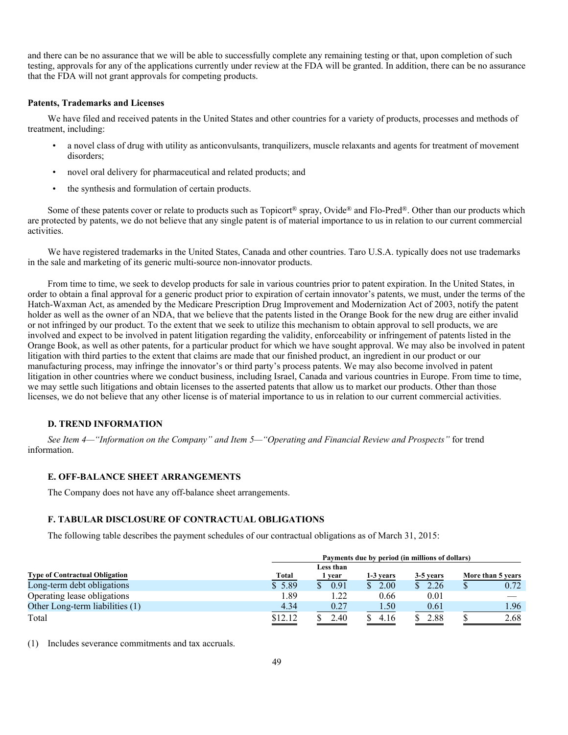and there can be no assurance that we will be able to successfully complete any remaining testing or that, upon completion of such testing, approvals for any of the applications currently under review at the FDA will be granted. In addition, there can be no assurance that the FDA will not grant approvals for competing products.

**Patents, Trademarks and Licenses**

We have filed and received patents in the United States and other countries for a variety of products, processes and methods of treatment, including:

- a novel class of drug with utility as anticonvulsants, tranquilizers, muscle relaxants and agents for treatment of movement disorders;
- novel oral delivery for pharmaceutical and related products; and
- the synthesis and formulation of certain products.

Some of these patents cover or relate to products such as Topicort® spray, Ovide® and Flo-Pred®. Other than our products which are protected by patents, we do not believe that any single patent is of material importance to us in relation to our current commercial activities.

We have registered trademarks in the United States, Canada and other countries. Taro U.S.A. typically does not use trademarks in the sale and marketing of its generic multi-source non-innovator products.

From time to time, we seek to develop products for sale in various countries prior to patent expiration. In the United States, in order to obtain a final approval for a generic product prior to expiration of certain innovator's patents, we must, under the terms of the Hatch-Waxman Act, as amended by the Medicare Prescription Drug Improvement and Modernization Act of 2003, notify the patent holder as well as the owner of an NDA, that we believe that the patents listed in the Orange Book for the new drug are either invalid or not infringed by our product. To the extent that we seek to utilize this mechanism to obtain approval to sell products, we are involved and expect to be involved in patent litigation regarding the validity, enforceability or infringement of patents listed in the Orange Book, as well as other patents, for a particular product for which we have sought approval. We may also be involved in patent litigation with third parties to the extent that claims are made that our finished product, an ingredient in our product or our manufacturing process, may infringe the innovator's or third party's process patents. We may also become involved in patent litigation in other countries where we conduct business, including Israel, Canada and various countries in Europe. From time to time, we may settle such litigations and obtain licenses to the asserted patents that allow us to market our products. Other than those licenses, we do not believe that any other license is of material importance to us in relation to our current commercial activities.

### D. TREND INFORMATION

*See Item 4—"Information on the Company" and Item 5—"Operating and Financial Review and Prospects"* for trend information.

### E. OFF-BALANCE SHEET ARRANGEMENTS

The Company does not have any off-balance sheet arrangements.

### F. TABULAR DISCLOSURE OF CONTRACTUAL OBLIGATIONS

The following table describes the payment schedules of our contractual obligations as of March 31, 2015:

| | Payments due by period (in millions of dollars) | | | | |
|---|---|---|---|---|---|
| **Type of Contractual Obligation** | **Total** | **Less than 1 year** | **1-3 years** | **3-5 years** | **More than 5 years** |
| Long-term debt obligations | $ 5.89 | $ 0.91 | $ 2.00 | $ 2.26 | $ 0.72 |
| Operating lease obligations | 1.89 | 1.22 | 0.66 | 0.01 | — |
| Other Long-term liabilities (1) | 4.34 | 0.27 | 1.50 | 0.61 | 1.96 |
| Total | $12.12 | $ 2.40 | $ 4.16 | $ 2.88 | $ 2.68 |

(1) Includes severance commitments and tax accruals.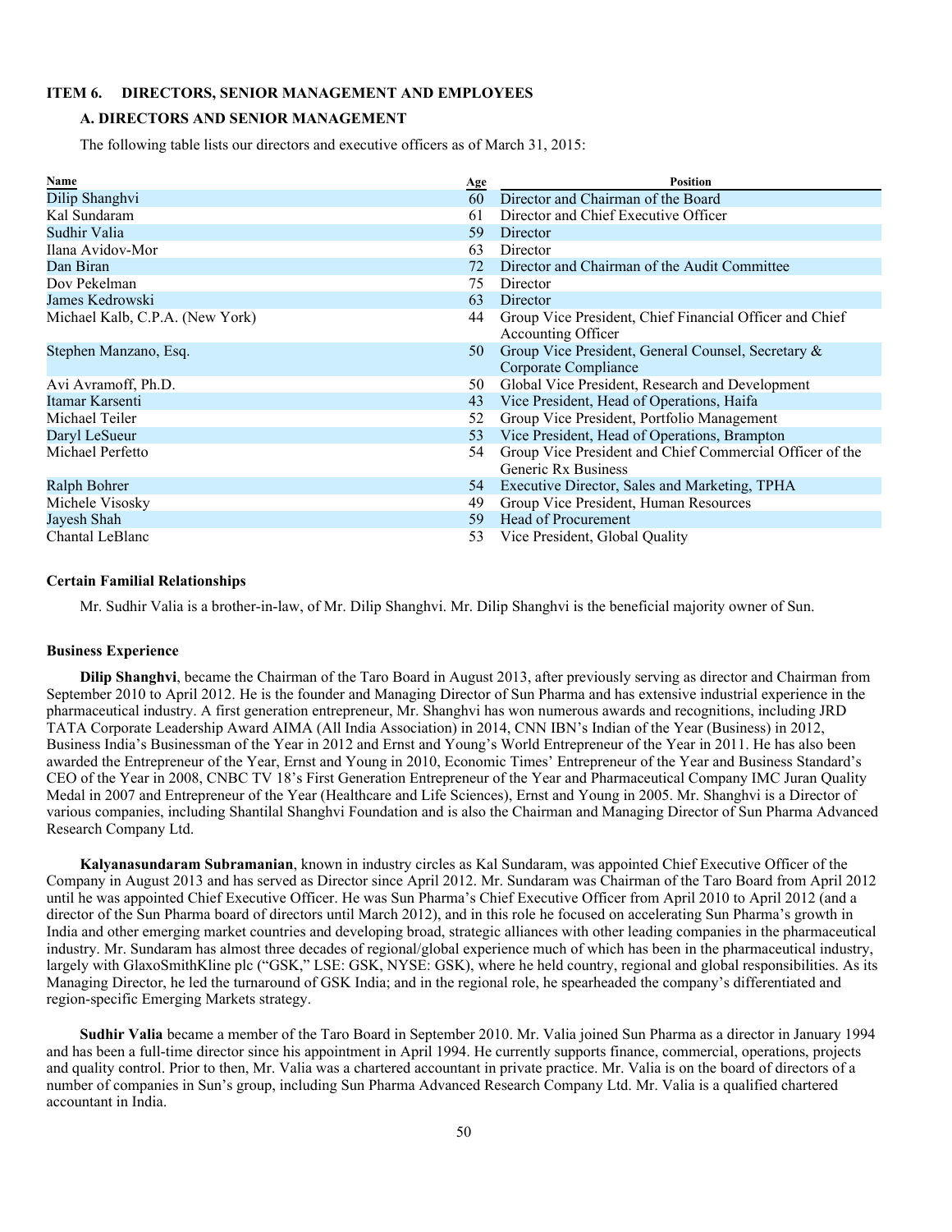## ITEM 6. DIRECTORS, SENIOR MANAGEMENT AND EMPLOYEES

### A. DIRECTORS AND SENIOR MANAGEMENT

The following table lists our directors and executive officers as of March 31, 2015:

| Name | Age | Position |
|---|---|---|
| Dilip Shanghvi | 60 | Director and Chairman of the Board |
| Kal Sundaram | 61 | Director and Chief Executive Officer |
| Sudhir Valia | 59 | Director |
| Ilana Avidov-Mor | 63 | Director |
| Dan Biran | 72 | Director and Chairman of the Audit Committee |
| Dov Pekelman | 75 | Director |
| James Kedrowski | 63 | Director |
| Michael Kalb, C.P.A. (New York) | 44 | Group Vice President, Chief Financial Officer and Chief Accounting Officer |
| Stephen Manzano, Esq. | 50 | Group Vice President, General Counsel, Secretary & Corporate Compliance |
| Avi Avramoff, Ph.D. | 50 | Global Vice President, Research and Development |
| Itamar Karsenti | 43 | Vice President, Head of Operations, Haifa |
| Michael Teiler | 52 | Group Vice President, Portfolio Management |
| Daryl LeSueur | 53 | Vice President, Head of Operations, Brampton |
| Michael Perfetto | 54 | Group Vice President and Chief Commercial Officer of the Generic Rx Business |
| Ralph Bohrer | 54 | Executive Director, Sales and Marketing, TPHA |
| Michele Visosky | 49 | Group Vice President, Human Resources |
| Jayesh Shah | 59 | Head of Procurement |
| Chantal LeBlanc | 53 | Vice President, Global Quality |

**Certain Familial Relationships**

Mr. Sudhir Valia is a brother-in-law, of Mr. Dilip Shanghvi. Mr. Dilip Shanghvi is the beneficial majority owner of Sun.

**Business Experience**

**Dilip Shanghvi**, became the Chairman of the Taro Board in August 2013, after previously serving as director and Chairman from September 2010 to April 2012. He is the founder and Managing Director of Sun Pharma and has extensive industrial experience in the pharmaceutical industry. A first generation entrepreneur, Mr. Shanghvi has won numerous awards and recognitions, including JRD TATA Corporate Leadership Award AIMA (All India Association) in 2014, CNN IBN's Indian of the Year (Business) in 2012, Business India's Businessman of the Year in 2012 and Ernst and Young's World Entrepreneur of the Year in 2011. He has also been awarded the Entrepreneur of the Year, Ernst and Young in 2010, Economic Times' Entrepreneur of the Year and Business Standard's CEO of the Year in 2008, CNBC TV 18's First Generation Entrepreneur of the Year and Pharmaceutical Company IMC Juran Quality Medal in 2007 and Entrepreneur of the Year (Healthcare and Life Sciences), Ernst and Young in 2005. Mr. Shanghvi is a Director of various companies, including Shantilal Shanghvi Foundation and is also the Chairman and Managing Director of Sun Pharma Advanced Research Company Ltd.

**Kalyanasundaram Subramanian**, known in industry circles as Kal Sundaram, was appointed Chief Executive Officer of the Company in August 2013 and has served as Director since April 2012. Mr. Sundaram was Chairman of the Taro Board from April 2012 until he was appointed Chief Executive Officer. He was Sun Pharma's Chief Executive Officer from April 2010 to April 2012 (and a director of the Sun Pharma board of directors until March 2012), and in this role he focused on accelerating Sun Pharma's growth in India and other emerging market countries and developing broad, strategic alliances with other leading companies in the pharmaceutical industry. Mr. Sundaram has almost three decades of regional/global experience much of which has been in the pharmaceutical industry, largely with GlaxoSmithKline plc ("GSK," LSE: GSK, NYSE: GSK), where he held country, regional and global responsibilities. As its Managing Director, he led the turnaround of GSK India; and in the regional role, he spearheaded the company's differentiated and region-specific Emerging Markets strategy.

**Sudhir Valia** became a member of the Taro Board in September 2010. Mr. Valia joined Sun Pharma as a director in January 1994 and has been a full-time director since his appointment in April 1994. He currently supports finance, commercial, operations, projects and quality control. Prior to then, Mr. Valia was a chartered accountant in private practice. Mr. Valia is on the board of directors of a number of companies in Sun's group, including Sun Pharma Advanced Research Company Ltd. Mr. Valia is a qualified chartered accountant in India.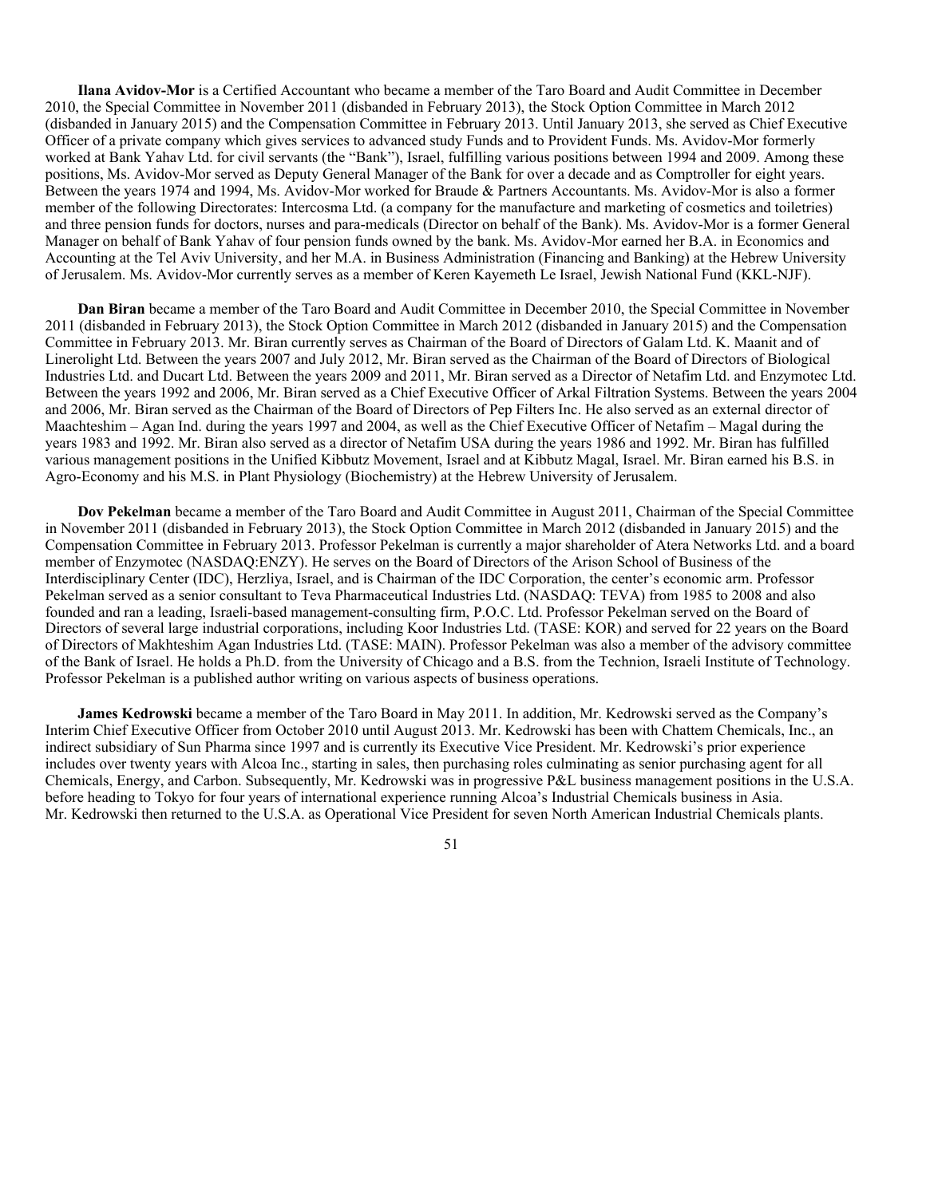**Ilana Avidov-Mor** is a Certified Accountant who became a member of the Taro Board and Audit Committee in December 2010, the Special Committee in November 2011 (disbanded in February 2013), the Stock Option Committee in March 2012 (disbanded in January 2015) and the Compensation Committee in February 2013. Until January 2013, she served as Chief Executive Officer of a private company which gives services to advanced study Funds and to Provident Funds. Ms. Avidov-Mor formerly worked at Bank Yahav Ltd. for civil servants (the "Bank"), Israel, fulfilling various positions between 1994 and 2009. Among these positions, Ms. Avidov-Mor served as Deputy General Manager of the Bank for over a decade and as Comptroller for eight years. Between the years 1974 and 1994, Ms. Avidov-Mor worked for Braude & Partners Accountants. Ms. Avidov-Mor is also a former member of the following Directorates: Intercosma Ltd. (a company for the manufacture and marketing of cosmetics and toiletries) and three pension funds for doctors, nurses and para-medicals (Director on behalf of the Bank). Ms. Avidov-Mor is a former General Manager on behalf of Bank Yahav of four pension funds owned by the bank. Ms. Avidov-Mor earned her B.A. in Economics and Accounting at the Tel Aviv University, and her M.A. in Business Administration (Financing and Banking) at the Hebrew University of Jerusalem. Ms. Avidov-Mor currently serves as a member of Keren Kayemeth Le Israel, Jewish National Fund (KKL-NJF).

**Dan Biran** became a member of the Taro Board and Audit Committee in December 2010, the Special Committee in November 2011 (disbanded in February 2013), the Stock Option Committee in March 2012 (disbanded in January 2015) and the Compensation Committee in February 2013. Mr. Biran currently serves as Chairman of the Board of Directors of Galam Ltd. K. Maanit and of Linerolight Ltd. Between the years 2007 and July 2012, Mr. Biran served as the Chairman of the Board of Directors of Biological Industries Ltd. and Ducart Ltd. Between the years 2009 and 2011, Mr. Biran served as a Director of Netafim Ltd. and Enzymotec Ltd. Between the years 1992 and 2006, Mr. Biran served as a Chief Executive Officer of Arkal Filtration Systems. Between the years 2004 and 2006, Mr. Biran served as the Chairman of the Board of Directors of Pep Filters Inc. He also served as an external director of Maachteshim – Agan Ind. during the years 1997 and 2004, as well as the Chief Executive Officer of Netafim – Magal during the years 1983 and 1992. Mr. Biran also served as a director of Netafim USA during the years 1986 and 1992. Mr. Biran has fulfilled various management positions in the Unified Kibbutz Movement, Israel and at Kibbutz Magal, Israel. Mr. Biran earned his B.S. in Agro-Economy and his M.S. in Plant Physiology (Biochemistry) at the Hebrew University of Jerusalem.

**Dov Pekelman** became a member of the Taro Board and Audit Committee in August 2011, Chairman of the Special Committee in November 2011 (disbanded in February 2013), the Stock Option Committee in March 2012 (disbanded in January 2015) and the Compensation Committee in February 2013. Professor Pekelman is currently a major shareholder of Atera Networks Ltd. and a board member of Enzymotec (NASDAQ:ENZY). He serves on the Board of Directors of the Arison School of Business of the Interdisciplinary Center (IDC), Herzliya, Israel, and is Chairman of the IDC Corporation, the center's economic arm. Professor Pekelman served as a senior consultant to Teva Pharmaceutical Industries Ltd. (NASDAQ: TEVA) from 1985 to 2008 and also founded and ran a leading, Israeli-based management-consulting firm, P.O.C. Ltd. Professor Pekelman served on the Board of Directors of several large industrial corporations, including Koor Industries Ltd. (TASE: KOR) and served for 22 years on the Board of Directors of Makhteshim Agan Industries Ltd. (TASE: MAIN). Professor Pekelman was also a member of the advisory committee of the Bank of Israel. He holds a Ph.D. from the University of Chicago and a B.S. from the Technion, Israeli Institute of Technology. Professor Pekelman is a published author writing on various aspects of business operations.

**James Kedrowski** became a member of the Taro Board in May 2011. In addition, Mr. Kedrowski served as the Company's Interim Chief Executive Officer from October 2010 until August 2013. Mr. Kedrowski has been with Chattem Chemicals, Inc., an indirect subsidiary of Sun Pharma since 1997 and is currently its Executive Vice President. Mr. Kedrowski's prior experience includes over twenty years with Alcoa Inc., starting in sales, then purchasing roles culminating as senior purchasing agent for all Chemicals, Energy, and Carbon. Subsequently, Mr. Kedrowski was in progressive P&L business management positions in the U.S.A. before heading to Tokyo for four years of international experience running Alcoa's Industrial Chemicals business in Asia. Mr. Kedrowski then returned to the U.S.A. as Operational Vice President for seven North American Industrial Chemicals plants.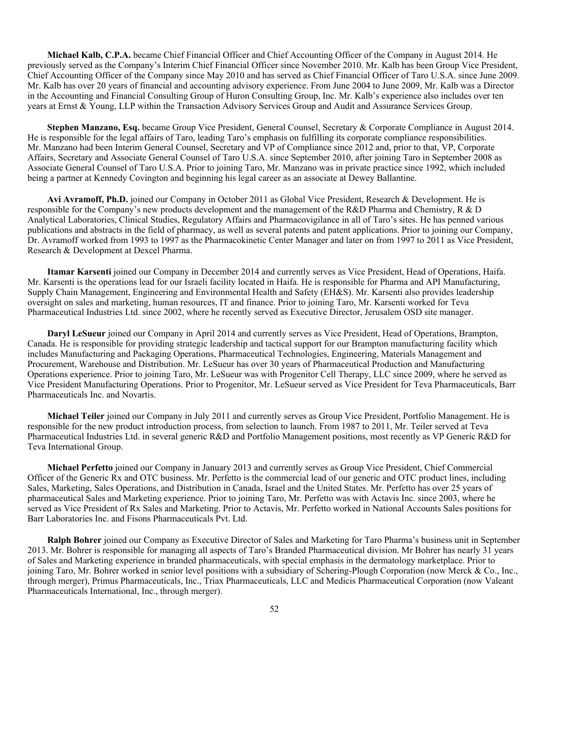**Michael Kalb, C.P.A.** became Chief Financial Officer and Chief Accounting Officer of the Company in August 2014. He previously served as the Company's Interim Chief Financial Officer since November 2010. Mr. Kalb has been Group Vice President, Chief Accounting Officer of the Company since May 2010 and has served as Chief Financial Officer of Taro U.S.A. since June 2009. Mr. Kalb has over 20 years of financial and accounting advisory experience. From June 2004 to June 2009, Mr. Kalb was a Director in the Accounting and Financial Consulting Group of Huron Consulting Group, Inc. Mr. Kalb's experience also includes over ten years at Ernst & Young, LLP within the Transaction Advisory Services Group and Audit and Assurance Services Group.

**Stephen Manzano, Esq.** became Group Vice President, General Counsel, Secretary & Corporate Compliance in August 2014. He is responsible for the legal affairs of Taro, leading Taro's emphasis on fulfilling its corporate compliance responsibilities. Mr. Manzano had been Interim General Counsel, Secretary and VP of Compliance since 2012 and, prior to that, VP, Corporate Affairs, Secretary and Associate General Counsel of Taro U.S.A. since September 2010, after joining Taro in September 2008 as Associate General Counsel of Taro U.S.A. Prior to joining Taro, Mr. Manzano was in private practice since 1992, which included being a partner at Kennedy Covington and beginning his legal career as an associate at Dewey Ballantine.

**Avi Avramoff, Ph.D.** joined our Company in October 2011 as Global Vice President, Research & Development. He is responsible for the Company's new products development and the management of the R&D Pharma and Chemistry, R & D Analytical Laboratories, Clinical Studies, Regulatory Affairs and Pharmacovigilance in all of Taro's sites. He has penned various publications and abstracts in the field of pharmacy, as well as several patents and patent applications. Prior to joining our Company, Dr. Avramoff worked from 1993 to 1997 as the Pharmacokinetic Center Manager and later on from 1997 to 2011 as Vice President, Research & Development at Dexcel Pharma.

**Itamar Karsenti** joined our Company in December 2014 and currently serves as Vice President, Head of Operations, Haifa. Mr. Karsenti is the operations lead for our Israeli facility located in Haifa. He is responsible for Pharma and API Manufacturing, Supply Chain Management, Engineering and Environmental Health and Safety (EH&S). Mr. Karsenti also provides leadership oversight on sales and marketing, human resources, IT and finance. Prior to joining Taro, Mr. Karsenti worked for Teva Pharmaceutical Industries Ltd. since 2002, where he recently served as Executive Director, Jerusalem OSD site manager.

**Daryl LeSueur** joined our Company in April 2014 and currently serves as Vice President, Head of Operations, Brampton, Canada. He is responsible for providing strategic leadership and tactical support for our Brampton manufacturing facility which includes Manufacturing and Packaging Operations, Pharmaceutical Technologies, Engineering, Materials Management and Procurement, Warehouse and Distribution. Mr. LeSueur has over 30 years of Pharmaceutical Production and Manufacturing Operations experience. Prior to joining Taro, Mr. LeSueur was with Progenitor Cell Therapy, LLC since 2009, where he served as Vice President Manufacturing Operations. Prior to Progenitor, Mr. LeSueur served as Vice President for Teva Pharmaceuticals, Barr Pharmaceuticals Inc. and Novartis.

**Michael Teiler** joined our Company in July 2011 and currently serves as Group Vice President, Portfolio Management. He is responsible for the new product introduction process, from selection to launch. From 1987 to 2011, Mr. Teiler served at Teva Pharmaceutical Industries Ltd. in several generic R&D and Portfolio Management positions, most recently as VP Generic R&D for Teva International Group.

**Michael Perfetto** joined our Company in January 2013 and currently serves as Group Vice President, Chief Commercial Officer of the Generic Rx and OTC business. Mr. Perfetto is the commercial lead of our generic and OTC product lines, including Sales, Marketing, Sales Operations, and Distribution in Canada, Israel and the United States. Mr. Perfetto has over 25 years of pharmaceutical Sales and Marketing experience. Prior to joining Taro, Mr. Perfetto was with Actavis Inc. since 2003, where he served as Vice President of Rx Sales and Marketing. Prior to Actavis, Mr. Perfetto worked in National Accounts Sales positions for Barr Laboratories Inc. and Fisons Pharmaceuticals Pvt. Ltd.

**Ralph Bohrer** joined our Company as Executive Director of Sales and Marketing for Taro Pharma's business unit in September 2013. Mr. Bohrer is responsible for managing all aspects of Taro's Branded Pharmaceutical division. Mr Bohrer has nearly 31 years of Sales and Marketing experience in branded pharmaceuticals, with special emphasis in the dermatology marketplace. Prior to joining Taro, Mr. Bohrer worked in senior level positions with a subsidiary of Schering-Plough Corporation (now Merck & Co., Inc., through merger), Primus Pharmaceuticals, Inc., Triax Pharmaceuticals, LLC and Medicis Pharmaceutical Corporation (now Valeant Pharmaceuticals International, Inc., through merger).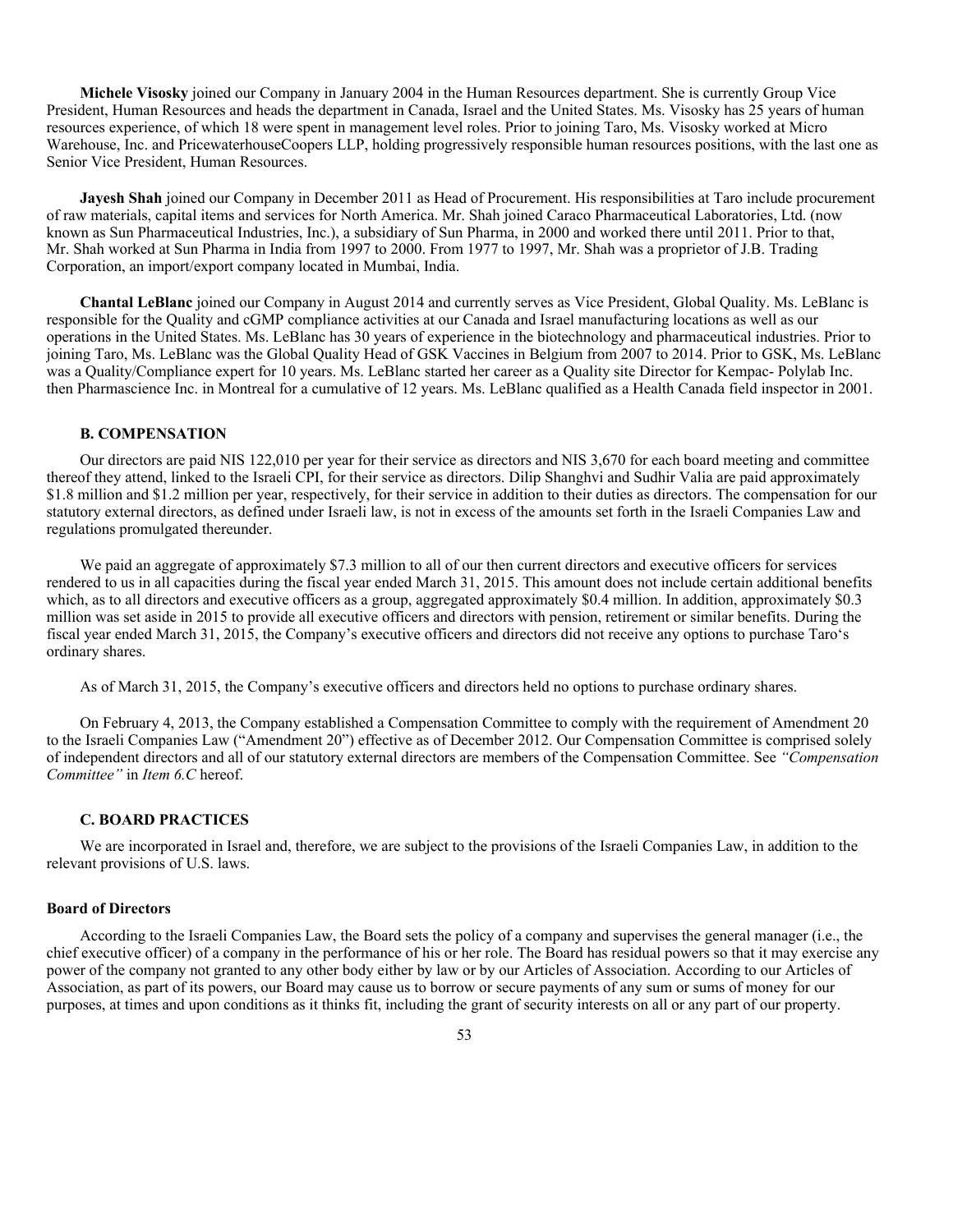**Michele Visosky** joined our Company in January 2004 in the Human Resources department. She is currently Group Vice President, Human Resources and heads the department in Canada, Israel and the United States. Ms. Visosky has 25 years of human resources experience, of which 18 were spent in management level roles. Prior to joining Taro, Ms. Visosky worked at Micro Warehouse, Inc. and PricewaterhouseCoopers LLP, holding progressively responsible human resources positions, with the last one as Senior Vice President, Human Resources.

**Jayesh Shah** joined our Company in December 2011 as Head of Procurement. His responsibilities at Taro include procurement of raw materials, capital items and services for North America. Mr. Shah joined Caraco Pharmaceutical Laboratories, Ltd. (now known as Sun Pharmaceutical Industries, Inc.), a subsidiary of Sun Pharma, in 2000 and worked there until 2011. Prior to that, Mr. Shah worked at Sun Pharma in India from 1997 to 2000. From 1977 to 1997, Mr. Shah was a proprietor of J.B. Trading Corporation, an import/export company located in Mumbai, India.

**Chantal LeBlanc** joined our Company in August 2014 and currently serves as Vice President, Global Quality. Ms. LeBlanc is responsible for the Quality and cGMP compliance activities at our Canada and Israel manufacturing locations as well as our operations in the United States. Ms. LeBlanc has 30 years of experience in the biotechnology and pharmaceutical industries. Prior to joining Taro, Ms. LeBlanc was the Global Quality Head of GSK Vaccines in Belgium from 2007 to 2014. Prior to GSK, Ms. LeBlanc was a Quality/Compliance expert for 10 years. Ms. LeBlanc started her career as a Quality site Director for Kempac- Polylab Inc. then Pharmascience Inc. in Montreal for a cumulative of 12 years. Ms. LeBlanc qualified as a Health Canada field inspector in 2001.

### B. COMPENSATION

Our directors are paid NIS 122,010 per year for their service as directors and NIS 3,670 for each board meeting and committee thereof they attend, linked to the Israeli CPI, for their service as directors. Dilip Shanghvi and Sudhir Valia are paid approximately $1.8 million and $1.2 million per year, respectively, for their service in addition to their duties as directors. The compensation for our statutory external directors, as defined under Israeli law, is not in excess of the amounts set forth in the Israeli Companies Law and regulations promulgated thereunder.

We paid an aggregate of approximately $7.3 million to all of our then current directors and executive officers for services rendered to us in all capacities during the fiscal year ended March 31, 2015. This amount does not include certain additional benefits which, as to all directors and executive officers as a group, aggregated approximately $0.4 million. In addition, approximately $0.3 million was set aside in 2015 to provide all executive officers and directors with pension, retirement or similar benefits. During the fiscal year ended March 31, 2015, the Company's executive officers and directors did not receive any options to purchase Taro's ordinary shares.

As of March 31, 2015, the Company's executive officers and directors held no options to purchase ordinary shares.

On February 4, 2013, the Company established a Compensation Committee to comply with the requirement of Amendment 20 to the Israeli Companies Law ("Amendment 20") effective as of December 2012. Our Compensation Committee is comprised solely of independent directors and all of our statutory external directors are members of the Compensation Committee. See *"Compensation Committee"* in *Item 6.C* hereof.

### C. BOARD PRACTICES

We are incorporated in Israel and, therefore, we are subject to the provisions of the Israeli Companies Law, in addition to the relevant provisions of U.S. laws.

#### Board of Directors

According to the Israeli Companies Law, the Board sets the policy of a company and supervises the general manager (i.e., the chief executive officer) of a company in the performance of his or her role. The Board has residual powers so that it may exercise any power of the company not granted to any other body either by law or by our Articles of Association. According to our Articles of Association, as part of its powers, our Board may cause us to borrow or secure payments of any sum or sums of money for our purposes, at times and upon conditions as it thinks fit, including the grant of security interests on all or any part of our property.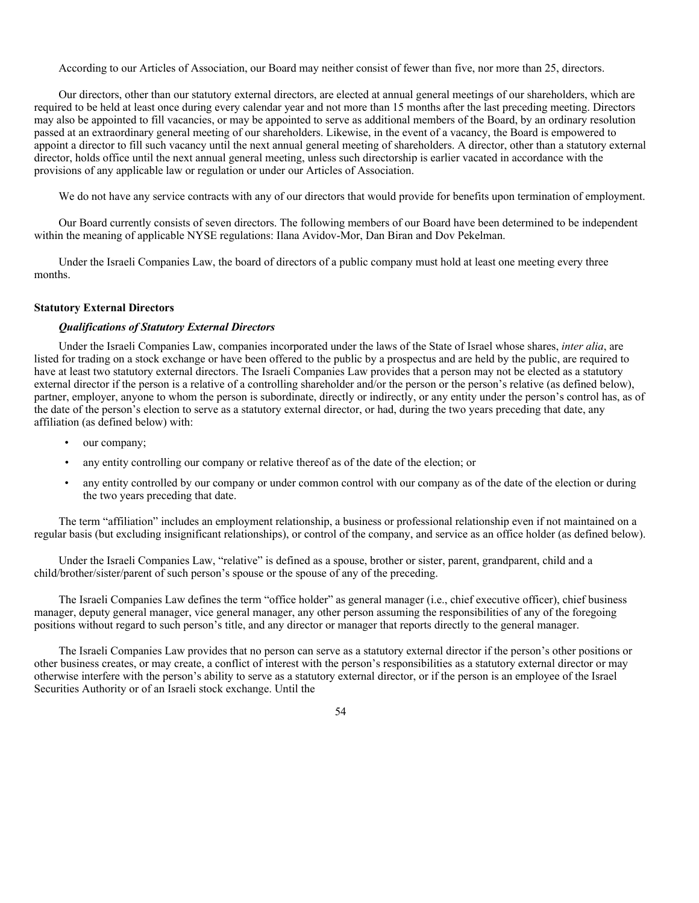According to our Articles of Association, our Board may neither consist of fewer than five, nor more than 25, directors.

Our directors, other than our statutory external directors, are elected at annual general meetings of our shareholders, which are required to be held at least once during every calendar year and not more than 15 months after the last preceding meeting. Directors may also be appointed to fill vacancies, or may be appointed to serve as additional members of the Board, by an ordinary resolution passed at an extraordinary general meeting of our shareholders. Likewise, in the event of a vacancy, the Board is empowered to appoint a director to fill such vacancy until the next annual general meeting of shareholders. A director, other than a statutory external director, holds office until the next annual general meeting, unless such directorship is earlier vacated in accordance with the provisions of any applicable law or regulation or under our Articles of Association.

We do not have any service contracts with any of our directors that would provide for benefits upon termination of employment.

Our Board currently consists of seven directors. The following members of our Board have been determined to be independent within the meaning of applicable NYSE regulations: Ilana Avidov-Mor, Dan Biran and Dov Pekelman.

Under the Israeli Companies Law, the board of directors of a public company must hold at least one meeting every three months.

**Statutory External Directors**

***Qualifications of Statutory External Directors***

Under the Israeli Companies Law, companies incorporated under the laws of the State of Israel whose shares, *inter alia*, are listed for trading on a stock exchange or have been offered to the public by a prospectus and are held by the public, are required to have at least two statutory external directors. The Israeli Companies Law provides that a person may not be elected as a statutory external director if the person is a relative of a controlling shareholder and/or the person or the person's relative (as defined below), partner, employer, anyone to whom the person is subordinate, directly or indirectly, or any entity under the person's control has, as of the date of the person's election to serve as a statutory external director, or had, during the two years preceding that date, any affiliation (as defined below) with:

- our company;
- any entity controlling our company or relative thereof as of the date of the election; or
- any entity controlled by our company or under common control with our company as of the date of the election or during the two years preceding that date.

The term "affiliation" includes an employment relationship, a business or professional relationship even if not maintained on a regular basis (but excluding insignificant relationships), or control of the company, and service as an office holder (as defined below).

Under the Israeli Companies Law, "relative" is defined as a spouse, brother or sister, parent, grandparent, child and a child/brother/sister/parent of such person's spouse or the spouse of any of the preceding.

The Israeli Companies Law defines the term "office holder" as general manager (i.e., chief executive officer), chief business manager, deputy general manager, vice general manager, any other person assuming the responsibilities of any of the foregoing positions without regard to such person's title, and any director or manager that reports directly to the general manager.

The Israeli Companies Law provides that no person can serve as a statutory external director if the person's other positions or other business creates, or may create, a conflict of interest with the person's responsibilities as a statutory external director or may otherwise interfere with the person's ability to serve as a statutory external director, or if the person is an employee of the Israel Securities Authority or of an Israeli stock exchange. Until the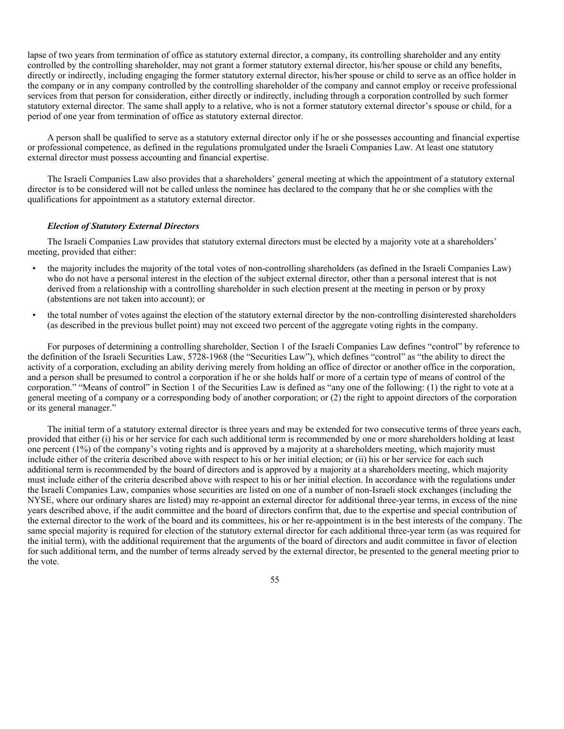lapse of two years from termination of office as statutory external director, a company, its controlling shareholder and any entity controlled by the controlling shareholder, may not grant a former statutory external director, his/her spouse or child any benefits, directly or indirectly, including engaging the former statutory external director, his/her spouse or child to serve as an office holder in the company or in any company controlled by the controlling shareholder of the company and cannot employ or receive professional services from that person for consideration, either directly or indirectly, including through a corporation controlled by such former statutory external director. The same shall apply to a relative, who is not a former statutory external director's spouse or child, for a period of one year from termination of office as statutory external director.

A person shall be qualified to serve as a statutory external director only if he or she possesses accounting and financial expertise or professional competence, as defined in the regulations promulgated under the Israeli Companies Law. At least one statutory external director must possess accounting and financial expertise.

The Israeli Companies Law also provides that a shareholders' general meeting at which the appointment of a statutory external director is to be considered will not be called unless the nominee has declared to the company that he or she complies with the qualifications for appointment as a statutory external director.

***Election of Statutory External Directors***

The Israeli Companies Law provides that statutory external directors must be elected by a majority vote at a shareholders' meeting, provided that either:

- the majority includes the majority of the total votes of non-controlling shareholders (as defined in the Israeli Companies Law) who do not have a personal interest in the election of the subject external director, other than a personal interest that is not derived from a relationship with a controlling shareholder in such election present at the meeting in person or by proxy (abstentions are not taken into account); or
- the total number of votes against the election of the statutory external director by the non-controlling disinterested shareholders (as described in the previous bullet point) may not exceed two percent of the aggregate voting rights in the company.

For purposes of determining a controlling shareholder, Section 1 of the Israeli Companies Law defines "control" by reference to the definition of the Israeli Securities Law, 5728-1968 (the "Securities Law"), which defines "control" as "the ability to direct the activity of a corporation, excluding an ability deriving merely from holding an office of director or another office in the corporation, and a person shall be presumed to control a corporation if he or she holds half or more of a certain type of means of control of the corporation." "Means of control" in Section 1 of the Securities Law is defined as "any one of the following: (1) the right to vote at a general meeting of a company or a corresponding body of another corporation; or (2) the right to appoint directors of the corporation or its general manager."

The initial term of a statutory external director is three years and may be extended for two consecutive terms of three years each, provided that either (i) his or her service for each such additional term is recommended by one or more shareholders holding at least one percent (1%) of the company's voting rights and is approved by a majority at a shareholders meeting, which majority must include either of the criteria described above with respect to his or her initial election; or (ii) his or her service for each such additional term is recommended by the board of directors and is approved by a majority at a shareholders meeting, which majority must include either of the criteria described above with respect to his or her initial election. In accordance with the regulations under the Israeli Companies Law, companies whose securities are listed on one of a number of non-Israeli stock exchanges (including the NYSE, where our ordinary shares are listed) may re-appoint an external director for additional three-year terms, in excess of the nine years described above, if the audit committee and the board of directors confirm that, due to the expertise and special contribution of the external director to the work of the board and its committees, his or her re-appointment is in the best interests of the company. The same special majority is required for election of the statutory external director for each additional three-year term (as was required for the initial term), with the additional requirement that the arguments of the board of directors and audit committee in favor of election for such additional term, and the number of terms already served by the external director, be presented to the general meeting prior to the vote.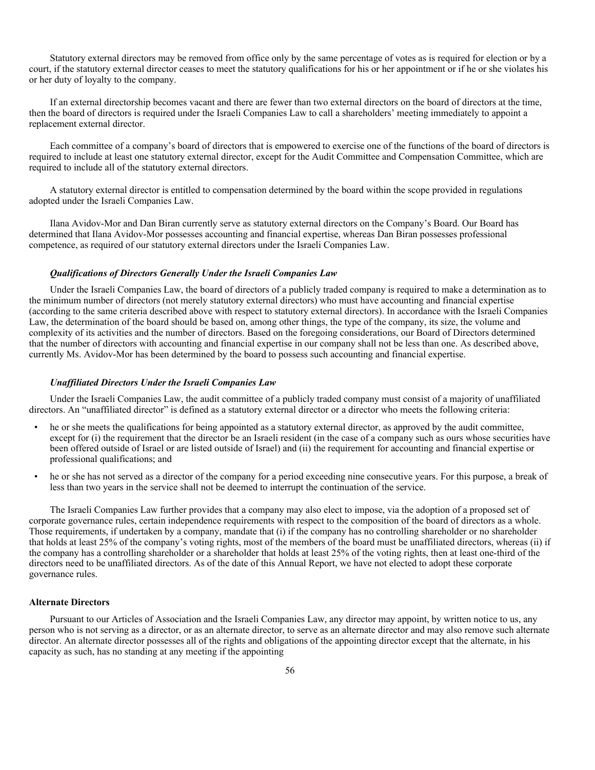Statutory external directors may be removed from office only by the same percentage of votes as is required for election or by a court, if the statutory external director ceases to meet the statutory qualifications for his or her appointment or if he or she violates his or her duty of loyalty to the company.

If an external directorship becomes vacant and there are fewer than two external directors on the board of directors at the time, then the board of directors is required under the Israeli Companies Law to call a shareholders' meeting immediately to appoint a replacement external director.

Each committee of a company's board of directors that is empowered to exercise one of the functions of the board of directors is required to include at least one statutory external director, except for the Audit Committee and Compensation Committee, which are required to include all of the statutory external directors.

A statutory external director is entitled to compensation determined by the board within the scope provided in regulations adopted under the Israeli Companies Law.

Ilana Avidov-Mor and Dan Biran currently serve as statutory external directors on the Company's Board. Our Board has determined that Ilana Avidov-Mor possesses accounting and financial expertise, whereas Dan Biran possesses professional competence, as required of our statutory external directors under the Israeli Companies Law.

***Qualifications of Directors Generally Under the Israeli Companies Law***

Under the Israeli Companies Law, the board of directors of a publicly traded company is required to make a determination as to the minimum number of directors (not merely statutory external directors) who must have accounting and financial expertise (according to the same criteria described above with respect to statutory external directors). In accordance with the Israeli Companies Law, the determination of the board should be based on, among other things, the type of the company, its size, the volume and complexity of its activities and the number of directors. Based on the foregoing considerations, our Board of Directors determined that the number of directors with accounting and financial expertise in our company shall not be less than one. As described above, currently Ms. Avidov-Mor has been determined by the board to possess such accounting and financial expertise.

***Unaffiliated Directors Under the Israeli Companies Law***

Under the Israeli Companies Law, the audit committee of a publicly traded company must consist of a majority of unaffiliated directors. An "unaffiliated director" is defined as a statutory external director or a director who meets the following criteria:

- he or she meets the qualifications for being appointed as a statutory external director, as approved by the audit committee, except for (i) the requirement that the director be an Israeli resident (in the case of a company such as ours whose securities have been offered outside of Israel or are listed outside of Israel) and (ii) the requirement for accounting and financial expertise or professional qualifications; and
- he or she has not served as a director of the company for a period exceeding nine consecutive years. For this purpose, a break of less than two years in the service shall not be deemed to interrupt the continuation of the service.

The Israeli Companies Law further provides that a company may also elect to impose, via the adoption of a proposed set of corporate governance rules, certain independence requirements with respect to the composition of the board of directors as a whole. Those requirements, if undertaken by a company, mandate that (i) if the company has no controlling shareholder or no shareholder that holds at least 25% of the company's voting rights, most of the members of the board must be unaffiliated directors, whereas (ii) if the company has a controlling shareholder or a shareholder that holds at least 25% of the voting rights, then at least one-third of the directors need to be unaffiliated directors. As of the date of this Annual Report, we have not elected to adopt these corporate governance rules.

**Alternate Directors**

Pursuant to our Articles of Association and the Israeli Companies Law, any director may appoint, by written notice to us, any person who is not serving as a director, or as an alternate director, to serve as an alternate director and may also remove such alternate director. An alternate director possesses all of the rights and obligations of the appointing director except that the alternate, in his capacity as such, has no standing at any meeting if the appointing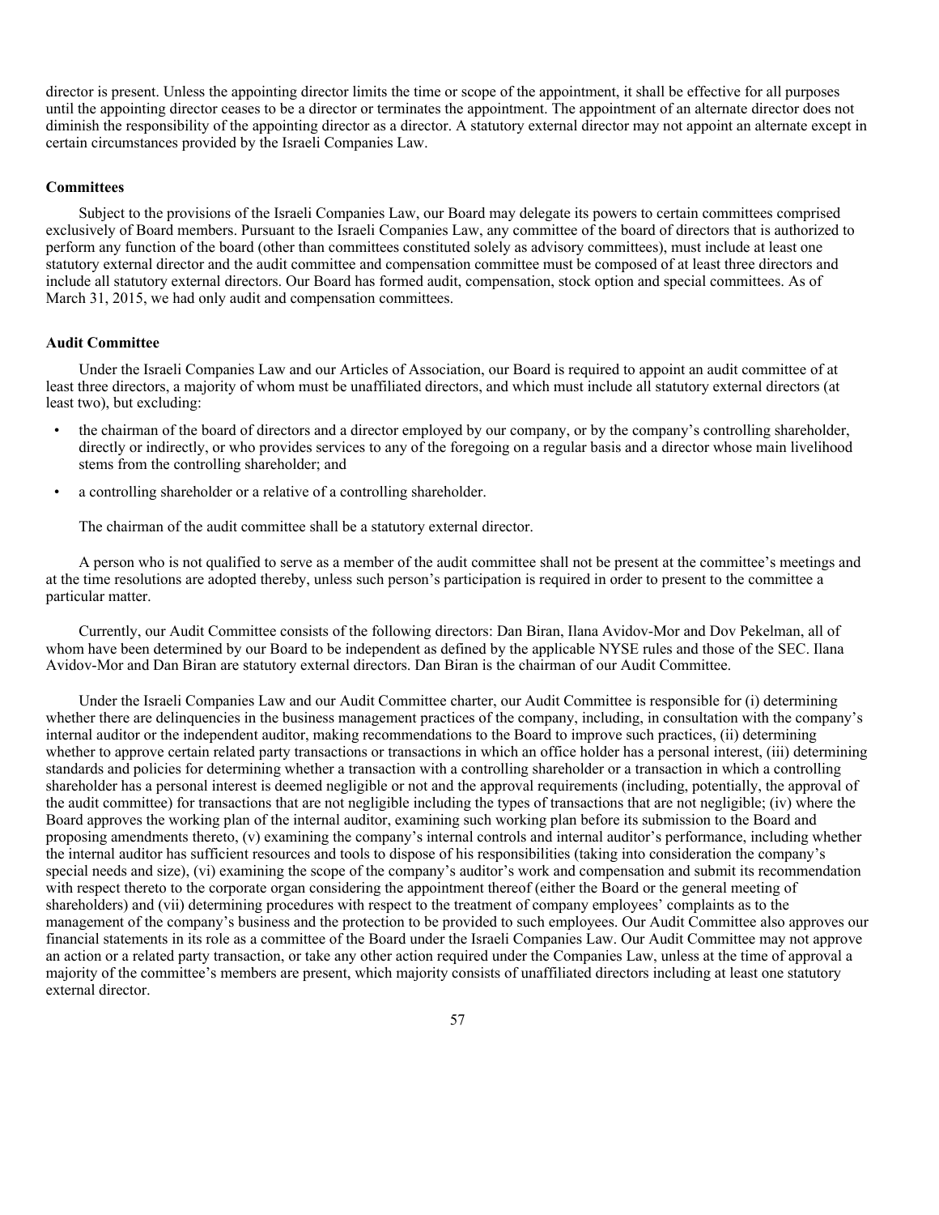director is present. Unless the appointing director limits the time or scope of the appointment, it shall be effective for all purposes until the appointing director ceases to be a director or terminates the appointment. The appointment of an alternate director does not diminish the responsibility of the appointing director as a director. A statutory external director may not appoint an alternate except in certain circumstances provided by the Israeli Companies Law.

**Committees**

Subject to the provisions of the Israeli Companies Law, our Board may delegate its powers to certain committees comprised exclusively of Board members. Pursuant to the Israeli Companies Law, any committee of the board of directors that is authorized to perform any function of the board (other than committees constituted solely as advisory committees), must include at least one statutory external director and the audit committee and compensation committee must be composed of at least three directors and include all statutory external directors. Our Board has formed audit, compensation, stock option and special committees. As of March 31, 2015, we had only audit and compensation committees.

**Audit Committee**

Under the Israeli Companies Law and our Articles of Association, our Board is required to appoint an audit committee of at least three directors, a majority of whom must be unaffiliated directors, and which must include all statutory external directors (at least two), but excluding:

- the chairman of the board of directors and a director employed by our company, or by the company's controlling shareholder, directly or indirectly, or who provides services to any of the foregoing on a regular basis and a director whose main livelihood stems from the controlling shareholder; and
- a controlling shareholder or a relative of a controlling shareholder.

The chairman of the audit committee shall be a statutory external director.

A person who is not qualified to serve as a member of the audit committee shall not be present at the committee's meetings and at the time resolutions are adopted thereby, unless such person's participation is required in order to present to the committee a particular matter.

Currently, our Audit Committee consists of the following directors: Dan Biran, Ilana Avidov-Mor and Dov Pekelman, all of whom have been determined by our Board to be independent as defined by the applicable NYSE rules and those of the SEC. Ilana Avidov-Mor and Dan Biran are statutory external directors. Dan Biran is the chairman of our Audit Committee.

Under the Israeli Companies Law and our Audit Committee charter, our Audit Committee is responsible for (i) determining whether there are delinquencies in the business management practices of the company, including, in consultation with the company's internal auditor or the independent auditor, making recommendations to the Board to improve such practices, (ii) determining whether to approve certain related party transactions or transactions in which an office holder has a personal interest, (iii) determining standards and policies for determining whether a transaction with a controlling shareholder or a transaction in which a controlling shareholder has a personal interest is deemed negligible or not and the approval requirements (including, potentially, the approval of the audit committee) for transactions that are not negligible including the types of transactions that are not negligible; (iv) where the Board approves the working plan of the internal auditor, examining such working plan before its submission to the Board and proposing amendments thereto, (v) examining the company's internal controls and internal auditor's performance, including whether the internal auditor has sufficient resources and tools to dispose of his responsibilities (taking into consideration the company's special needs and size), (vi) examining the scope of the company's auditor's work and compensation and submit its recommendation with respect thereto to the corporate organ considering the appointment thereof (either the Board or the general meeting of shareholders) and (vii) determining procedures with respect to the treatment of company employees' complaints as to the management of the company's business and the protection to be provided to such employees. Our Audit Committee also approves our financial statements in its role as a committee of the Board under the Israeli Companies Law. Our Audit Committee may not approve an action or a related party transaction, or take any other action required under the Companies Law, unless at the time of approval a majority of the committee's members are present, which majority consists of unaffiliated directors including at least one statutory external director.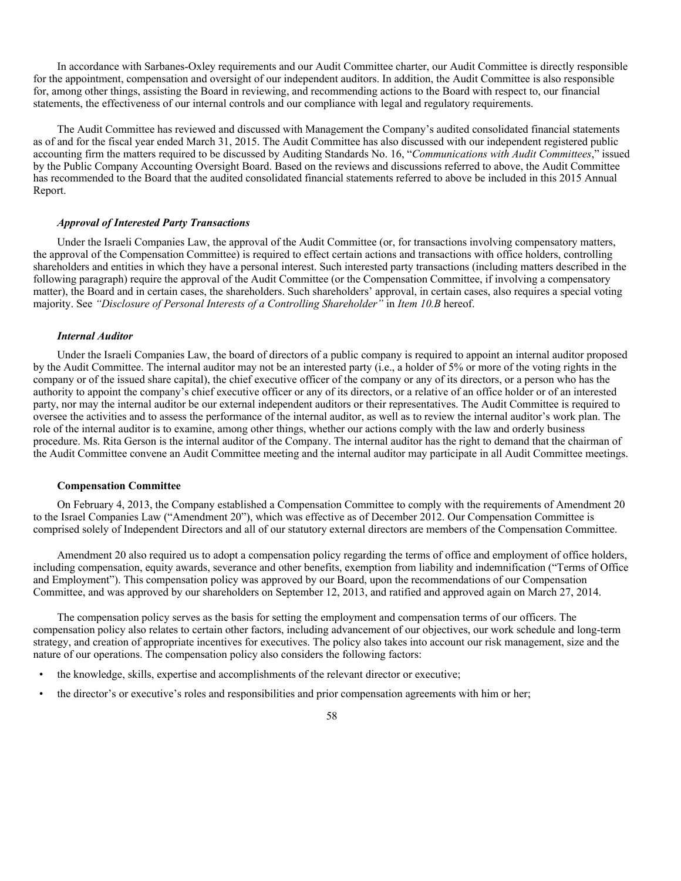In accordance with Sarbanes-Oxley requirements and our Audit Committee charter, our Audit Committee is directly responsible for the appointment, compensation and oversight of our independent auditors. In addition, the Audit Committee is also responsible for, among other things, assisting the Board in reviewing, and recommending actions to the Board with respect to, our financial statements, the effectiveness of our internal controls and our compliance with legal and regulatory requirements.

The Audit Committee has reviewed and discussed with Management the Company's audited consolidated financial statements as of and for the fiscal year ended March 31, 2015. The Audit Committee has also discussed with our independent registered public accounting firm the matters required to be discussed by Auditing Standards No. 16, "*Communications with Audit Committees*," issued by the Public Company Accounting Oversight Board. Based on the reviews and discussions referred to above, the Audit Committee has recommended to the Board that the audited consolidated financial statements referred to above be included in this 2015 Annual Report.

***Approval of Interested Party Transactions***

Under the Israeli Companies Law, the approval of the Audit Committee (or, for transactions involving compensatory matters, the approval of the Compensation Committee) is required to effect certain actions and transactions with office holders, controlling shareholders and entities in which they have a personal interest. Such interested party transactions (including matters described in the following paragraph) require the approval of the Audit Committee (or the Compensation Committee, if involving a compensatory matter), the Board and in certain cases, the shareholders. Such shareholders' approval, in certain cases, also requires a special voting majority. See *"Disclosure of Personal Interests of a Controlling Shareholder"* in *Item 10.B* hereof.

***Internal Auditor***

Under the Israeli Companies Law, the board of directors of a public company is required to appoint an internal auditor proposed by the Audit Committee. The internal auditor may not be an interested party (i.e., a holder of 5% or more of the voting rights in the company or of the issued share capital), the chief executive officer of the company or any of its directors, or a person who has the authority to appoint the company's chief executive officer or any of its directors, or a relative of an office holder or of an interested party, nor may the internal auditor be our external independent auditors or their representatives. The Audit Committee is required to oversee the activities and to assess the performance of the internal auditor, as well as to review the internal auditor's work plan. The role of the internal auditor is to examine, among other things, whether our actions comply with the law and orderly business procedure. Ms. Rita Gerson is the internal auditor of the Company. The internal auditor has the right to demand that the chairman of the Audit Committee convene an Audit Committee meeting and the internal auditor may participate in all Audit Committee meetings.

**Compensation Committee**

On February 4, 2013, the Company established a Compensation Committee to comply with the requirements of Amendment 20 to the Israel Companies Law ("Amendment 20"), which was effective as of December 2012. Our Compensation Committee is comprised solely of Independent Directors and all of our statutory external directors are members of the Compensation Committee.

Amendment 20 also required us to adopt a compensation policy regarding the terms of office and employment of office holders, including compensation, equity awards, severance and other benefits, exemption from liability and indemnification ("Terms of Office and Employment"). This compensation policy was approved by our Board, upon the recommendations of our Compensation Committee, and was approved by our shareholders on September 12, 2013, and ratified and approved again on March 27, 2014.

The compensation policy serves as the basis for setting the employment and compensation terms of our officers. The compensation policy also relates to certain other factors, including advancement of our objectives, our work schedule and long-term strategy, and creation of appropriate incentives for executives. The policy also takes into account our risk management, size and the nature of our operations. The compensation policy also considers the following factors:

- the knowledge, skills, expertise and accomplishments of the relevant director or executive;
- the director's or executive's roles and responsibilities and prior compensation agreements with him or her;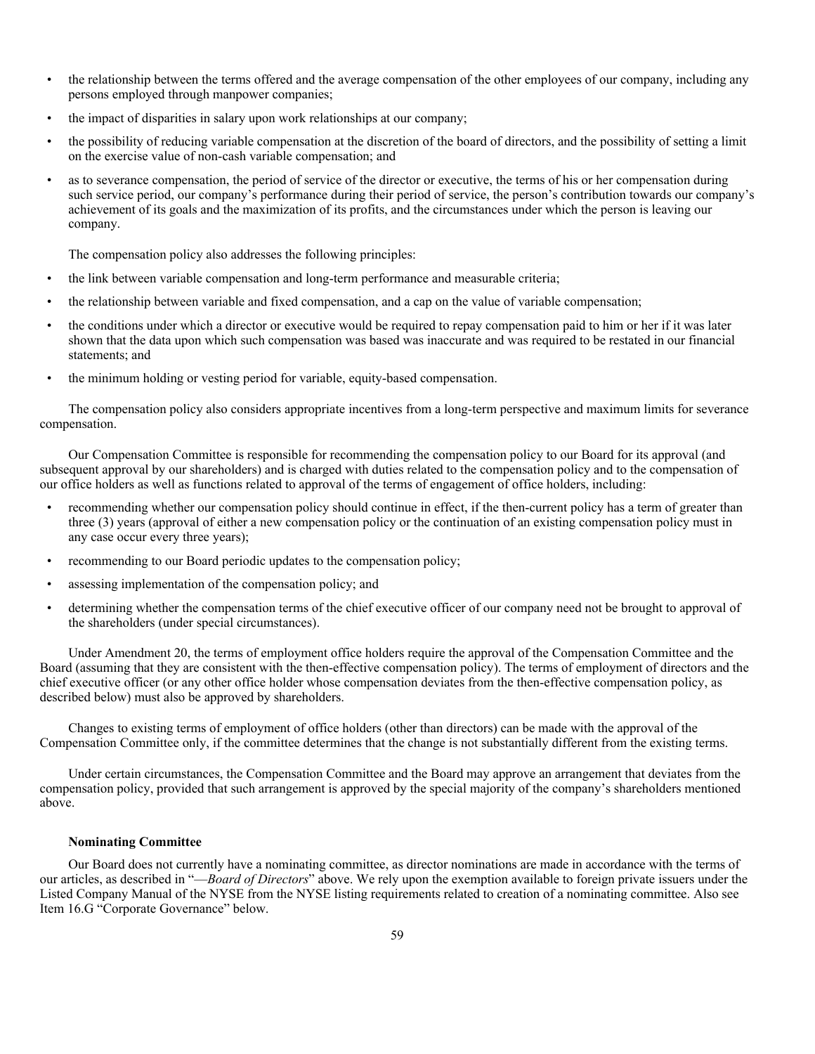- the relationship between the terms offered and the average compensation of the other employees of our company, including any persons employed through manpower companies;
- the impact of disparities in salary upon work relationships at our company;
- the possibility of reducing variable compensation at the discretion of the board of directors, and the possibility of setting a limit on the exercise value of non-cash variable compensation; and
- as to severance compensation, the period of service of the director or executive, the terms of his or her compensation during such service period, our company's performance during their period of service, the person's contribution towards our company's achievement of its goals and the maximization of its profits, and the circumstances under which the person is leaving our company.

The compensation policy also addresses the following principles:

- the link between variable compensation and long-term performance and measurable criteria;
- the relationship between variable and fixed compensation, and a cap on the value of variable compensation;
- the conditions under which a director or executive would be required to repay compensation paid to him or her if it was later shown that the data upon which such compensation was based was inaccurate and was required to be restated in our financial statements; and
- the minimum holding or vesting period for variable, equity-based compensation.

The compensation policy also considers appropriate incentives from a long-term perspective and maximum limits for severance compensation.

Our Compensation Committee is responsible for recommending the compensation policy to our Board for its approval (and subsequent approval by our shareholders) and is charged with duties related to the compensation policy and to the compensation of our office holders as well as functions related to approval of the terms of engagement of office holders, including:

- recommending whether our compensation policy should continue in effect, if the then-current policy has a term of greater than three (3) years (approval of either a new compensation policy or the continuation of an existing compensation policy must in any case occur every three years);
- recommending to our Board periodic updates to the compensation policy;
- assessing implementation of the compensation policy; and
- determining whether the compensation terms of the chief executive officer of our company need not be brought to approval of the shareholders (under special circumstances).

Under Amendment 20, the terms of employment office holders require the approval of the Compensation Committee and the Board (assuming that they are consistent with the then-effective compensation policy). The terms of employment of directors and the chief executive officer (or any other office holder whose compensation deviates from the then-effective compensation policy, as described below) must also be approved by shareholders.

Changes to existing terms of employment of office holders (other than directors) can be made with the approval of the Compensation Committee only, if the committee determines that the change is not substantially different from the existing terms.

Under certain circumstances, the Compensation Committee and the Board may approve an arrangement that deviates from the compensation policy, provided that such arrangement is approved by the special majority of the company's shareholders mentioned above.

**Nominating Committee**

Our Board does not currently have a nominating committee, as director nominations are made in accordance with the terms of our articles, as described in "—*Board of Directors*" above. We rely upon the exemption available to foreign private issuers under the Listed Company Manual of the NYSE from the NYSE listing requirements related to creation of a nominating committee. Also see Item 16.G "Corporate Governance" below.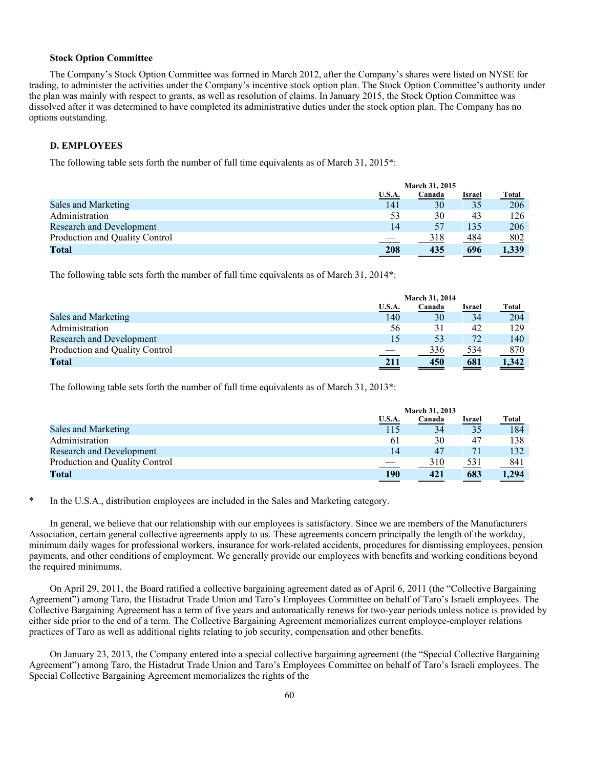### Stock Option Committee

The Company's Stock Option Committee was formed in March 2012, after the Company's shares were listed on NYSE for trading, to administer the activities under the Company's incentive stock option plan. The Stock Option Committee's authority under the plan was mainly with respect to grants, as well as resolution of claims. In January 2015, the Stock Option Committee was dissolved after it was determined to have completed its administrative duties under the stock option plan. The Company has no options outstanding.

## D. EMPLOYEES

The following table sets forth the number of full time equivalents as of March 31, 2015*:

| | March 31, 2015 | | | |
|---|---|---|---|---|
| | U.S.A. | Canada | Israel | Total |
| Sales and Marketing | 141 | 30 | 35 | 206 |
| Administration | 53 | 30 | 43 | 126 |
| Research and Development | 14 | 57 | 135 | 206 |
| Production and Quality Control | — | 318 | 484 | 802 |
| **Total** | **208** | **435** | **696** | **1,339** |

The following table sets forth the number of full time equivalents as of March 31, 2014*:

| | March 31, 2014 | | | |
|---|---|---|---|---|
| | U.S.A. | Canada | Israel | Total |
| Sales and Marketing | 140 | 30 | 34 | 204 |
| Administration | 56 | 31 | 42 | 129 |
| Research and Development | 15 | 53 | 72 | 140 |
| Production and Quality Control | — | 336 | 534 | 870 |
| **Total** | **211** | **450** | **681** | **1,342** |

The following table sets forth the number of full time equivalents as of March 31, 2013*:

| | March 31, 2013 | | | |
|---|---|---|---|---|
| | U.S.A. | Canada | Israel | Total |
| Sales and Marketing | 115 | 34 | 35 | 184 |
| Administration | 61 | 30 | 47 | 138 |
| Research and Development | 14 | 47 | 71 | 132 |
| Production and Quality Control | — | 310 | 531 | 841 |
| **Total** | **190** | **421** | **683** | **1,294** |

\* In the U.S.A., distribution employees are included in the Sales and Marketing category.

In general, we believe that our relationship with our employees is satisfactory. Since we are members of the Manufacturers Association, certain general collective agreements apply to us. These agreements concern principally the length of the workday, minimum daily wages for professional workers, insurance for work-related accidents, procedures for dismissing employees, pension payments, and other conditions of employment. We generally provide our employees with benefits and working conditions beyond the required minimums.

On April 29, 2011, the Board ratified a collective bargaining agreement dated as of April 6, 2011 (the "Collective Bargaining Agreement") among Taro, the Histadrut Trade Union and Taro's Employees Committee on behalf of Taro's Israeli employees. The Collective Bargaining Agreement has a term of five years and automatically renews for two-year periods unless notice is provided by either side prior to the end of a term. The Collective Bargaining Agreement memorializes current employee-employer relations practices of Taro as well as additional rights relating to job security, compensation and other benefits.

On January 23, 2013, the Company entered into a special collective bargaining agreement (the "Special Collective Bargaining Agreement") among Taro, the Histadrut Trade Union and Taro's Employees Committee on behalf of Taro's Israeli employees. The Special Collective Bargaining Agreement memorializes the rights of the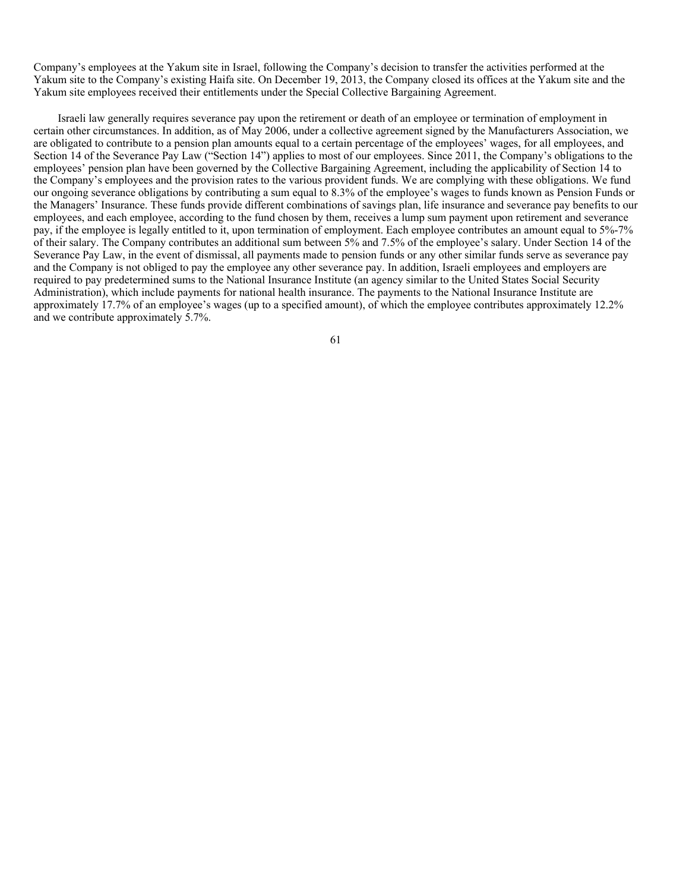Company's employees at the Yakum site in Israel, following the Company's decision to transfer the activities performed at the Yakum site to the Company's existing Haifa site. On December 19, 2013, the Company closed its offices at the Yakum site and the Yakum site employees received their entitlements under the Special Collective Bargaining Agreement.

Israeli law generally requires severance pay upon the retirement or death of an employee or termination of employment in certain other circumstances. In addition, as of May 2006, under a collective agreement signed by the Manufacturers Association, we are obligated to contribute to a pension plan amounts equal to a certain percentage of the employees' wages, for all employees, and Section 14 of the Severance Pay Law ("Section 14") applies to most of our employees. Since 2011, the Company's obligations to the employees' pension plan have been governed by the Collective Bargaining Agreement, including the applicability of Section 14 to the Company's employees and the provision rates to the various provident funds. We are complying with these obligations. We fund our ongoing severance obligations by contributing a sum equal to 8.3% of the employee's wages to funds known as Pension Funds or the Managers' Insurance. These funds provide different combinations of savings plan, life insurance and severance pay benefits to our employees, and each employee, according to the fund chosen by them, receives a lump sum payment upon retirement and severance pay, if the employee is legally entitled to it, upon termination of employment. Each employee contributes an amount equal to 5%-7% of their salary. The Company contributes an additional sum between 5% and 7.5% of the employee's salary. Under Section 14 of the Severance Pay Law, in the event of dismissal, all payments made to pension funds or any other similar funds serve as severance pay and the Company is not obliged to pay the employee any other severance pay. In addition, Israeli employees and employers are required to pay predetermined sums to the National Insurance Institute (an agency similar to the United States Social Security Administration), which include payments for national health insurance. The payments to the National Insurance Institute are approximately 17.7% of an employee's wages (up to a specified amount), of which the employee contributes approximately 12.2% and we contribute approximately 5.7%.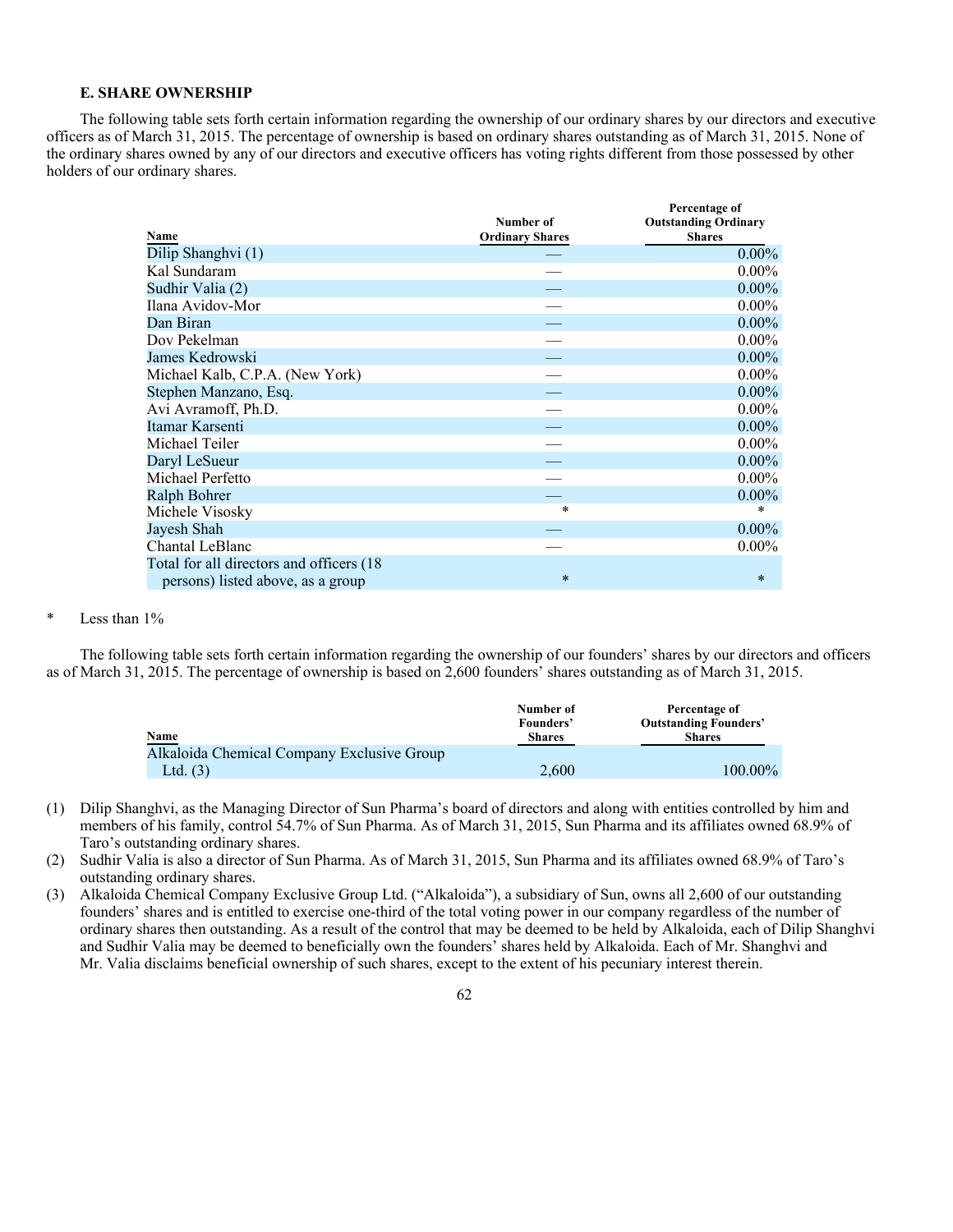### E. SHARE OWNERSHIP

The following table sets forth certain information regarding the ownership of our ordinary shares by our directors and executive officers as of March 31, 2015. The percentage of ownership is based on ordinary shares outstanding as of March 31, 2015. None of the ordinary shares owned by any of our directors and executive officers has voting rights different from those possessed by other holders of our ordinary shares.

| Name | Number of Ordinary Shares | Percentage of Outstanding Ordinary Shares |
|---|---|---|
| Dilip Shanghvi (1) | — | 0.00% |
| Kal Sundaram | — | 0.00% |
| Sudhir Valia (2) | — | 0.00% |
| Ilana Avidov-Mor | — | 0.00% |
| Dan Biran | — | 0.00% |
| Dov Pekelman | — | 0.00% |
| James Kedrowski | — | 0.00% |
| Michael Kalb, C.P.A. (New York) | — | 0.00% |
| Stephen Manzano, Esq. | — | 0.00% |
| Avi Avramoff, Ph.D. | — | 0.00% |
| Itamar Karsenti | — | 0.00% |
| Michael Teiler | — | 0.00% |
| Daryl LeSueur | — | 0.00% |
| Michael Perfetto | — | 0.00% |
| Ralph Bohrer | — | 0.00% |
| Michele Visosky | * | * |
| Jayesh Shah | — | 0.00% |
| Chantal LeBlanc | — | 0.00% |
| Total for all directors and officers (18 persons) listed above, as a group | * | * |

\* Less than 1%

The following table sets forth certain information regarding the ownership of our founders' shares by our directors and officers as of March 31, 2015. The percentage of ownership is based on 2,600 founders' shares outstanding as of March 31, 2015.

| Name | Number of Founders' Shares | Percentage of Outstanding Founders' Shares |
|---|---|---|
| Alkaloida Chemical Company Exclusive Group Ltd. (3) | 2,600 | 100.00% |

(1) Dilip Shanghvi, as the Managing Director of Sun Pharma's board of directors and along with entities controlled by him and members of his family, control 54.7% of Sun Pharma. As of March 31, 2015, Sun Pharma and its affiliates owned 68.9% of Taro's outstanding ordinary shares.

(2) Sudhir Valia is also a director of Sun Pharma. As of March 31, 2015, Sun Pharma and its affiliates owned 68.9% of Taro's outstanding ordinary shares.

(3) Alkaloida Chemical Company Exclusive Group Ltd. ("Alkaloida"), a subsidiary of Sun, owns all 2,600 of our outstanding founders' shares and is entitled to exercise one-third of the total voting power in our company regardless of the number of ordinary shares then outstanding. As a result of the control that may be deemed to be held by Alkaloida, each of Dilip Shanghvi and Sudhir Valia may be deemed to beneficially own the founders' shares held by Alkaloida. Each of Mr. Shanghvi and Mr. Valia disclaims beneficial ownership of such shares, except to the extent of his pecuniary interest therein.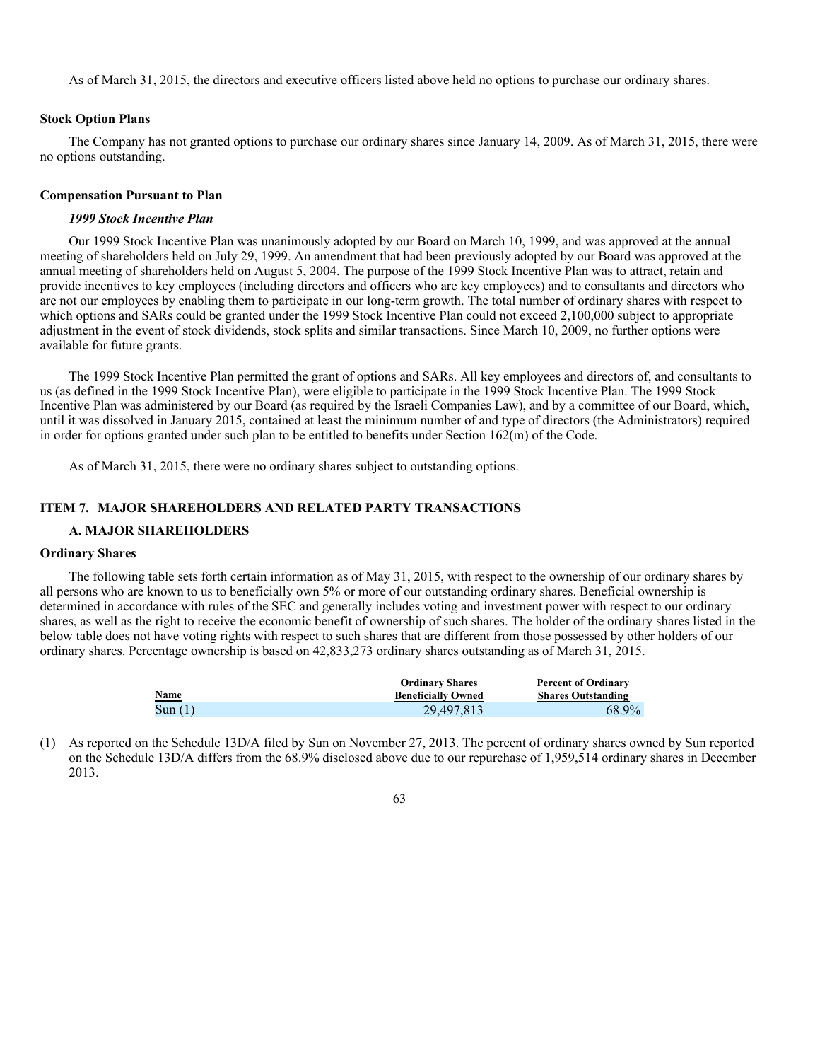As of March 31, 2015, the directors and executive officers listed above held no options to purchase our ordinary shares.

**Stock Option Plans**

The Company has not granted options to purchase our ordinary shares since January 14, 2009. As of March 31, 2015, there were no options outstanding.

**Compensation Pursuant to Plan**

***1999 Stock Incentive Plan***

Our 1999 Stock Incentive Plan was unanimously adopted by our Board on March 10, 1999, and was approved at the annual meeting of shareholders held on July 29, 1999. An amendment that had been previously adopted by our Board was approved at the annual meeting of shareholders held on August 5, 2004. The purpose of the 1999 Stock Incentive Plan was to attract, retain and provide incentives to key employees (including directors and officers who are key employees) and to consultants and directors who are not our employees by enabling them to participate in our long-term growth. The total number of ordinary shares with respect to which options and SARs could be granted under the 1999 Stock Incentive Plan could not exceed 2,100,000 subject to appropriate adjustment in the event of stock dividends, stock splits and similar transactions. Since March 10, 2009, no further options were available for future grants.

The 1999 Stock Incentive Plan permitted the grant of options and SARs. All key employees and directors of, and consultants to us (as defined in the 1999 Stock Incentive Plan), were eligible to participate in the 1999 Stock Incentive Plan. The 1999 Stock Incentive Plan was administered by our Board (as required by the Israeli Companies Law), and by a committee of our Board, which, until it was dissolved in January 2015, contained at least the minimum number of and type of directors (the Administrators) required in order for options granted under such plan to be entitled to benefits under Section 162(m) of the Code.

As of March 31, 2015, there were no ordinary shares subject to outstanding options.

## ITEM 7. MAJOR SHAREHOLDERS AND RELATED PARTY TRANSACTIONS

### A. MAJOR SHAREHOLDERS

**Ordinary Shares**

The following table sets forth certain information as of May 31, 2015, with respect to the ownership of our ordinary shares by all persons who are known to us to beneficially own 5% or more of our outstanding ordinary shares. Beneficial ownership is determined in accordance with rules of the SEC and generally includes voting and investment power with respect to our ordinary shares, as well as the right to receive the economic benefit of ownership of such shares. The holder of the ordinary shares listed in the below table does not have voting rights with respect to such shares that are different from those possessed by other holders of our ordinary shares. Percentage ownership is based on 42,833,273 ordinary shares outstanding as of March 31, 2015.

| Name | Ordinary Shares Beneficially Owned | Percent of Ordinary Shares Outstanding |
|---|---|---|
| Sun (1) | 29,497,813 | 68.9% |

(1) As reported on the Schedule 13D/A filed by Sun on November 27, 2013. The percent of ordinary shares owned by Sun reported on the Schedule 13D/A differs from the 68.9% disclosed above due to our repurchase of 1,959,514 ordinary shares in December 2013.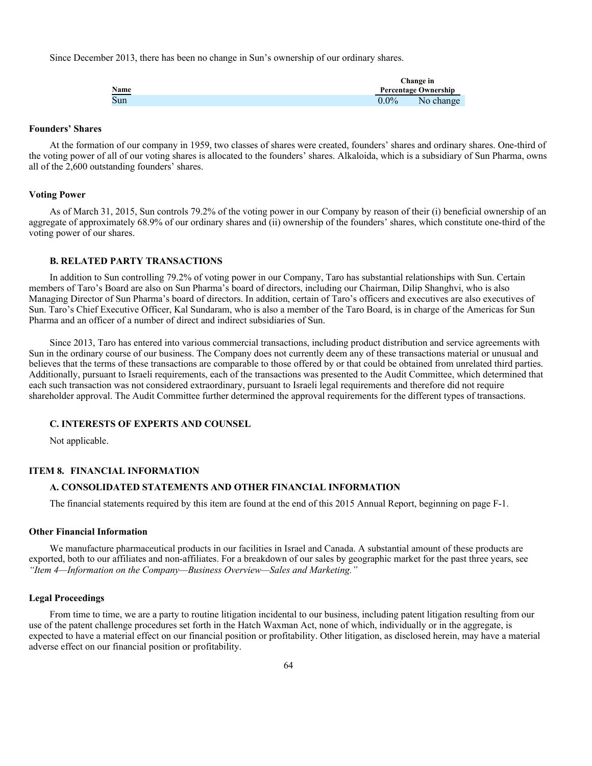Since December 2013, there has been no change in Sun's ownership of our ordinary shares.

| Name | Change in Percentage Ownership | |
|---|---|---|
| Sun | 0.0% | No change |

### Founders' Shares

At the formation of our company in 1959, two classes of shares were created, founders' shares and ordinary shares. One-third of the voting power of all of our voting shares is allocated to the founders' shares. Alkaloida, which is a subsidiary of Sun Pharma, owns all of the 2,600 outstanding founders' shares.

### Voting Power

As of March 31, 2015, Sun controls 79.2% of the voting power in our Company by reason of their (i) beneficial ownership of an aggregate of approximately 68.9% of our ordinary shares and (ii) ownership of the founders' shares, which constitute one-third of the voting power of our shares.

## B. RELATED PARTY TRANSACTIONS

In addition to Sun controlling 79.2% of voting power in our Company, Taro has substantial relationships with Sun. Certain members of Taro's Board are also on Sun Pharma's board of directors, including our Chairman, Dilip Shanghvi, who is also Managing Director of Sun Pharma's board of directors. In addition, certain of Taro's officers and executives are also executives of Sun. Taro's Chief Executive Officer, Kal Sundaram, who is also a member of the Taro Board, is in charge of the Americas for Sun Pharma and an officer of a number of direct and indirect subsidiaries of Sun.

Since 2013, Taro has entered into various commercial transactions, including product distribution and service agreements with Sun in the ordinary course of our business. The Company does not currently deem any of these transactions material or unusual and believes that the terms of these transactions are comparable to those offered by or that could be obtained from unrelated third parties. Additionally, pursuant to Israeli requirements, each of the transactions was presented to the Audit Committee, which determined that each such transaction was not considered extraordinary, pursuant to Israeli legal requirements and therefore did not require shareholder approval. The Audit Committee further determined the approval requirements for the different types of transactions.

## C. INTERESTS OF EXPERTS AND COUNSEL

Not applicable.

# ITEM 8. FINANCIAL INFORMATION

## A. CONSOLIDATED STATEMENTS AND OTHER FINANCIAL INFORMATION

The financial statements required by this item are found at the end of this 2015 Annual Report, beginning on page F-1.

### Other Financial Information

We manufacture pharmaceutical products in our facilities in Israel and Canada. A substantial amount of these products are exported, both to our affiliates and non-affiliates. For a breakdown of our sales by geographic market for the past three years, see *"Item 4—Information on the Company—Business Overview—Sales and Marketing."*

### Legal Proceedings

From time to time, we are a party to routine litigation incidental to our business, including patent litigation resulting from our use of the patent challenge procedures set forth in the Hatch Waxman Act, none of which, individually or in the aggregate, is expected to have a material effect on our financial position or profitability. Other litigation, as disclosed herein, may have a material adverse effect on our financial position or profitability.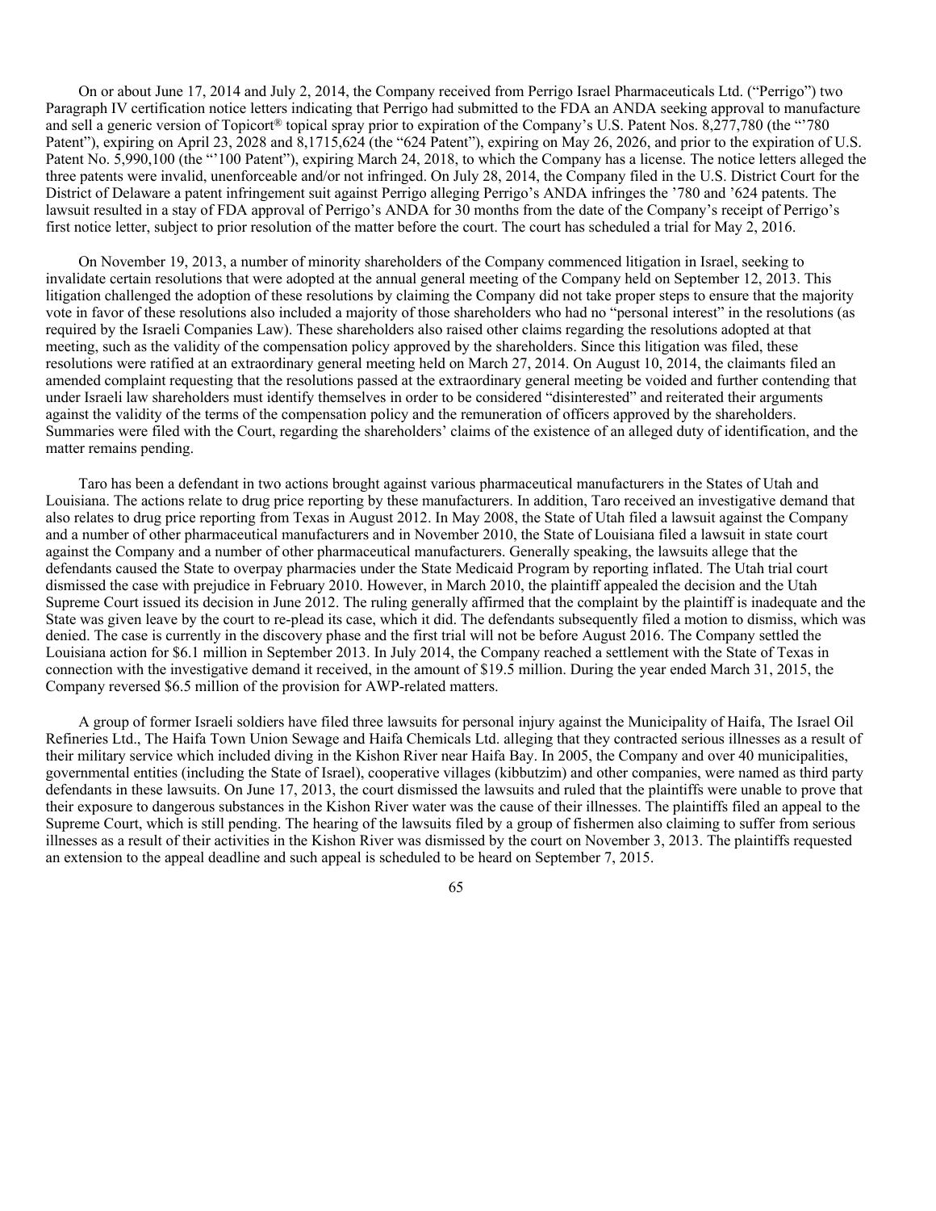On or about June 17, 2014 and July 2, 2014, the Company received from Perrigo Israel Pharmaceuticals Ltd. ("Perrigo") two Paragraph IV certification notice letters indicating that Perrigo had submitted to the FDA an ANDA seeking approval to manufacture and sell a generic version of Topicort® topical spray prior to expiration of the Company's U.S. Patent Nos. 8,277,780 (the "'780 Patent"), expiring on April 23, 2028 and 8,1715,624 (the "624 Patent"), expiring on May 26, 2026, and prior to the expiration of U.S. Patent No. 5,990,100 (the "'100 Patent"), expiring March 24, 2018, to which the Company has a license. The notice letters alleged the three patents were invalid, unenforceable and/or not infringed. On July 28, 2014, the Company filed in the U.S. District Court for the District of Delaware a patent infringement suit against Perrigo alleging Perrigo's ANDA infringes the '780 and '624 patents. The lawsuit resulted in a stay of FDA approval of Perrigo's ANDA for 30 months from the date of the Company's receipt of Perrigo's first notice letter, subject to prior resolution of the matter before the court. The court has scheduled a trial for May 2, 2016.

On November 19, 2013, a number of minority shareholders of the Company commenced litigation in Israel, seeking to invalidate certain resolutions that were adopted at the annual general meeting of the Company held on September 12, 2013. This litigation challenged the adoption of these resolutions by claiming the Company did not take proper steps to ensure that the majority vote in favor of these resolutions also included a majority of those shareholders who had no "personal interest" in the resolutions (as required by the Israeli Companies Law). These shareholders also raised other claims regarding the resolutions adopted at that meeting, such as the validity of the compensation policy approved by the shareholders. Since this litigation was filed, these resolutions were ratified at an extraordinary general meeting held on March 27, 2014. On August 10, 2014, the claimants filed an amended complaint requesting that the resolutions passed at the extraordinary general meeting be voided and further contending that under Israeli law shareholders must identify themselves in order to be considered "disinterested" and reiterated their arguments against the validity of the terms of the compensation policy and the remuneration of officers approved by the shareholders. Summaries were filed with the Court, regarding the shareholders' claims of the existence of an alleged duty of identification, and the matter remains pending.

Taro has been a defendant in two actions brought against various pharmaceutical manufacturers in the States of Utah and Louisiana. The actions relate to drug price reporting by these manufacturers. In addition, Taro received an investigative demand that also relates to drug price reporting from Texas in August 2012. In May 2008, the State of Utah filed a lawsuit against the Company and a number of other pharmaceutical manufacturers and in November 2010, the State of Louisiana filed a lawsuit in state court against the Company and a number of other pharmaceutical manufacturers. Generally speaking, the lawsuits allege that the defendants caused the State to overpay pharmacies under the State Medicaid Program by reporting inflated. The Utah trial court dismissed the case with prejudice in February 2010. However, in March 2010, the plaintiff appealed the decision and the Utah Supreme Court issued its decision in June 2012. The ruling generally affirmed that the complaint by the plaintiff is inadequate and the State was given leave by the court to re-plead its case, which it did. The defendants subsequently filed a motion to dismiss, which was denied. The case is currently in the discovery phase and the first trial will not be before August 2016. The Company settled the Louisiana action for $6.1 million in September 2013. In July 2014, the Company reached a settlement with the State of Texas in connection with the investigative demand it received, in the amount of $19.5 million. During the year ended March 31, 2015, the Company reversed $6.5 million of the provision for AWP-related matters.

A group of former Israeli soldiers have filed three lawsuits for personal injury against the Municipality of Haifa, The Israel Oil Refineries Ltd., The Haifa Town Union Sewage and Haifa Chemicals Ltd. alleging that they contracted serious illnesses as a result of their military service which included diving in the Kishon River near Haifa Bay. In 2005, the Company and over 40 municipalities, governmental entities (including the State of Israel), cooperative villages (kibbutzim) and other companies, were named as third party defendants in these lawsuits. On June 17, 2013, the court dismissed the lawsuits and ruled that the plaintiffs were unable to prove that their exposure to dangerous substances in the Kishon River water was the cause of their illnesses. The plaintiffs filed an appeal to the Supreme Court, which is still pending. The hearing of the lawsuits filed by a group of fishermen also claiming to suffer from serious illnesses as a result of their activities in the Kishon River was dismissed by the court on November 3, 2013. The plaintiffs requested an extension to the appeal deadline and such appeal is scheduled to be heard on September 7, 2015.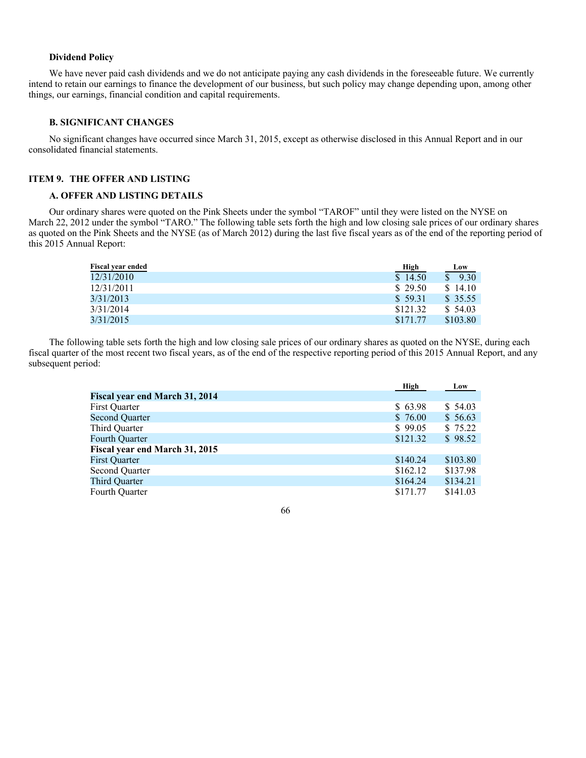### Dividend Policy

We have never paid cash dividends and we do not anticipate paying any cash dividends in the foreseeable future. We currently intend to retain our earnings to finance the development of our business, but such policy may change depending upon, among other things, our earnings, financial condition and capital requirements.

### B. SIGNIFICANT CHANGES

No significant changes have occurred since March 31, 2015, except as otherwise disclosed in this Annual Report and in our consolidated financial statements.

## ITEM 9. THE OFFER AND LISTING

### A. OFFER AND LISTING DETAILS

Our ordinary shares were quoted on the Pink Sheets under the symbol "TAROF" until they were listed on the NYSE on March 22, 2012 under the symbol "TARO." The following table sets forth the high and low closing sale prices of our ordinary shares as quoted on the Pink Sheets and the NYSE (as of March 2012) during the last five fiscal years as of the end of the reporting period of this 2015 Annual Report:

| Fiscal year ended | High | Low |
|---|---|---|
| 12/31/2010 | $ 14.50 | $ 9.30 |
| 12/31/2011 | $ 29.50 | $ 14.10 |
| 3/31/2013 | $ 59.31 | $ 35.55 |
| 3/31/2014 | $121.32 | $ 54.03 |
| 3/31/2015 | $171.77 | $103.80 |

The following table sets forth the high and low closing sale prices of our ordinary shares as quoted on the NYSE, during each fiscal quarter of the most recent two fiscal years, as of the end of the respective reporting period of this 2015 Annual Report, and any subsequent period:

| | High | Low |
|---|---|---|
| **Fiscal year end March 31, 2014** | | |
| First Quarter | $ 63.98 | $ 54.03 |
| Second Quarter | $ 76.00 | $ 56.63 |
| Third Quarter | $ 99.05 | $ 75.22 |
| Fourth Quarter | $121.32 | $ 98.52 |
| **Fiscal year end March 31, 2015** | | |
| First Quarter | $140.24 | $103.80 |
| Second Quarter | $162.12 | $137.98 |
| Third Quarter | $164.24 | $134.21 |
| Fourth Quarter | $171.77 | $141.03 |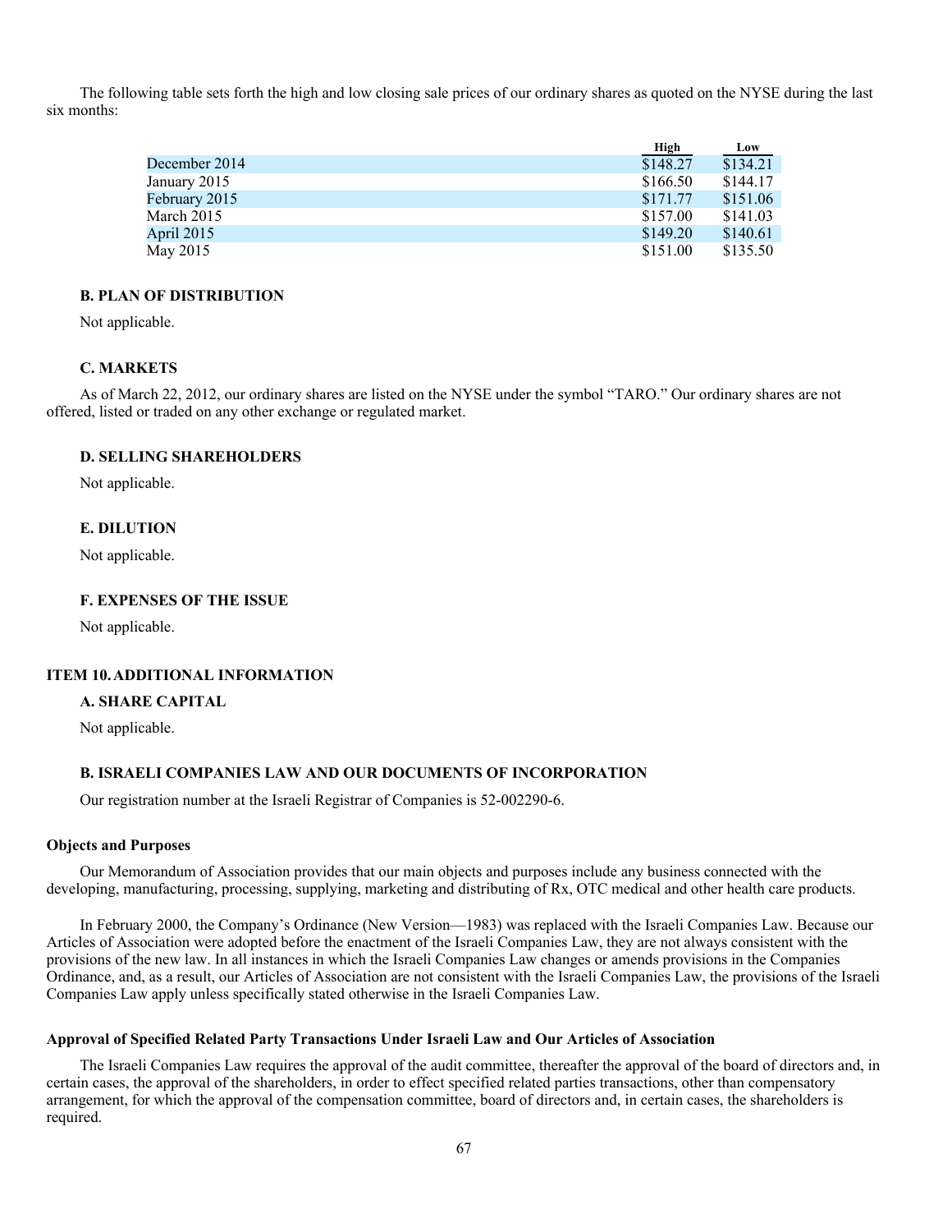The following table sets forth the high and low closing sale prices of our ordinary shares as quoted on the NYSE during the last six months:

| | High | Low |
|---|---|---|
| December 2014 | $148.27 | $134.21 |
| January 2015 | $166.50 | $144.17 |
| February 2015 | $171.77 | $151.06 |
| March 2015 | $157.00 | $141.03 |
| April 2015 | $149.20 | $140.61 |
| May 2015 | $151.00 | $135.50 |

### B. PLAN OF DISTRIBUTION

Not applicable.

### C. MARKETS

As of March 22, 2012, our ordinary shares are listed on the NYSE under the symbol "TARO." Our ordinary shares are not offered, listed or traded on any other exchange or regulated market.

### D. SELLING SHAREHOLDERS

Not applicable.

### E. DILUTION

Not applicable.

### F. EXPENSES OF THE ISSUE

Not applicable.

## ITEM 10. ADDITIONAL INFORMATION

### A. SHARE CAPITAL

Not applicable.

### B. ISRAELI COMPANIES LAW AND OUR DOCUMENTS OF INCORPORATION

Our registration number at the Israeli Registrar of Companies is 52-002290-6.

#### Objects and Purposes

Our Memorandum of Association provides that our main objects and purposes include any business connected with the developing, manufacturing, processing, supplying, marketing and distributing of Rx, OTC medical and other health care products.

In February 2000, the Company's Ordinance (New Version—1983) was replaced with the Israeli Companies Law. Because our Articles of Association were adopted before the enactment of the Israeli Companies Law, they are not always consistent with the provisions of the new law. In all instances in which the Israeli Companies Law changes or amends provisions in the Companies Ordinance, and, as a result, our Articles of Association are not consistent with the Israeli Companies Law, the provisions of the Israeli Companies Law apply unless specifically stated otherwise in the Israeli Companies Law.

#### Approval of Specified Related Party Transactions Under Israeli Law and Our Articles of Association

The Israeli Companies Law requires the approval of the audit committee, thereafter the approval of the board of directors and, in certain cases, the approval of the shareholders, in order to effect specified related parties transactions, other than compensatory arrangement, for which the approval of the compensation committee, board of directors and, in certain cases, the shareholders is required.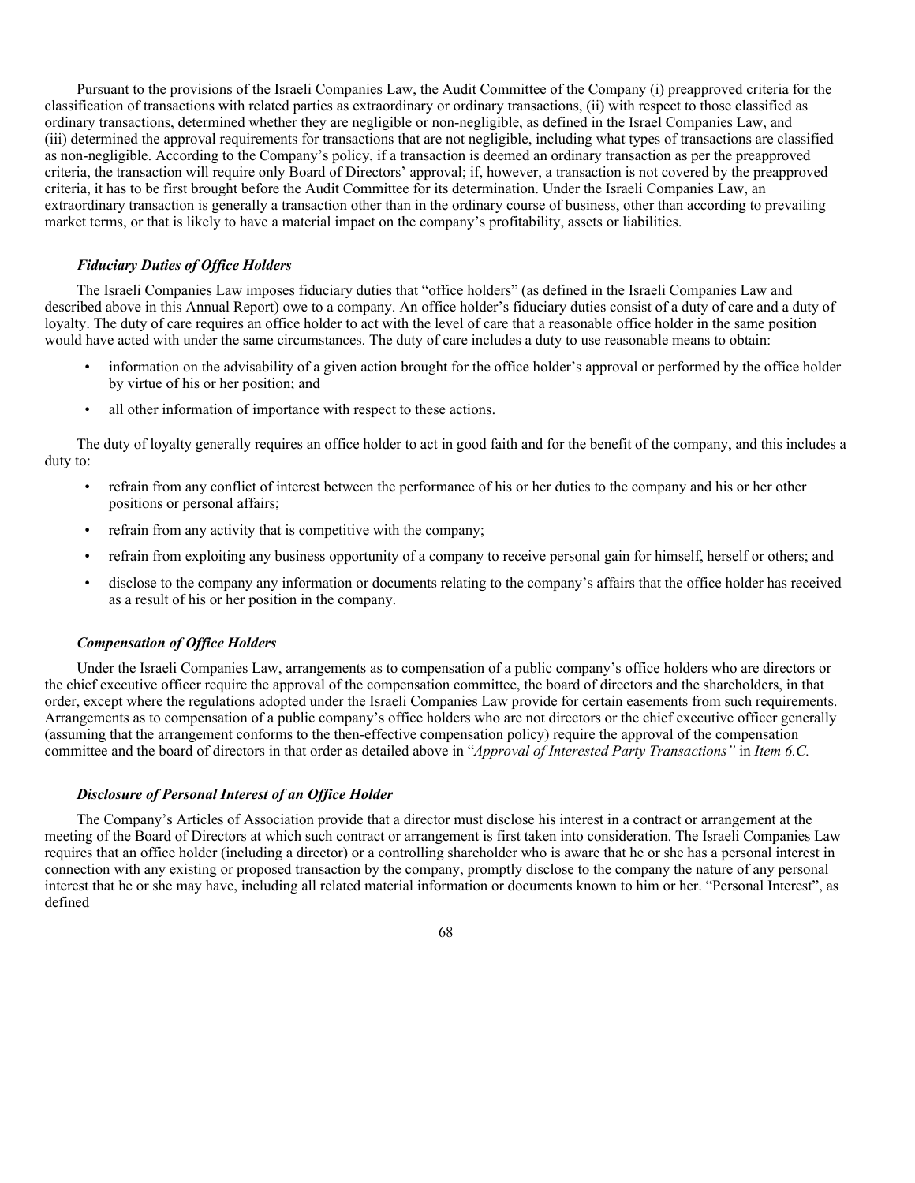Pursuant to the provisions of the Israeli Companies Law, the Audit Committee of the Company (i) preapproved criteria for the classification of transactions with related parties as extraordinary or ordinary transactions, (ii) with respect to those classified as ordinary transactions, determined whether they are negligible or non-negligible, as defined in the Israel Companies Law, and (iii) determined the approval requirements for transactions that are not negligible, including what types of transactions are classified as non-negligible. According to the Company's policy, if a transaction is deemed an ordinary transaction as per the preapproved criteria, the transaction will require only Board of Directors' approval; if, however, a transaction is not covered by the preapproved criteria, it has to be first brought before the Audit Committee for its determination. Under the Israeli Companies Law, an extraordinary transaction is generally a transaction other than in the ordinary course of business, other than according to prevailing market terms, or that is likely to have a material impact on the company's profitability, assets or liabilities.

### *Fiduciary Duties of Office Holders*

The Israeli Companies Law imposes fiduciary duties that "office holders" (as defined in the Israeli Companies Law and described above in this Annual Report) owe to a company. An office holder's fiduciary duties consist of a duty of care and a duty of loyalty. The duty of care requires an office holder to act with the level of care that a reasonable office holder in the same position would have acted with under the same circumstances. The duty of care includes a duty to use reasonable means to obtain:

- information on the advisability of a given action brought for the office holder's approval or performed by the office holder by virtue of his or her position; and
- all other information of importance with respect to these actions.

The duty of loyalty generally requires an office holder to act in good faith and for the benefit of the company, and this includes a duty to:

- refrain from any conflict of interest between the performance of his or her duties to the company and his or her other positions or personal affairs;
- refrain from any activity that is competitive with the company;
- refrain from exploiting any business opportunity of a company to receive personal gain for himself, herself or others; and
- disclose to the company any information or documents relating to the company's affairs that the office holder has received as a result of his or her position in the company.

### *Compensation of Office Holders*

Under the Israeli Companies Law, arrangements as to compensation of a public company's office holders who are directors or the chief executive officer require the approval of the compensation committee, the board of directors and the shareholders, in that order, except where the regulations adopted under the Israeli Companies Law provide for certain easements from such requirements. Arrangements as to compensation of a public company's office holders who are not directors or the chief executive officer generally (assuming that the arrangement conforms to the then-effective compensation policy) require the approval of the compensation committee and the board of directors in that order as detailed above in "*Approval of Interested Party Transactions"* in *Item 6.C.*

### *Disclosure of Personal Interest of an Office Holder*

The Company's Articles of Association provide that a director must disclose his interest in a contract or arrangement at the meeting of the Board of Directors at which such contract or arrangement is first taken into consideration. The Israeli Companies Law requires that an office holder (including a director) or a controlling shareholder who is aware that he or she has a personal interest in connection with any existing or proposed transaction by the company, promptly disclose to the company the nature of any personal interest that he or she may have, including all related material information or documents known to him or her. "Personal Interest", as defined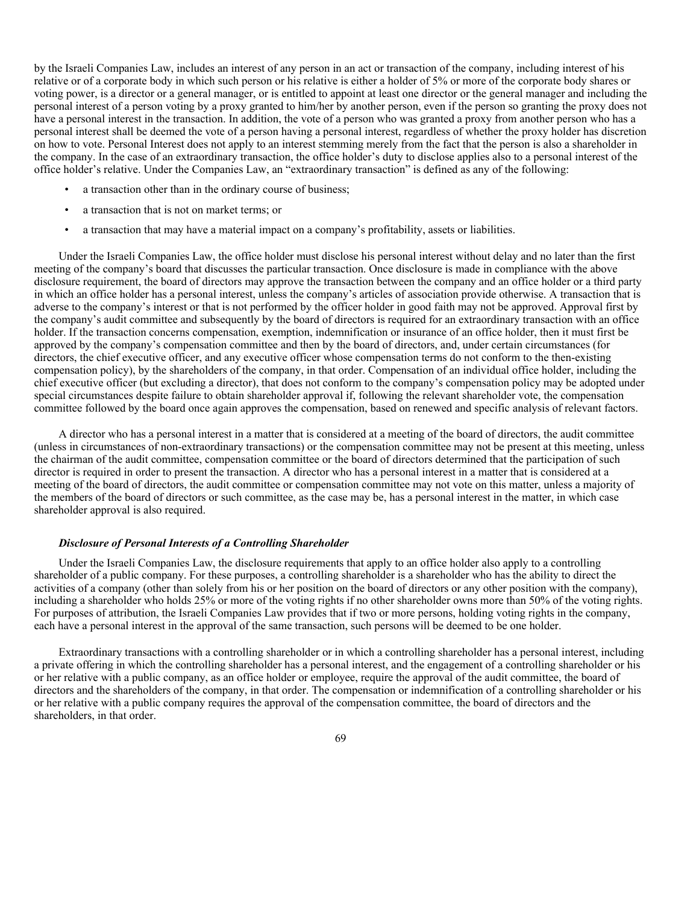by the Israeli Companies Law, includes an interest of any person in an act or transaction of the company, including interest of his relative or of a corporate body in which such person or his relative is either a holder of 5% or more of the corporate body shares or voting power, is a director or a general manager, or is entitled to appoint at least one director or the general manager and including the personal interest of a person voting by a proxy granted to him/her by another person, even if the person so granting the proxy does not have a personal interest in the transaction. In addition, the vote of a person who was granted a proxy from another person who has a personal interest shall be deemed the vote of a person having a personal interest, regardless of whether the proxy holder has discretion on how to vote. Personal Interest does not apply to an interest stemming merely from the fact that the person is also a shareholder in the company. In the case of an extraordinary transaction, the office holder's duty to disclose applies also to a personal interest of the office holder's relative. Under the Companies Law, an "extraordinary transaction" is defined as any of the following:

- a transaction other than in the ordinary course of business;
- a transaction that is not on market terms; or
- a transaction that may have a material impact on a company's profitability, assets or liabilities.

Under the Israeli Companies Law, the office holder must disclose his personal interest without delay and no later than the first meeting of the company's board that discusses the particular transaction. Once disclosure is made in compliance with the above disclosure requirement, the board of directors may approve the transaction between the company and an office holder or a third party in which an office holder has a personal interest, unless the company's articles of association provide otherwise. A transaction that is adverse to the company's interest or that is not performed by the officer holder in good faith may not be approved. Approval first by the company's audit committee and subsequently by the board of directors is required for an extraordinary transaction with an office holder. If the transaction concerns compensation, exemption, indemnification or insurance of an office holder, then it must first be approved by the company's compensation committee and then by the board of directors, and, under certain circumstances (for directors, the chief executive officer, and any executive officer whose compensation terms do not conform to the then-existing compensation policy), by the shareholders of the company, in that order. Compensation of an individual office holder, including the chief executive officer (but excluding a director), that does not conform to the company's compensation policy may be adopted under special circumstances despite failure to obtain shareholder approval if, following the relevant shareholder vote, the compensation committee followed by the board once again approves the compensation, based on renewed and specific analysis of relevant factors.

A director who has a personal interest in a matter that is considered at a meeting of the board of directors, the audit committee (unless in circumstances of non-extraordinary transactions) or the compensation committee may not be present at this meeting, unless the chairman of the audit committee, compensation committee or the board of directors determined that the participation of such director is required in order to present the transaction. A director who has a personal interest in a matter that is considered at a meeting of the board of directors, the audit committee or compensation committee may not vote on this matter, unless a majority of the members of the board of directors or such committee, as the case may be, has a personal interest in the matter, in which case shareholder approval is also required.

***Disclosure of Personal Interests of a Controlling Shareholder***

Under the Israeli Companies Law, the disclosure requirements that apply to an office holder also apply to a controlling shareholder of a public company. For these purposes, a controlling shareholder is a shareholder who has the ability to direct the activities of a company (other than solely from his or her position on the board of directors or any other position with the company), including a shareholder who holds 25% or more of the voting rights if no other shareholder owns more than 50% of the voting rights. For purposes of attribution, the Israeli Companies Law provides that if two or more persons, holding voting rights in the company, each have a personal interest in the approval of the same transaction, such persons will be deemed to be one holder.

Extraordinary transactions with a controlling shareholder or in which a controlling shareholder has a personal interest, including a private offering in which the controlling shareholder has a personal interest, and the engagement of a controlling shareholder or his or her relative with a public company, as an office holder or employee, require the approval of the audit committee, the board of directors and the shareholders of the company, in that order. The compensation or indemnification of a controlling shareholder or his or her relative with a public company requires the approval of the compensation committee, the board of directors and the shareholders, in that order.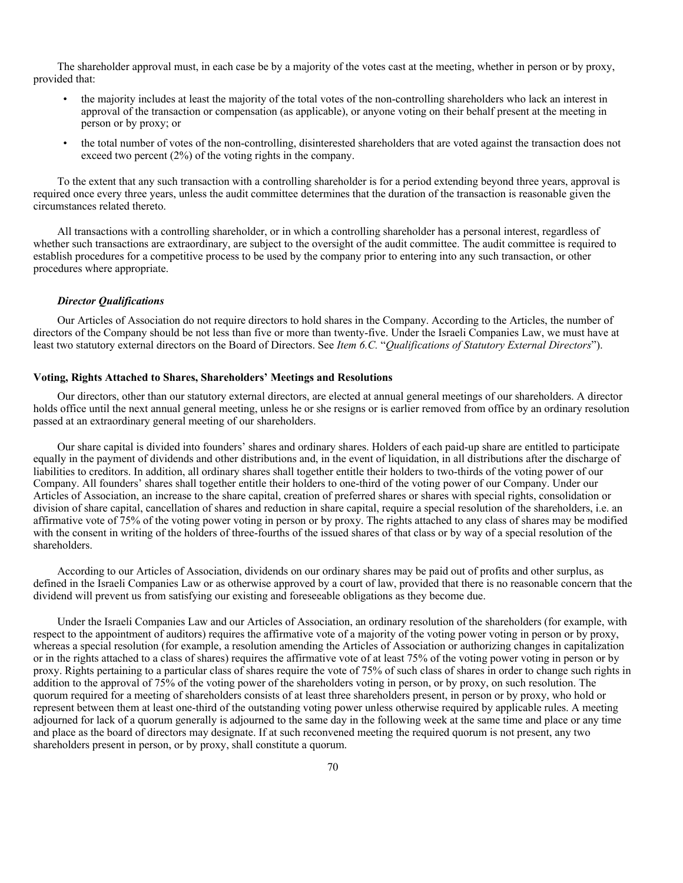The shareholder approval must, in each case be by a majority of the votes cast at the meeting, whether in person or by proxy, provided that:

- the majority includes at least the majority of the total votes of the non-controlling shareholders who lack an interest in approval of the transaction or compensation (as applicable), or anyone voting on their behalf present at the meeting in person or by proxy; or
- the total number of votes of the non-controlling, disinterested shareholders that are voted against the transaction does not exceed two percent (2%) of the voting rights in the company.

To the extent that any such transaction with a controlling shareholder is for a period extending beyond three years, approval is required once every three years, unless the audit committee determines that the duration of the transaction is reasonable given the circumstances related thereto.

All transactions with a controlling shareholder, or in which a controlling shareholder has a personal interest, regardless of whether such transactions are extraordinary, are subject to the oversight of the audit committee. The audit committee is required to establish procedures for a competitive process to be used by the company prior to entering into any such transaction, or other procedures where appropriate.

***Director Qualifications***

Our Articles of Association do not require directors to hold shares in the Company. According to the Articles, the number of directors of the Company should be not less than five or more than twenty-five. Under the Israeli Companies Law, we must have at least two statutory external directors on the Board of Directors. See *Item 6.C.* "*Qualifications of Statutory External Directors*").

**Voting, Rights Attached to Shares, Shareholders' Meetings and Resolutions**

Our directors, other than our statutory external directors, are elected at annual general meetings of our shareholders. A director holds office until the next annual general meeting, unless he or she resigns or is earlier removed from office by an ordinary resolution passed at an extraordinary general meeting of our shareholders.

Our share capital is divided into founders' shares and ordinary shares. Holders of each paid-up share are entitled to participate equally in the payment of dividends and other distributions and, in the event of liquidation, in all distributions after the discharge of liabilities to creditors. In addition, all ordinary shares shall together entitle their holders to two-thirds of the voting power of our Company. All founders' shares shall together entitle their holders to one-third of the voting power of our Company. Under our Articles of Association, an increase to the share capital, creation of preferred shares or shares with special rights, consolidation or division of share capital, cancellation of shares and reduction in share capital, require a special resolution of the shareholders, i.e. an affirmative vote of 75% of the voting power voting in person or by proxy. The rights attached to any class of shares may be modified with the consent in writing of the holders of three-fourths of the issued shares of that class or by way of a special resolution of the shareholders.

According to our Articles of Association, dividends on our ordinary shares may be paid out of profits and other surplus, as defined in the Israeli Companies Law or as otherwise approved by a court of law, provided that there is no reasonable concern that the dividend will prevent us from satisfying our existing and foreseeable obligations as they become due.

Under the Israeli Companies Law and our Articles of Association, an ordinary resolution of the shareholders (for example, with respect to the appointment of auditors) requires the affirmative vote of a majority of the voting power voting in person or by proxy, whereas a special resolution (for example, a resolution amending the Articles of Association or authorizing changes in capitalization or in the rights attached to a class of shares) requires the affirmative vote of at least 75% of the voting power voting in person or by proxy. Rights pertaining to a particular class of shares require the vote of 75% of such class of shares in order to change such rights in addition to the approval of 75% of the voting power of the shareholders voting in person, or by proxy, on such resolution. The quorum required for a meeting of shareholders consists of at least three shareholders present, in person or by proxy, who hold or represent between them at least one-third of the outstanding voting power unless otherwise required by applicable rules. A meeting adjourned for lack of a quorum generally is adjourned to the same day in the following week at the same time and place or any time and place as the board of directors may designate. If at such reconvened meeting the required quorum is not present, any two shareholders present in person, or by proxy, shall constitute a quorum.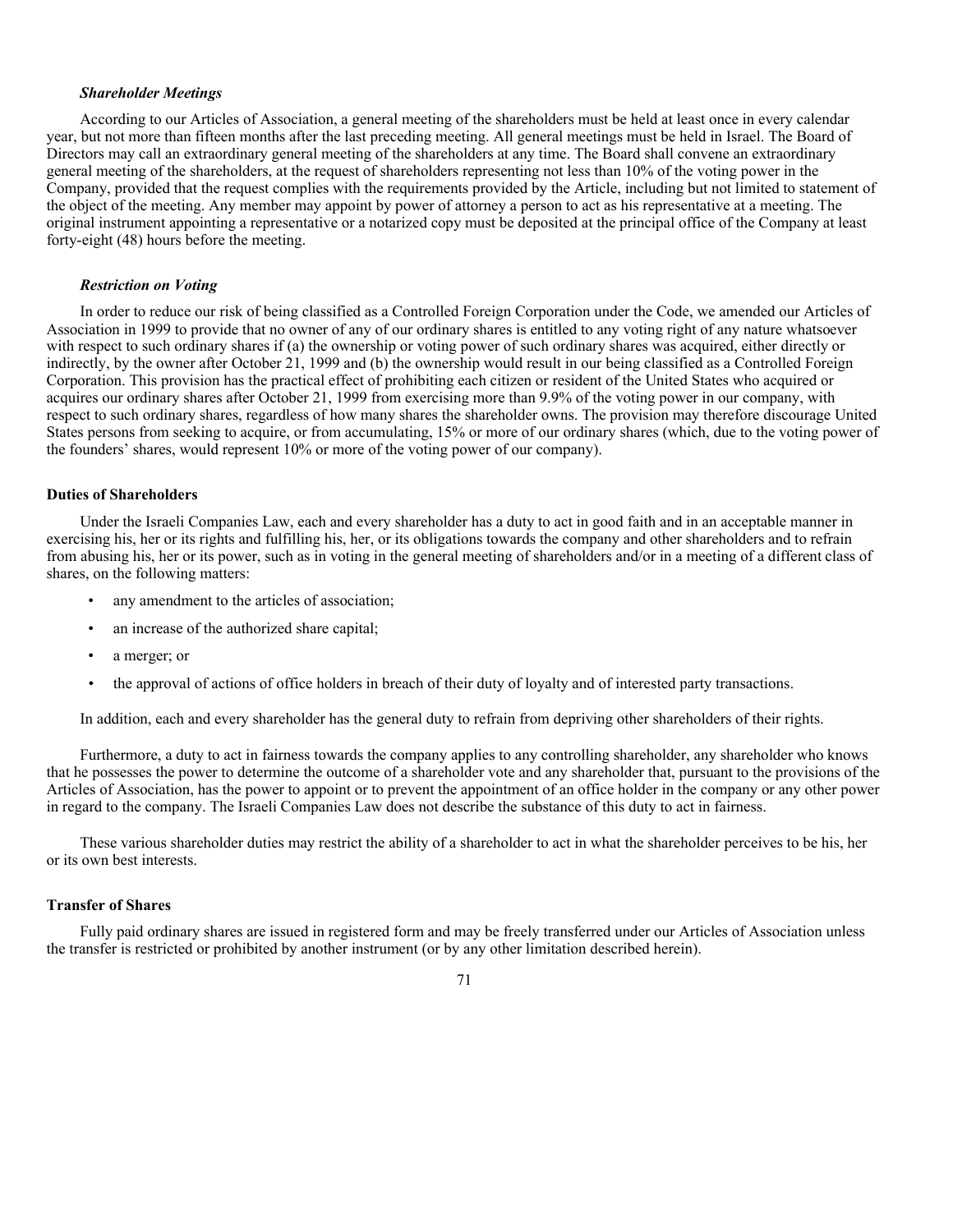### *Shareholder Meetings*

According to our Articles of Association, a general meeting of the shareholders must be held at least once in every calendar year, but not more than fifteen months after the last preceding meeting. All general meetings must be held in Israel. The Board of Directors may call an extraordinary general meeting of the shareholders at any time. The Board shall convene an extraordinary general meeting of the shareholders, at the request of shareholders representing not less than 10% of the voting power in the Company, provided that the request complies with the requirements provided by the Article, including but not limited to statement of the object of the meeting. Any member may appoint by power of attorney a person to act as his representative at a meeting. The original instrument appointing a representative or a notarized copy must be deposited at the principal office of the Company at least forty-eight (48) hours before the meeting.

### *Restriction on Voting*

In order to reduce our risk of being classified as a Controlled Foreign Corporation under the Code, we amended our Articles of Association in 1999 to provide that no owner of any of our ordinary shares is entitled to any voting right of any nature whatsoever with respect to such ordinary shares if (a) the ownership or voting power of such ordinary shares was acquired, either directly or indirectly, by the owner after October 21, 1999 and (b) the ownership would result in our being classified as a Controlled Foreign Corporation. This provision has the practical effect of prohibiting each citizen or resident of the United States who acquired or acquires our ordinary shares after October 21, 1999 from exercising more than 9.9% of the voting power in our company, with respect to such ordinary shares, regardless of how many shares the shareholder owns. The provision may therefore discourage United States persons from seeking to acquire, or from accumulating, 15% or more of our ordinary shares (which, due to the voting power of the founders' shares, would represent 10% or more of the voting power of our company).

## Duties of Shareholders

Under the Israeli Companies Law, each and every shareholder has a duty to act in good faith and in an acceptable manner in exercising his, her or its rights and fulfilling his, her, or its obligations towards the company and other shareholders and to refrain from abusing his, her or its power, such as in voting in the general meeting of shareholders and/or in a meeting of a different class of shares, on the following matters:

- any amendment to the articles of association;
- an increase of the authorized share capital;
- a merger; or
- the approval of actions of office holders in breach of their duty of loyalty and of interested party transactions.

In addition, each and every shareholder has the general duty to refrain from depriving other shareholders of their rights.

Furthermore, a duty to act in fairness towards the company applies to any controlling shareholder, any shareholder who knows that he possesses the power to determine the outcome of a shareholder vote and any shareholder that, pursuant to the provisions of the Articles of Association, has the power to appoint or to prevent the appointment of an office holder in the company or any other power in regard to the company. The Israeli Companies Law does not describe the substance of this duty to act in fairness.

These various shareholder duties may restrict the ability of a shareholder to act in what the shareholder perceives to be his, her or its own best interests.

## Transfer of Shares

Fully paid ordinary shares are issued in registered form and may be freely transferred under our Articles of Association unless the transfer is restricted or prohibited by another instrument (or by any other limitation described herein).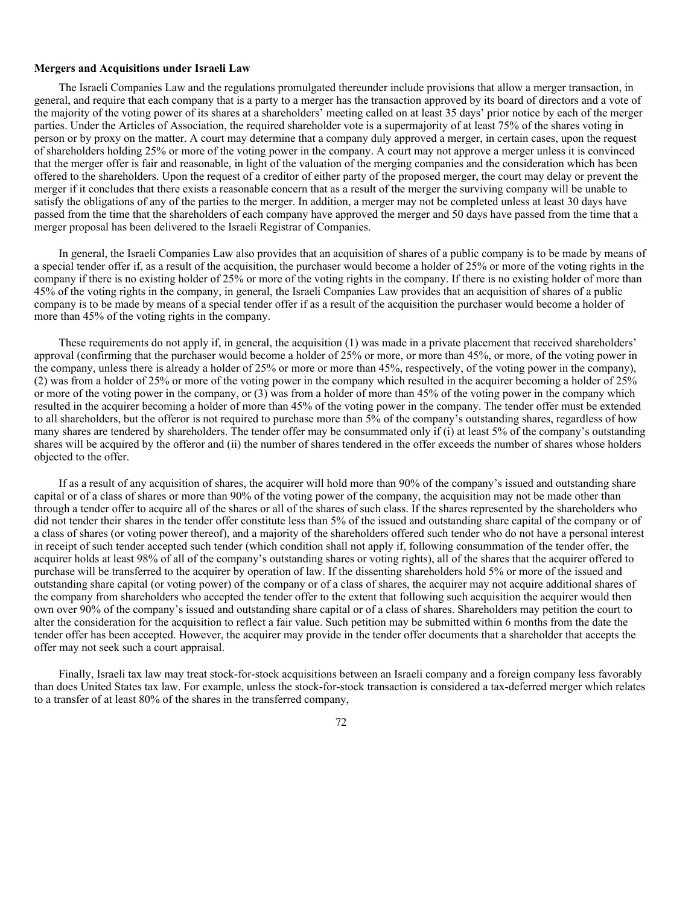**Mergers and Acquisitions under Israeli Law**

The Israeli Companies Law and the regulations promulgated thereunder include provisions that allow a merger transaction, in general, and require that each company that is a party to a merger has the transaction approved by its board of directors and a vote of the majority of the voting power of its shares at a shareholders' meeting called on at least 35 days' prior notice by each of the merger parties. Under the Articles of Association, the required shareholder vote is a supermajority of at least 75% of the shares voting in person or by proxy on the matter. A court may determine that a company duly approved a merger, in certain cases, upon the request of shareholders holding 25% or more of the voting power in the company. A court may not approve a merger unless it is convinced that the merger offer is fair and reasonable, in light of the valuation of the merging companies and the consideration which has been offered to the shareholders. Upon the request of a creditor of either party of the proposed merger, the court may delay or prevent the merger if it concludes that there exists a reasonable concern that as a result of the merger the surviving company will be unable to satisfy the obligations of any of the parties to the merger. In addition, a merger may not be completed unless at least 30 days have passed from the time that the shareholders of each company have approved the merger and 50 days have passed from the time that a merger proposal has been delivered to the Israeli Registrar of Companies.

In general, the Israeli Companies Law also provides that an acquisition of shares of a public company is to be made by means of a special tender offer if, as a result of the acquisition, the purchaser would become a holder of 25% or more of the voting rights in the company if there is no existing holder of 25% or more of the voting rights in the company. If there is no existing holder of more than 45% of the voting rights in the company, in general, the Israeli Companies Law provides that an acquisition of shares of a public company is to be made by means of a special tender offer if as a result of the acquisition the purchaser would become a holder of more than 45% of the voting rights in the company.

These requirements do not apply if, in general, the acquisition (1) was made in a private placement that received shareholders' approval (confirming that the purchaser would become a holder of 25% or more, or more than 45%, or more, of the voting power in the company, unless there is already a holder of 25% or more or more than 45%, respectively, of the voting power in the company), (2) was from a holder of 25% or more of the voting power in the company which resulted in the acquirer becoming a holder of 25% or more of the voting power in the company, or (3) was from a holder of more than 45% of the voting power in the company which resulted in the acquirer becoming a holder of more than 45% of the voting power in the company. The tender offer must be extended to all shareholders, but the offeror is not required to purchase more than 5% of the company's outstanding shares, regardless of how many shares are tendered by shareholders. The tender offer may be consummated only if (i) at least 5% of the company's outstanding shares will be acquired by the offeror and (ii) the number of shares tendered in the offer exceeds the number of shares whose holders objected to the offer.

If as a result of any acquisition of shares, the acquirer will hold more than 90% of the company's issued and outstanding share capital or of a class of shares or more than 90% of the voting power of the company, the acquisition may not be made other than through a tender offer to acquire all of the shares or all of the shares of such class. If the shares represented by the shareholders who did not tender their shares in the tender offer constitute less than 5% of the issued and outstanding share capital of the company or of a class of shares (or voting power thereof), and a majority of the shareholders offered such tender who do not have a personal interest in receipt of such tender accepted such tender (which condition shall not apply if, following consummation of the tender offer, the acquirer holds at least 98% of all of the company's outstanding shares or voting rights), all of the shares that the acquirer offered to purchase will be transferred to the acquirer by operation of law. If the dissenting shareholders hold 5% or more of the issued and outstanding share capital (or voting power) of the company or of a class of shares, the acquirer may not acquire additional shares of the company from shareholders who accepted the tender offer to the extent that following such acquisition the acquirer would then own over 90% of the company's issued and outstanding share capital or of a class of shares. Shareholders may petition the court to alter the consideration for the acquisition to reflect a fair value. Such petition may be submitted within 6 months from the date the tender offer has been accepted. However, the acquirer may provide in the tender offer documents that a shareholder that accepts the offer may not seek such a court appraisal.

Finally, Israeli tax law may treat stock-for-stock acquisitions between an Israeli company and a foreign company less favorably than does United States tax law. For example, unless the stock-for-stock transaction is considered a tax-deferred merger which relates to a transfer of at least 80% of the shares in the transferred company,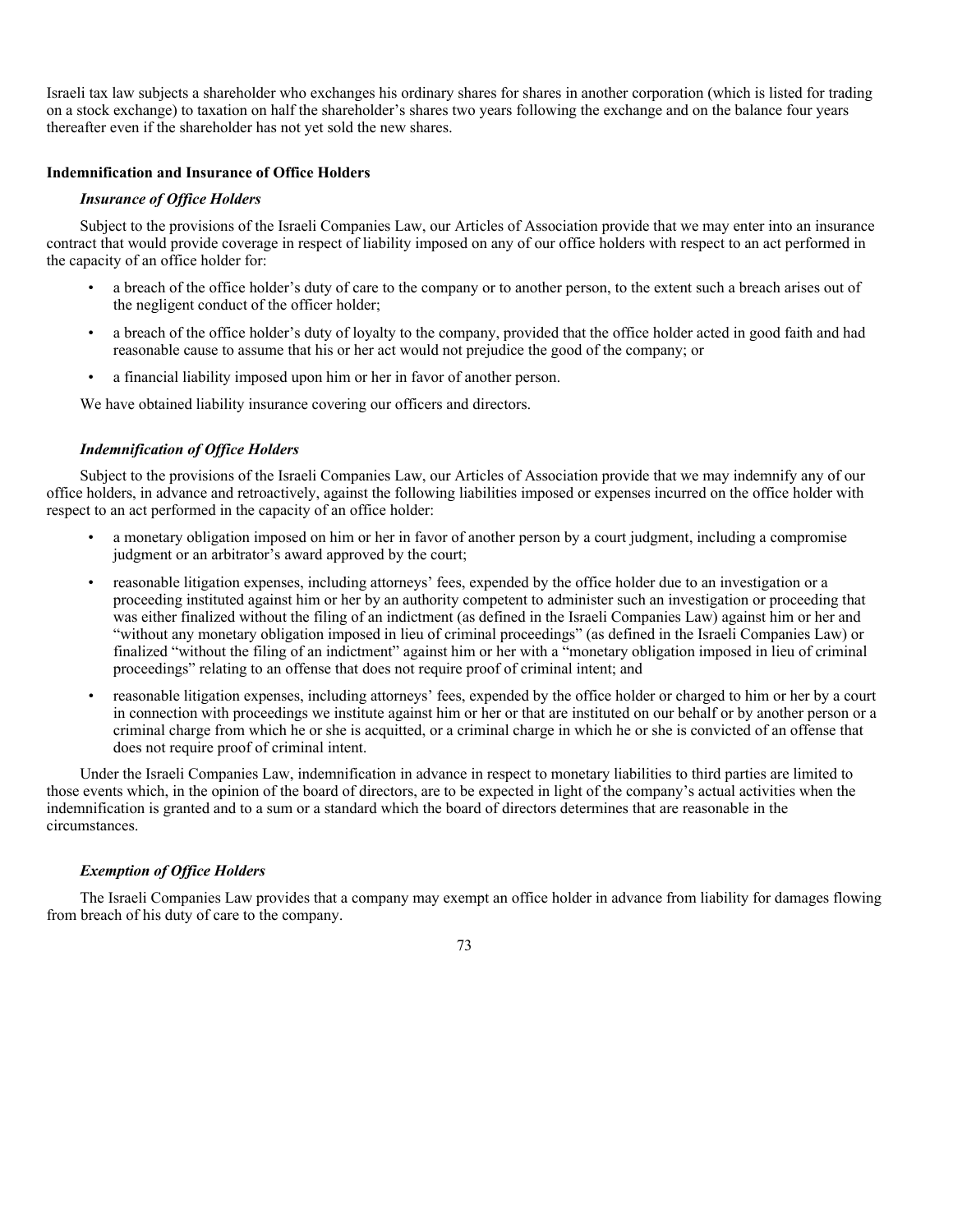Israeli tax law subjects a shareholder who exchanges his ordinary shares for shares in another corporation (which is listed for trading on a stock exchange) to taxation on half the shareholder's shares two years following the exchange and on the balance four years thereafter even if the shareholder has not yet sold the new shares.

**Indemnification and Insurance of Office Holders**

***Insurance of Office Holders***

Subject to the provisions of the Israeli Companies Law, our Articles of Association provide that we may enter into an insurance contract that would provide coverage in respect of liability imposed on any of our office holders with respect to an act performed in the capacity of an office holder for:

- a breach of the office holder's duty of care to the company or to another person, to the extent such a breach arises out of the negligent conduct of the officer holder;
- a breach of the office holder's duty of loyalty to the company, provided that the office holder acted in good faith and had reasonable cause to assume that his or her act would not prejudice the good of the company; or
- a financial liability imposed upon him or her in favor of another person.

We have obtained liability insurance covering our officers and directors.

***Indemnification of Office Holders***

Subject to the provisions of the Israeli Companies Law, our Articles of Association provide that we may indemnify any of our office holders, in advance and retroactively, against the following liabilities imposed or expenses incurred on the office holder with respect to an act performed in the capacity of an office holder:

- a monetary obligation imposed on him or her in favor of another person by a court judgment, including a compromise judgment or an arbitrator's award approved by the court;
- reasonable litigation expenses, including attorneys' fees, expended by the office holder due to an investigation or a proceeding instituted against him or her by an authority competent to administer such an investigation or proceeding that was either finalized without the filing of an indictment (as defined in the Israeli Companies Law) against him or her and "without any monetary obligation imposed in lieu of criminal proceedings" (as defined in the Israeli Companies Law) or finalized "without the filing of an indictment" against him or her with a "monetary obligation imposed in lieu of criminal proceedings" relating to an offense that does not require proof of criminal intent; and
- reasonable litigation expenses, including attorneys' fees, expended by the office holder or charged to him or her by a court in connection with proceedings we institute against him or her or that are instituted on our behalf or by another person or a criminal charge from which he or she is acquitted, or a criminal charge in which he or she is convicted of an offense that does not require proof of criminal intent.

Under the Israeli Companies Law, indemnification in advance in respect to monetary liabilities to third parties are limited to those events which, in the opinion of the board of directors, are to be expected in light of the company's actual activities when the indemnification is granted and to a sum or a standard which the board of directors determines that are reasonable in the circumstances.

***Exemption of Office Holders***

The Israeli Companies Law provides that a company may exempt an office holder in advance from liability for damages flowing from breach of his duty of care to the company.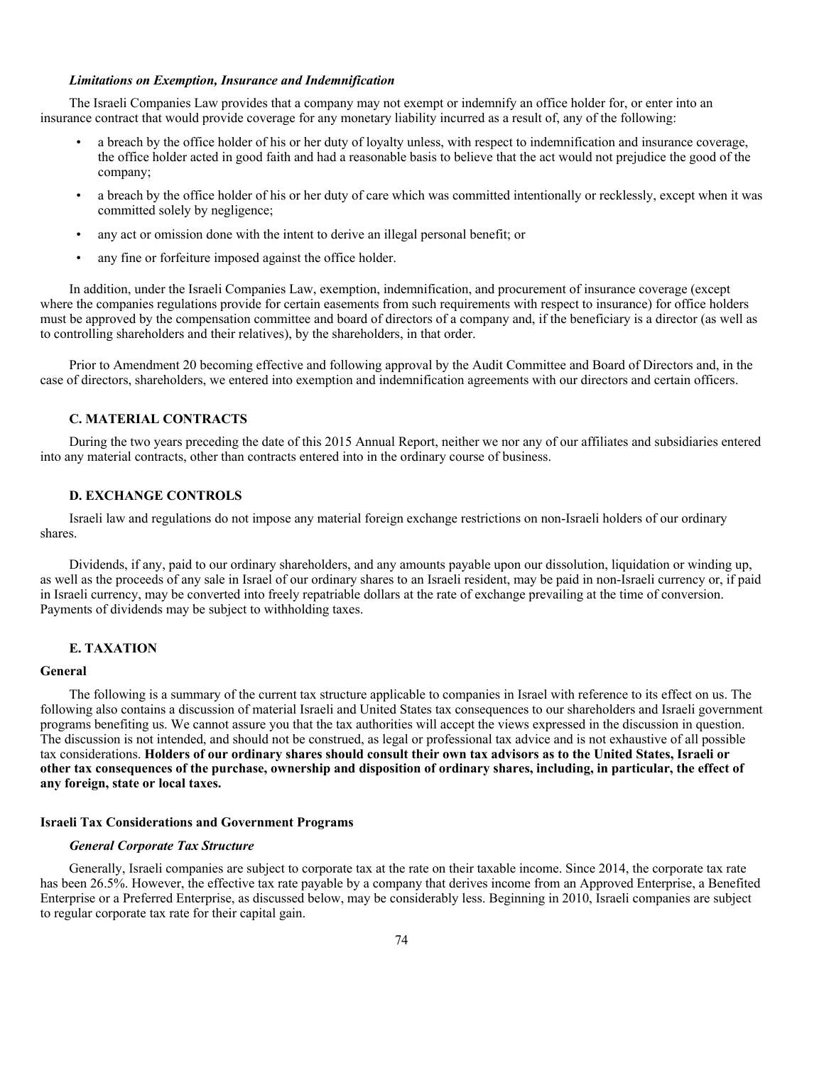### *Limitations on Exemption, Insurance and Indemnification*

The Israeli Companies Law provides that a company may not exempt or indemnify an office holder for, or enter into an insurance contract that would provide coverage for any monetary liability incurred as a result of, any of the following:

- a breach by the office holder of his or her duty of loyalty unless, with respect to indemnification and insurance coverage, the office holder acted in good faith and had a reasonable basis to believe that the act would not prejudice the good of the company;
- a breach by the office holder of his or her duty of care which was committed intentionally or recklessly, except when it was committed solely by negligence;
- any act or omission done with the intent to derive an illegal personal benefit; or
- any fine or forfeiture imposed against the office holder.

In addition, under the Israeli Companies Law, exemption, indemnification, and procurement of insurance coverage (except where the companies regulations provide for certain easements from such requirements with respect to insurance) for office holders must be approved by the compensation committee and board of directors of a company and, if the beneficiary is a director (as well as to controlling shareholders and their relatives), by the shareholders, in that order.

Prior to Amendment 20 becoming effective and following approval by the Audit Committee and Board of Directors and, in the case of directors, shareholders, we entered into exemption and indemnification agreements with our directors and certain officers.

## C. MATERIAL CONTRACTS

During the two years preceding the date of this 2015 Annual Report, neither we nor any of our affiliates and subsidiaries entered into any material contracts, other than contracts entered into in the ordinary course of business.

## D. EXCHANGE CONTROLS

Israeli law and regulations do not impose any material foreign exchange restrictions on non-Israeli holders of our ordinary shares.

Dividends, if any, paid to our ordinary shareholders, and any amounts payable upon our dissolution, liquidation or winding up, as well as the proceeds of any sale in Israel of our ordinary shares to an Israeli resident, may be paid in non-Israeli currency or, if paid in Israeli currency, may be converted into freely repatriable dollars at the rate of exchange prevailing at the time of conversion. Payments of dividends may be subject to withholding taxes.

## E. TAXATION

### General

The following is a summary of the current tax structure applicable to companies in Israel with reference to its effect on us. The following also contains a discussion of material Israeli and United States tax consequences to our shareholders and Israeli government programs benefiting us. We cannot assure you that the tax authorities will accept the views expressed in the discussion in question. The discussion is not intended, and should not be construed, as legal or professional tax advice and is not exhaustive of all possible tax considerations. **Holders of our ordinary shares should consult their own tax advisors as to the United States, Israeli or other tax consequences of the purchase, ownership and disposition of ordinary shares, including, in particular, the effect of any foreign, state or local taxes.**

### Israeli Tax Considerations and Government Programs

#### *General Corporate Tax Structure*

Generally, Israeli companies are subject to corporate tax at the rate on their taxable income. Since 2014, the corporate tax rate has been 26.5%. However, the effective tax rate payable by a company that derives income from an Approved Enterprise, a Benefited Enterprise or a Preferred Enterprise, as discussed below, may be considerably less. Beginning in 2010, Israeli companies are subject to regular corporate tax rate for their capital gain.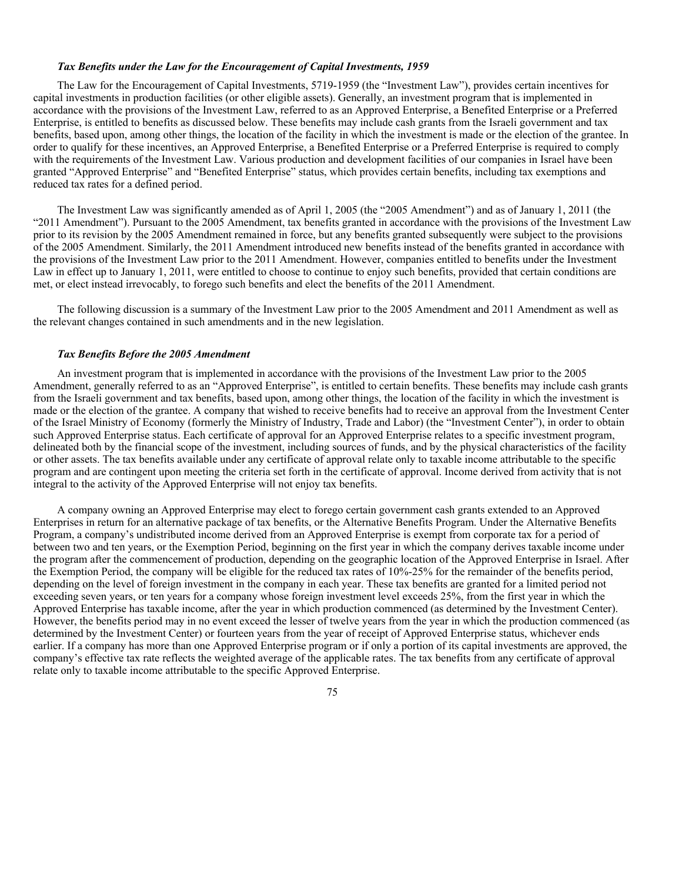### *Tax Benefits under the Law for the Encouragement of Capital Investments, 1959*

The Law for the Encouragement of Capital Investments, 5719-1959 (the "Investment Law"), provides certain incentives for capital investments in production facilities (or other eligible assets). Generally, an investment program that is implemented in accordance with the provisions of the Investment Law, referred to as an Approved Enterprise, a Benefited Enterprise or a Preferred Enterprise, is entitled to benefits as discussed below. These benefits may include cash grants from the Israeli government and tax benefits, based upon, among other things, the location of the facility in which the investment is made or the election of the grantee. In order to qualify for these incentives, an Approved Enterprise, a Benefited Enterprise or a Preferred Enterprise is required to comply with the requirements of the Investment Law. Various production and development facilities of our companies in Israel have been granted "Approved Enterprise" and "Benefited Enterprise" status, which provides certain benefits, including tax exemptions and reduced tax rates for a defined period.

The Investment Law was significantly amended as of April 1, 2005 (the "2005 Amendment") and as of January 1, 2011 (the "2011 Amendment"). Pursuant to the 2005 Amendment, tax benefits granted in accordance with the provisions of the Investment Law prior to its revision by the 2005 Amendment remained in force, but any benefits granted subsequently were subject to the provisions of the 2005 Amendment. Similarly, the 2011 Amendment introduced new benefits instead of the benefits granted in accordance with the provisions of the Investment Law prior to the 2011 Amendment. However, companies entitled to benefits under the Investment Law in effect up to January 1, 2011, were entitled to choose to continue to enjoy such benefits, provided that certain conditions are met, or elect instead irrevocably, to forego such benefits and elect the benefits of the 2011 Amendment.

The following discussion is a summary of the Investment Law prior to the 2005 Amendment and 2011 Amendment as well as the relevant changes contained in such amendments and in the new legislation.

### *Tax Benefits Before the 2005 Amendment*

An investment program that is implemented in accordance with the provisions of the Investment Law prior to the 2005 Amendment, generally referred to as an "Approved Enterprise", is entitled to certain benefits. These benefits may include cash grants from the Israeli government and tax benefits, based upon, among other things, the location of the facility in which the investment is made or the election of the grantee. A company that wished to receive benefits had to receive an approval from the Investment Center of the Israel Ministry of Economy (formerly the Ministry of Industry, Trade and Labor) (the "Investment Center"), in order to obtain such Approved Enterprise status. Each certificate of approval for an Approved Enterprise relates to a specific investment program, delineated both by the financial scope of the investment, including sources of funds, and by the physical characteristics of the facility or other assets. The tax benefits available under any certificate of approval relate only to taxable income attributable to the specific program and are contingent upon meeting the criteria set forth in the certificate of approval. Income derived from activity that is not integral to the activity of the Approved Enterprise will not enjoy tax benefits.

A company owning an Approved Enterprise may elect to forego certain government cash grants extended to an Approved Enterprises in return for an alternative package of tax benefits, or the Alternative Benefits Program. Under the Alternative Benefits Program, a company's undistributed income derived from an Approved Enterprise is exempt from corporate tax for a period of between two and ten years, or the Exemption Period, beginning on the first year in which the company derives taxable income under the program after the commencement of production, depending on the geographic location of the Approved Enterprise in Israel. After the Exemption Period, the company will be eligible for the reduced tax rates of 10%-25% for the remainder of the benefits period, depending on the level of foreign investment in the company in each year. These tax benefits are granted for a limited period not exceeding seven years, or ten years for a company whose foreign investment level exceeds 25%, from the first year in which the Approved Enterprise has taxable income, after the year in which production commenced (as determined by the Investment Center). However, the benefits period may in no event exceed the lesser of twelve years from the year in which the production commenced (as determined by the Investment Center) or fourteen years from the year of receipt of Approved Enterprise status, whichever ends earlier. If a company has more than one Approved Enterprise program or if only a portion of its capital investments are approved, the company's effective tax rate reflects the weighted average of the applicable rates. The tax benefits from any certificate of approval relate only to taxable income attributable to the specific Approved Enterprise.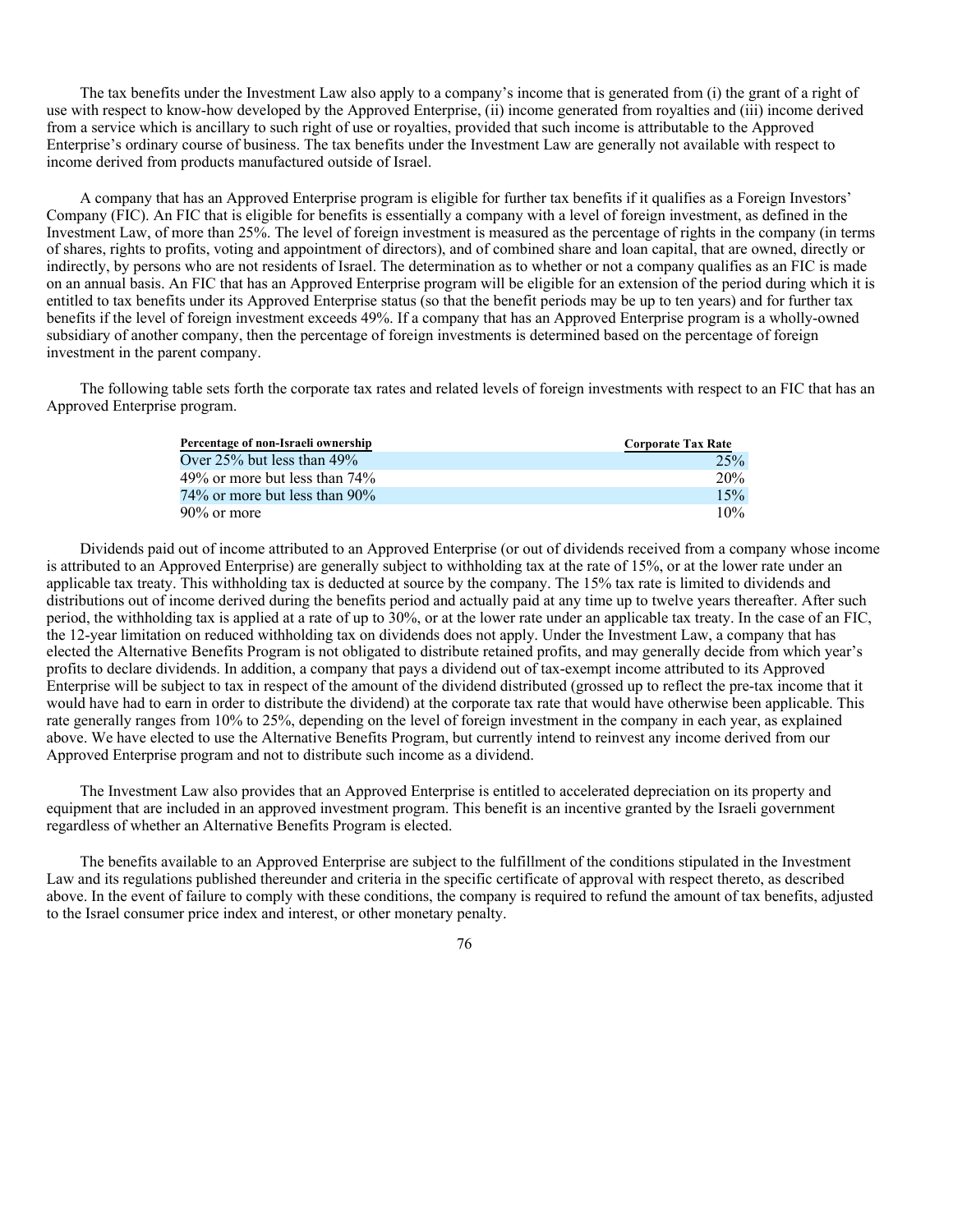The tax benefits under the Investment Law also apply to a company's income that is generated from (i) the grant of a right of use with respect to know-how developed by the Approved Enterprise, (ii) income generated from royalties and (iii) income derived from a service which is ancillary to such right of use or royalties, provided that such income is attributable to the Approved Enterprise's ordinary course of business. The tax benefits under the Investment Law are generally not available with respect to income derived from products manufactured outside of Israel.

A company that has an Approved Enterprise program is eligible for further tax benefits if it qualifies as a Foreign Investors' Company (FIC). An FIC that is eligible for benefits is essentially a company with a level of foreign investment, as defined in the Investment Law, of more than 25%. The level of foreign investment is measured as the percentage of rights in the company (in terms of shares, rights to profits, voting and appointment of directors), and of combined share and loan capital, that are owned, directly or indirectly, by persons who are not residents of Israel. The determination as to whether or not a company qualifies as an FIC is made on an annual basis. An FIC that has an Approved Enterprise program will be eligible for an extension of the period during which it is entitled to tax benefits under its Approved Enterprise status (so that the benefit periods may be up to ten years) and for further tax benefits if the level of foreign investment exceeds 49%. If a company that has an Approved Enterprise program is a wholly-owned subsidiary of another company, then the percentage of foreign investments is determined based on the percentage of foreign investment in the parent company.

The following table sets forth the corporate tax rates and related levels of foreign investments with respect to an FIC that has an Approved Enterprise program.

| Percentage of non-Israeli ownership | Corporate Tax Rate |
|---|---|
| Over 25% but less than 49% | 25% |
| 49% or more but less than 74% | 20% |
| 74% or more but less than 90% | 15% |
| 90% or more | 10% |

Dividends paid out of income attributed to an Approved Enterprise (or out of dividends received from a company whose income is attributed to an Approved Enterprise) are generally subject to withholding tax at the rate of 15%, or at the lower rate under an applicable tax treaty. This withholding tax is deducted at source by the company. The 15% tax rate is limited to dividends and distributions out of income derived during the benefits period and actually paid at any time up to twelve years thereafter. After such period, the withholding tax is applied at a rate of up to 30%, or at the lower rate under an applicable tax treaty. In the case of an FIC, the 12-year limitation on reduced withholding tax on dividends does not apply. Under the Investment Law, a company that has elected the Alternative Benefits Program is not obligated to distribute retained profits, and may generally decide from which year's profits to declare dividends. In addition, a company that pays a dividend out of tax-exempt income attributed to its Approved Enterprise will be subject to tax in respect of the amount of the dividend distributed (grossed up to reflect the pre-tax income that it would have had to earn in order to distribute the dividend) at the corporate tax rate that would have otherwise been applicable. This rate generally ranges from 10% to 25%, depending on the level of foreign investment in the company in each year, as explained above. We have elected to use the Alternative Benefits Program, but currently intend to reinvest any income derived from our Approved Enterprise program and not to distribute such income as a dividend.

The Investment Law also provides that an Approved Enterprise is entitled to accelerated depreciation on its property and equipment that are included in an approved investment program. This benefit is an incentive granted by the Israeli government regardless of whether an Alternative Benefits Program is elected.

The benefits available to an Approved Enterprise are subject to the fulfillment of the conditions stipulated in the Investment Law and its regulations published thereunder and criteria in the specific certificate of approval with respect thereto, as described above. In the event of failure to comply with these conditions, the company is required to refund the amount of tax benefits, adjusted to the Israel consumer price index and interest, or other monetary penalty.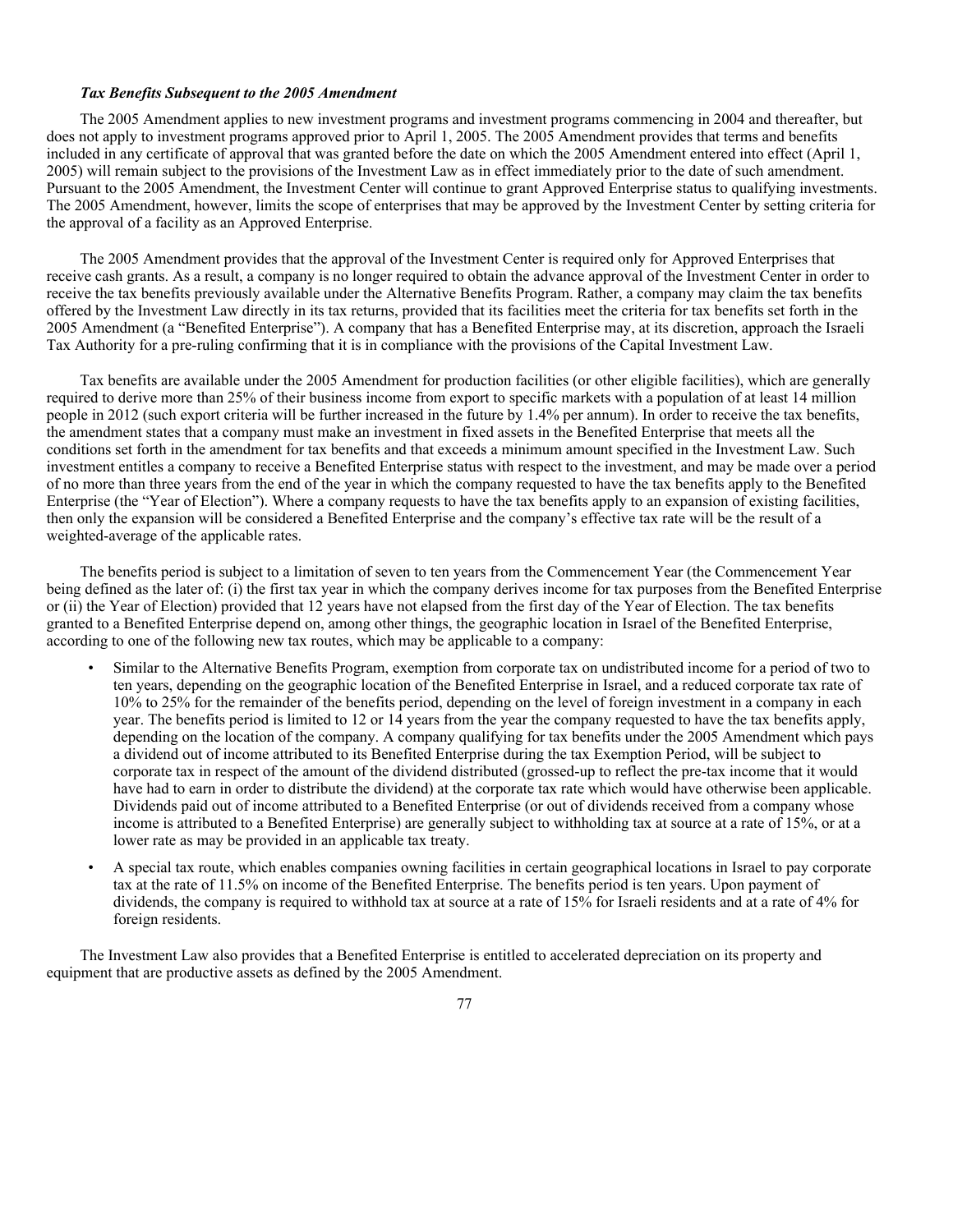***Tax Benefits Subsequent to the 2005 Amendment***

The 2005 Amendment applies to new investment programs and investment programs commencing in 2004 and thereafter, but does not apply to investment programs approved prior to April 1, 2005. The 2005 Amendment provides that terms and benefits included in any certificate of approval that was granted before the date on which the 2005 Amendment entered into effect (April 1, 2005) will remain subject to the provisions of the Investment Law as in effect immediately prior to the date of such amendment. Pursuant to the 2005 Amendment, the Investment Center will continue to grant Approved Enterprise status to qualifying investments. The 2005 Amendment, however, limits the scope of enterprises that may be approved by the Investment Center by setting criteria for the approval of a facility as an Approved Enterprise.

The 2005 Amendment provides that the approval of the Investment Center is required only for Approved Enterprises that receive cash grants. As a result, a company is no longer required to obtain the advance approval of the Investment Center in order to receive the tax benefits previously available under the Alternative Benefits Program. Rather, a company may claim the tax benefits offered by the Investment Law directly in its tax returns, provided that its facilities meet the criteria for tax benefits set forth in the 2005 Amendment (a "Benefited Enterprise"). A company that has a Benefited Enterprise may, at its discretion, approach the Israeli Tax Authority for a pre-ruling confirming that it is in compliance with the provisions of the Capital Investment Law.

Tax benefits are available under the 2005 Amendment for production facilities (or other eligible facilities), which are generally required to derive more than 25% of their business income from export to specific markets with a population of at least 14 million people in 2012 (such export criteria will be further increased in the future by 1.4% per annum). In order to receive the tax benefits, the amendment states that a company must make an investment in fixed assets in the Benefited Enterprise that meets all the conditions set forth in the amendment for tax benefits and that exceeds a minimum amount specified in the Investment Law. Such investment entitles a company to receive a Benefited Enterprise status with respect to the investment, and may be made over a period of no more than three years from the end of the year in which the company requested to have the tax benefits apply to the Benefited Enterprise (the "Year of Election"). Where a company requests to have the tax benefits apply to an expansion of existing facilities, then only the expansion will be considered a Benefited Enterprise and the company's effective tax rate will be the result of a weighted-average of the applicable rates.

The benefits period is subject to a limitation of seven to ten years from the Commencement Year (the Commencement Year being defined as the later of: (i) the first tax year in which the company derives income for tax purposes from the Benefited Enterprise or (ii) the Year of Election) provided that 12 years have not elapsed from the first day of the Year of Election. The tax benefits granted to a Benefited Enterprise depend on, among other things, the geographic location in Israel of the Benefited Enterprise, according to one of the following new tax routes, which may be applicable to a company:

- Similar to the Alternative Benefits Program, exemption from corporate tax on undistributed income for a period of two to ten years, depending on the geographic location of the Benefited Enterprise in Israel, and a reduced corporate tax rate of 10% to 25% for the remainder of the benefits period, depending on the level of foreign investment in a company in each year. The benefits period is limited to 12 or 14 years from the year the company requested to have the tax benefits apply, depending on the location of the company. A company qualifying for tax benefits under the 2005 Amendment which pays a dividend out of income attributed to its Benefited Enterprise during the tax Exemption Period, will be subject to corporate tax in respect of the amount of the dividend distributed (grossed-up to reflect the pre-tax income that it would have had to earn in order to distribute the dividend) at the corporate tax rate which would have otherwise been applicable. Dividends paid out of income attributed to a Benefited Enterprise (or out of dividends received from a company whose income is attributed to a Benefited Enterprise) are generally subject to withholding tax at source at a rate of 15%, or at a lower rate as may be provided in an applicable tax treaty.
- A special tax route, which enables companies owning facilities in certain geographical locations in Israel to pay corporate tax at the rate of 11.5% on income of the Benefited Enterprise. The benefits period is ten years. Upon payment of dividends, the company is required to withhold tax at source at a rate of 15% for Israeli residents and at a rate of 4% for foreign residents.

The Investment Law also provides that a Benefited Enterprise is entitled to accelerated depreciation on its property and equipment that are productive assets as defined by the 2005 Amendment.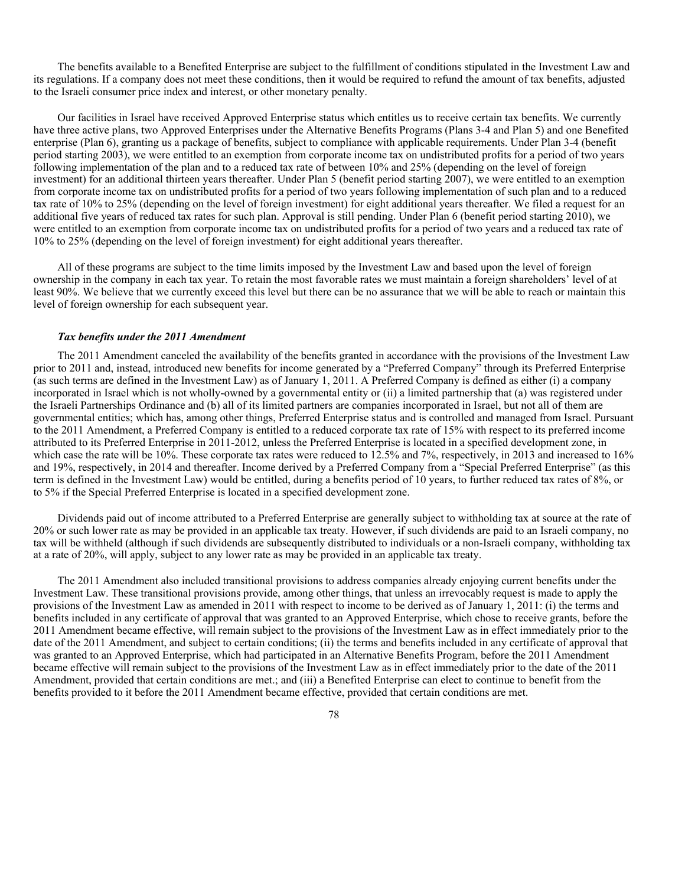The benefits available to a Benefited Enterprise are subject to the fulfillment of conditions stipulated in the Investment Law and its regulations. If a company does not meet these conditions, then it would be required to refund the amount of tax benefits, adjusted to the Israeli consumer price index and interest, or other monetary penalty.

Our facilities in Israel have received Approved Enterprise status which entitles us to receive certain tax benefits. We currently have three active plans, two Approved Enterprises under the Alternative Benefits Programs (Plans 3-4 and Plan 5) and one Benefited enterprise (Plan 6), granting us a package of benefits, subject to compliance with applicable requirements. Under Plan 3-4 (benefit period starting 2003), we were entitled to an exemption from corporate income tax on undistributed profits for a period of two years following implementation of the plan and to a reduced tax rate of between 10% and 25% (depending on the level of foreign investment) for an additional thirteen years thereafter. Under Plan 5 (benefit period starting 2007), we were entitled to an exemption from corporate income tax on undistributed profits for a period of two years following implementation of such plan and to a reduced tax rate of 10% to 25% (depending on the level of foreign investment) for eight additional years thereafter. We filed a request for an additional five years of reduced tax rates for such plan. Approval is still pending. Under Plan 6 (benefit period starting 2010), we were entitled to an exemption from corporate income tax on undistributed profits for a period of two years and a reduced tax rate of 10% to 25% (depending on the level of foreign investment) for eight additional years thereafter.

All of these programs are subject to the time limits imposed by the Investment Law and based upon the level of foreign ownership in the company in each tax year. To retain the most favorable rates we must maintain a foreign shareholders' level of at least 90%. We believe that we currently exceed this level but there can be no assurance that we will be able to reach or maintain this level of foreign ownership for each subsequent year.

***Tax benefits under the 2011 Amendment***

The 2011 Amendment canceled the availability of the benefits granted in accordance with the provisions of the Investment Law prior to 2011 and, instead, introduced new benefits for income generated by a "Preferred Company" through its Preferred Enterprise (as such terms are defined in the Investment Law) as of January 1, 2011. A Preferred Company is defined as either (i) a company incorporated in Israel which is not wholly-owned by a governmental entity or (ii) a limited partnership that (a) was registered under the Israeli Partnerships Ordinance and (b) all of its limited partners are companies incorporated in Israel, but not all of them are governmental entities; which has, among other things, Preferred Enterprise status and is controlled and managed from Israel. Pursuant to the 2011 Amendment, a Preferred Company is entitled to a reduced corporate tax rate of 15% with respect to its preferred income attributed to its Preferred Enterprise in 2011-2012, unless the Preferred Enterprise is located in a specified development zone, in which case the rate will be 10%. These corporate tax rates were reduced to 12.5% and 7%, respectively, in 2013 and increased to 16% and 19%, respectively, in 2014 and thereafter. Income derived by a Preferred Company from a "Special Preferred Enterprise" (as this term is defined in the Investment Law) would be entitled, during a benefits period of 10 years, to further reduced tax rates of 8%, or to 5% if the Special Preferred Enterprise is located in a specified development zone.

Dividends paid out of income attributed to a Preferred Enterprise are generally subject to withholding tax at source at the rate of 20% or such lower rate as may be provided in an applicable tax treaty. However, if such dividends are paid to an Israeli company, no tax will be withheld (although if such dividends are subsequently distributed to individuals or a non-Israeli company, withholding tax at a rate of 20%, will apply, subject to any lower rate as may be provided in an applicable tax treaty.

The 2011 Amendment also included transitional provisions to address companies already enjoying current benefits under the Investment Law. These transitional provisions provide, among other things, that unless an irrevocably request is made to apply the provisions of the Investment Law as amended in 2011 with respect to income to be derived as of January 1, 2011: (i) the terms and benefits included in any certificate of approval that was granted to an Approved Enterprise, which chose to receive grants, before the 2011 Amendment became effective, will remain subject to the provisions of the Investment Law as in effect immediately prior to the date of the 2011 Amendment, and subject to certain conditions; (ii) the terms and benefits included in any certificate of approval that was granted to an Approved Enterprise, which had participated in an Alternative Benefits Program, before the 2011 Amendment became effective will remain subject to the provisions of the Investment Law as in effect immediately prior to the date of the 2011 Amendment, provided that certain conditions are met.; and (iii) a Benefited Enterprise can elect to continue to benefit from the benefits provided to it before the 2011 Amendment became effective, provided that certain conditions are met.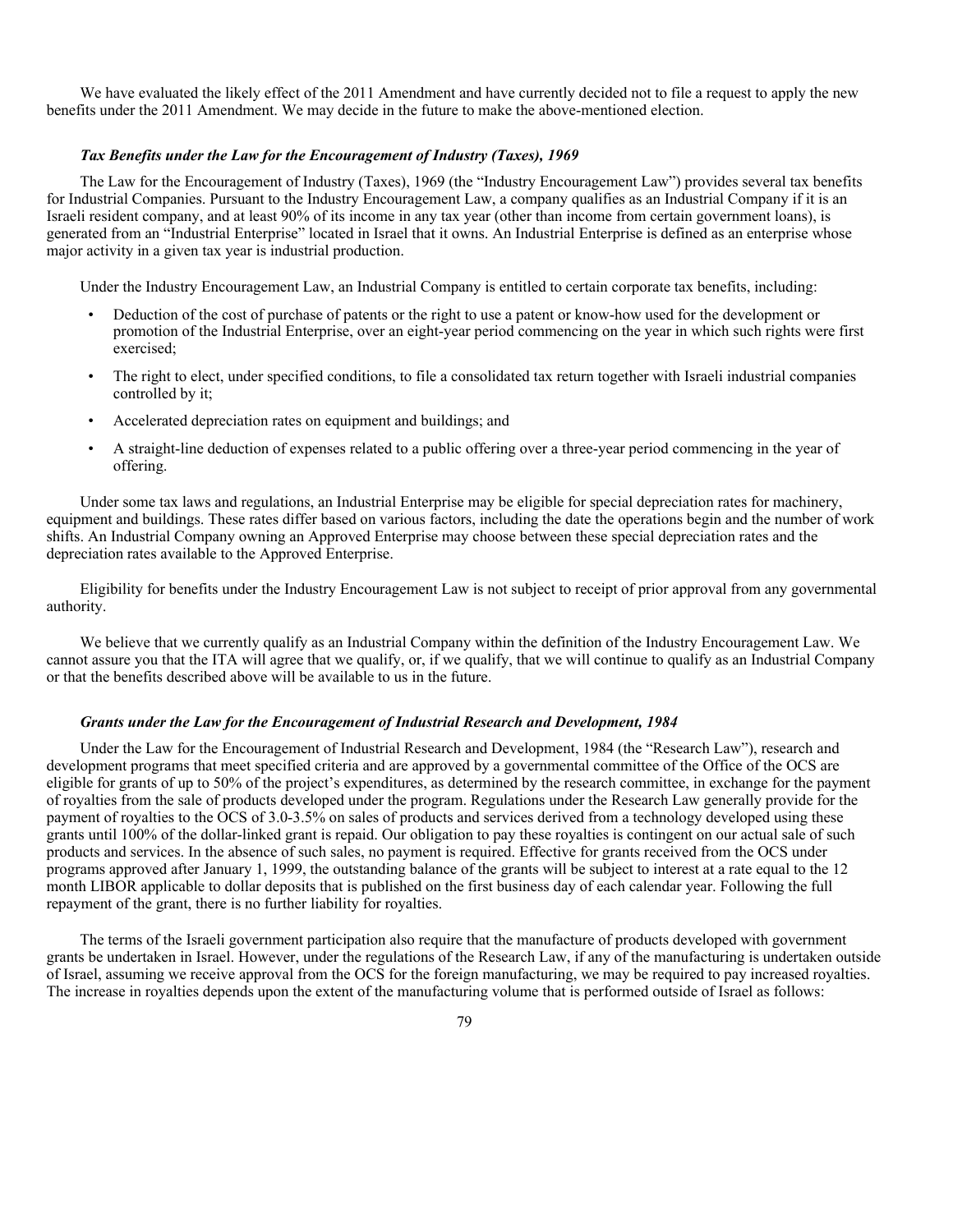We have evaluated the likely effect of the 2011 Amendment and have currently decided not to file a request to apply the new benefits under the 2011 Amendment. We may decide in the future to make the above-mentioned election.

### *Tax Benefits under the Law for the Encouragement of Industry (Taxes), 1969*

The Law for the Encouragement of Industry (Taxes), 1969 (the "Industry Encouragement Law") provides several tax benefits for Industrial Companies. Pursuant to the Industry Encouragement Law, a company qualifies as an Industrial Company if it is an Israeli resident company, and at least 90% of its income in any tax year (other than income from certain government loans), is generated from an "Industrial Enterprise" located in Israel that it owns. An Industrial Enterprise is defined as an enterprise whose major activity in a given tax year is industrial production.

Under the Industry Encouragement Law, an Industrial Company is entitled to certain corporate tax benefits, including:

- Deduction of the cost of purchase of patents or the right to use a patent or know-how used for the development or promotion of the Industrial Enterprise, over an eight-year period commencing on the year in which such rights were first exercised;
- The right to elect, under specified conditions, to file a consolidated tax return together with Israeli industrial companies controlled by it;
- Accelerated depreciation rates on equipment and buildings; and
- A straight-line deduction of expenses related to a public offering over a three-year period commencing in the year of offering.

Under some tax laws and regulations, an Industrial Enterprise may be eligible for special depreciation rates for machinery, equipment and buildings. These rates differ based on various factors, including the date the operations begin and the number of work shifts. An Industrial Company owning an Approved Enterprise may choose between these special depreciation rates and the depreciation rates available to the Approved Enterprise.

Eligibility for benefits under the Industry Encouragement Law is not subject to receipt of prior approval from any governmental authority.

We believe that we currently qualify as an Industrial Company within the definition of the Industry Encouragement Law. We cannot assure you that the ITA will agree that we qualify, or, if we qualify, that we will continue to qualify as an Industrial Company or that the benefits described above will be available to us in the future.

### *Grants under the Law for the Encouragement of Industrial Research and Development, 1984*

Under the Law for the Encouragement of Industrial Research and Development, 1984 (the "Research Law"), research and development programs that meet specified criteria and are approved by a governmental committee of the Office of the OCS are eligible for grants of up to 50% of the project's expenditures, as determined by the research committee, in exchange for the payment of royalties from the sale of products developed under the program. Regulations under the Research Law generally provide for the payment of royalties to the OCS of 3.0-3.5% on sales of products and services derived from a technology developed using these grants until 100% of the dollar-linked grant is repaid. Our obligation to pay these royalties is contingent on our actual sale of such products and services. In the absence of such sales, no payment is required. Effective for grants received from the OCS under programs approved after January 1, 1999, the outstanding balance of the grants will be subject to interest at a rate equal to the 12 month LIBOR applicable to dollar deposits that is published on the first business day of each calendar year. Following the full repayment of the grant, there is no further liability for royalties.

The terms of the Israeli government participation also require that the manufacture of products developed with government grants be undertaken in Israel. However, under the regulations of the Research Law, if any of the manufacturing is undertaken outside of Israel, assuming we receive approval from the OCS for the foreign manufacturing, we may be required to pay increased royalties. The increase in royalties depends upon the extent of the manufacturing volume that is performed outside of Israel as follows: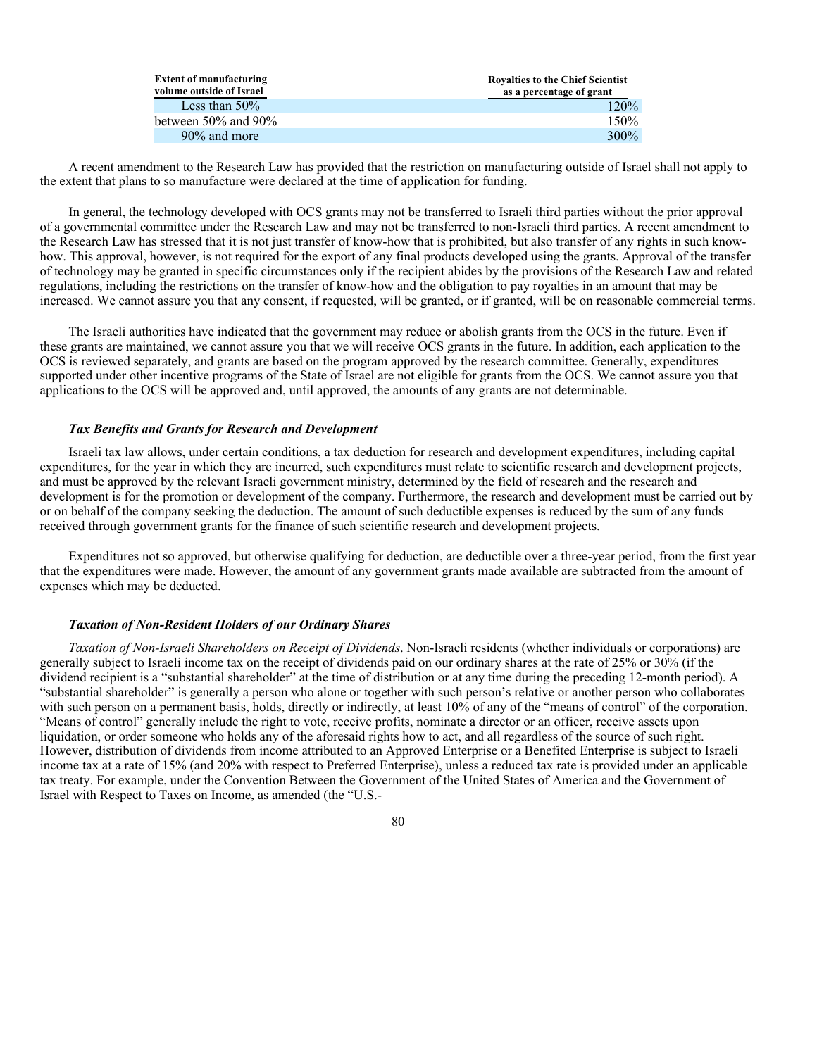| Extent of manufacturing volume outside of Israel | Royalties to the Chief Scientist as a percentage of grant |
|---|---|
| Less than 50% | 120% |
| between 50% and 90% | 150% |
| 90% and more | 300% |

A recent amendment to the Research Law has provided that the restriction on manufacturing outside of Israel shall not apply to the extent that plans to so manufacture were declared at the time of application for funding.

In general, the technology developed with OCS grants may not be transferred to Israeli third parties without the prior approval of a governmental committee under the Research Law and may not be transferred to non-Israeli third parties. A recent amendment to the Research Law has stressed that it is not just transfer of know-how that is prohibited, but also transfer of any rights in such know-how. This approval, however, is not required for the export of any final products developed using the grants. Approval of the transfer of technology may be granted in specific circumstances only if the recipient abides by the provisions of the Research Law and related regulations, including the restrictions on the transfer of know-how and the obligation to pay royalties in an amount that may be increased. We cannot assure you that any consent, if requested, will be granted, or if granted, will be on reasonable commercial terms.

The Israeli authorities have indicated that the government may reduce or abolish grants from the OCS in the future. Even if these grants are maintained, we cannot assure you that we will receive OCS grants in the future. In addition, each application to the OCS is reviewed separately, and grants are based on the program approved by the research committee. Generally, expenditures supported under other incentive programs of the State of Israel are not eligible for grants from the OCS. We cannot assure you that applications to the OCS will be approved and, until approved, the amounts of any grants are not determinable.

### *Tax Benefits and Grants for Research and Development*

Israeli tax law allows, under certain conditions, a tax deduction for research and development expenditures, including capital expenditures, for the year in which they are incurred, such expenditures must relate to scientific research and development projects, and must be approved by the relevant Israeli government ministry, determined by the field of research and the research and development is for the promotion or development of the company. Furthermore, the research and development must be carried out by or on behalf of the company seeking the deduction. The amount of such deductible expenses is reduced by the sum of any funds received through government grants for the finance of such scientific research and development projects.

Expenditures not so approved, but otherwise qualifying for deduction, are deductible over a three-year period, from the first year that the expenditures were made. However, the amount of any government grants made available are subtracted from the amount of expenses which may be deducted.

### *Taxation of Non-Resident Holders of our Ordinary Shares*

*Taxation of Non-Israeli Shareholders on Receipt of Dividends*. Non-Israeli residents (whether individuals or corporations) are generally subject to Israeli income tax on the receipt of dividends paid on our ordinary shares at the rate of 25% or 30% (if the dividend recipient is a "substantial shareholder" at the time of distribution or at any time during the preceding 12-month period). A "substantial shareholder" is generally a person who alone or together with such person's relative or another person who collaborates with such person on a permanent basis, holds, directly or indirectly, at least 10% of any of the "means of control" of the corporation. "Means of control" generally include the right to vote, receive profits, nominate a director or an officer, receive assets upon liquidation, or order someone who holds any of the aforesaid rights how to act, and all regardless of the source of such right. However, distribution of dividends from income attributed to an Approved Enterprise or a Benefited Enterprise is subject to Israeli income tax at a rate of 15% (and 20% with respect to Preferred Enterprise), unless a reduced tax rate is provided under an applicable tax treaty. For example, under the Convention Between the Government of the United States of America and the Government of Israel with Respect to Taxes on Income, as amended (the "U.S.-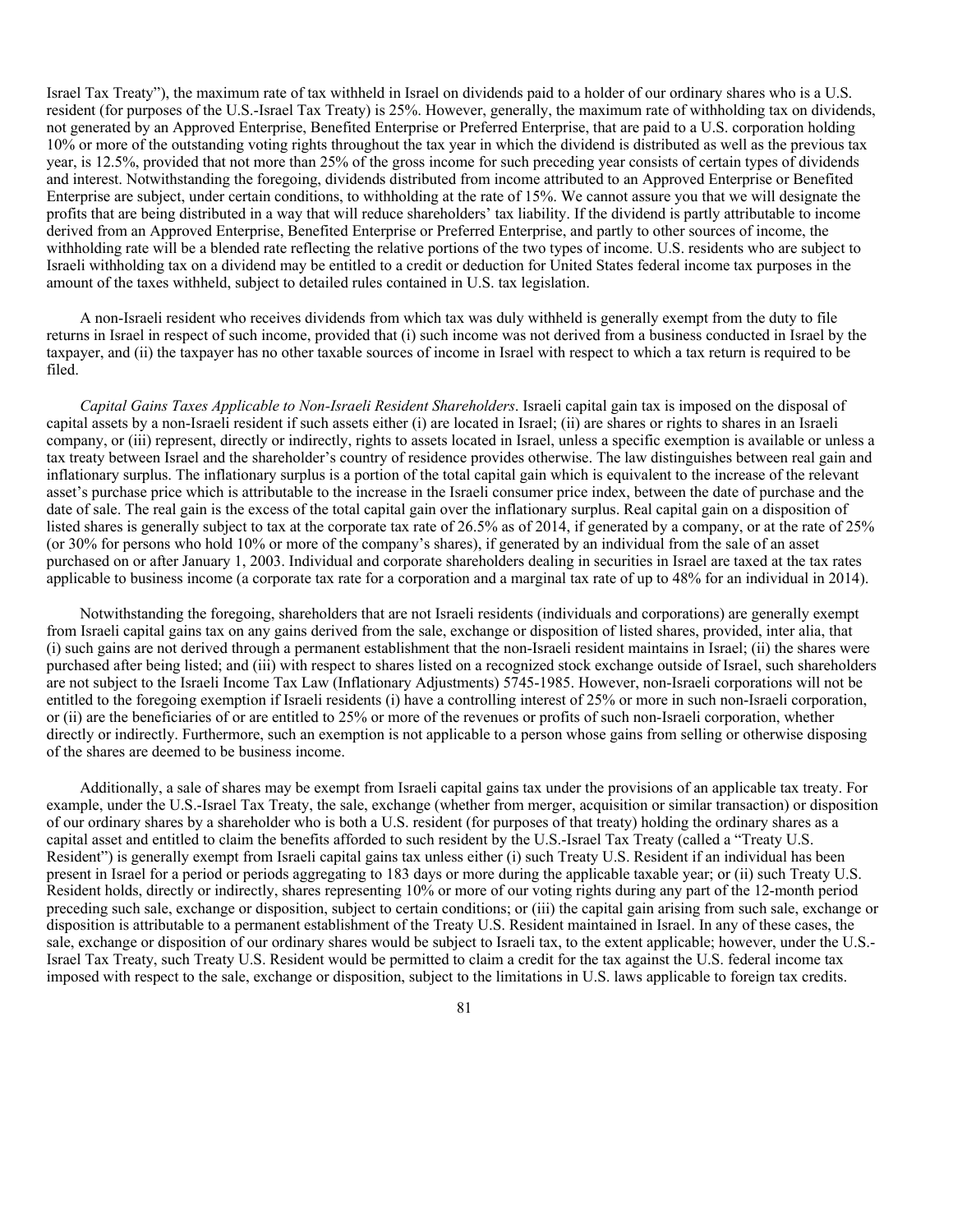Israel Tax Treaty"), the maximum rate of tax withheld in Israel on dividends paid to a holder of our ordinary shares who is a U.S. resident (for purposes of the U.S.-Israel Tax Treaty) is 25%. However, generally, the maximum rate of withholding tax on dividends, not generated by an Approved Enterprise, Benefited Enterprise or Preferred Enterprise, that are paid to a U.S. corporation holding 10% or more of the outstanding voting rights throughout the tax year in which the dividend is distributed as well as the previous tax year, is 12.5%, provided that not more than 25% of the gross income for such preceding year consists of certain types of dividends and interest. Notwithstanding the foregoing, dividends distributed from income attributed to an Approved Enterprise or Benefited Enterprise are subject, under certain conditions, to withholding at the rate of 15%. We cannot assure you that we will designate the profits that are being distributed in a way that will reduce shareholders' tax liability. If the dividend is partly attributable to income derived from an Approved Enterprise, Benefited Enterprise or Preferred Enterprise, and partly to other sources of income, the withholding rate will be a blended rate reflecting the relative portions of the two types of income. U.S. residents who are subject to Israeli withholding tax on a dividend may be entitled to a credit or deduction for United States federal income tax purposes in the amount of the taxes withheld, subject to detailed rules contained in U.S. tax legislation.

A non-Israeli resident who receives dividends from which tax was duly withheld is generally exempt from the duty to file returns in Israel in respect of such income, provided that (i) such income was not derived from a business conducted in Israel by the taxpayer, and (ii) the taxpayer has no other taxable sources of income in Israel with respect to which a tax return is required to be filed.

*Capital Gains Taxes Applicable to Non-Israeli Resident Shareholders*. Israeli capital gain tax is imposed on the disposal of capital assets by a non-Israeli resident if such assets either (i) are located in Israel; (ii) are shares or rights to shares in an Israeli company, or (iii) represent, directly or indirectly, rights to assets located in Israel, unless a specific exemption is available or unless a tax treaty between Israel and the shareholder's country of residence provides otherwise. The law distinguishes between real gain and inflationary surplus. The inflationary surplus is a portion of the total capital gain which is equivalent to the increase of the relevant asset's purchase price which is attributable to the increase in the Israeli consumer price index, between the date of purchase and the date of sale. The real gain is the excess of the total capital gain over the inflationary surplus. Real capital gain on a disposition of listed shares is generally subject to tax at the corporate tax rate of 26.5% as of 2014, if generated by a company, or at the rate of 25% (or 30% for persons who hold 10% or more of the company's shares), if generated by an individual from the sale of an asset purchased on or after January 1, 2003. Individual and corporate shareholders dealing in securities in Israel are taxed at the tax rates applicable to business income (a corporate tax rate for a corporation and a marginal tax rate of up to 48% for an individual in 2014).

Notwithstanding the foregoing, shareholders that are not Israeli residents (individuals and corporations) are generally exempt from Israeli capital gains tax on any gains derived from the sale, exchange or disposition of listed shares, provided, inter alia, that (i) such gains are not derived through a permanent establishment that the non-Israeli resident maintains in Israel; (ii) the shares were purchased after being listed; and (iii) with respect to shares listed on a recognized stock exchange outside of Israel, such shareholders are not subject to the Israeli Income Tax Law (Inflationary Adjustments) 5745-1985. However, non-Israeli corporations will not be entitled to the foregoing exemption if Israeli residents (i) have a controlling interest of 25% or more in such non-Israeli corporation, or (ii) are the beneficiaries of or are entitled to 25% or more of the revenues or profits of such non-Israeli corporation, whether directly or indirectly. Furthermore, such an exemption is not applicable to a person whose gains from selling or otherwise disposing of the shares are deemed to be business income.

Additionally, a sale of shares may be exempt from Israeli capital gains tax under the provisions of an applicable tax treaty. For example, under the U.S.-Israel Tax Treaty, the sale, exchange (whether from merger, acquisition or similar transaction) or disposition of our ordinary shares by a shareholder who is both a U.S. resident (for purposes of that treaty) holding the ordinary shares as a capital asset and entitled to claim the benefits afforded to such resident by the U.S.-Israel Tax Treaty (called a "Treaty U.S. Resident") is generally exempt from Israeli capital gains tax unless either (i) such Treaty U.S. Resident if an individual has been present in Israel for a period or periods aggregating to 183 days or more during the applicable taxable year; or (ii) such Treaty U.S. Resident holds, directly or indirectly, shares representing 10% or more of our voting rights during any part of the 12-month period preceding such sale, exchange or disposition, subject to certain conditions; or (iii) the capital gain arising from such sale, exchange or disposition is attributable to a permanent establishment of the Treaty U.S. Resident maintained in Israel. In any of these cases, the sale, exchange or disposition of our ordinary shares would be subject to Israeli tax, to the extent applicable; however, under the U.S.-Israel Tax Treaty, such Treaty U.S. Resident would be permitted to claim a credit for the tax against the U.S. federal income tax imposed with respect to the sale, exchange or disposition, subject to the limitations in U.S. laws applicable to foreign tax credits.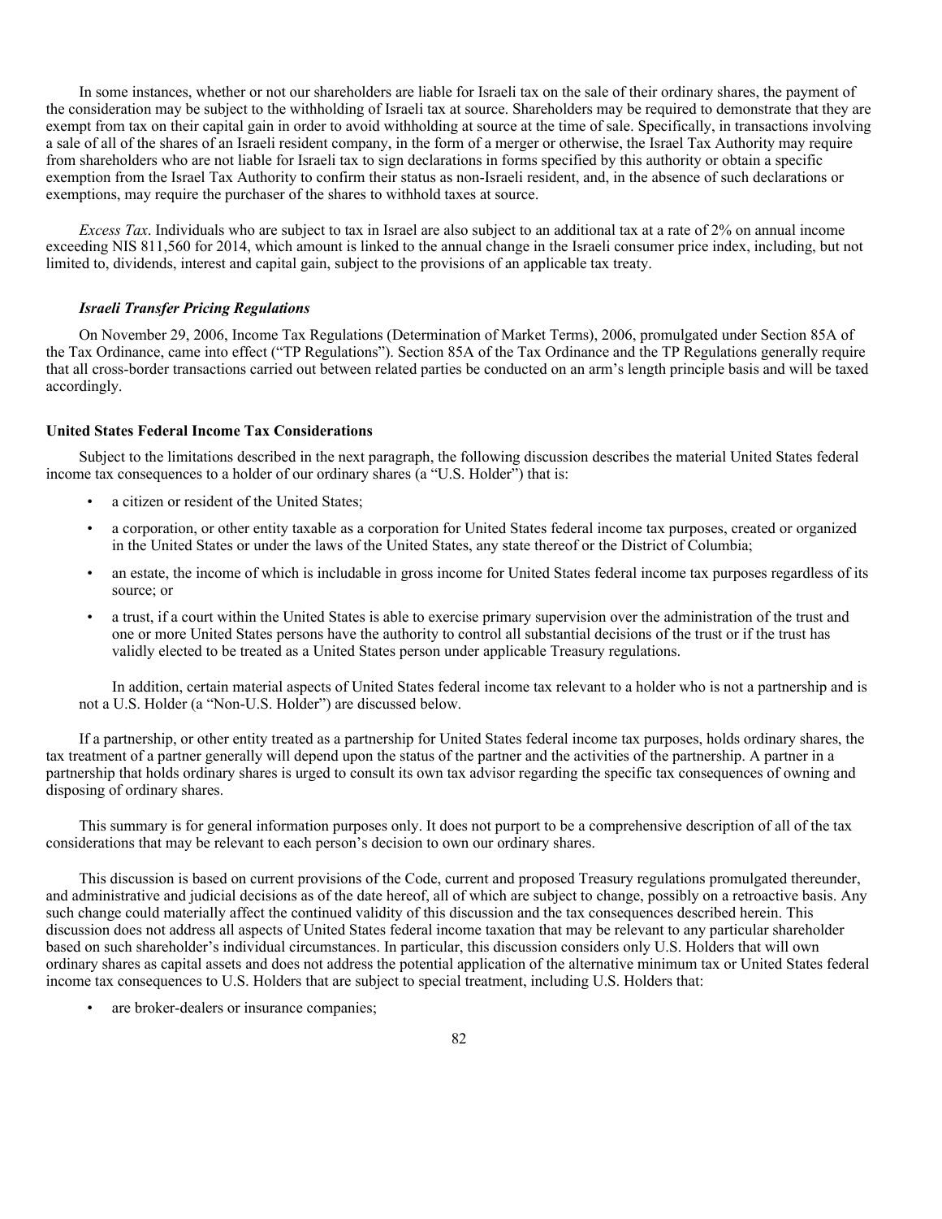In some instances, whether or not our shareholders are liable for Israeli tax on the sale of their ordinary shares, the payment of the consideration may be subject to the withholding of Israeli tax at source. Shareholders may be required to demonstrate that they are exempt from tax on their capital gain in order to avoid withholding at source at the time of sale. Specifically, in transactions involving a sale of all of the shares of an Israeli resident company, in the form of a merger or otherwise, the Israel Tax Authority may require from shareholders who are not liable for Israeli tax to sign declarations in forms specified by this authority or obtain a specific exemption from the Israel Tax Authority to confirm their status as non-Israeli resident, and, in the absence of such declarations or exemptions, may require the purchaser of the shares to withhold taxes at source.

*Excess Tax*. Individuals who are subject to tax in Israel are also subject to an additional tax at a rate of 2% on annual income exceeding NIS 811,560 for 2014, which amount is linked to the annual change in the Israeli consumer price index, including, but not limited to, dividends, interest and capital gain, subject to the provisions of an applicable tax treaty.

***Israeli Transfer Pricing Regulations***

On November 29, 2006, Income Tax Regulations (Determination of Market Terms), 2006, promulgated under Section 85A of the Tax Ordinance, came into effect ("TP Regulations"). Section 85A of the Tax Ordinance and the TP Regulations generally require that all cross-border transactions carried out between related parties be conducted on an arm's length principle basis and will be taxed accordingly.

**United States Federal Income Tax Considerations**

Subject to the limitations described in the next paragraph, the following discussion describes the material United States federal income tax consequences to a holder of our ordinary shares (a "U.S. Holder") that is:

- a citizen or resident of the United States;
- a corporation, or other entity taxable as a corporation for United States federal income tax purposes, created or organized in the United States or under the laws of the United States, any state thereof or the District of Columbia;
- an estate, the income of which is includable in gross income for United States federal income tax purposes regardless of its source; or
- a trust, if a court within the United States is able to exercise primary supervision over the administration of the trust and one or more United States persons have the authority to control all substantial decisions of the trust or if the trust has validly elected to be treated as a United States person under applicable Treasury regulations.

In addition, certain material aspects of United States federal income tax relevant to a holder who is not a partnership and is not a U.S. Holder (a "Non-U.S. Holder") are discussed below.

If a partnership, or other entity treated as a partnership for United States federal income tax purposes, holds ordinary shares, the tax treatment of a partner generally will depend upon the status of the partner and the activities of the partnership. A partner in a partnership that holds ordinary shares is urged to consult its own tax advisor regarding the specific tax consequences of owning and disposing of ordinary shares.

This summary is for general information purposes only. It does not purport to be a comprehensive description of all of the tax considerations that may be relevant to each person's decision to own our ordinary shares.

This discussion is based on current provisions of the Code, current and proposed Treasury regulations promulgated thereunder, and administrative and judicial decisions as of the date hereof, all of which are subject to change, possibly on a retroactive basis. Any such change could materially affect the continued validity of this discussion and the tax consequences described herein. This discussion does not address all aspects of United States federal income taxation that may be relevant to any particular shareholder based on such shareholder's individual circumstances. In particular, this discussion considers only U.S. Holders that will own ordinary shares as capital assets and does not address the potential application of the alternative minimum tax or United States federal income tax consequences to U.S. Holders that are subject to special treatment, including U.S. Holders that:

- are broker-dealers or insurance companies;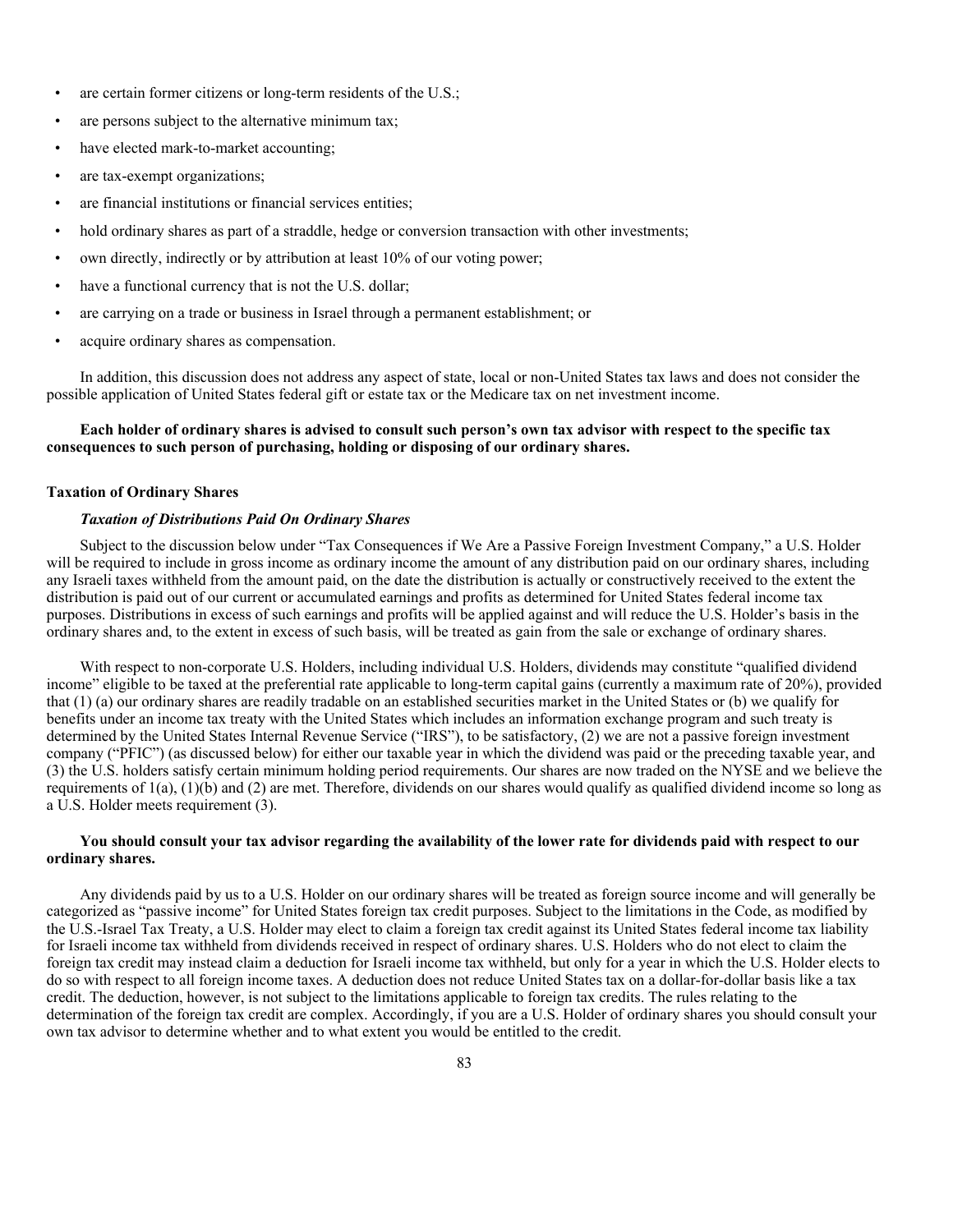- are certain former citizens or long-term residents of the U.S.;
- are persons subject to the alternative minimum tax;
- have elected mark-to-market accounting;
- are tax-exempt organizations;
- are financial institutions or financial services entities;
- hold ordinary shares as part of a straddle, hedge or conversion transaction with other investments;
- own directly, indirectly or by attribution at least 10% of our voting power;
- have a functional currency that is not the U.S. dollar;
- are carrying on a trade or business in Israel through a permanent establishment; or
- acquire ordinary shares as compensation.

In addition, this discussion does not address any aspect of state, local or non-United States tax laws and does not consider the possible application of United States federal gift or estate tax or the Medicare tax on net investment income.

**Each holder of ordinary shares is advised to consult such person's own tax advisor with respect to the specific tax consequences to such person of purchasing, holding or disposing of our ordinary shares.**

**Taxation of Ordinary Shares**

***Taxation of Distributions Paid On Ordinary Shares***

Subject to the discussion below under "Tax Consequences if We Are a Passive Foreign Investment Company," a U.S. Holder will be required to include in gross income as ordinary income the amount of any distribution paid on our ordinary shares, including any Israeli taxes withheld from the amount paid, on the date the distribution is actually or constructively received to the extent the distribution is paid out of our current or accumulated earnings and profits as determined for United States federal income tax purposes. Distributions in excess of such earnings and profits will be applied against and will reduce the U.S. Holder's basis in the ordinary shares and, to the extent in excess of such basis, will be treated as gain from the sale or exchange of ordinary shares.

With respect to non-corporate U.S. Holders, including individual U.S. Holders, dividends may constitute "qualified dividend income" eligible to be taxed at the preferential rate applicable to long-term capital gains (currently a maximum rate of 20%), provided that (1) (a) our ordinary shares are readily tradable on an established securities market in the United States or (b) we qualify for benefits under an income tax treaty with the United States which includes an information exchange program and such treaty is determined by the United States Internal Revenue Service ("IRS"), to be satisfactory, (2) we are not a passive foreign investment company ("PFIC") (as discussed below) for either our taxable year in which the dividend was paid or the preceding taxable year, and (3) the U.S. holders satisfy certain minimum holding period requirements. Our shares are now traded on the NYSE and we believe the requirements of 1(a), (1)(b) and (2) are met. Therefore, dividends on our shares would qualify as qualified dividend income so long as a U.S. Holder meets requirement (3).

**You should consult your tax advisor regarding the availability of the lower rate for dividends paid with respect to our ordinary shares.**

Any dividends paid by us to a U.S. Holder on our ordinary shares will be treated as foreign source income and will generally be categorized as "passive income" for United States foreign tax credit purposes. Subject to the limitations in the Code, as modified by the U.S.-Israel Tax Treaty, a U.S. Holder may elect to claim a foreign tax credit against its United States federal income tax liability for Israeli income tax withheld from dividends received in respect of ordinary shares. U.S. Holders who do not elect to claim the foreign tax credit may instead claim a deduction for Israeli income tax withheld, but only for a year in which the U.S. Holder elects to do so with respect to all foreign income taxes. A deduction does not reduce United States tax on a dollar-for-dollar basis like a tax credit. The deduction, however, is not subject to the limitations applicable to foreign tax credits. The rules relating to the determination of the foreign tax credit are complex. Accordingly, if you are a U.S. Holder of ordinary shares you should consult your own tax advisor to determine whether and to what extent you would be entitled to the credit.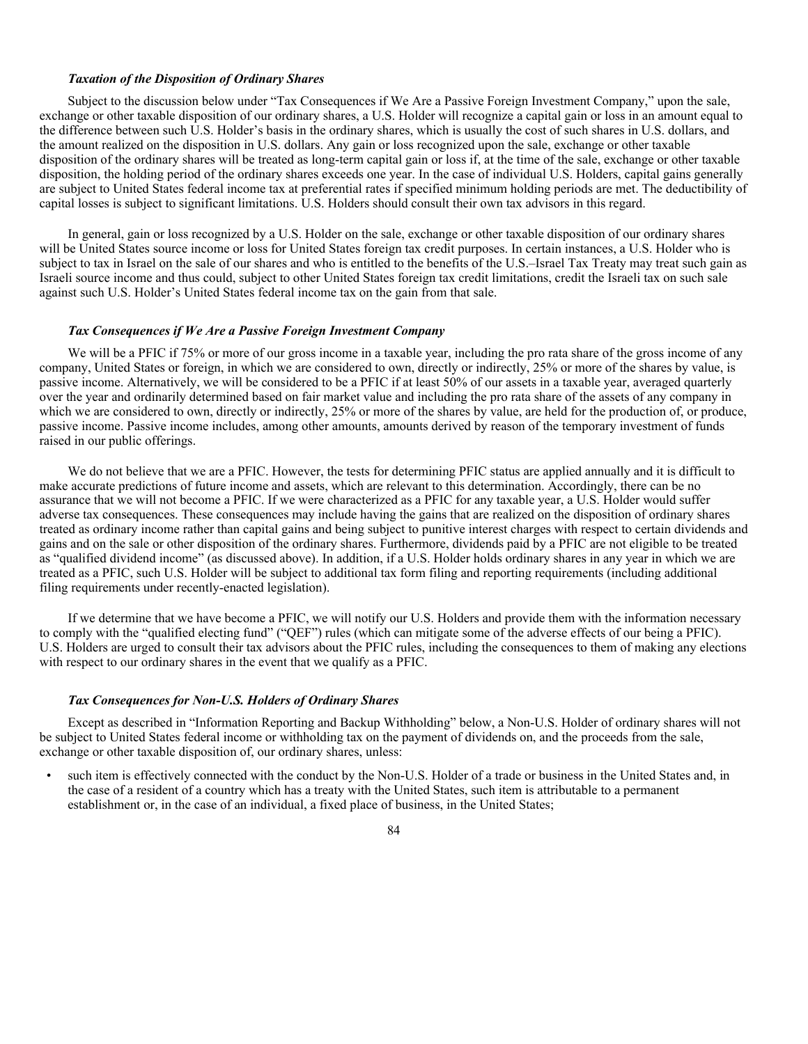### *Taxation of the Disposition of Ordinary Shares*

Subject to the discussion below under "Tax Consequences if We Are a Passive Foreign Investment Company," upon the sale, exchange or other taxable disposition of our ordinary shares, a U.S. Holder will recognize a capital gain or loss in an amount equal to the difference between such U.S. Holder's basis in the ordinary shares, which is usually the cost of such shares in U.S. dollars, and the amount realized on the disposition in U.S. dollars. Any gain or loss recognized upon the sale, exchange or other taxable disposition of the ordinary shares will be treated as long-term capital gain or loss if, at the time of the sale, exchange or other taxable disposition, the holding period of the ordinary shares exceeds one year. In the case of individual U.S. Holders, capital gains generally are subject to United States federal income tax at preferential rates if specified minimum holding periods are met. The deductibility of capital losses is subject to significant limitations. U.S. Holders should consult their own tax advisors in this regard.

In general, gain or loss recognized by a U.S. Holder on the sale, exchange or other taxable disposition of our ordinary shares will be United States source income or loss for United States foreign tax credit purposes. In certain instances, a U.S. Holder who is subject to tax in Israel on the sale of our shares and who is entitled to the benefits of the U.S.–Israel Tax Treaty may treat such gain as Israeli source income and thus could, subject to other United States foreign tax credit limitations, credit the Israeli tax on such sale against such U.S. Holder's United States federal income tax on the gain from that sale.

### *Tax Consequences if We Are a Passive Foreign Investment Company*

We will be a PFIC if 75% or more of our gross income in a taxable year, including the pro rata share of the gross income of any company, United States or foreign, in which we are considered to own, directly or indirectly, 25% or more of the shares by value, is passive income. Alternatively, we will be considered to be a PFIC if at least 50% of our assets in a taxable year, averaged quarterly over the year and ordinarily determined based on fair market value and including the pro rata share of the assets of any company in which we are considered to own, directly or indirectly, 25% or more of the shares by value, are held for the production of, or produce, passive income. Passive income includes, among other amounts, amounts derived by reason of the temporary investment of funds raised in our public offerings.

We do not believe that we are a PFIC. However, the tests for determining PFIC status are applied annually and it is difficult to make accurate predictions of future income and assets, which are relevant to this determination. Accordingly, there can be no assurance that we will not become a PFIC. If we were characterized as a PFIC for any taxable year, a U.S. Holder would suffer adverse tax consequences. These consequences may include having the gains that are realized on the disposition of ordinary shares treated as ordinary income rather than capital gains and being subject to punitive interest charges with respect to certain dividends and gains and on the sale or other disposition of the ordinary shares. Furthermore, dividends paid by a PFIC are not eligible to be treated as "qualified dividend income" (as discussed above). In addition, if a U.S. Holder holds ordinary shares in any year in which we are treated as a PFIC, such U.S. Holder will be subject to additional tax form filing and reporting requirements (including additional filing requirements under recently-enacted legislation).

If we determine that we have become a PFIC, we will notify our U.S. Holders and provide them with the information necessary to comply with the "qualified electing fund" ("QEF") rules (which can mitigate some of the adverse effects of our being a PFIC). U.S. Holders are urged to consult their tax advisors about the PFIC rules, including the consequences to them of making any elections with respect to our ordinary shares in the event that we qualify as a PFIC.

### *Tax Consequences for Non-U.S. Holders of Ordinary Shares*

Except as described in "Information Reporting and Backup Withholding" below, a Non-U.S. Holder of ordinary shares will not be subject to United States federal income or withholding tax on the payment of dividends on, and the proceeds from the sale, exchange or other taxable disposition of, our ordinary shares, unless:

- such item is effectively connected with the conduct by the Non-U.S. Holder of a trade or business in the United States and, in the case of a resident of a country which has a treaty with the United States, such item is attributable to a permanent establishment or, in the case of an individual, a fixed place of business, in the United States;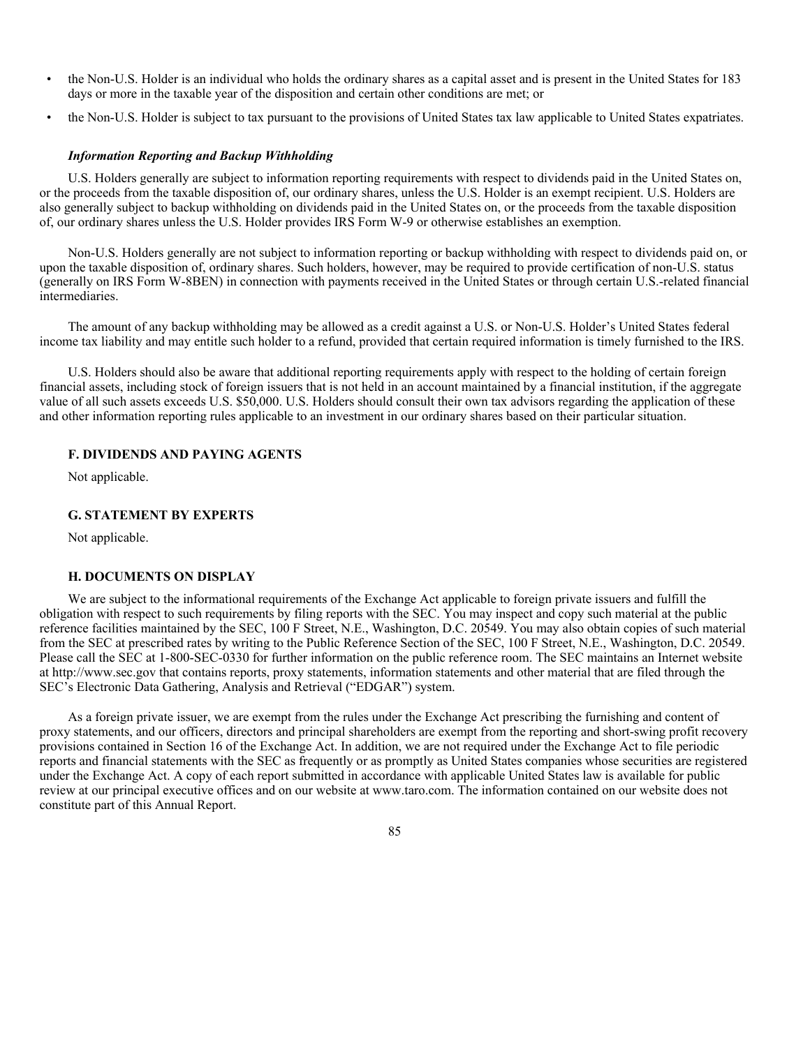- the Non-U.S. Holder is an individual who holds the ordinary shares as a capital asset and is present in the United States for 183 days or more in the taxable year of the disposition and certain other conditions are met; or
- the Non-U.S. Holder is subject to tax pursuant to the provisions of United States tax law applicable to United States expatriates.

***Information Reporting and Backup Withholding***

U.S. Holders generally are subject to information reporting requirements with respect to dividends paid in the United States on, or the proceeds from the taxable disposition of, our ordinary shares, unless the U.S. Holder is an exempt recipient. U.S. Holders are also generally subject to backup withholding on dividends paid in the United States on, or the proceeds from the taxable disposition of, our ordinary shares unless the U.S. Holder provides IRS Form W-9 or otherwise establishes an exemption.

Non-U.S. Holders generally are not subject to information reporting or backup withholding with respect to dividends paid on, or upon the taxable disposition of, ordinary shares. Such holders, however, may be required to provide certification of non-U.S. status (generally on IRS Form W-8BEN) in connection with payments received in the United States or through certain U.S.-related financial intermediaries.

The amount of any backup withholding may be allowed as a credit against a U.S. or Non-U.S. Holder's United States federal income tax liability and may entitle such holder to a refund, provided that certain required information is timely furnished to the IRS.

U.S. Holders should also be aware that additional reporting requirements apply with respect to the holding of certain foreign financial assets, including stock of foreign issuers that is not held in an account maintained by a financial institution, if the aggregate value of all such assets exceeds U.S. $50,000. U.S. Holders should consult their own tax advisors regarding the application of these and other information reporting rules applicable to an investment in our ordinary shares based on their particular situation.

### F. DIVIDENDS AND PAYING AGENTS

Not applicable.

### G. STATEMENT BY EXPERTS

Not applicable.

### H. DOCUMENTS ON DISPLAY

We are subject to the informational requirements of the Exchange Act applicable to foreign private issuers and fulfill the obligation with respect to such requirements by filing reports with the SEC. You may inspect and copy such material at the public reference facilities maintained by the SEC, 100 F Street, N.E., Washington, D.C. 20549. You may also obtain copies of such material from the SEC at prescribed rates by writing to the Public Reference Section of the SEC, 100 F Street, N.E., Washington, D.C. 20549. Please call the SEC at 1-800-SEC-0330 for further information on the public reference room. The SEC maintains an Internet website at http://www.sec.gov that contains reports, proxy statements, information statements and other material that are filed through the SEC's Electronic Data Gathering, Analysis and Retrieval ("EDGAR") system.

As a foreign private issuer, we are exempt from the rules under the Exchange Act prescribing the furnishing and content of proxy statements, and our officers, directors and principal shareholders are exempt from the reporting and short-swing profit recovery provisions contained in Section 16 of the Exchange Act. In addition, we are not required under the Exchange Act to file periodic reports and financial statements with the SEC as frequently or as promptly as United States companies whose securities are registered under the Exchange Act. A copy of each report submitted in accordance with applicable United States law is available for public review at our principal executive offices and on our website at www.taro.com. The information contained on our website does not constitute part of this Annual Report.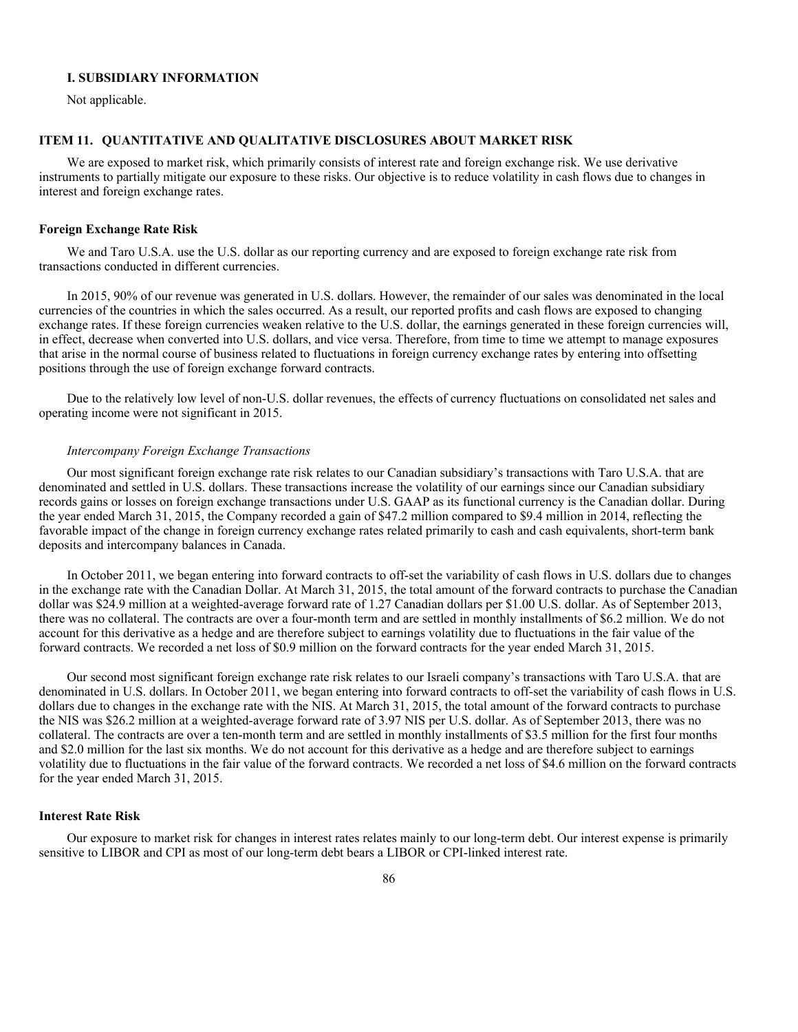### I. SUBSIDIARY INFORMATION

Not applicable.

## ITEM 11. QUANTITATIVE AND QUALITATIVE DISCLOSURES ABOUT MARKET RISK

We are exposed to market risk, which primarily consists of interest rate and foreign exchange risk. We use derivative instruments to partially mitigate our exposure to these risks. Our objective is to reduce volatility in cash flows due to changes in interest and foreign exchange rates.

### Foreign Exchange Rate Risk

We and Taro U.S.A. use the U.S. dollar as our reporting currency and are exposed to foreign exchange rate risk from transactions conducted in different currencies.

In 2015, 90% of our revenue was generated in U.S. dollars. However, the remainder of our sales was denominated in the local currencies of the countries in which the sales occurred. As a result, our reported profits and cash flows are exposed to changing exchange rates. If these foreign currencies weaken relative to the U.S. dollar, the earnings generated in these foreign currencies will, in effect, decrease when converted into U.S. dollars, and vice versa. Therefore, from time to time we attempt to manage exposures that arise in the normal course of business related to fluctuations in foreign currency exchange rates by entering into offsetting positions through the use of foreign exchange forward contracts.

Due to the relatively low level of non-U.S. dollar revenues, the effects of currency fluctuations on consolidated net sales and operating income were not significant in 2015.

*Intercompany Foreign Exchange Transactions*

Our most significant foreign exchange rate risk relates to our Canadian subsidiary's transactions with Taro U.S.A. that are denominated and settled in U.S. dollars. These transactions increase the volatility of our earnings since our Canadian subsidiary records gains or losses on foreign exchange transactions under U.S. GAAP as its functional currency is the Canadian dollar. During the year ended March 31, 2015, the Company recorded a gain of $47.2 million compared to $9.4 million in 2014, reflecting the favorable impact of the change in foreign currency exchange rates related primarily to cash and cash equivalents, short-term bank deposits and intercompany balances in Canada.

In October 2011, we began entering into forward contracts to off-set the variability of cash flows in U.S. dollars due to changes in the exchange rate with the Canadian Dollar. At March 31, 2015, the total amount of the forward contracts to purchase the Canadian dollar was $24.9 million at a weighted-average forward rate of 1.27 Canadian dollars per $1.00 U.S. dollar. As of September 2013, there was no collateral. The contracts are over a four-month term and are settled in monthly installments of $6.2 million. We do not account for this derivative as a hedge and are therefore subject to earnings volatility due to fluctuations in the fair value of the forward contracts. We recorded a net loss of $0.9 million on the forward contracts for the year ended March 31, 2015.

Our second most significant foreign exchange rate risk relates to our Israeli company's transactions with Taro U.S.A. that are denominated in U.S. dollars. In October 2011, we began entering into forward contracts to off-set the variability of cash flows in U.S. dollars due to changes in the exchange rate with the NIS. At March 31, 2015, the total amount of the forward contracts to purchase the NIS was $26.2 million at a weighted-average forward rate of 3.97 NIS per U.S. dollar. As of September 2013, there was no collateral. The contracts are over a ten-month term and are settled in monthly installments of $3.5 million for the first four months and $2.0 million for the last six months. We do not account for this derivative as a hedge and are therefore subject to earnings volatility due to fluctuations in the fair value of the forward contracts. We recorded a net loss of $4.6 million on the forward contracts for the year ended March 31, 2015.

### Interest Rate Risk

Our exposure to market risk for changes in interest rates relates mainly to our long-term debt. Our interest expense is primarily sensitive to LIBOR and CPI as most of our long-term debt bears a LIBOR or CPI-linked interest rate.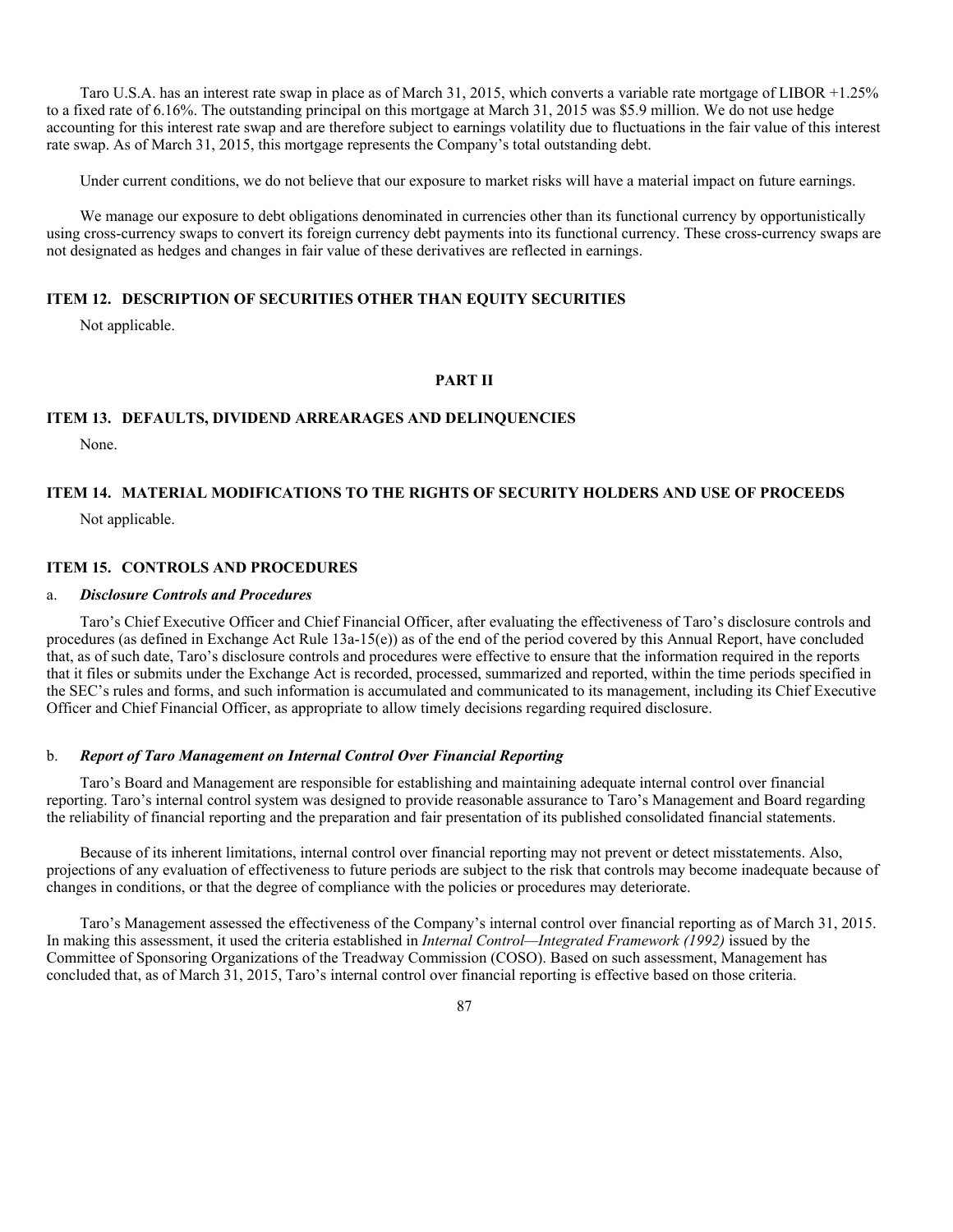Taro U.S.A. has an interest rate swap in place as of March 31, 2015, which converts a variable rate mortgage of LIBOR +1.25% to a fixed rate of 6.16%. The outstanding principal on this mortgage at March 31, 2015 was $5.9 million. We do not use hedge accounting for this interest rate swap and are therefore subject to earnings volatility due to fluctuations in the fair value of this interest rate swap. As of March 31, 2015, this mortgage represents the Company's total outstanding debt.

Under current conditions, we do not believe that our exposure to market risks will have a material impact on future earnings.

We manage our exposure to debt obligations denominated in currencies other than its functional currency by opportunistically using cross-currency swaps to convert its foreign currency debt payments into its functional currency. These cross-currency swaps are not designated as hedges and changes in fair value of these derivatives are reflected in earnings.

### ITEM 12. DESCRIPTION OF SECURITIES OTHER THAN EQUITY SECURITIES

Not applicable.

## PART II

### ITEM 13. DEFAULTS, DIVIDEND ARREARAGES AND DELINQUENCIES

None.

### ITEM 14. MATERIAL MODIFICATIONS TO THE RIGHTS OF SECURITY HOLDERS AND USE OF PROCEEDS

Not applicable.

### ITEM 15. CONTROLS AND PROCEDURES

a. ***Disclosure Controls and Procedures***

Taro's Chief Executive Officer and Chief Financial Officer, after evaluating the effectiveness of Taro's disclosure controls and procedures (as defined in Exchange Act Rule 13a-15(e)) as of the end of the period covered by this Annual Report, have concluded that, as of such date, Taro's disclosure controls and procedures were effective to ensure that the information required in the reports that it files or submits under the Exchange Act is recorded, processed, summarized and reported, within the time periods specified in the SEC's rules and forms, and such information is accumulated and communicated to its management, including its Chief Executive Officer and Chief Financial Officer, as appropriate to allow timely decisions regarding required disclosure.

b. ***Report of Taro Management on Internal Control Over Financial Reporting***

Taro's Board and Management are responsible for establishing and maintaining adequate internal control over financial reporting. Taro's internal control system was designed to provide reasonable assurance to Taro's Management and Board regarding the reliability of financial reporting and the preparation and fair presentation of its published consolidated financial statements.

Because of its inherent limitations, internal control over financial reporting may not prevent or detect misstatements. Also, projections of any evaluation of effectiveness to future periods are subject to the risk that controls may become inadequate because of changes in conditions, or that the degree of compliance with the policies or procedures may deteriorate.

Taro's Management assessed the effectiveness of the Company's internal control over financial reporting as of March 31, 2015. In making this assessment, it used the criteria established in *Internal Control—Integrated Framework (1992)* issued by the Committee of Sponsoring Organizations of the Treadway Commission (COSO). Based on such assessment, Management has concluded that, as of March 31, 2015, Taro's internal control over financial reporting is effective based on those criteria.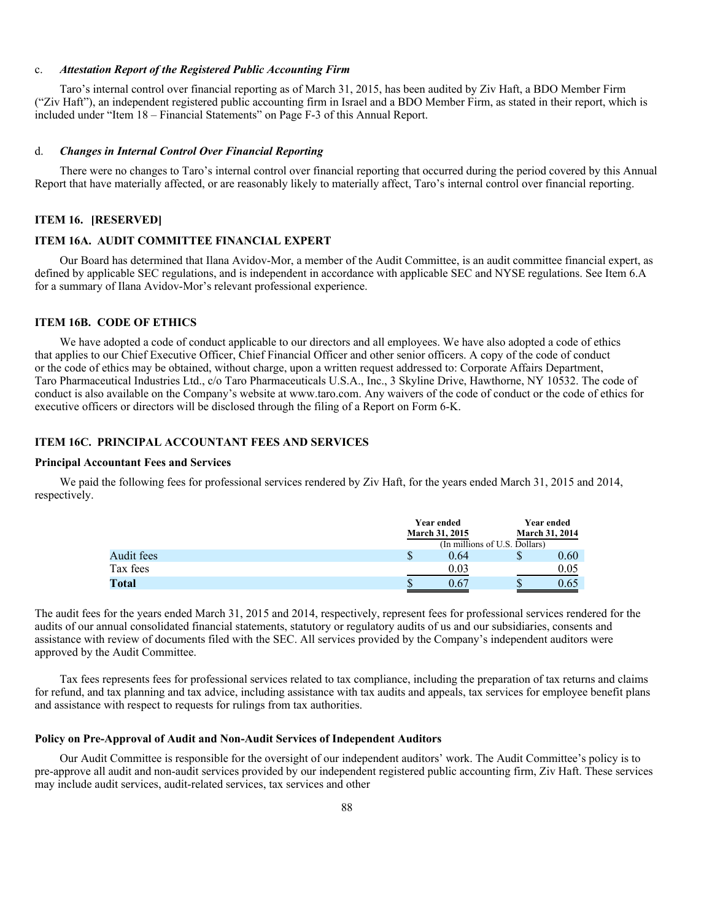c. ***Attestation Report of the Registered Public Accounting Firm***

Taro's internal control over financial reporting as of March 31, 2015, has been audited by Ziv Haft, a BDO Member Firm ("Ziv Haft"), an independent registered public accounting firm in Israel and a BDO Member Firm, as stated in their report, which is included under "Item 18 – Financial Statements" on Page F-3 of this Annual Report.

d. ***Changes in Internal Control Over Financial Reporting***

There were no changes to Taro's internal control over financial reporting that occurred during the period covered by this Annual Report that have materially affected, or are reasonably likely to materially affect, Taro's internal control over financial reporting.

## ITEM 16. [RESERVED]

## ITEM 16A. AUDIT COMMITTEE FINANCIAL EXPERT

Our Board has determined that Ilana Avidov-Mor, a member of the Audit Committee, is an audit committee financial expert, as defined by applicable SEC regulations, and is independent in accordance with applicable SEC and NYSE regulations. See Item 6.A for a summary of Ilana Avidov-Mor's relevant professional experience.

## ITEM 16B. CODE OF ETHICS

We have adopted a code of conduct applicable to our directors and all employees. We have also adopted a code of ethics that applies to our Chief Executive Officer, Chief Financial Officer and other senior officers. A copy of the code of conduct or the code of ethics may be obtained, without charge, upon a written request addressed to: Corporate Affairs Department, Taro Pharmaceutical Industries Ltd., c/o Taro Pharmaceuticals U.S.A., Inc., 3 Skyline Drive, Hawthorne, NY 10532. The code of conduct is also available on the Company's website at www.taro.com. Any waivers of the code of conduct or the code of ethics for executive officers or directors will be disclosed through the filing of a Report on Form 6-K.

## ITEM 16C. PRINCIPAL ACCOUNTANT FEES AND SERVICES

### Principal Accountant Fees and Services

We paid the following fees for professional services rendered by Ziv Haft, for the years ended March 31, 2015 and 2014, respectively.

| | Year ended March 31, 2015 | Year ended March 31, 2014 |
|---|---|---|
| | (In millions of U.S. Dollars) | |
| Audit fees | $ 0.64 | $ 0.60 |
| Tax fees | 0.03 | 0.05 |
| **Total** | $ 0.67 | $ 0.65 |

The audit fees for the years ended March 31, 2015 and 2014, respectively, represent fees for professional services rendered for the audits of our annual consolidated financial statements, statutory or regulatory audits of us and our subsidiaries, consents and assistance with review of documents filed with the SEC. All services provided by the Company's independent auditors were approved by the Audit Committee.

Tax fees represents fees for professional services related to tax compliance, including the preparation of tax returns and claims for refund, and tax planning and tax advice, including assistance with tax audits and appeals, tax services for employee benefit plans and assistance with respect to requests for rulings from tax authorities.

### Policy on Pre-Approval of Audit and Non-Audit Services of Independent Auditors

Our Audit Committee is responsible for the oversight of our independent auditors' work. The Audit Committee's policy is to pre-approve all audit and non-audit services provided by our independent registered public accounting firm, Ziv Haft. These services may include audit services, audit-related services, tax services and other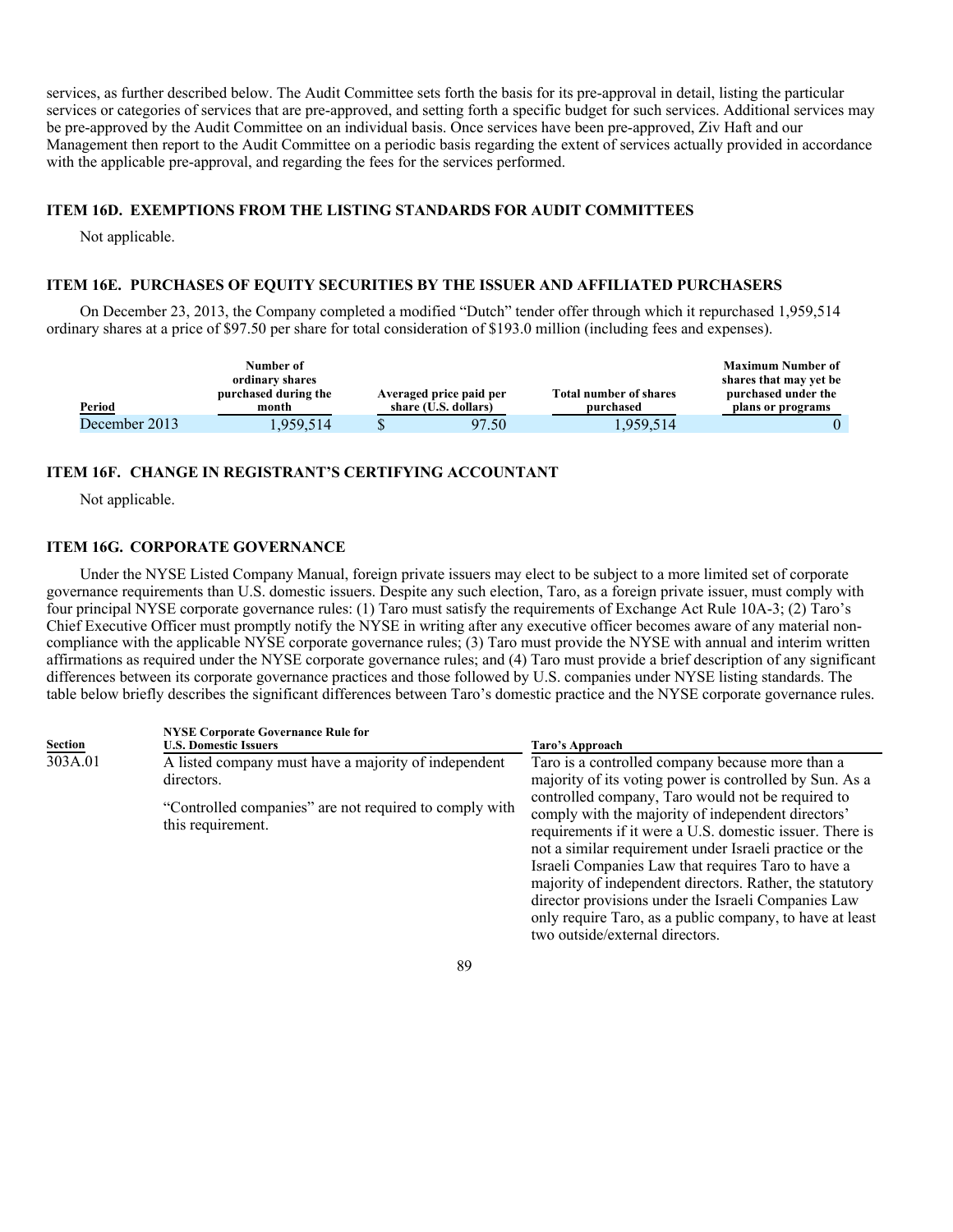services, as further described below. The Audit Committee sets forth the basis for its pre-approval in detail, listing the particular services or categories of services that are pre-approved, and setting forth a specific budget for such services. Additional services may be pre-approved by the Audit Committee on an individual basis. Once services have been pre-approved, Ziv Haft and our Management then report to the Audit Committee on a periodic basis regarding the extent of services actually provided in accordance with the applicable pre-approval, and regarding the fees for the services performed.

### ITEM 16D. EXEMPTIONS FROM THE LISTING STANDARDS FOR AUDIT COMMITTEES

Not applicable.

### ITEM 16E. PURCHASES OF EQUITY SECURITIES BY THE ISSUER AND AFFILIATED PURCHASERS

On December 23, 2013, the Company completed a modified "Dutch" tender offer through which it repurchased 1,959,514 ordinary shares at a price of $97.50 per share for total consideration of $193.0 million (including fees and expenses).

| Period | Number of ordinary shares purchased during the month | Averaged price paid per share (U.S. dollars) | Total number of shares purchased | Maximum Number of shares that may yet be purchased under the plans or programs |
|---|---|---|---|---|
| December 2013 | 1,959,514 | $ 97.50 | 1,959,514 | 0 |

### ITEM 16F. CHANGE IN REGISTRANT'S CERTIFYING ACCOUNTANT

Not applicable.

### ITEM 16G. CORPORATE GOVERNANCE

Under the NYSE Listed Company Manual, foreign private issuers may elect to be subject to a more limited set of corporate governance requirements than U.S. domestic issuers. Despite any such election, Taro, as a foreign private issuer, must comply with four principal NYSE corporate governance rules: (1) Taro must satisfy the requirements of Exchange Act Rule 10A-3; (2) Taro's Chief Executive Officer must promptly notify the NYSE in writing after any executive officer becomes aware of any material non-compliance with the applicable NYSE corporate governance rules; (3) Taro must provide the NYSE with annual and interim written affirmations as required under the NYSE corporate governance rules; and (4) Taro must provide a brief description of any significant differences between its corporate governance practices and those followed by U.S. companies under NYSE listing standards. The table below briefly describes the significant differences between Taro's domestic practice and the NYSE corporate governance rules.

| Section | NYSE Corporate Governance Rule for U.S. Domestic Issuers | Taro's Approach |
|---|---|---|
| 303A.01 | A listed company must have a majority of independent directors.<br><br>"Controlled companies" are not required to comply with this requirement. | Taro is a controlled company because more than a majority of its voting power is controlled by Sun. As a controlled company, Taro would not be required to comply with the majority of independent directors' requirements if it were a U.S. domestic issuer. There is not a similar requirement under Israeli practice or the Israeli Companies Law that requires Taro to have a majority of independent directors. Rather, the statutory director provisions under the Israeli Companies Law only require Taro, as a public company, to have at least two outside/external directors. |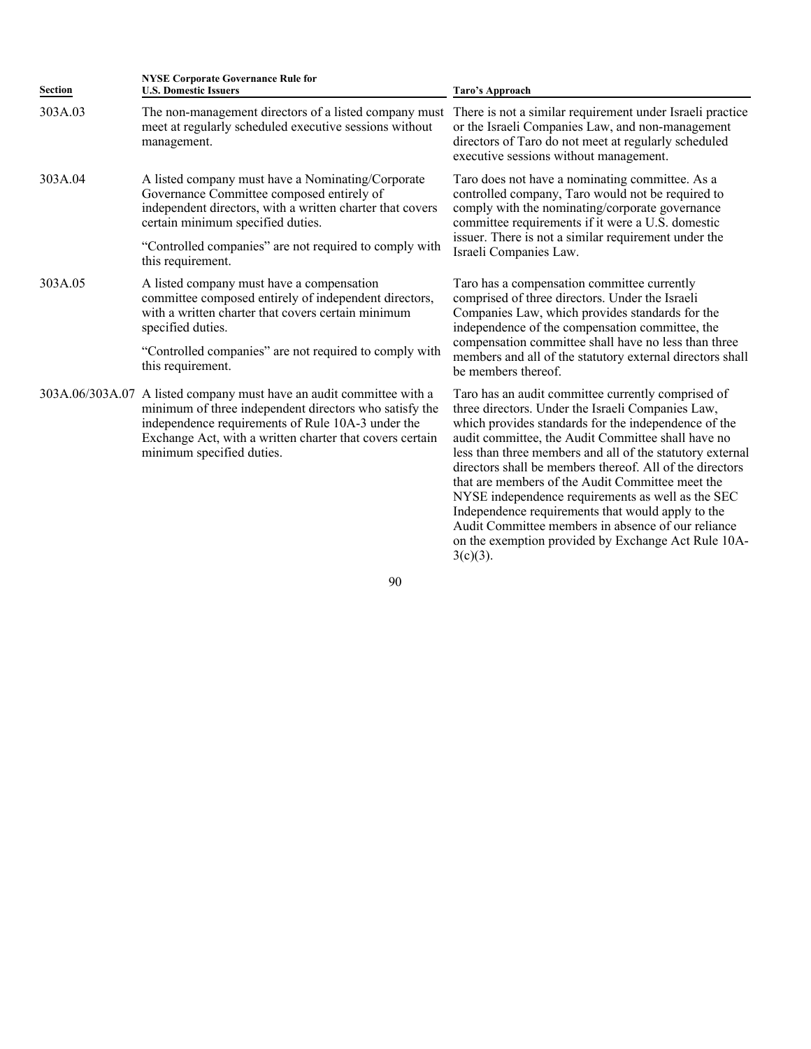| Section | NYSE Corporate Governance Rule for U.S. Domestic Issuers | Taro's Approach |
|---|---|---|
| 303A.03 | The non-management directors of a listed company must meet at regularly scheduled executive sessions without management. | There is not a similar requirement under Israeli practice or the Israeli Companies Law, and non-management directors of Taro do not meet at regularly scheduled executive sessions without management. |
| 303A.04 | A listed company must have a Nominating/Corporate Governance Committee composed entirely of independent directors, with a written charter that covers certain minimum specified duties.<br><br>"Controlled companies" are not required to comply with this requirement. | Taro does not have a nominating committee. As a controlled company, Taro would not be required to comply with the nominating/corporate governance committee requirements if it were a U.S. domestic issuer. There is not a similar requirement under the Israeli Companies Law. |
| 303A.05 | A listed company must have a compensation committee composed entirely of independent directors, with a written charter that covers certain minimum specified duties.<br><br>"Controlled companies" are not required to comply with this requirement. | Taro has a compensation committee currently comprised of three directors. Under the Israeli Companies Law, which provides standards for the independence of the compensation committee, the compensation committee shall have no less than three members and all of the statutory external directors shall be members thereof. |
| 303A.06/303A.07 | A listed company must have an audit committee with a minimum of three independent directors who satisfy the independence requirements of Rule 10A-3 under the Exchange Act, with a written charter that covers certain minimum specified duties. | Taro has an audit committee currently comprised of three directors. Under the Israeli Companies Law, which provides standards for the independence of the audit committee, the Audit Committee shall have no less than three members and all of the statutory external directors shall be members thereof. All of the directors that are members of the Audit Committee meet the NYSE independence requirements as well as the SEC Independence requirements that would apply to the Audit Committee members in absence of our reliance on the exemption provided by Exchange Act Rule 10A-3(c)(3). |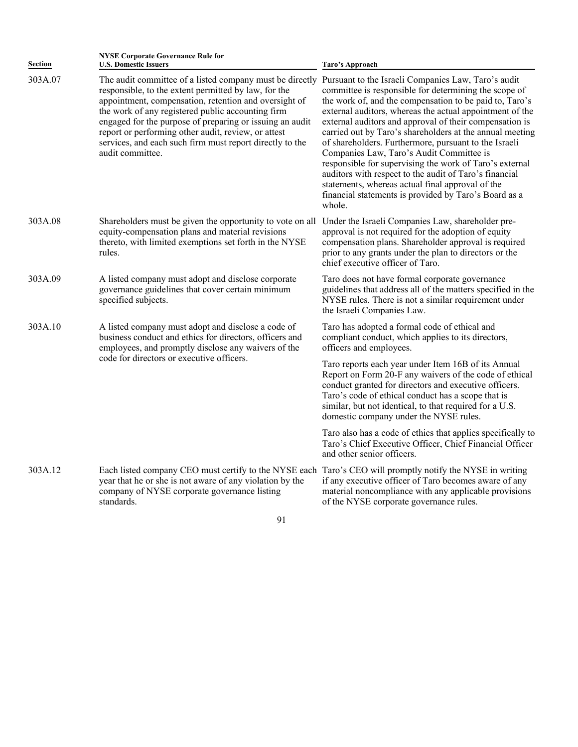| Section | NYSE Corporate Governance Rule for U.S. Domestic Issuers | Taro's Approach |
|---|---|---|
| 303A.07 | The audit committee of a listed company must be directly responsible, to the extent permitted by law, for the appointment, compensation, retention and oversight of the work of any registered public accounting firm engaged for the purpose of preparing or issuing an audit report or performing other audit, review, or attest services, and each such firm must report directly to the audit committee. | Pursuant to the Israeli Companies Law, Taro's audit committee is responsible for determining the scope of the work of, and the compensation to be paid to, Taro's external auditors, whereas the actual appointment of the external auditors and approval of their compensation is carried out by Taro's shareholders at the annual meeting of shareholders. Furthermore, pursuant to the Israeli Companies Law, Taro's Audit Committee is responsible for supervising the work of Taro's external auditors with respect to the audit of Taro's financial statements, whereas actual final approval of the financial statements is provided by Taro's Board as a whole. |
| 303A.08 | Shareholders must be given the opportunity to vote on all equity-compensation plans and material revisions thereto, with limited exemptions set forth in the NYSE rules. | Under the Israeli Companies Law, shareholder pre-approval is not required for the adoption of equity compensation plans. Shareholder approval is required prior to any grants under the plan to directors or the chief executive officer of Taro. |
| 303A.09 | A listed company must adopt and disclose corporate governance guidelines that cover certain minimum specified subjects. | Taro does not have formal corporate governance guidelines that address all of the matters specified in the NYSE rules. There is not a similar requirement under the Israeli Companies Law. |
| 303A.10 | A listed company must adopt and disclose a code of business conduct and ethics for directors, officers and employees, and promptly disclose any waivers of the code for directors or executive officers. | Taro has adopted a formal code of ethical and compliant conduct, which applies to its directors, officers and employees.<br><br>Taro reports each year under Item 16B of its Annual Report on Form 20-F any waivers of the code of ethical conduct granted for directors and executive officers. Taro's code of ethical conduct has a scope that is similar, but not identical, to that required for a U.S. domestic company under the NYSE rules.<br><br>Taro also has a code of ethics that applies specifically to Taro's Chief Executive Officer, Chief Financial Officer and other senior officers. |
| 303A.12 | Each listed company CEO must certify to the NYSE each year that he or she is not aware of any violation by the company of NYSE corporate governance listing standards. | Taro's CEO will promptly notify the NYSE in writing if any executive officer of Taro becomes aware of any material noncompliance with any applicable provisions of the NYSE corporate governance rules. |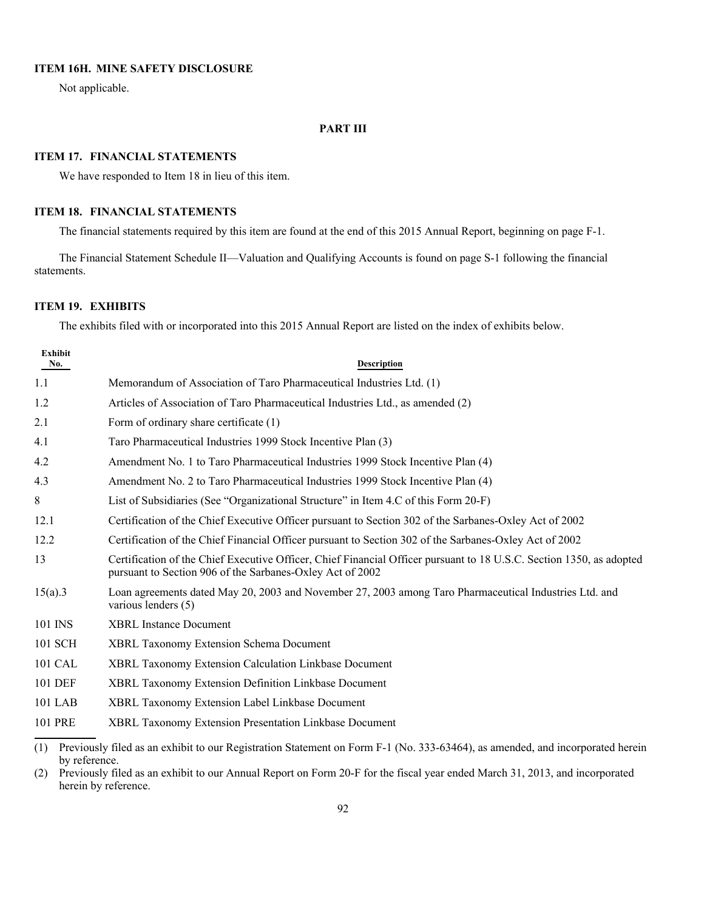## ITEM 16H. MINE SAFETY DISCLOSURE

Not applicable.

# PART III

## ITEM 17. FINANCIAL STATEMENTS

We have responded to Item 18 in lieu of this item.

## ITEM 18. FINANCIAL STATEMENTS

The financial statements required by this item are found at the end of this 2015 Annual Report, beginning on page F-1.

The Financial Statement Schedule II—Valuation and Qualifying Accounts is found on page S-1 following the financial statements.

## ITEM 19. EXHIBITS

The exhibits filed with or incorporated into this 2015 Annual Report are listed on the index of exhibits below.

| Exhibit No. | Description |
|---|---|
| 1.1 | Memorandum of Association of Taro Pharmaceutical Industries Ltd. (1) |
| 1.2 | Articles of Association of Taro Pharmaceutical Industries Ltd., as amended (2) |
| 2.1 | Form of ordinary share certificate (1) |
| 4.1 | Taro Pharmaceutical Industries 1999 Stock Incentive Plan (3) |
| 4.2 | Amendment No. 1 to Taro Pharmaceutical Industries 1999 Stock Incentive Plan (4) |
| 4.3 | Amendment No. 2 to Taro Pharmaceutical Industries 1999 Stock Incentive Plan (4) |
| 8 | List of Subsidiaries (See "Organizational Structure" in Item 4.C of this Form 20-F) |
| 12.1 | Certification of the Chief Executive Officer pursuant to Section 302 of the Sarbanes-Oxley Act of 2002 |
| 12.2 | Certification of the Chief Financial Officer pursuant to Section 302 of the Sarbanes-Oxley Act of 2002 |
| 13 | Certification of the Chief Executive Officer, Chief Financial Officer pursuant to 18 U.S.C. Section 1350, as adopted pursuant to Section 906 of the Sarbanes-Oxley Act of 2002 |
| 15(a).3 | Loan agreements dated May 20, 2003 and November 27, 2003 among Taro Pharmaceutical Industries Ltd. and various lenders (5) |
| 101 INS | XBRL Instance Document |
| 101 SCH | XBRL Taxonomy Extension Schema Document |
| 101 CAL | XBRL Taxonomy Extension Calculation Linkbase Document |
| 101 DEF | XBRL Taxonomy Extension Definition Linkbase Document |
| 101 LAB | XBRL Taxonomy Extension Label Linkbase Document |
| 101 PRE | XBRL Taxonomy Extension Presentation Linkbase Document |

(1) Previously filed as an exhibit to our Registration Statement on Form F-1 (No. 333-63464), as amended, and incorporated herein by reference.

(2) Previously filed as an exhibit to our Annual Report on Form 20-F for the fiscal year ended March 31, 2013, and incorporated herein by reference.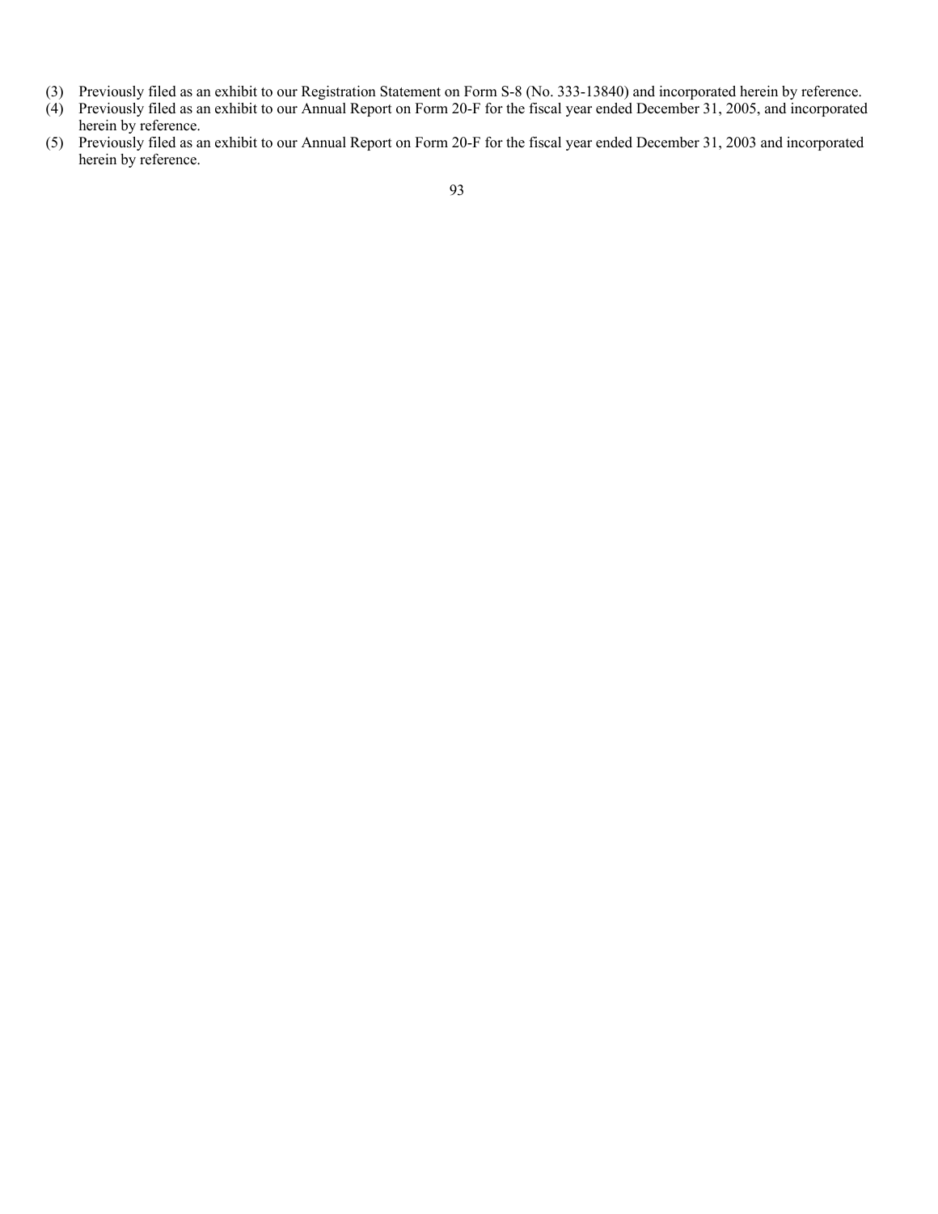(3) Previously filed as an exhibit to our Registration Statement on Form S-8 (No. 333-13840) and incorporated herein by reference.

(4) Previously filed as an exhibit to our Annual Report on Form 20-F for the fiscal year ended December 31, 2005, and incorporated herein by reference.

(5) Previously filed as an exhibit to our Annual Report on Form 20-F for the fiscal year ended December 31, 2003 and incorporated herein by reference.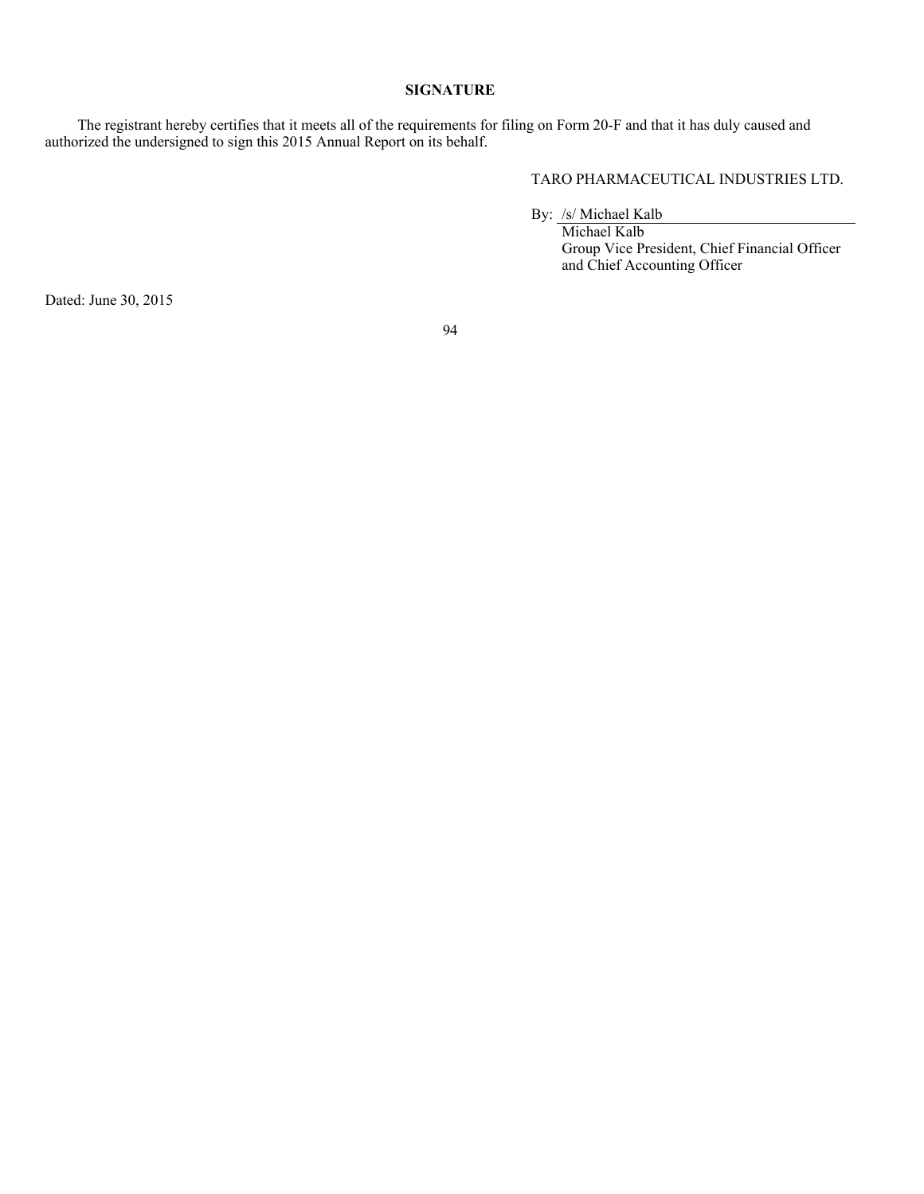**SIGNATURE**

The registrant hereby certifies that it meets all of the requirements for filing on Form 20-F and that it has duly caused and authorized the undersigned to sign this 2015 Annual Report on its behalf.

TARO PHARMACEUTICAL INDUSTRIES LTD.

By: /s/ Michael Kalb

Michael Kalb
Group Vice President, Chief Financial Officer and Chief Accounting Officer

Dated: June 30, 2015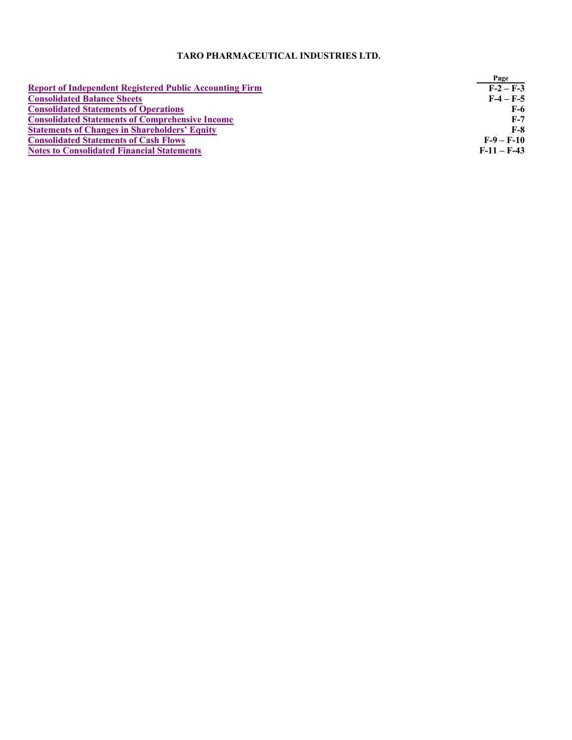**TARO PHARMACEUTICAL INDUSTRIES LTD.**

| | Page |
|---|---|
| **Report of Independent Registered Public Accounting Firm** | **F-2 – F-3** |
| **Consolidated Balance Sheets** | **F-4 – F-5** |
| **Consolidated Statements of Operations** | **F-6** |
| **Consolidated Statements of Comprehensive Income** | **F-7** |
| **Statements of Changes in Shareholders' Equity** | **F-8** |
| **Consolidated Statements of Cash Flows** | **F-9 – F-10** |
| **Notes to Consolidated Financial Statements** | **F-11 – F-43** |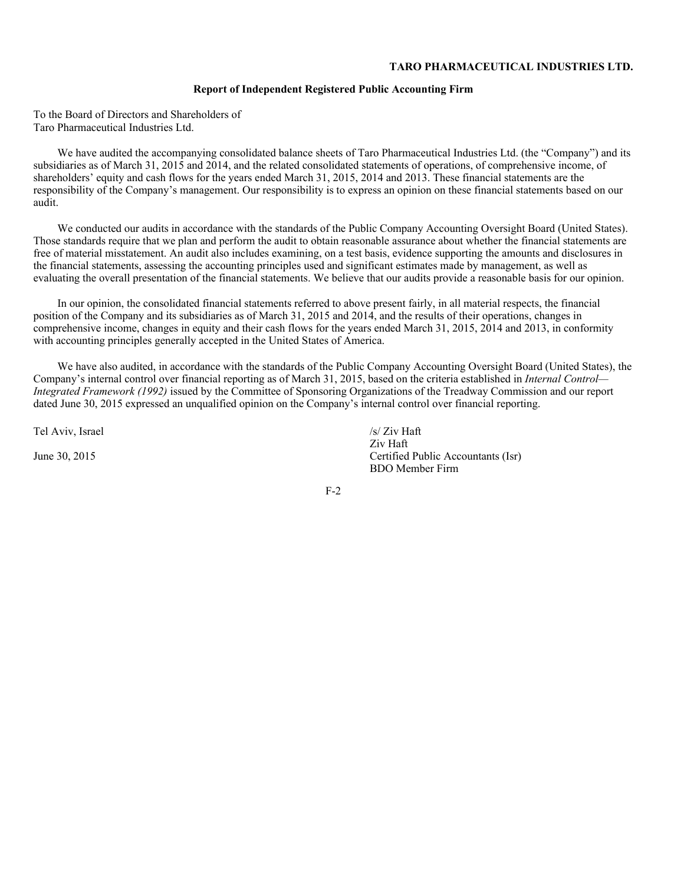**TARO PHARMACEUTICAL INDUSTRIES LTD.**

## Report of Independent Registered Public Accounting Firm

To the Board of Directors and Shareholders of
Taro Pharmaceutical Industries Ltd.

We have audited the accompanying consolidated balance sheets of Taro Pharmaceutical Industries Ltd. (the "Company") and its subsidiaries as of March 31, 2015 and 2014, and the related consolidated statements of operations, of comprehensive income, of shareholders' equity and cash flows for the years ended March 31, 2015, 2014 and 2013. These financial statements are the responsibility of the Company's management. Our responsibility is to express an opinion on these financial statements based on our audit.

We conducted our audits in accordance with the standards of the Public Company Accounting Oversight Board (United States). Those standards require that we plan and perform the audit to obtain reasonable assurance about whether the financial statements are free of material misstatement. An audit also includes examining, on a test basis, evidence supporting the amounts and disclosures in the financial statements, assessing the accounting principles used and significant estimates made by management, as well as evaluating the overall presentation of the financial statements. We believe that our audits provide a reasonable basis for our opinion.

In our opinion, the consolidated financial statements referred to above present fairly, in all material respects, the financial position of the Company and its subsidiaries as of March 31, 2015 and 2014, and the results of their operations, changes in comprehensive income, changes in equity and their cash flows for the years ended March 31, 2015, 2014 and 2013, in conformity with accounting principles generally accepted in the United States of America.

We have also audited, in accordance with the standards of the Public Company Accounting Oversight Board (United States), the Company's internal control over financial reporting as of March 31, 2015, based on the criteria established in *Internal Control—Integrated Framework (1992)* issued by the Committee of Sponsoring Organizations of the Treadway Commission and our report dated June 30, 2015 expressed an unqualified opinion on the Company's internal control over financial reporting.

Tel Aviv, Israel

June 30, 2015

/s/ Ziv Haft
Ziv Haft
Certified Public Accountants (Isr)
BDO Member Firm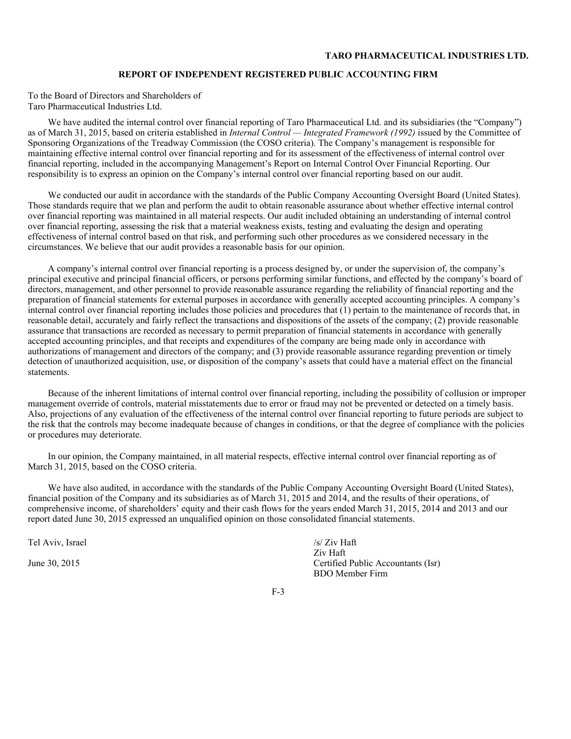**TARO PHARMACEUTICAL INDUSTRIES LTD.**

## REPORT OF INDEPENDENT REGISTERED PUBLIC ACCOUNTING FIRM

To the Board of Directors and Shareholders of
Taro Pharmaceutical Industries Ltd.

We have audited the internal control over financial reporting of Taro Pharmaceutical Ltd. and its subsidiaries (the "Company") as of March 31, 2015, based on criteria established in *Internal Control — Integrated Framework (1992)* issued by the Committee of Sponsoring Organizations of the Treadway Commission (the COSO criteria). The Company's management is responsible for maintaining effective internal control over financial reporting and for its assessment of the effectiveness of internal control over financial reporting, included in the accompanying Management's Report on Internal Control Over Financial Reporting. Our responsibility is to express an opinion on the Company's internal control over financial reporting based on our audit.

We conducted our audit in accordance with the standards of the Public Company Accounting Oversight Board (United States). Those standards require that we plan and perform the audit to obtain reasonable assurance about whether effective internal control over financial reporting was maintained in all material respects. Our audit included obtaining an understanding of internal control over financial reporting, assessing the risk that a material weakness exists, testing and evaluating the design and operating effectiveness of internal control based on that risk, and performing such other procedures as we considered necessary in the circumstances. We believe that our audit provides a reasonable basis for our opinion.

A company's internal control over financial reporting is a process designed by, or under the supervision of, the company's principal executive and principal financial officers, or persons performing similar functions, and effected by the company's board of directors, management, and other personnel to provide reasonable assurance regarding the reliability of financial reporting and the preparation of financial statements for external purposes in accordance with generally accepted accounting principles. A company's internal control over financial reporting includes those policies and procedures that (1) pertain to the maintenance of records that, in reasonable detail, accurately and fairly reflect the transactions and dispositions of the assets of the company; (2) provide reasonable assurance that transactions are recorded as necessary to permit preparation of financial statements in accordance with generally accepted accounting principles, and that receipts and expenditures of the company are being made only in accordance with authorizations of management and directors of the company; and (3) provide reasonable assurance regarding prevention or timely detection of unauthorized acquisition, use, or disposition of the company's assets that could have a material effect on the financial statements.

Because of the inherent limitations of internal control over financial reporting, including the possibility of collusion or improper management override of controls, material misstatements due to error or fraud may not be prevented or detected on a timely basis. Also, projections of any evaluation of the effectiveness of the internal control over financial reporting to future periods are subject to the risk that the controls may become inadequate because of changes in conditions, or that the degree of compliance with the policies or procedures may deteriorate.

In our opinion, the Company maintained, in all material respects, effective internal control over financial reporting as of March 31, 2015, based on the COSO criteria.

We have also audited, in accordance with the standards of the Public Company Accounting Oversight Board (United States), financial position of the Company and its subsidiaries as of March 31, 2015 and 2014, and the results of their operations, of comprehensive income, of shareholders' equity and their cash flows for the years ended March 31, 2015, 2014 and 2013 and our report dated June 30, 2015 expressed an unqualified opinion on those consolidated financial statements.

Tel Aviv, Israel

June 30, 2015

/s/ Ziv Haft
Ziv Haft
Certified Public Accountants (Isr)
BDO Member Firm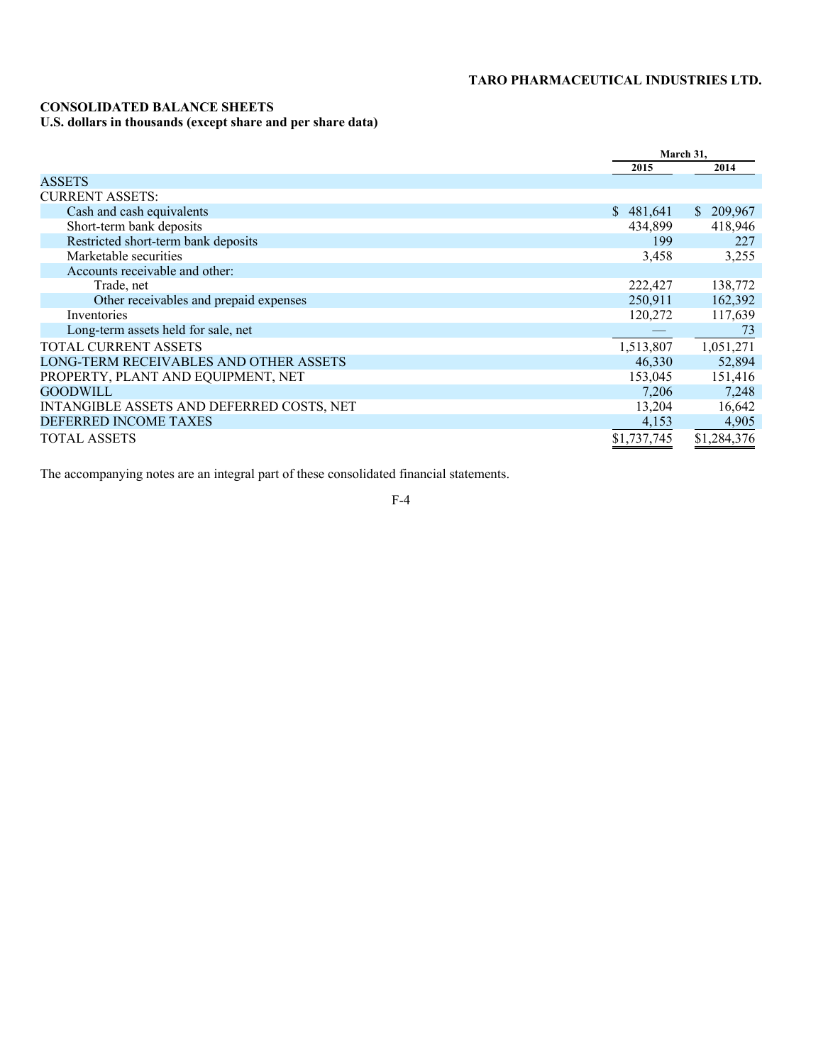**TARO PHARMACEUTICAL INDUSTRIES LTD.**

**CONSOLIDATED BALANCE SHEETS**
**U.S. dollars in thousands (except share and per share data)**

| | March 31, 2015 | March 31, 2014 |
|---|---|---|
| ASSETS | | |
| CURRENT ASSETS: | | |
| Cash and cash equivalents | $ 481,641 | $ 209,967 |
| Short-term bank deposits | 434,899 | 418,946 |
| Restricted short-term bank deposits | 199 | 227 |
| Marketable securities | 3,458 | 3,255 |
| Accounts receivable and other: | | |
| Trade, net | 222,427 | 138,772 |
| Other receivables and prepaid expenses | 250,911 | 162,392 |
| Inventories | 120,272 | 117,639 |
| Long-term assets held for sale, net | — | 73 |
| TOTAL CURRENT ASSETS | 1,513,807 | 1,051,271 |
| LONG-TERM RECEIVABLES AND OTHER ASSETS | 46,330 | 52,894 |
| PROPERTY, PLANT AND EQUIPMENT, NET | 153,045 | 151,416 |
| GOODWILL | 7,206 | 7,248 |
| INTANGIBLE ASSETS AND DEFERRED COSTS, NET | 13,204 | 16,642 |
| DEFERRED INCOME TAXES | 4,153 | 4,905 |
| TOTAL ASSETS | $1,737,745 | $1,284,376 |

The accompanying notes are an integral part of these consolidated financial statements.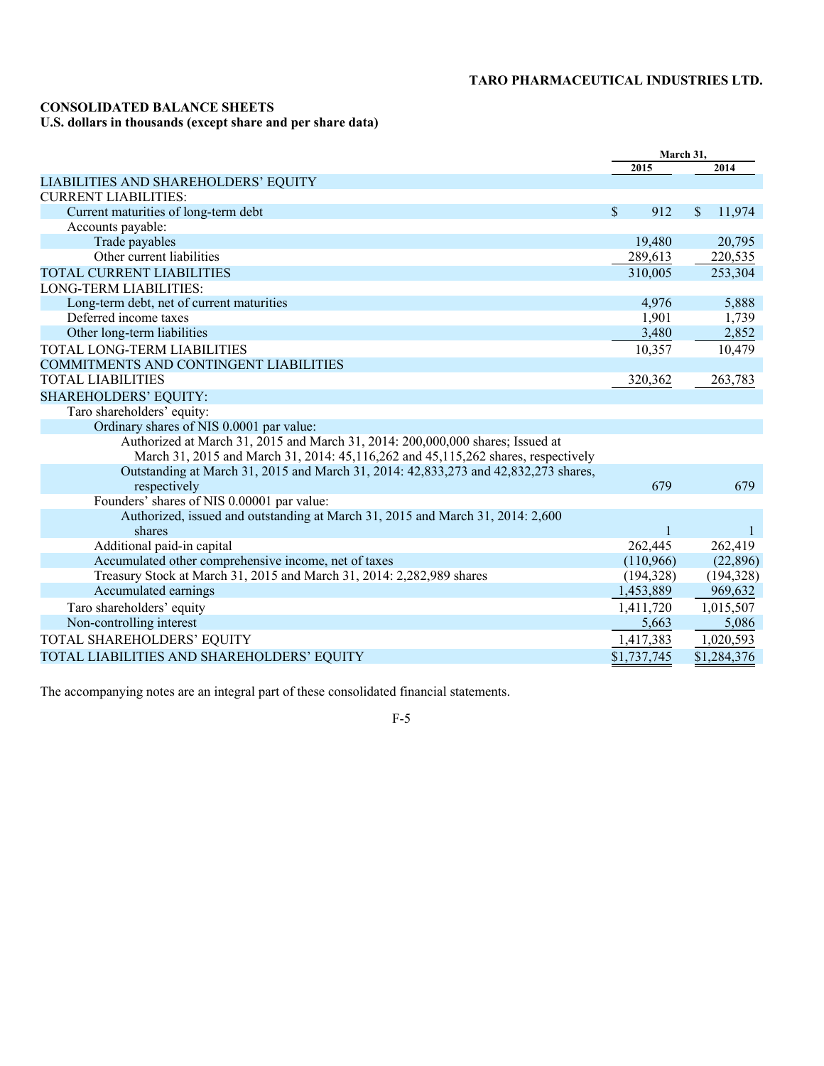TARO PHARMACEUTICAL INDUSTRIES LTD.

**CONSOLIDATED BALANCE SHEETS**
**U.S. dollars in thousands (except share and per share data)**

| | March 31, 2015 | March 31, 2014 |
|---|---|---|
| LIABILITIES AND SHAREHOLDERS' EQUITY | | |
| CURRENT LIABILITIES: | | |
| Current maturities of long-term debt | $ 912 | $ 11,974 |
| Accounts payable: | | |
| Trade payables | 19,480 | 20,795 |
| Other current liabilities | 289,613 | 220,535 |
| TOTAL CURRENT LIABILITIES | 310,005 | 253,304 |
| LONG-TERM LIABILITIES: | | |
| Long-term debt, net of current maturities | 4,976 | 5,888 |
| Deferred income taxes | 1,901 | 1,739 |
| Other long-term liabilities | 3,480 | 2,852 |
| TOTAL LONG-TERM LIABILITIES | 10,357 | 10,479 |
| COMMITMENTS AND CONTINGENT LIABILITIES | | |
| TOTAL LIABILITIES | 320,362 | 263,783 |
| SHAREHOLDERS' EQUITY: | | |
| Taro shareholders' equity: | | |
| Ordinary shares of NIS 0.0001 par value: | | |
| Authorized at March 31, 2015 and March 31, 2014: 200,000,000 shares; Issued at March 31, 2015 and March 31, 2014: 45,116,262 and 45,115,262 shares, respectively | | |
| Outstanding at March 31, 2015 and March 31, 2014: 42,833,273 and 42,832,273 shares, respectively | 679 | 679 |
| Founders' shares of NIS 0.00001 par value: | | |
| Authorized, issued and outstanding at March 31, 2015 and March 31, 2014: 2,600 shares | 1 | 1 |
| Additional paid-in capital | 262,445 | 262,419 |
| Accumulated other comprehensive income, net of taxes | (110,966) | (22,896) |
| Treasury Stock at March 31, 2015 and March 31, 2014: 2,282,989 shares | (194,328) | (194,328) |
| Accumulated earnings | 1,453,889 | 969,632 |
| Taro shareholders' equity | 1,411,720 | 1,015,507 |
| Non-controlling interest | 5,663 | 5,086 |
| TOTAL SHAREHOLDERS' EQUITY | 1,417,383 | 1,020,593 |
| TOTAL LIABILITIES AND SHAREHOLDERS' EQUITY | $1,737,745 | $1,284,376 |

The accompanying notes are an integral part of these consolidated financial statements.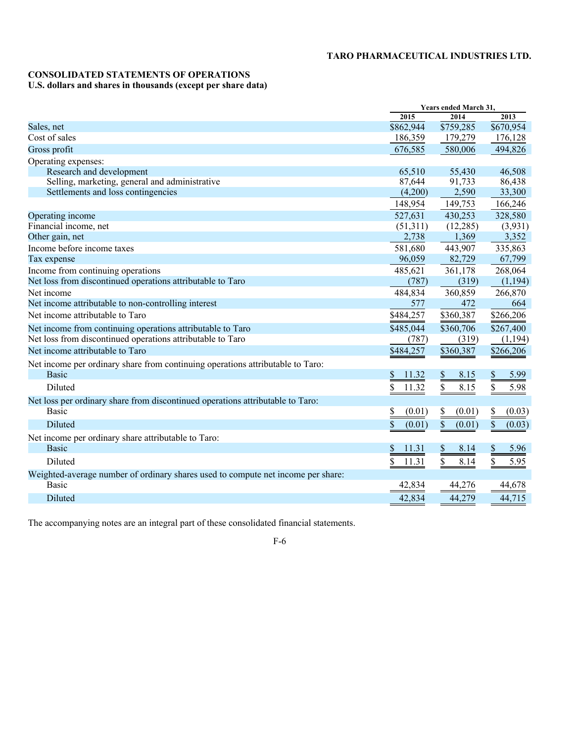**TARO PHARMACEUTICAL INDUSTRIES LTD.**

**CONSOLIDATED STATEMENTS OF OPERATIONS**
**U.S. dollars and shares in thousands (except per share data)**

| | Years ended March 31, | | |
|---|---|---|---|
| | 2015 | 2014 | 2013 |
| Sales, net | $862,944 | $759,285 | $670,954 |
| Cost of sales | 186,359 | 179,279 | 176,128 |
| Gross profit | 676,585 | 580,006 | 494,826 |
| Operating expenses: | | | |
| Research and development | 65,510 | 55,430 | 46,508 |
| Selling, marketing, general and administrative | 87,644 | 91,733 | 86,438 |
| Settlements and loss contingencies | (4,200) | 2,590 | 33,300 |
| | 148,954 | 149,753 | 166,246 |
| Operating income | 527,631 | 430,253 | 328,580 |
| Financial income, net | (51,311) | (12,285) | (3,931) |
| Other gain, net | 2,738 | 1,369 | 3,352 |
| Income before income taxes | 581,680 | 443,907 | 335,863 |
| Tax expense | 96,059 | 82,729 | 67,799 |
| Income from continuing operations | 485,621 | 361,178 | 268,064 |
| Net loss from discontinued operations attributable to Taro | (787) | (319) | (1,194) |
| Net income | 484,834 | 360,859 | 266,870 |
| Net income attributable to non-controlling interest | 577 | 472 | 664 |
| Net income attributable to Taro | $484,257 | $360,387 | $266,206 |
| Net income from continuing operations attributable to Taro | $485,044 | $360,706 | $267,400 |
| Net loss from discontinued operations attributable to Taro | (787) | (319) | (1,194) |
| Net income attributable to Taro | $484,257 | $360,387 | $266,206 |
| Net income per ordinary share from continuing operations attributable to Taro: | | | |
| Basic | $ 11.32 | $ 8.15 | $ 5.99 |
| Diluted | $ 11.32 | $ 8.15 | $ 5.98 |
| Net loss per ordinary share from discontinued operations attributable to Taro: | | | |
| Basic | $ (0.01) | $ (0.01) | $ (0.03) |
| Diluted | $ (0.01) | $ (0.01) | $ (0.03) |
| Net income per ordinary share attributable to Taro: | | | |
| Basic | $ 11.31 | $ 8.14 | $ 5.96 |
| Diluted | $ 11.31 | $ 8.14 | $ 5.95 |
| Weighted-average number of ordinary shares used to compute net income per share: | | | |
| Basic | 42,834 | 44,276 | 44,678 |
| Diluted | 42,834 | 44,279 | 44,715 |

The accompanying notes are an integral part of these consolidated financial statements.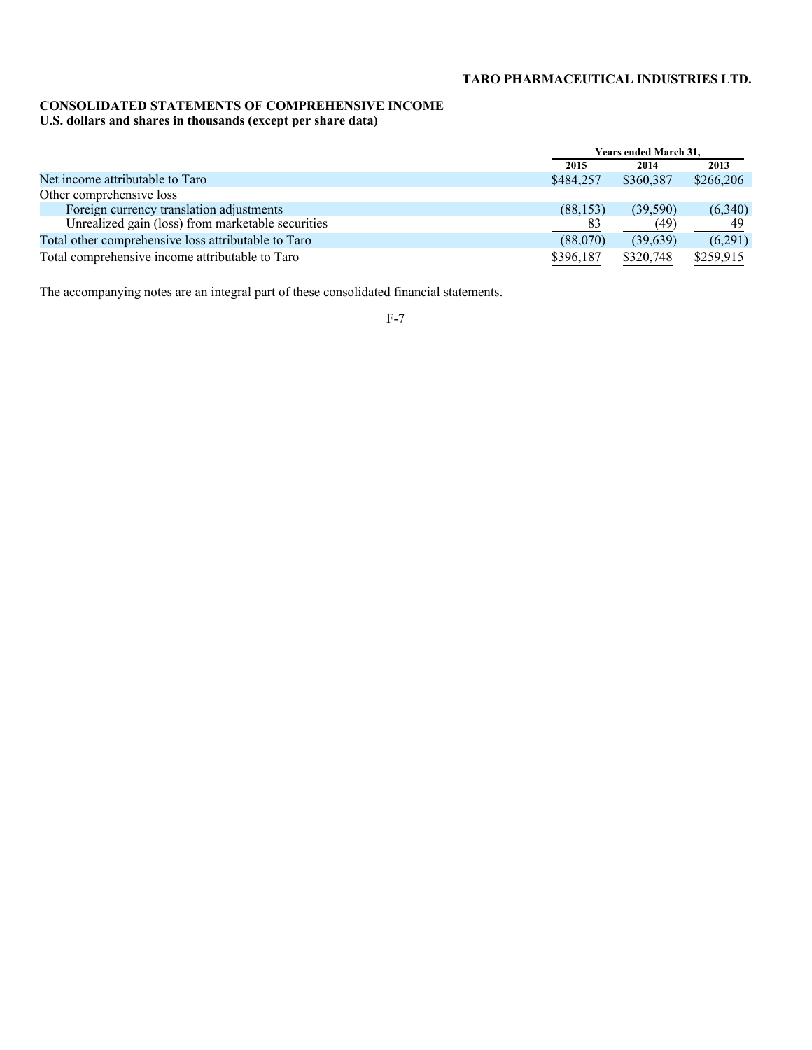**TARO PHARMACEUTICAL INDUSTRIES LTD.**

**CONSOLIDATED STATEMENTS OF COMPREHENSIVE INCOME**
**U.S. dollars and shares in thousands (except per share data)**

| | Years ended March 31, | | |
|---|---|---|---|
| | 2015 | 2014 | 2013 |
| Net income attributable to Taro | $484,257 | $360,387 | $266,206 |
| Other comprehensive loss | | | |
| Foreign currency translation adjustments | (88,153) | (39,590) | (6,340) |
| Unrealized gain (loss) from marketable securities | 83 | (49) | 49 |
| Total other comprehensive loss attributable to Taro | (88,070) | (39,639) | (6,291) |
| Total comprehensive income attributable to Taro | $396,187 | $320,748 | $259,915 |

The accompanying notes are an integral part of these consolidated financial statements.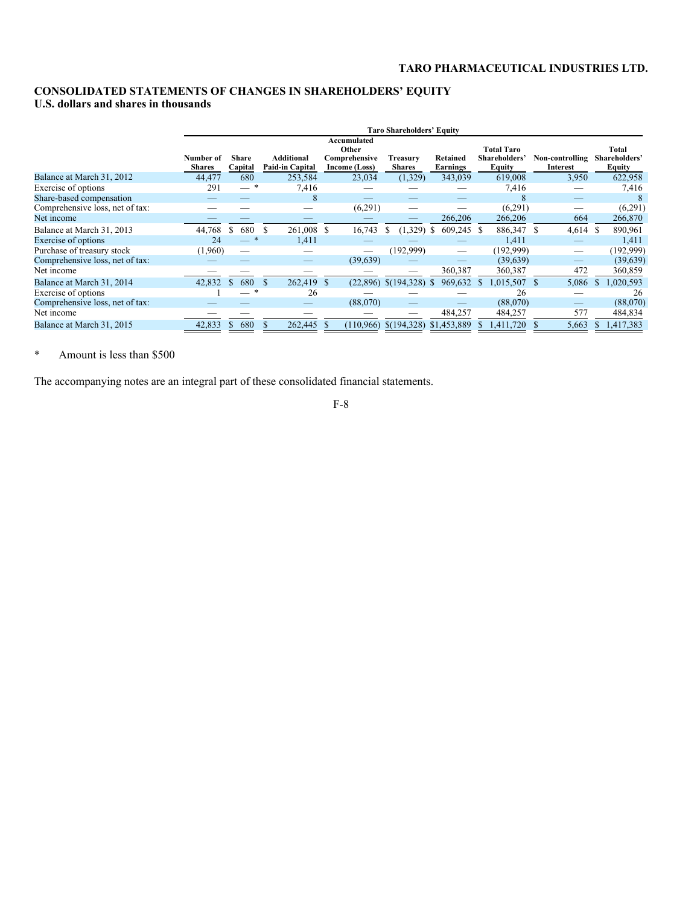**TARO PHARMACEUTICAL INDUSTRIES LTD.**

## CONSOLIDATED STATEMENTS OF CHANGES IN SHAREHOLDERS' EQUITY
**U.S. dollars and shares in thousands**

| | Taro Shareholders' Equity | | | | | | | | |
|---|---|---|---|---|---|---|---|---|---|
| | Number of Shares | Share Capital | Additional Paid-in Capital | Accumulated Other Comprehensive Income (Loss) | Treasury Shares | Retained Earnings | Total Taro Shareholders' Equity | Non-controlling Interest | Total Shareholders' Equity |
| Balance at March 31, 2012 | 44,477 | 680 | 253,584 | 23,034 | (1,329) | 343,039 | 619,008 | 3,950 | 622,958 |
| Exercise of options | 291 | — * | 7,416 | — | — | — | 7,416 | — | 7,416 |
| Share-based compensation | — | — | 8 | — | — | — | 8 | — | 8 |
| Comprehensive loss, net of tax: | — | — | — | (6,291) | — | — | (6,291) | — | (6,291) |
| Net income | — | — | — | — | — | 266,206 | 266,206 | 664 | 266,870 |
| Balance at March 31, 2013 | 44,768 | $ 680 | $ 261,008 | $ 16,743 | $ (1,329) | $ 609,245 | $ 886,347 | $ 4,614 | $ 890,961 |
| Exercise of options | 24 | — * | 1,411 | — | — | — | 1,411 | — | 1,411 |
| Purchase of treasury stock | (1,960) | — | — | — | (192,999) | — | (192,999) | — | (192,999) |
| Comprehensive loss, net of tax: | — | — | — | (39,639) | — | — | (39,639) | — | (39,639) |
| Net income | — | — | — | — | — | 360,387 | 360,387 | 472 | 360,859 |
| Balance at March 31, 2014 | 42,832 | $ 680 | $ 262,419 | $ (22,896) | $(194,328) | $ 969,632 | $ 1,015,507 | $ 5,086 | $ 1,020,593 |
| Exercise of options | 1 | — * | 26 | — | — | — | 26 | — | 26 |
| Comprehensive loss, net of tax: | — | — | — | (88,070) | — | — | (88,070) | — | (88,070) |
| Net income | — | — | — | — | — | 484,257 | 484,257 | 577 | 484,834 |
| Balance at March 31, 2015 | 42,833 | $ 680 | $ 262,445 | $ (110,966) | $(194,328) | $1,453,889 | $ 1,411,720 | $ 5,663 | $ 1,417,383 |

\* Amount is less than $500

The accompanying notes are an integral part of these consolidated financial statements.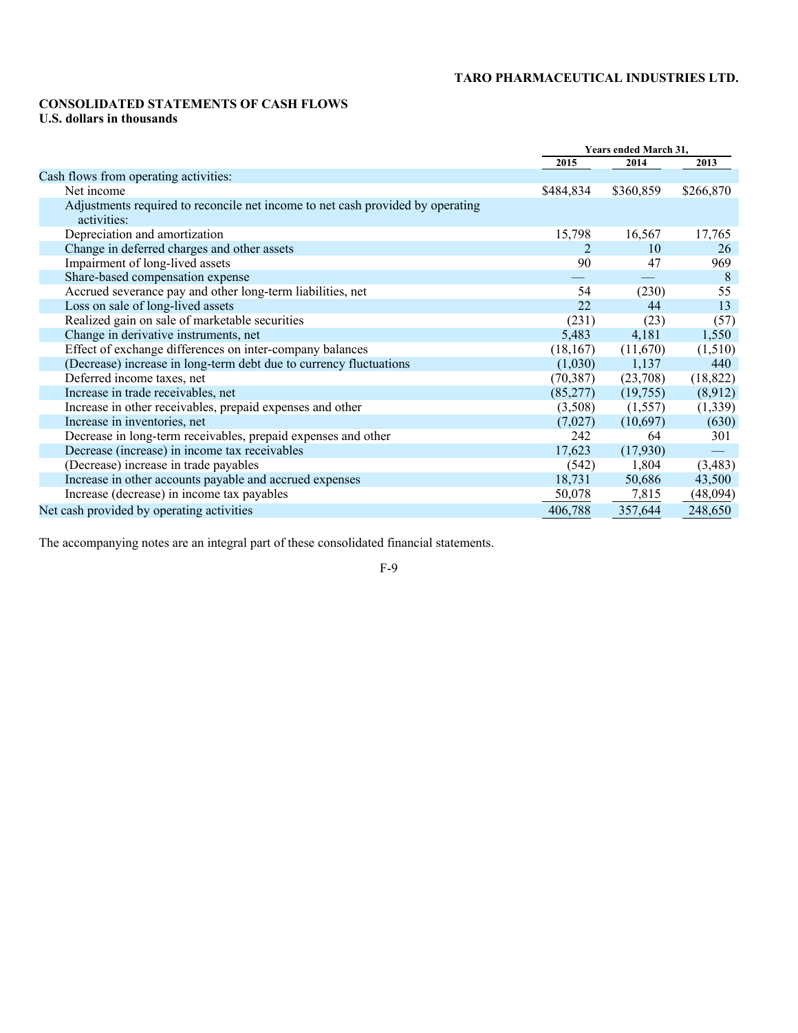**TARO PHARMACEUTICAL INDUSTRIES LTD.**

**CONSOLIDATED STATEMENTS OF CASH FLOWS**
**U.S. dollars in thousands**

| | Years ended March 31, | | |
|---|---|---|---|
| | 2015 | 2014 | 2013 |
| Cash flows from operating activities: | | | |
| Net income | $484,834 | $360,859 | $266,870 |
| Adjustments required to reconcile net income to net cash provided by operating activities: | | | |
| Depreciation and amortization | 15,798 | 16,567 | 17,765 |
| Change in deferred charges and other assets | 2 | 10 | 26 |
| Impairment of long-lived assets | 90 | 47 | 969 |
| Share-based compensation expense | — | — | 8 |
| Accrued severance pay and other long-term liabilities, net | 54 | (230) | 55 |
| Loss on sale of long-lived assets | 22 | 44 | 13 |
| Realized gain on sale of marketable securities | (231) | (23) | (57) |
| Change in derivative instruments, net | 5,483 | 4,181 | 1,550 |
| Effect of exchange differences on inter-company balances | (18,167) | (11,670) | (1,510) |
| (Decrease) increase in long-term debt due to currency fluctuations | (1,030) | 1,137 | 440 |
| Deferred income taxes, net | (70,387) | (23,708) | (18,822) |
| Increase in trade receivables, net | (85,277) | (19,755) | (8,912) |
| Increase in other receivables, prepaid expenses and other | (3,508) | (1,557) | (1,339) |
| Increase in inventories, net | (7,027) | (10,697) | (630) |
| Decrease in long-term receivables, prepaid expenses and other | 242 | 64 | 301 |
| Decrease (increase) in income tax receivables | 17,623 | (17,930) | — |
| (Decrease) increase in trade payables | (542) | 1,804 | (3,483) |
| Increase in other accounts payable and accrued expenses | 18,731 | 50,686 | 43,500 |
| Increase (decrease) in income tax payables | 50,078 | 7,815 | (48,094) |
| Net cash provided by operating activities | 406,788 | 357,644 | 248,650 |

The accompanying notes are an integral part of these consolidated financial statements.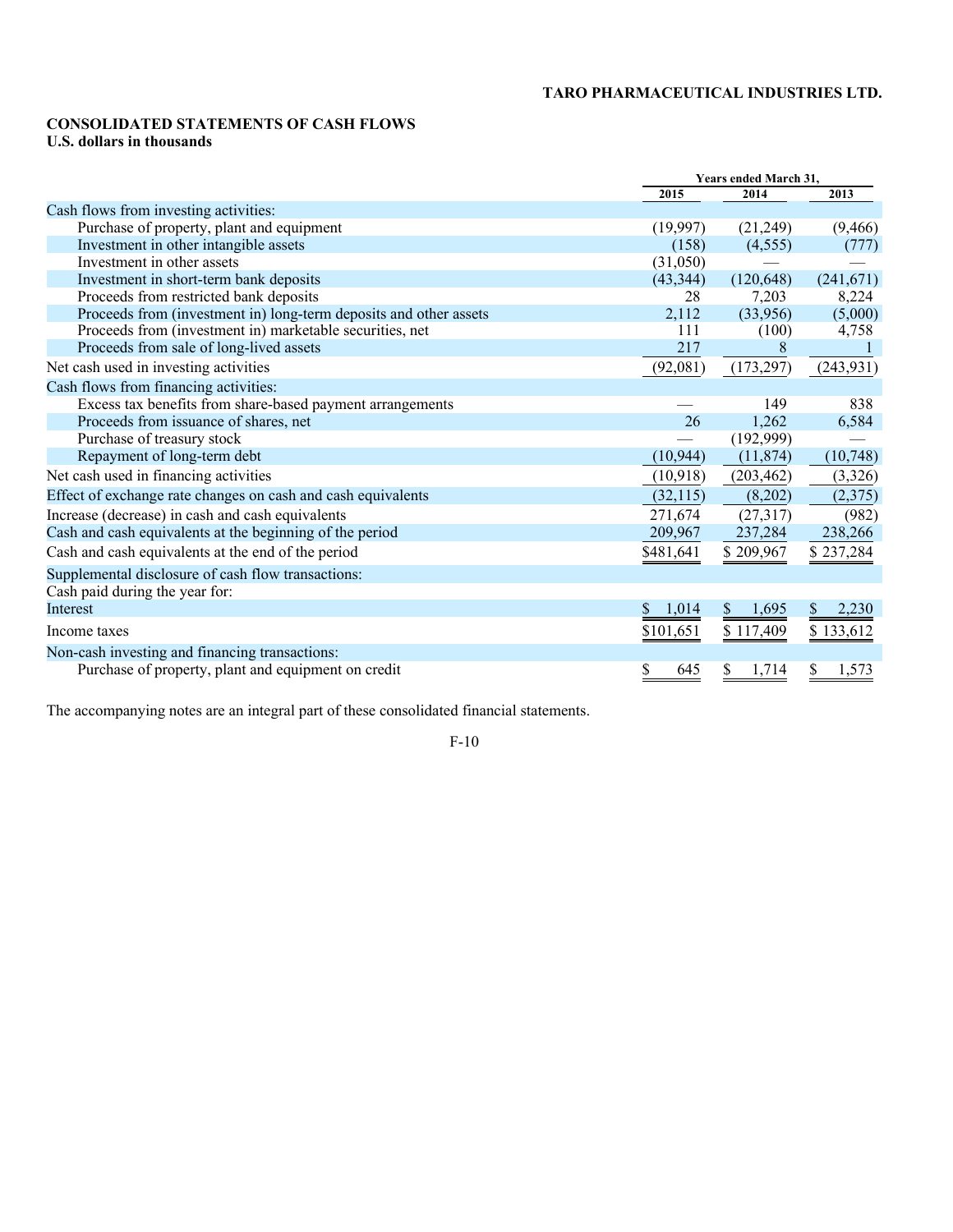**TARO PHARMACEUTICAL INDUSTRIES LTD.**

**CONSOLIDATED STATEMENTS OF CASH FLOWS**
**U.S. dollars in thousands**

| | Years ended March 31, | | |
|---|---|---|---|
| | 2015 | 2014 | 2013 |
| Cash flows from investing activities: | | | |
| Purchase of property, plant and equipment | (19,997) | (21,249) | (9,466) |
| Investment in other intangible assets | (158) | (4,555) | (777) |
| Investment in other assets | (31,050) | — | — |
| Investment in short-term bank deposits | (43,344) | (120,648) | (241,671) |
| Proceeds from restricted bank deposits | 28 | 7,203 | 8,224 |
| Proceeds from (investment in) long-term deposits and other assets | 2,112 | (33,956) | (5,000) |
| Proceeds from (investment in) marketable securities, net | 111 | (100) | 4,758 |
| Proceeds from sale of long-lived assets | 217 | 8 | 1 |
| Net cash used in investing activities | (92,081) | (173,297) | (243,931) |
| Cash flows from financing activities: | | | |
| Excess tax benefits from share-based payment arrangements | — | 149 | 838 |
| Proceeds from issuance of shares, net | 26 | 1,262 | 6,584 |
| Purchase of treasury stock | — | (192,999) | — |
| Repayment of long-term debt | (10,944) | (11,874) | (10,748) |
| Net cash used in financing activities | (10,918) | (203,462) | (3,326) |
| Effect of exchange rate changes on cash and cash equivalents | (32,115) | (8,202) | (2,375) |
| Increase (decrease) in cash and cash equivalents | 271,674 | (27,317) | (982) |
| Cash and cash equivalents at the beginning of the period | 209,967 | 237,284 | 238,266 |
| Cash and cash equivalents at the end of the period | $481,641 | $ 209,967 | $ 237,284 |
| Supplemental disclosure of cash flow transactions: | | | |
| Cash paid during the year for: | | | |
| Interest | $ 1,014 | $ 1,695 | $ 2,230 |
| Income taxes | $101,651 | $ 117,409 | $ 133,612 |
| Non-cash investing and financing transactions: | | | |
| Purchase of property, plant and equipment on credit | $ 645 | $ 1,714 | $ 1,573 |

The accompanying notes are an integral part of these consolidated financial statements.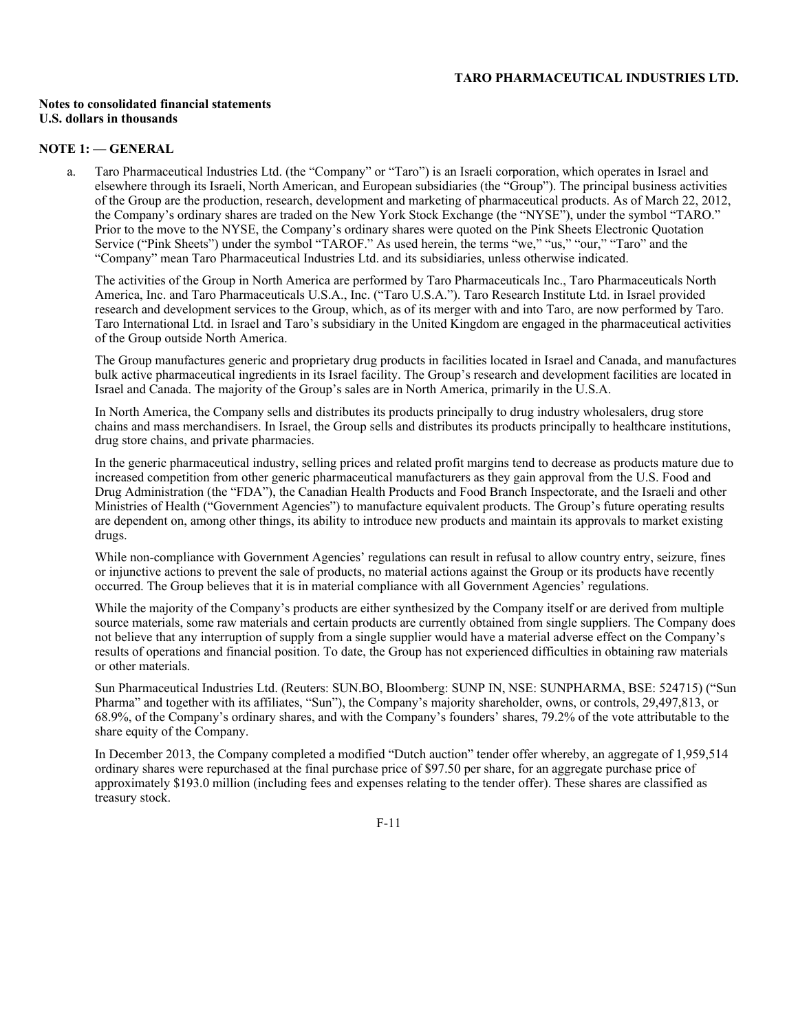**Notes to consolidated financial statements**
**U.S. dollars in thousands**

## NOTE 1: — GENERAL

a. Taro Pharmaceutical Industries Ltd. (the "Company" or "Taro") is an Israeli corporation, which operates in Israel and elsewhere through its Israeli, North American, and European subsidiaries (the "Group"). The principal business activities of the Group are the production, research, development and marketing of pharmaceutical products. As of March 22, 2012, the Company's ordinary shares are traded on the New York Stock Exchange (the "NYSE"), under the symbol "TARO." Prior to the move to the NYSE, the Company's ordinary shares were quoted on the Pink Sheets Electronic Quotation Service ("Pink Sheets") under the symbol "TAROF." As used herein, the terms "we," "us," "our," "Taro" and the "Company" mean Taro Pharmaceutical Industries Ltd. and its subsidiaries, unless otherwise indicated.

The activities of the Group in North America are performed by Taro Pharmaceuticals Inc., Taro Pharmaceuticals North America, Inc. and Taro Pharmaceuticals U.S.A., Inc. ("Taro U.S.A."). Taro Research Institute Ltd. in Israel provided research and development services to the Group, which, as of its merger with and into Taro, are now performed by Taro. Taro International Ltd. in Israel and Taro's subsidiary in the United Kingdom are engaged in the pharmaceutical activities of the Group outside North America.

The Group manufactures generic and proprietary drug products in facilities located in Israel and Canada, and manufactures bulk active pharmaceutical ingredients in its Israel facility. The Group's research and development facilities are located in Israel and Canada. The majority of the Group's sales are in North America, primarily in the U.S.A.

In North America, the Company sells and distributes its products principally to drug industry wholesalers, drug store chains and mass merchandisers. In Israel, the Group sells and distributes its products principally to healthcare institutions, drug store chains, and private pharmacies.

In the generic pharmaceutical industry, selling prices and related profit margins tend to decrease as products mature due to increased competition from other generic pharmaceutical manufacturers as they gain approval from the U.S. Food and Drug Administration (the "FDA"), the Canadian Health Products and Food Branch Inspectorate, and the Israeli and other Ministries of Health ("Government Agencies") to manufacture equivalent products. The Group's future operating results are dependent on, among other things, its ability to introduce new products and maintain its approvals to market existing drugs.

While non-compliance with Government Agencies' regulations can result in refusal to allow country entry, seizure, fines or injunctive actions to prevent the sale of products, no material actions against the Group or its products have recently occurred. The Group believes that it is in material compliance with all Government Agencies' regulations.

While the majority of the Company's products are either synthesized by the Company itself or are derived from multiple source materials, some raw materials and certain products are currently obtained from single suppliers. The Company does not believe that any interruption of supply from a single supplier would have a material adverse effect on the Company's results of operations and financial position. To date, the Group has not experienced difficulties in obtaining raw materials or other materials.

Sun Pharmaceutical Industries Ltd. (Reuters: SUN.BO, Bloomberg: SUNP IN, NSE: SUNPHARMA, BSE: 524715) ("Sun Pharma" and together with its affiliates, "Sun"), the Company's majority shareholder, owns, or controls, 29,497,813, or 68.9%, of the Company's ordinary shares, and with the Company's founders' shares, 79.2% of the vote attributable to the share equity of the Company.

In December 2013, the Company completed a modified "Dutch auction" tender offer whereby, an aggregate of 1,959,514 ordinary shares were repurchased at the final purchase price of $97.50 per share, for an aggregate purchase price of approximately $193.0 million (including fees and expenses relating to the tender offer). These shares are classified as treasury stock.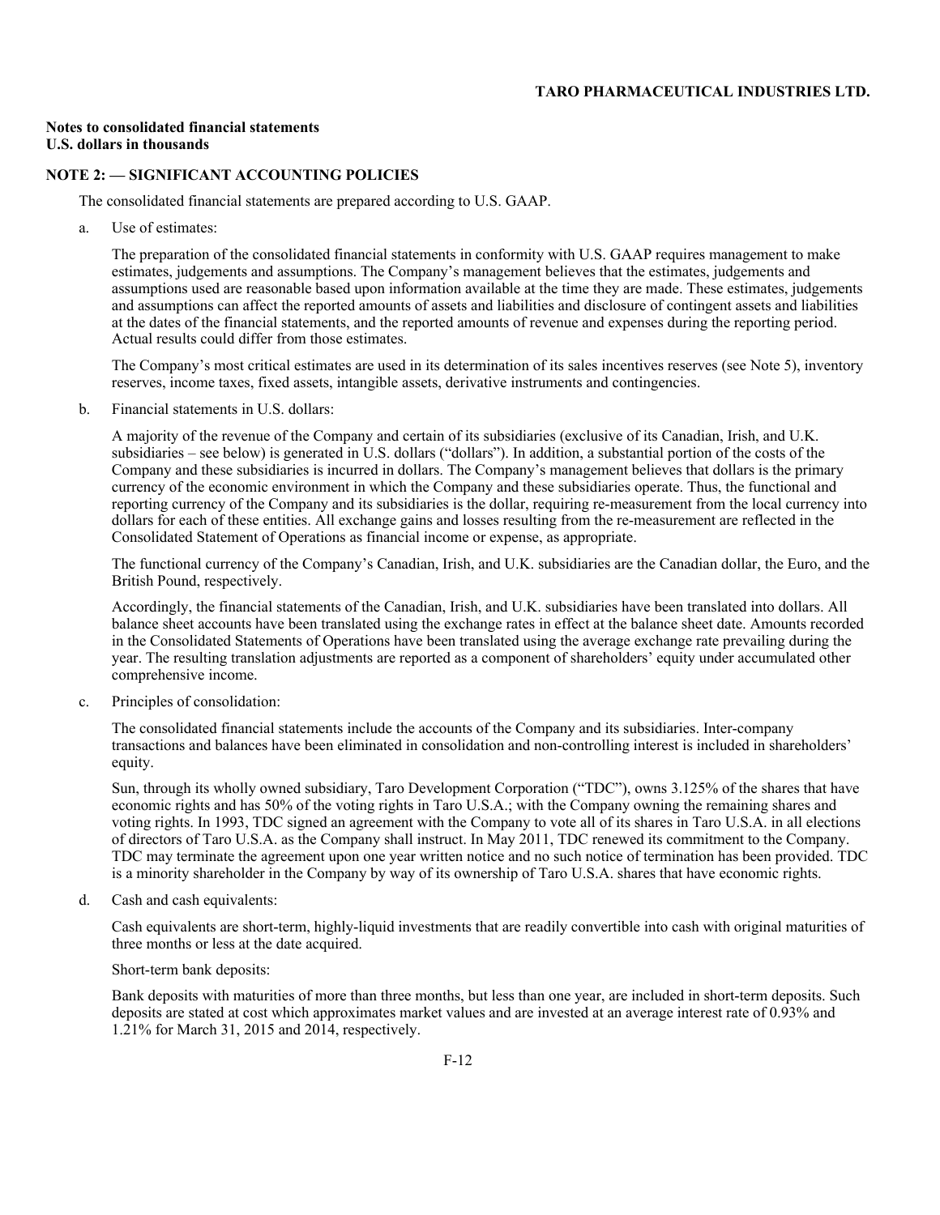**Notes to consolidated financial statements**
**U.S. dollars in thousands**

## NOTE 2: — SIGNIFICANT ACCOUNTING POLICIES

The consolidated financial statements are prepared according to U.S. GAAP.

a. Use of estimates:

The preparation of the consolidated financial statements in conformity with U.S. GAAP requires management to make estimates, judgements and assumptions. The Company's management believes that the estimates, judgements and assumptions used are reasonable based upon information available at the time they are made. These estimates, judgements and assumptions can affect the reported amounts of assets and liabilities and disclosure of contingent assets and liabilities at the dates of the financial statements, and the reported amounts of revenue and expenses during the reporting period. Actual results could differ from those estimates.

The Company's most critical estimates are used in its determination of its sales incentives reserves (see Note 5), inventory reserves, income taxes, fixed assets, intangible assets, derivative instruments and contingencies.

b. Financial statements in U.S. dollars:

A majority of the revenue of the Company and certain of its subsidiaries (exclusive of its Canadian, Irish, and U.K. subsidiaries – see below) is generated in U.S. dollars ("dollars"). In addition, a substantial portion of the costs of the Company and these subsidiaries is incurred in dollars. The Company's management believes that dollars is the primary currency of the economic environment in which the Company and these subsidiaries operate. Thus, the functional and reporting currency of the Company and its subsidiaries is the dollar, requiring re-measurement from the local currency into dollars for each of these entities. All exchange gains and losses resulting from the re-measurement are reflected in the Consolidated Statement of Operations as financial income or expense, as appropriate.

The functional currency of the Company's Canadian, Irish, and U.K. subsidiaries are the Canadian dollar, the Euro, and the British Pound, respectively.

Accordingly, the financial statements of the Canadian, Irish, and U.K. subsidiaries have been translated into dollars. All balance sheet accounts have been translated using the exchange rates in effect at the balance sheet date. Amounts recorded in the Consolidated Statements of Operations have been translated using the average exchange rate prevailing during the year. The resulting translation adjustments are reported as a component of shareholders' equity under accumulated other comprehensive income.

c. Principles of consolidation:

The consolidated financial statements include the accounts of the Company and its subsidiaries. Inter-company transactions and balances have been eliminated in consolidation and non-controlling interest is included in shareholders' equity.

Sun, through its wholly owned subsidiary, Taro Development Corporation ("TDC"), owns 3.125% of the shares that have economic rights and has 50% of the voting rights in Taro U.S.A.; with the Company owning the remaining shares and voting rights. In 1993, TDC signed an agreement with the Company to vote all of its shares in Taro U.S.A. in all elections of directors of Taro U.S.A. as the Company shall instruct. In May 2011, TDC renewed its commitment to the Company. TDC may terminate the agreement upon one year written notice and no such notice of termination has been provided. TDC is a minority shareholder in the Company by way of its ownership of Taro U.S.A. shares that have economic rights.

d. Cash and cash equivalents:

Cash equivalents are short-term, highly-liquid investments that are readily convertible into cash with original maturities of three months or less at the date acquired.

Short-term bank deposits:

Bank deposits with maturities of more than three months, but less than one year, are included in short-term deposits. Such deposits are stated at cost which approximates market values and are invested at an average interest rate of 0.93% and 1.21% for March 31, 2015 and 2014, respectively.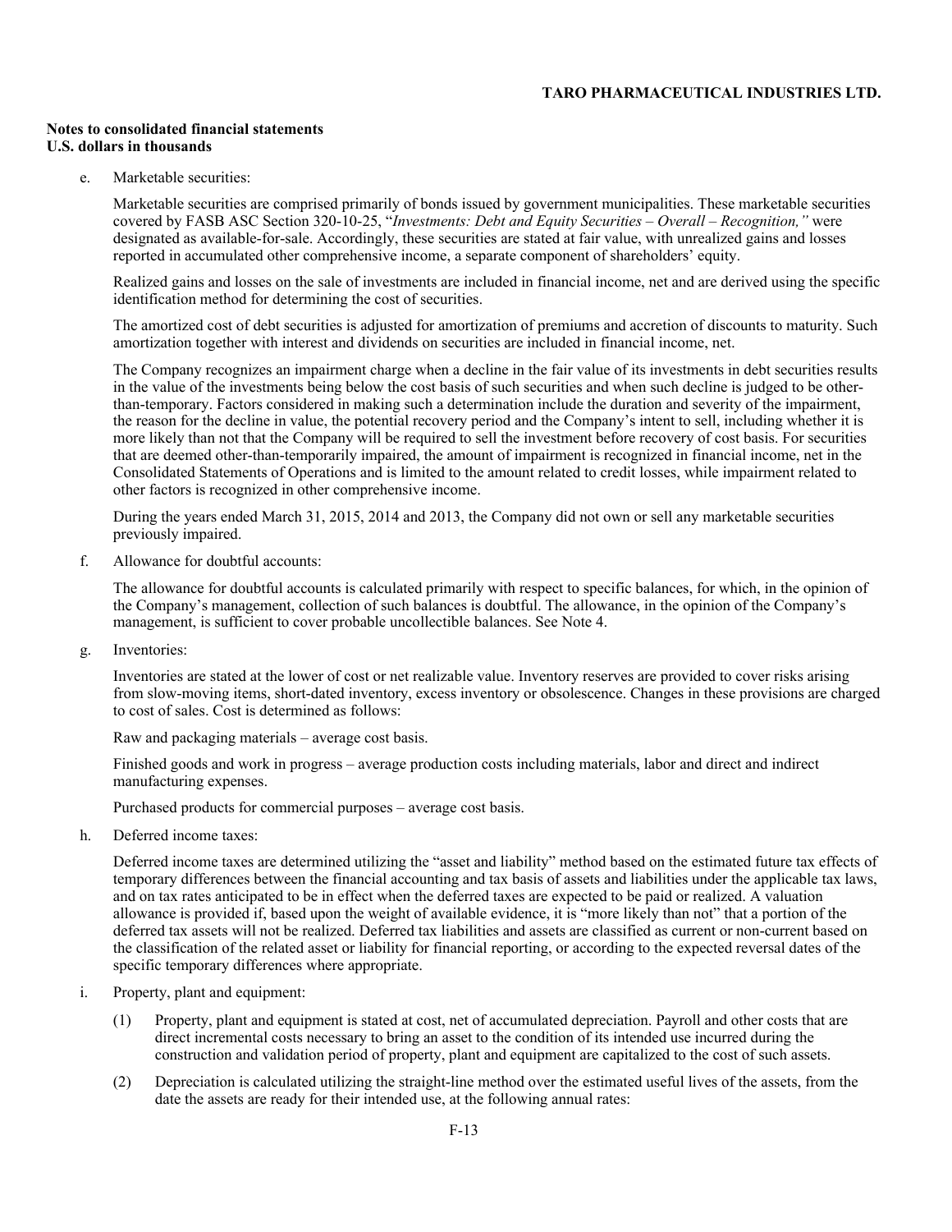**Notes to consolidated financial statements**
**U.S. dollars in thousands**

e. Marketable securities:

Marketable securities are comprised primarily of bonds issued by government municipalities. These marketable securities covered by FASB ASC Section 320-10-25, "*Investments: Debt and Equity Securities – Overall – Recognition,"* were designated as available-for-sale. Accordingly, these securities are stated at fair value, with unrealized gains and losses reported in accumulated other comprehensive income, a separate component of shareholders' equity.

Realized gains and losses on the sale of investments are included in financial income, net and are derived using the specific identification method for determining the cost of securities.

The amortized cost of debt securities is adjusted for amortization of premiums and accretion of discounts to maturity. Such amortization together with interest and dividends on securities are included in financial income, net.

The Company recognizes an impairment charge when a decline in the fair value of its investments in debt securities results in the value of the investments being below the cost basis of such securities and when such decline is judged to be other-than-temporary. Factors considered in making such a determination include the duration and severity of the impairment, the reason for the decline in value, the potential recovery period and the Company's intent to sell, including whether it is more likely than not that the Company will be required to sell the investment before recovery of cost basis. For securities that are deemed other-than-temporarily impaired, the amount of impairment is recognized in financial income, net in the Consolidated Statements of Operations and is limited to the amount related to credit losses, while impairment related to other factors is recognized in other comprehensive income.

During the years ended March 31, 2015, 2014 and 2013, the Company did not own or sell any marketable securities previously impaired.

f. Allowance for doubtful accounts:

The allowance for doubtful accounts is calculated primarily with respect to specific balances, for which, in the opinion of the Company's management, collection of such balances is doubtful. The allowance, in the opinion of the Company's management, is sufficient to cover probable uncollectible balances. See Note 4.

g. Inventories:

Inventories are stated at the lower of cost or net realizable value. Inventory reserves are provided to cover risks arising from slow-moving items, short-dated inventory, excess inventory or obsolescence. Changes in these provisions are charged to cost of sales. Cost is determined as follows:

Raw and packaging materials – average cost basis.

Finished goods and work in progress – average production costs including materials, labor and direct and indirect manufacturing expenses.

Purchased products for commercial purposes – average cost basis.

h. Deferred income taxes:

Deferred income taxes are determined utilizing the "asset and liability" method based on the estimated future tax effects of temporary differences between the financial accounting and tax basis of assets and liabilities under the applicable tax laws, and on tax rates anticipated to be in effect when the deferred taxes are expected to be paid or realized. A valuation allowance is provided if, based upon the weight of available evidence, it is "more likely than not" that a portion of the deferred tax assets will not be realized. Deferred tax liabilities and assets are classified as current or non-current based on the classification of the related asset or liability for financial reporting, or according to the expected reversal dates of the specific temporary differences where appropriate.

i. Property, plant and equipment:

(1) Property, plant and equipment is stated at cost, net of accumulated depreciation. Payroll and other costs that are direct incremental costs necessary to bring an asset to the condition of its intended use incurred during the construction and validation period of property, plant and equipment are capitalized to the cost of such assets.

(2) Depreciation is calculated utilizing the straight-line method over the estimated useful lives of the assets, from the date the assets are ready for their intended use, at the following annual rates: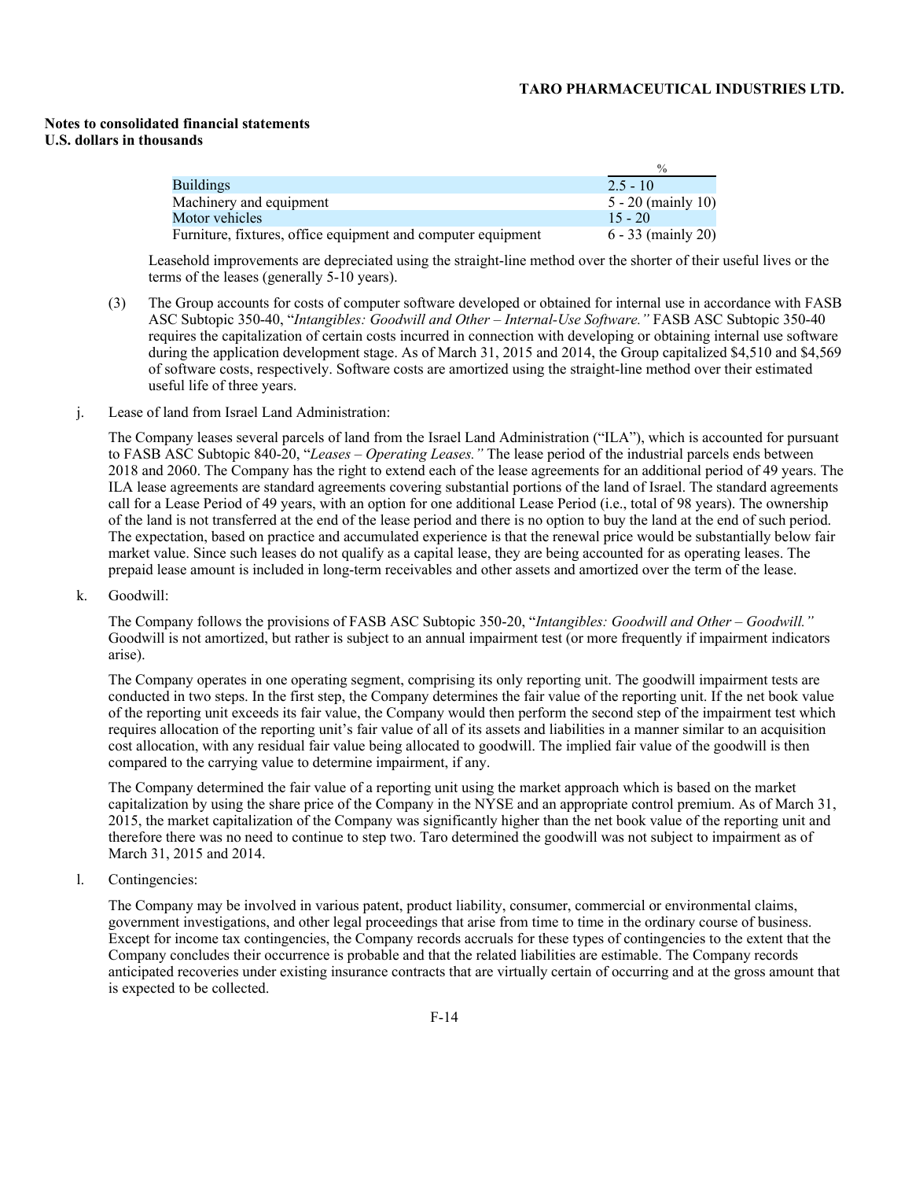**Notes to consolidated financial statements**
**U.S. dollars in thousands**

| | % |
|---|---|
| Buildings | 2.5 - 10 |
| Machinery and equipment | 5 - 20 (mainly 10) |
| Motor vehicles | 15 - 20 |
| Furniture, fixtures, office equipment and computer equipment | 6 - 33 (mainly 20) |

Leasehold improvements are depreciated using the straight-line method over the shorter of their useful lives or the terms of the leases (generally 5-10 years).

(3) The Group accounts for costs of computer software developed or obtained for internal use in accordance with FASB ASC Subtopic 350-40, "*Intangibles: Goodwill and Other – Internal-Use Software.*" FASB ASC Subtopic 350-40 requires the capitalization of certain costs incurred in connection with developing or obtaining internal use software during the application development stage. As of March 31, 2015 and 2014, the Group capitalized $4,510 and $4,569 of software costs, respectively. Software costs are amortized using the straight-line method over their estimated useful life of three years.

j. Lease of land from Israel Land Administration:

The Company leases several parcels of land from the Israel Land Administration ("ILA"), which is accounted for pursuant to FASB ASC Subtopic 840-20, "*Leases – Operating Leases.*" The lease period of the industrial parcels ends between 2018 and 2060. The Company has the right to extend each of the lease agreements for an additional period of 49 years. The ILA lease agreements are standard agreements covering substantial portions of the land of Israel. The standard agreements call for a Lease Period of 49 years, with an option for one additional Lease Period (i.e., total of 98 years). The ownership of the land is not transferred at the end of the lease period and there is no option to buy the land at the end of such period. The expectation, based on practice and accumulated experience is that the renewal price would be substantially below fair market value. Since such leases do not qualify as a capital lease, they are being accounted for as operating leases. The prepaid lease amount is included in long-term receivables and other assets and amortized over the term of the lease.

k. Goodwill:

The Company follows the provisions of FASB ASC Subtopic 350-20, "*Intangibles: Goodwill and Other – Goodwill.*" Goodwill is not amortized, but rather is subject to an annual impairment test (or more frequently if impairment indicators arise).

The Company operates in one operating segment, comprising its only reporting unit. The goodwill impairment tests are conducted in two steps. In the first step, the Company determines the fair value of the reporting unit. If the net book value of the reporting unit exceeds its fair value, the Company would then perform the second step of the impairment test which requires allocation of the reporting unit's fair value of all of its assets and liabilities in a manner similar to an acquisition cost allocation, with any residual fair value being allocated to goodwill. The implied fair value of the goodwill is then compared to the carrying value to determine impairment, if any.

The Company determined the fair value of a reporting unit using the market approach which is based on the market capitalization by using the share price of the Company in the NYSE and an appropriate control premium. As of March 31, 2015, the market capitalization of the Company was significantly higher than the net book value of the reporting unit and therefore there was no need to continue to step two. Taro determined the goodwill was not subject to impairment as of March 31, 2015 and 2014.

l. Contingencies:

The Company may be involved in various patent, product liability, consumer, commercial or environmental claims, government investigations, and other legal proceedings that arise from time to time in the ordinary course of business. Except for income tax contingencies, the Company records accruals for these types of contingencies to the extent that the Company concludes their occurrence is probable and that the related liabilities are estimable. The Company records anticipated recoveries under existing insurance contracts that are virtually certain of occurring and at the gross amount that is expected to be collected.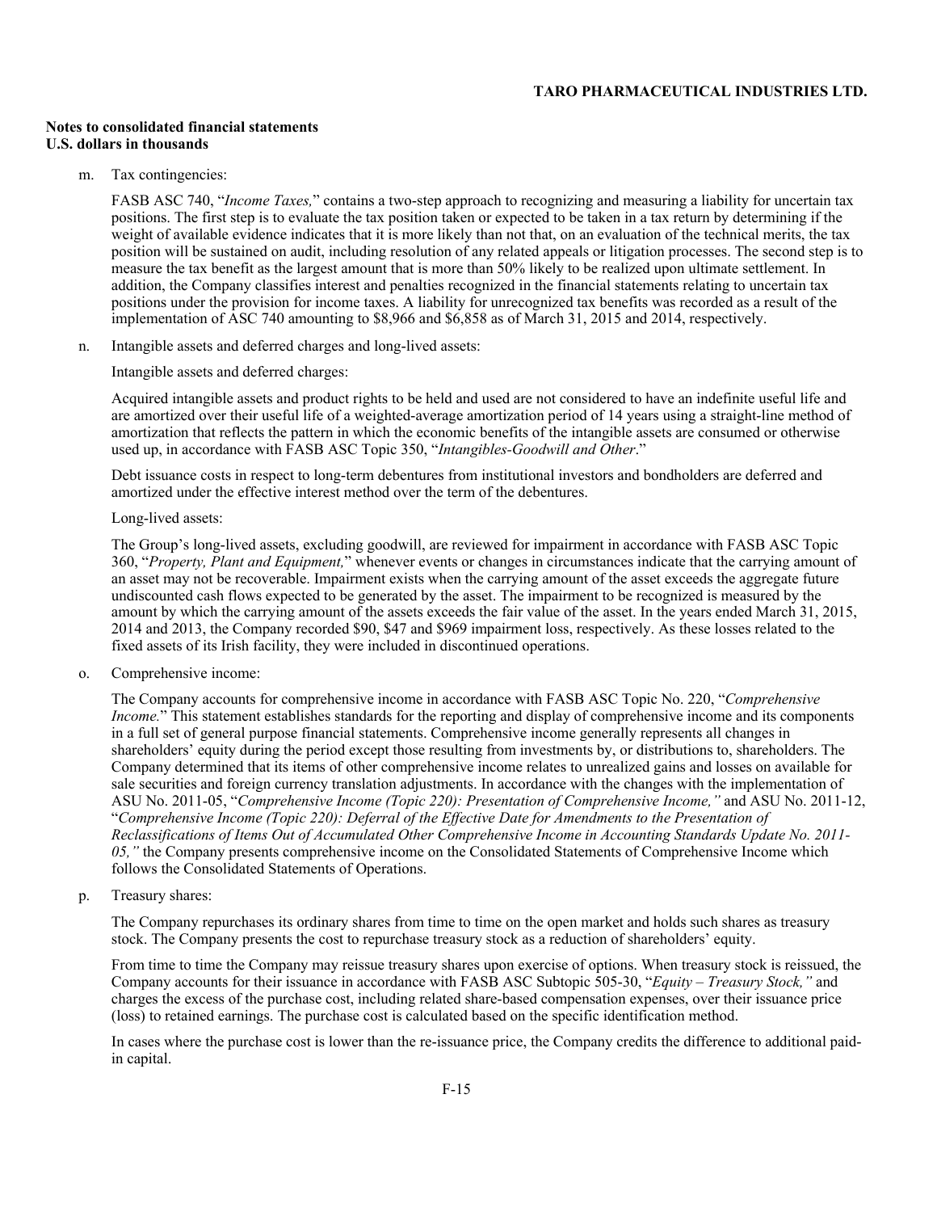**Notes to consolidated financial statements**
**U.S. dollars in thousands**

m. Tax contingencies:

FASB ASC 740, "*Income Taxes,*" contains a two-step approach to recognizing and measuring a liability for uncertain tax positions. The first step is to evaluate the tax position taken or expected to be taken in a tax return by determining if the weight of available evidence indicates that it is more likely than not that, on an evaluation of the technical merits, the tax position will be sustained on audit, including resolution of any related appeals or litigation processes. The second step is to measure the tax benefit as the largest amount that is more than 50% likely to be realized upon ultimate settlement. In addition, the Company classifies interest and penalties recognized in the financial statements relating to uncertain tax positions under the provision for income taxes. A liability for unrecognized tax benefits was recorded as a result of the implementation of ASC 740 amounting to $8,966 and $6,858 as of March 31, 2015 and 2014, respectively.

n. Intangible assets and deferred charges and long-lived assets:

Intangible assets and deferred charges:

Acquired intangible assets and product rights to be held and used are not considered to have an indefinite useful life and are amortized over their useful life of a weighted-average amortization period of 14 years using a straight-line method of amortization that reflects the pattern in which the economic benefits of the intangible assets are consumed or otherwise used up, in accordance with FASB ASC Topic 350, "*Intangibles-Goodwill and Other*."

Debt issuance costs in respect to long-term debentures from institutional investors and bondholders are deferred and amortized under the effective interest method over the term of the debentures.

Long-lived assets:

The Group's long-lived assets, excluding goodwill, are reviewed for impairment in accordance with FASB ASC Topic 360, "*Property, Plant and Equipment,*" whenever events or changes in circumstances indicate that the carrying amount of an asset may not be recoverable. Impairment exists when the carrying amount of the asset exceeds the aggregate future undiscounted cash flows expected to be generated by the asset. The impairment to be recognized is measured by the amount by which the carrying amount of the assets exceeds the fair value of the asset. In the years ended March 31, 2015, 2014 and 2013, the Company recorded $90, $47 and $969 impairment loss, respectively. As these losses related to the fixed assets of its Irish facility, they were included in discontinued operations.

o. Comprehensive income:

The Company accounts for comprehensive income in accordance with FASB ASC Topic No. 220, "*Comprehensive Income.*" This statement establishes standards for the reporting and display of comprehensive income and its components in a full set of general purpose financial statements. Comprehensive income generally represents all changes in shareholders' equity during the period except those resulting from investments by, or distributions to, shareholders. The Company determined that its items of other comprehensive income relates to unrealized gains and losses on available for sale securities and foreign currency translation adjustments. In accordance with the changes with the implementation of ASU No. 2011-05, "*Comprehensive Income (Topic 220): Presentation of Comprehensive Income,"* and ASU No. 2011-12, "*Comprehensive Income (Topic 220): Deferral of the Effective Date for Amendments to the Presentation of Reclassifications of Items Out of Accumulated Other Comprehensive Income in Accounting Standards Update No. 2011-05,"* the Company presents comprehensive income on the Consolidated Statements of Comprehensive Income which follows the Consolidated Statements of Operations.

p. Treasury shares:

The Company repurchases its ordinary shares from time to time on the open market and holds such shares as treasury stock. The Company presents the cost to repurchase treasury stock as a reduction of shareholders' equity.

From time to time the Company may reissue treasury shares upon exercise of options. When treasury stock is reissued, the Company accounts for their issuance in accordance with FASB ASC Subtopic 505-30, "*Equity – Treasury Stock,"* and charges the excess of the purchase cost, including related share-based compensation expenses, over their issuance price (loss) to retained earnings. The purchase cost is calculated based on the specific identification method.

In cases where the purchase cost is lower than the re-issuance price, the Company credits the difference to additional paid-in capital.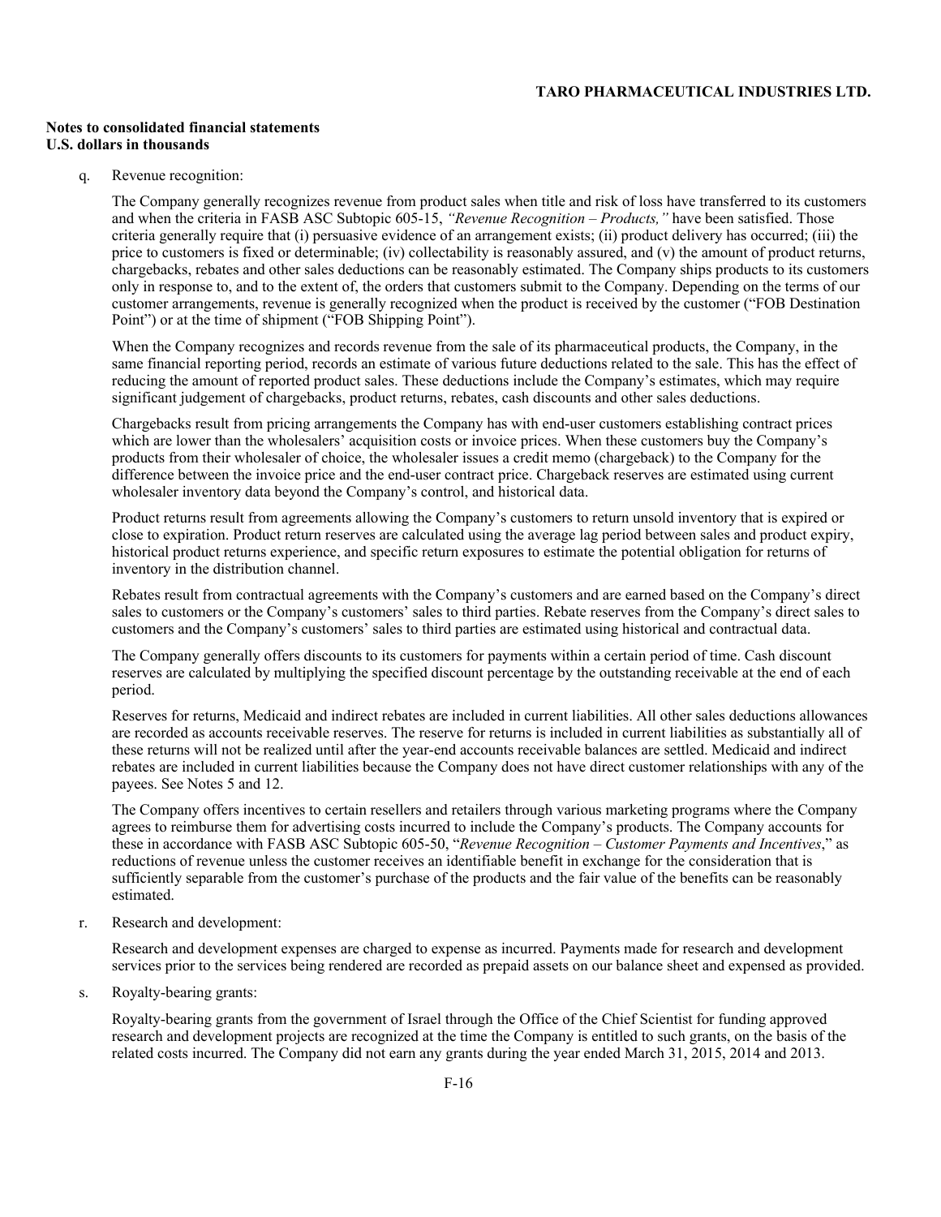**Notes to consolidated financial statements**
**U.S. dollars in thousands**

q. Revenue recognition:

The Company generally recognizes revenue from product sales when title and risk of loss have transferred to its customers and when the criteria in FASB ASC Subtopic 605-15, *"Revenue Recognition – Products,"* have been satisfied. Those criteria generally require that (i) persuasive evidence of an arrangement exists; (ii) product delivery has occurred; (iii) the price to customers is fixed or determinable; (iv) collectability is reasonably assured, and (v) the amount of product returns, chargebacks, rebates and other sales deductions can be reasonably estimated. The Company ships products to its customers only in response to, and to the extent of, the orders that customers submit to the Company. Depending on the terms of our customer arrangements, revenue is generally recognized when the product is received by the customer ("FOB Destination Point") or at the time of shipment ("FOB Shipping Point").

When the Company recognizes and records revenue from the sale of its pharmaceutical products, the Company, in the same financial reporting period, records an estimate of various future deductions related to the sale. This has the effect of reducing the amount of reported product sales. These deductions include the Company's estimates, which may require significant judgement of chargebacks, product returns, rebates, cash discounts and other sales deductions.

Chargebacks result from pricing arrangements the Company has with end-user customers establishing contract prices which are lower than the wholesalers' acquisition costs or invoice prices. When these customers buy the Company's products from their wholesaler of choice, the wholesaler issues a credit memo (chargeback) to the Company for the difference between the invoice price and the end-user contract price. Chargeback reserves are estimated using current wholesaler inventory data beyond the Company's control, and historical data.

Product returns result from agreements allowing the Company's customers to return unsold inventory that is expired or close to expiration. Product return reserves are calculated using the average lag period between sales and product expiry, historical product returns experience, and specific return exposures to estimate the potential obligation for returns of inventory in the distribution channel.

Rebates result from contractual agreements with the Company's customers and are earned based on the Company's direct sales to customers or the Company's customers' sales to third parties. Rebate reserves from the Company's direct sales to customers and the Company's customers' sales to third parties are estimated using historical and contractual data.

The Company generally offers discounts to its customers for payments within a certain period of time. Cash discount reserves are calculated by multiplying the specified discount percentage by the outstanding receivable at the end of each period.

Reserves for returns, Medicaid and indirect rebates are included in current liabilities. All other sales deductions allowances are recorded as accounts receivable reserves. The reserve for returns is included in current liabilities as substantially all of these returns will not be realized until after the year-end accounts receivable balances are settled. Medicaid and indirect rebates are included in current liabilities because the Company does not have direct customer relationships with any of the payees. See Notes 5 and 12.

The Company offers incentives to certain resellers and retailers through various marketing programs where the Company agrees to reimburse them for advertising costs incurred to include the Company's products. The Company accounts for these in accordance with FASB ASC Subtopic 605-50, "*Revenue Recognition – Customer Payments and Incentives*," as reductions of revenue unless the customer receives an identifiable benefit in exchange for the consideration that is sufficiently separable from the customer's purchase of the products and the fair value of the benefits can be reasonably estimated.

r. Research and development:

Research and development expenses are charged to expense as incurred. Payments made for research and development services prior to the services being rendered are recorded as prepaid assets on our balance sheet and expensed as provided.

s. Royalty-bearing grants:

Royalty-bearing grants from the government of Israel through the Office of the Chief Scientist for funding approved research and development projects are recognized at the time the Company is entitled to such grants, on the basis of the related costs incurred. The Company did not earn any grants during the year ended March 31, 2015, 2014 and 2013.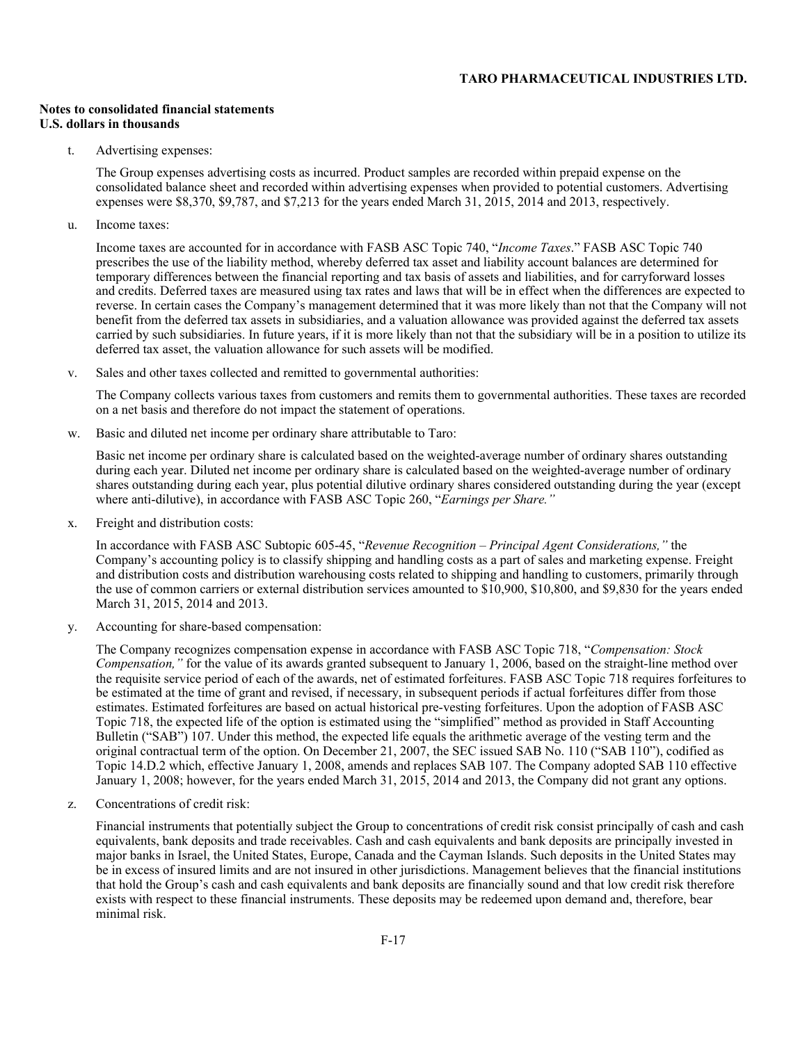**Notes to consolidated financial statements**
**U.S. dollars in thousands**

t. Advertising expenses:

The Group expenses advertising costs as incurred. Product samples are recorded within prepaid expense on the consolidated balance sheet and recorded within advertising expenses when provided to potential customers. Advertising expenses were $8,370, $9,787, and $7,213 for the years ended March 31, 2015, 2014 and 2013, respectively.

u. Income taxes:

Income taxes are accounted for in accordance with FASB ASC Topic 740, "*Income Taxes*." FASB ASC Topic 740 prescribes the use of the liability method, whereby deferred tax asset and liability account balances are determined for temporary differences between the financial reporting and tax basis of assets and liabilities, and for carryforward losses and credits. Deferred taxes are measured using tax rates and laws that will be in effect when the differences are expected to reverse. In certain cases the Company's management determined that it was more likely than not that the Company will not benefit from the deferred tax assets in subsidiaries, and a valuation allowance was provided against the deferred tax assets carried by such subsidiaries. In future years, if it is more likely than not that the subsidiary will be in a position to utilize its deferred tax asset, the valuation allowance for such assets will be modified.

v. Sales and other taxes collected and remitted to governmental authorities:

The Company collects various taxes from customers and remits them to governmental authorities. These taxes are recorded on a net basis and therefore do not impact the statement of operations.

w. Basic and diluted net income per ordinary share attributable to Taro:

Basic net income per ordinary share is calculated based on the weighted-average number of ordinary shares outstanding during each year. Diluted net income per ordinary share is calculated based on the weighted-average number of ordinary shares outstanding during each year, plus potential dilutive ordinary shares considered outstanding during the year (except where anti-dilutive), in accordance with FASB ASC Topic 260, "*Earnings per Share.*"

x. Freight and distribution costs:

In accordance with FASB ASC Subtopic 605-45, "*Revenue Recognition – Principal Agent Considerations,*" the Company's accounting policy is to classify shipping and handling costs as a part of sales and marketing expense. Freight and distribution costs and distribution warehousing costs related to shipping and handling to customers, primarily through the use of common carriers or external distribution services amounted to $10,900, $10,800, and $9,830 for the years ended March 31, 2015, 2014 and 2013.

y. Accounting for share-based compensation:

The Company recognizes compensation expense in accordance with FASB ASC Topic 718, "*Compensation: Stock Compensation,*" for the value of its awards granted subsequent to January 1, 2006, based on the straight-line method over the requisite service period of each of the awards, net of estimated forfeitures. FASB ASC Topic 718 requires forfeitures to be estimated at the time of grant and revised, if necessary, in subsequent periods if actual forfeitures differ from those estimates. Estimated forfeitures are based on actual historical pre-vesting forfeitures. Upon the adoption of FASB ASC Topic 718, the expected life of the option is estimated using the "simplified" method as provided in Staff Accounting Bulletin ("SAB") 107. Under this method, the expected life equals the arithmetic average of the vesting term and the original contractual term of the option. On December 21, 2007, the SEC issued SAB No. 110 ("SAB 110"), codified as Topic 14.D.2 which, effective January 1, 2008, amends and replaces SAB 107. The Company adopted SAB 110 effective January 1, 2008; however, for the years ended March 31, 2015, 2014 and 2013, the Company did not grant any options.

z. Concentrations of credit risk:

Financial instruments that potentially subject the Group to concentrations of credit risk consist principally of cash and cash equivalents, bank deposits and trade receivables. Cash and cash equivalents and bank deposits are principally invested in major banks in Israel, the United States, Europe, Canada and the Cayman Islands. Such deposits in the United States may be in excess of insured limits and are not insured in other jurisdictions. Management believes that the financial institutions that hold the Group's cash and cash equivalents and bank deposits are financially sound and that low credit risk therefore exists with respect to these financial instruments. These deposits may be redeemed upon demand and, therefore, bear minimal risk.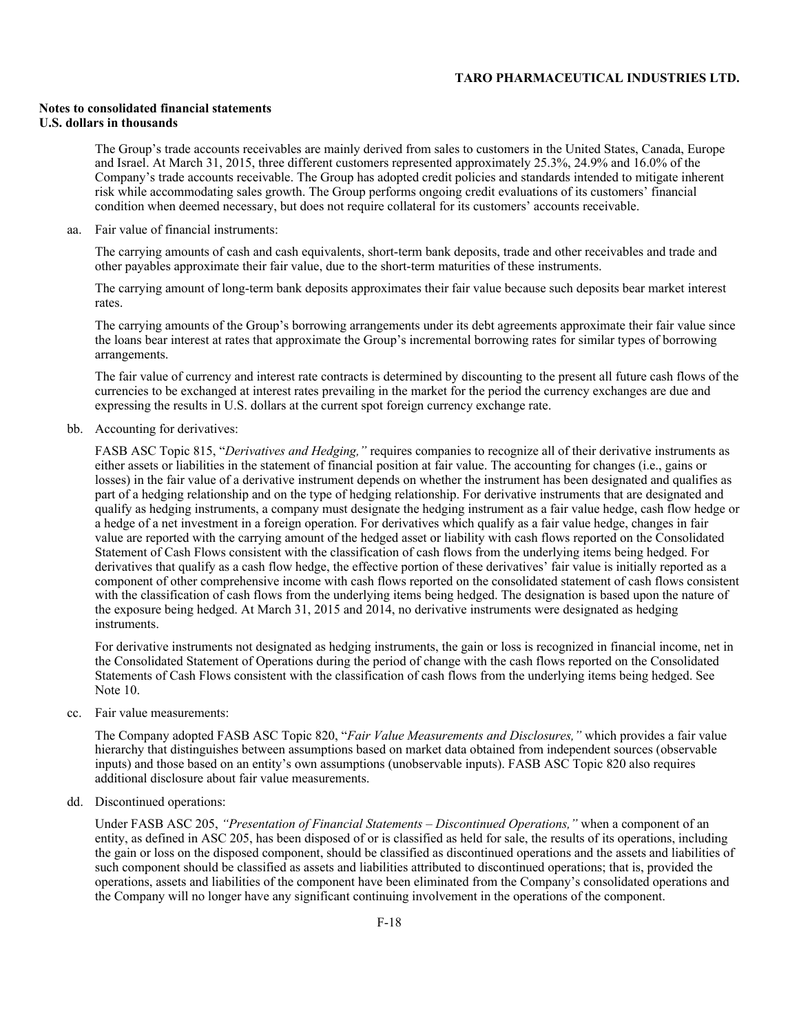**Notes to consolidated financial statements**
**U.S. dollars in thousands**

The Group's trade accounts receivables are mainly derived from sales to customers in the United States, Canada, Europe and Israel. At March 31, 2015, three different customers represented approximately 25.3%, 24.9% and 16.0% of the Company's trade accounts receivable. The Group has adopted credit policies and standards intended to mitigate inherent risk while accommodating sales growth. The Group performs ongoing credit evaluations of its customers' financial condition when deemed necessary, but does not require collateral for its customers' accounts receivable.

aa. Fair value of financial instruments:

The carrying amounts of cash and cash equivalents, short-term bank deposits, trade and other receivables and trade and other payables approximate their fair value, due to the short-term maturities of these instruments.

The carrying amount of long-term bank deposits approximates their fair value because such deposits bear market interest rates.

The carrying amounts of the Group's borrowing arrangements under its debt agreements approximate their fair value since the loans bear interest at rates that approximate the Group's incremental borrowing rates for similar types of borrowing arrangements.

The fair value of currency and interest rate contracts is determined by discounting to the present all future cash flows of the currencies to be exchanged at interest rates prevailing in the market for the period the currency exchanges are due and expressing the results in U.S. dollars at the current spot foreign currency exchange rate.

bb. Accounting for derivatives:

FASB ASC Topic 815, "*Derivatives and Hedging,"* requires companies to recognize all of their derivative instruments as either assets or liabilities in the statement of financial position at fair value. The accounting for changes (i.e., gains or losses) in the fair value of a derivative instrument depends on whether the instrument has been designated and qualifies as part of a hedging relationship and on the type of hedging relationship. For derivative instruments that are designated and qualify as hedging instruments, a company must designate the hedging instrument as a fair value hedge, cash flow hedge or a hedge of a net investment in a foreign operation. For derivatives which qualify as a fair value hedge, changes in fair value are reported with the carrying amount of the hedged asset or liability with cash flows reported on the Consolidated Statement of Cash Flows consistent with the classification of cash flows from the underlying items being hedged. For derivatives that qualify as a cash flow hedge, the effective portion of these derivatives' fair value is initially reported as a component of other comprehensive income with cash flows reported on the consolidated statement of cash flows consistent with the classification of cash flows from the underlying items being hedged. The designation is based upon the nature of the exposure being hedged. At March 31, 2015 and 2014, no derivative instruments were designated as hedging instruments.

For derivative instruments not designated as hedging instruments, the gain or loss is recognized in financial income, net in the Consolidated Statement of Operations during the period of change with the cash flows reported on the Consolidated Statements of Cash Flows consistent with the classification of cash flows from the underlying items being hedged. See Note 10.

cc. Fair value measurements:

The Company adopted FASB ASC Topic 820, "*Fair Value Measurements and Disclosures,"* which provides a fair value hierarchy that distinguishes between assumptions based on market data obtained from independent sources (observable inputs) and those based on an entity's own assumptions (unobservable inputs). FASB ASC Topic 820 also requires additional disclosure about fair value measurements.

dd. Discontinued operations:

Under FASB ASC 205, *"Presentation of Financial Statements – Discontinued Operations,"* when a component of an entity, as defined in ASC 205, has been disposed of or is classified as held for sale, the results of its operations, including the gain or loss on the disposed component, should be classified as discontinued operations and the assets and liabilities of such component should be classified as assets and liabilities attributed to discontinued operations; that is, provided the operations, assets and liabilities of the component have been eliminated from the Company's consolidated operations and the Company will no longer have any significant continuing involvement in the operations of the component.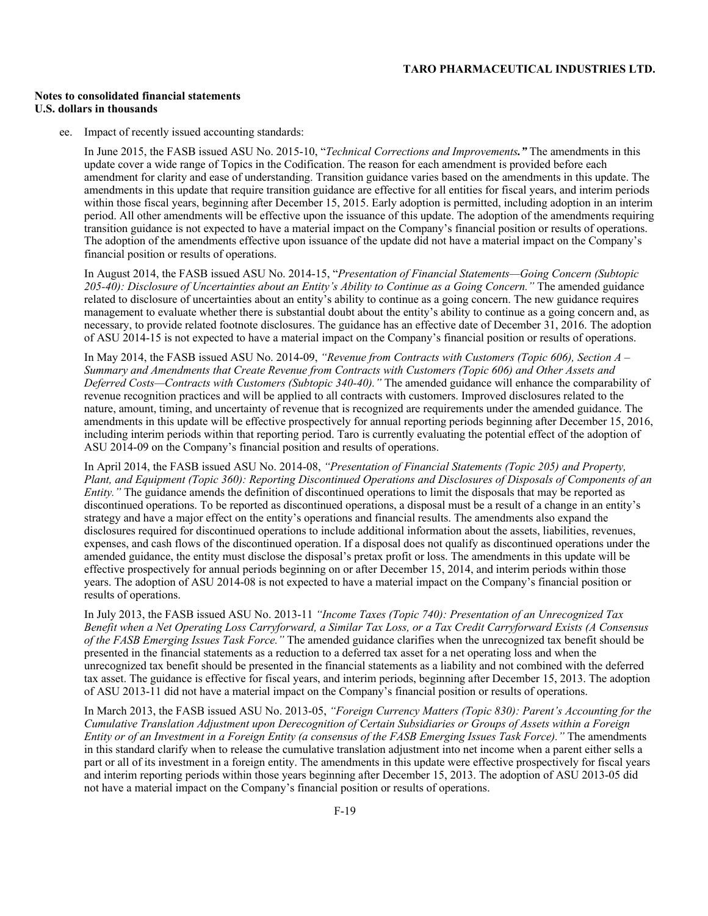**Notes to consolidated financial statements**
**U.S. dollars in thousands**

ee. Impact of recently issued accounting standards:

In June 2015, the FASB issued ASU No. 2015-10, "*Technical Corrections and Improvements.*" The amendments in this update cover a wide range of Topics in the Codification. The reason for each amendment is provided before each amendment for clarity and ease of understanding. Transition guidance varies based on the amendments in this update. The amendments in this update that require transition guidance are effective for all entities for fiscal years, and interim periods within those fiscal years, beginning after December 15, 2015. Early adoption is permitted, including adoption in an interim period. All other amendments will be effective upon the issuance of this update. The adoption of the amendments requiring transition guidance is not expected to have a material impact on the Company's financial position or results of operations. The adoption of the amendments effective upon issuance of the update did not have a material impact on the Company's financial position or results of operations.

In August 2014, the FASB issued ASU No. 2014-15, "*Presentation of Financial Statements—Going Concern (Subtopic 205-40): Disclosure of Uncertainties about an Entity's Ability to Continue as a Going Concern.*" The amended guidance related to disclosure of uncertainties about an entity's ability to continue as a going concern. The new guidance requires management to evaluate whether there is substantial doubt about the entity's ability to continue as a going concern and, as necessary, to provide related footnote disclosures. The guidance has an effective date of December 31, 2016. The adoption of ASU 2014-15 is not expected to have a material impact on the Company's financial position or results of operations.

In May 2014, the FASB issued ASU No. 2014-09, *"Revenue from Contracts with Customers (Topic 606), Section A – Summary and Amendments that Create Revenue from Contracts with Customers (Topic 606) and Other Assets and Deferred Costs—Contracts with Customers (Subtopic 340-40)."* The amended guidance will enhance the comparability of revenue recognition practices and will be applied to all contracts with customers. Improved disclosures related to the nature, amount, timing, and uncertainty of revenue that is recognized are requirements under the amended guidance. The amendments in this update will be effective prospectively for annual reporting periods beginning after December 15, 2016, including interim periods within that reporting period. Taro is currently evaluating the potential effect of the adoption of ASU 2014-09 on the Company's financial position and results of operations.

In April 2014, the FASB issued ASU No. 2014-08, *"Presentation of Financial Statements (Topic 205) and Property, Plant, and Equipment (Topic 360): Reporting Discontinued Operations and Disclosures of Disposals of Components of an Entity."* The guidance amends the definition of discontinued operations to limit the disposals that may be reported as discontinued operations. To be reported as discontinued operations, a disposal must be a result of a change in an entity's strategy and have a major effect on the entity's operations and financial results. The amendments also expand the disclosures required for discontinued operations to include additional information about the assets, liabilities, revenues, expenses, and cash flows of the discontinued operation. If a disposal does not qualify as discontinued operations under the amended guidance, the entity must disclose the disposal's pretax profit or loss. The amendments in this update will be effective prospectively for annual periods beginning on or after December 15, 2014, and interim periods within those years. The adoption of ASU 2014-08 is not expected to have a material impact on the Company's financial position or results of operations.

In July 2013, the FASB issued ASU No. 2013-11 *"Income Taxes (Topic 740): Presentation of an Unrecognized Tax Benefit when a Net Operating Loss Carryforward, a Similar Tax Loss, or a Tax Credit Carryforward Exists (A Consensus of the FASB Emerging Issues Task Force."* The amended guidance clarifies when the unrecognized tax benefit should be presented in the financial statements as a reduction to a deferred tax asset for a net operating loss and when the unrecognized tax benefit should be presented in the financial statements as a liability and not combined with the deferred tax asset. The guidance is effective for fiscal years, and interim periods, beginning after December 15, 2013. The adoption of ASU 2013-11 did not have a material impact on the Company's financial position or results of operations.

In March 2013, the FASB issued ASU No. 2013-05, *"Foreign Currency Matters (Topic 830): Parent's Accounting for the Cumulative Translation Adjustment upon Derecognition of Certain Subsidiaries or Groups of Assets within a Foreign Entity or of an Investment in a Foreign Entity (a consensus of the FASB Emerging Issues Task Force)."* The amendments in this standard clarify when to release the cumulative translation adjustment into net income when a parent either sells a part or all of its investment in a foreign entity. The amendments in this update were effective prospectively for fiscal years and interim reporting periods within those years beginning after December 15, 2013. The adoption of ASU 2013-05 did not have a material impact on the Company's financial position or results of operations.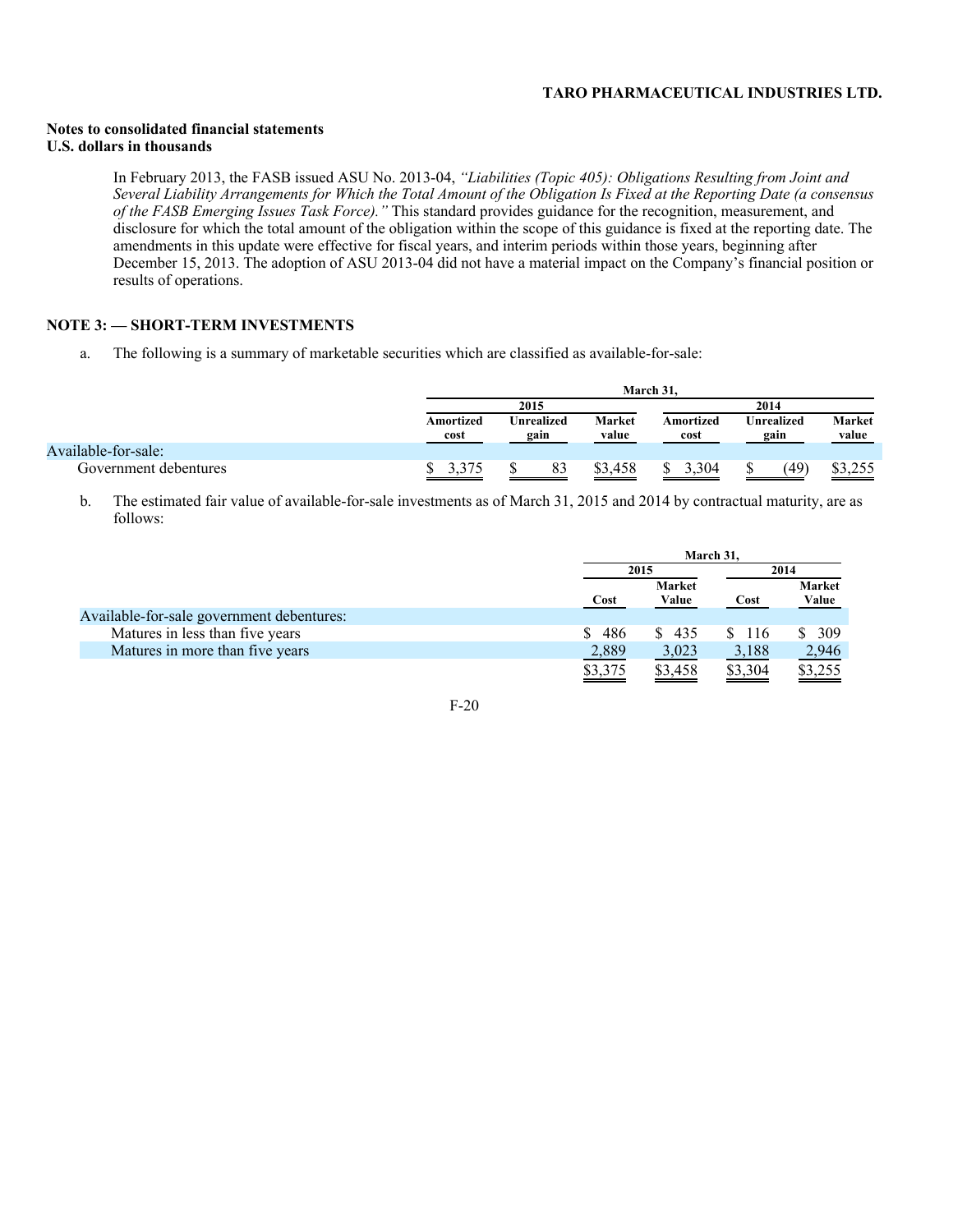**Notes to consolidated financial statements**
**U.S. dollars in thousands**

In February 2013, the FASB issued ASU No. 2013-04, *"Liabilities (Topic 405): Obligations Resulting from Joint and Several Liability Arrangements for Which the Total Amount of the Obligation Is Fixed at the Reporting Date (a consensus of the FASB Emerging Issues Task Force)."* This standard provides guidance for the recognition, measurement, and disclosure for which the total amount of the obligation within the scope of this guidance is fixed at the reporting date. The amendments in this update were effective for fiscal years, and interim periods within those years, beginning after December 15, 2013. The adoption of ASU 2013-04 did not have a material impact on the Company's financial position or results of operations.

## NOTE 3: — SHORT-TERM INVESTMENTS

a. The following is a summary of marketable securities which are classified as available-for-sale:

| | March 31, | | | | | |
|---|---|---|---|---|---|---|
| | 2015 | | | 2014 | | |
| | Amortized cost | Unrealized gain | Market value | Amortized cost | Unrealized gain | Market value |
| Available-for-sale: | | | | | | |
| Government debentures | $ 3,375 | $ 83 | $3,458 | $ 3,304 | $ (49) | $3,255 |

b. The estimated fair value of available-for-sale investments as of March 31, 2015 and 2014 by contractual maturity, are as follows:

| | March 31, | | | |
|---|---|---|---|---|
| | 2015 | | 2014 | |
| | Cost | Market Value | Cost | Market Value |
| Available-for-sale government debentures: | | | | |
| Matures in less than five years | $ 486 | $ 435 | $ 116 | $ 309 |
| Matures in more than five years | 2,889 | 3,023 | 3,188 | 2,946 |
| | $3,375 | $3,458 | $3,304 | $3,255 |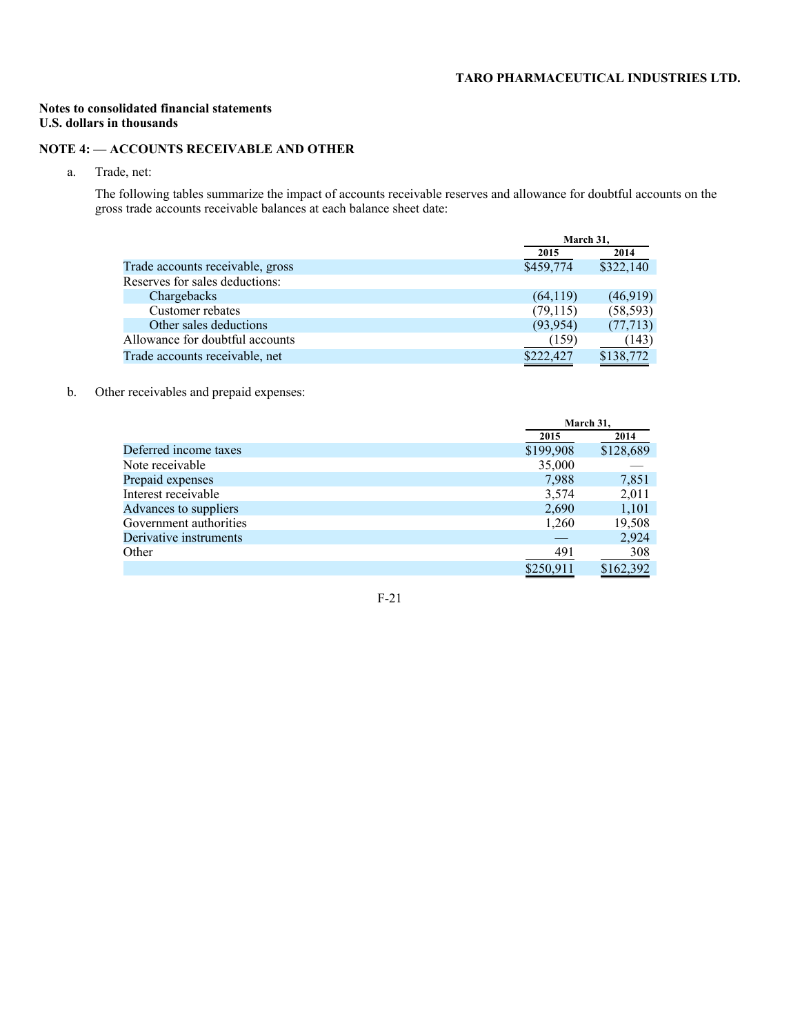**Notes to consolidated financial statements**
**U.S. dollars in thousands**

## NOTE 4: — ACCOUNTS RECEIVABLE AND OTHER

a. Trade, net:

The following tables summarize the impact of accounts receivable reserves and allowance for doubtful accounts on the gross trade accounts receivable balances at each balance sheet date:

| | March 31, | |
|---|---|---|
| | 2015 | 2014 |
| Trade accounts receivable, gross | $459,774 | $322,140 |
| Reserves for sales deductions: | | |
| Chargebacks | (64,119) | (46,919) |
| Customer rebates | (79,115) | (58,593) |
| Other sales deductions | (93,954) | (77,713) |
| Allowance for doubtful accounts | (159) | (143) |
| Trade accounts receivable, net | $222,427 | $138,772 |

b. Other receivables and prepaid expenses:

| | March 31, | |
|---|---|---|
| | 2015 | 2014 |
| Deferred income taxes | $199,908 | $128,689 |
| Note receivable | 35,000 | — |
| Prepaid expenses | 7,988 | 7,851 |
| Interest receivable | 3,574 | 2,011 |
| Advances to suppliers | 2,690 | 1,101 |
| Government authorities | 1,260 | 19,508 |
| Derivative instruments | — | 2,924 |
| Other | 491 | 308 |
| | $250,911 | $162,392 |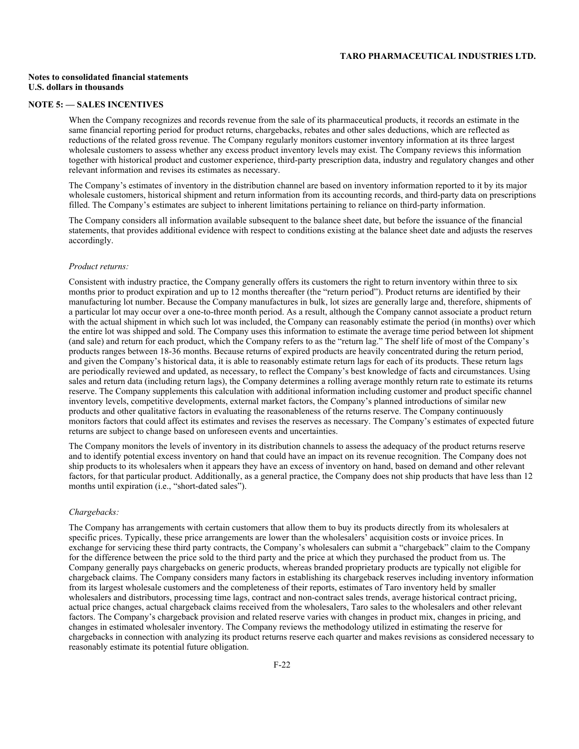**Notes to consolidated financial statements**
**U.S. dollars in thousands**

## NOTE 5: — SALES INCENTIVES

When the Company recognizes and records revenue from the sale of its pharmaceutical products, it records an estimate in the same financial reporting period for product returns, chargebacks, rebates and other sales deductions, which are reflected as reductions of the related gross revenue. The Company regularly monitors customer inventory information at its three largest wholesale customers to assess whether any excess product inventory levels may exist. The Company reviews this information together with historical product and customer experience, third-party prescription data, industry and regulatory changes and other relevant information and revises its estimates as necessary.

The Company's estimates of inventory in the distribution channel are based on inventory information reported to it by its major wholesale customers, historical shipment and return information from its accounting records, and third-party data on prescriptions filled. The Company's estimates are subject to inherent limitations pertaining to reliance on third-party information.

The Company considers all information available subsequent to the balance sheet date, but before the issuance of the financial statements, that provides additional evidence with respect to conditions existing at the balance sheet date and adjusts the reserves accordingly.

*Product returns:*

Consistent with industry practice, the Company generally offers its customers the right to return inventory within three to six months prior to product expiration and up to 12 months thereafter (the "return period"). Product returns are identified by their manufacturing lot number. Because the Company manufactures in bulk, lot sizes are generally large and, therefore, shipments of a particular lot may occur over a one-to-three month period. As a result, although the Company cannot associate a product return with the actual shipment in which such lot was included, the Company can reasonably estimate the period (in months) over which the entire lot was shipped and sold. The Company uses this information to estimate the average time period between lot shipment (and sale) and return for each product, which the Company refers to as the "return lag." The shelf life of most of the Company's products ranges between 18-36 months. Because returns of expired products are heavily concentrated during the return period, and given the Company's historical data, it is able to reasonably estimate return lags for each of its products. These return lags are periodically reviewed and updated, as necessary, to reflect the Company's best knowledge of facts and circumstances. Using sales and return data (including return lags), the Company determines a rolling average monthly return rate to estimate its returns reserve. The Company supplements this calculation with additional information including customer and product specific channel inventory levels, competitive developments, external market factors, the Company's planned introductions of similar new products and other qualitative factors in evaluating the reasonableness of the returns reserve. The Company continuously monitors factors that could affect its estimates and revises the reserves as necessary. The Company's estimates of expected future returns are subject to change based on unforeseen events and uncertainties.

The Company monitors the levels of inventory in its distribution channels to assess the adequacy of the product returns reserve and to identify potential excess inventory on hand that could have an impact on its revenue recognition. The Company does not ship products to its wholesalers when it appears they have an excess of inventory on hand, based on demand and other relevant factors, for that particular product. Additionally, as a general practice, the Company does not ship products that have less than 12 months until expiration (i.e., "short-dated sales").

*Chargebacks:*

The Company has arrangements with certain customers that allow them to buy its products directly from its wholesalers at specific prices. Typically, these price arrangements are lower than the wholesalers' acquisition costs or invoice prices. In exchange for servicing these third party contracts, the Company's wholesalers can submit a "chargeback" claim to the Company for the difference between the price sold to the third party and the price at which they purchased the product from us. The Company generally pays chargebacks on generic products, whereas branded proprietary products are typically not eligible for chargeback claims. The Company considers many factors in establishing its chargeback reserves including inventory information from its largest wholesale customers and the completeness of their reports, estimates of Taro inventory held by smaller wholesalers and distributors, processing time lags, contract and non-contract sales trends, average historical contract pricing, actual price changes, actual chargeback claims received from the wholesalers, Taro sales to the wholesalers and other relevant factors. The Company's chargeback provision and related reserve varies with changes in product mix, changes in pricing, and changes in estimated wholesaler inventory. The Company reviews the methodology utilized in estimating the reserve for chargebacks in connection with analyzing its product returns reserve each quarter and makes revisions as considered necessary to reasonably estimate its potential future obligation.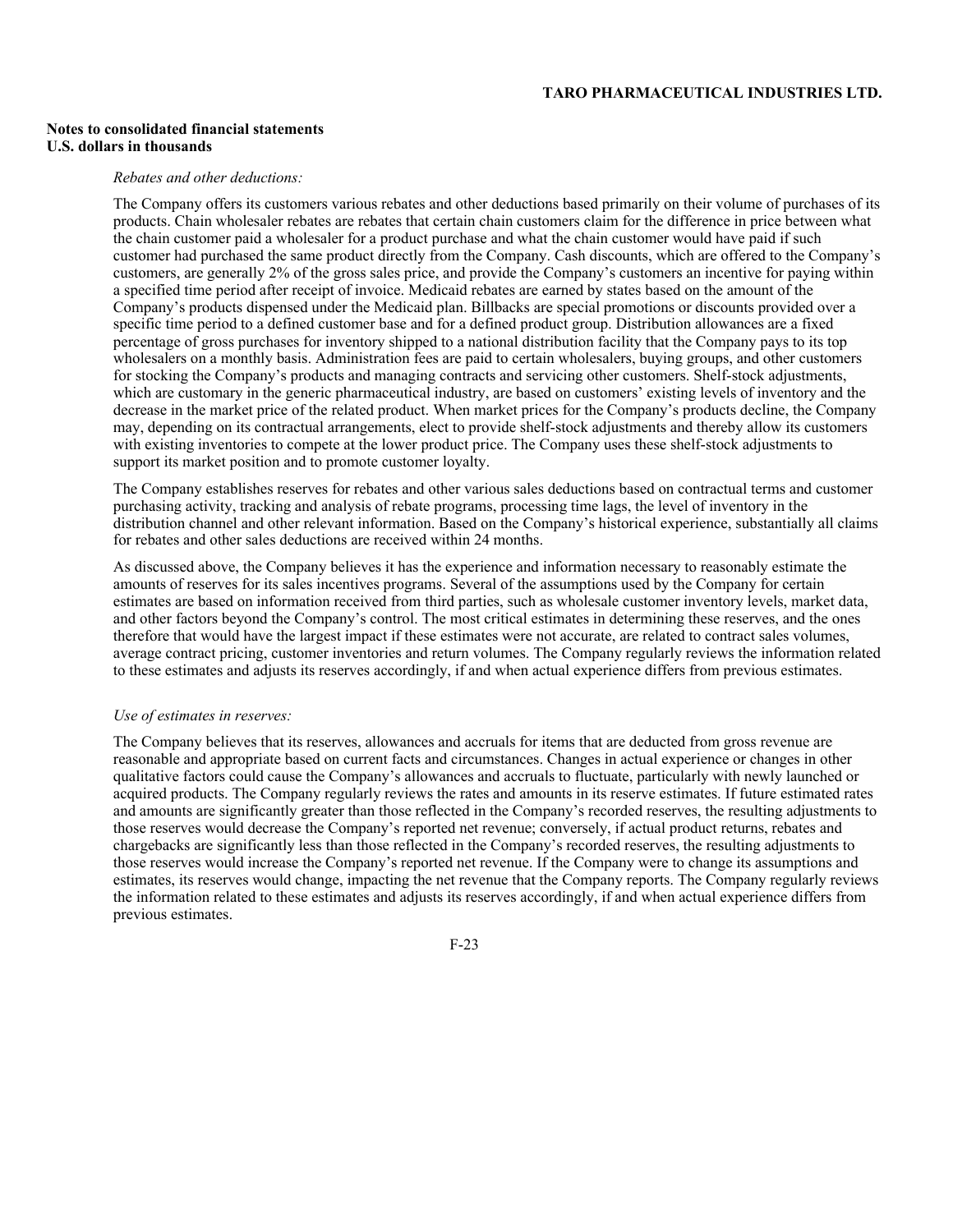*Rebates and other deductions:*

The Company offers its customers various rebates and other deductions based primarily on their volume of purchases of its products. Chain wholesaler rebates are rebates that certain chain customers claim for the difference in price between what the chain customer paid a wholesaler for a product purchase and what the chain customer would have paid if such customer had purchased the same product directly from the Company. Cash discounts, which are offered to the Company's customers, are generally 2% of the gross sales price, and provide the Company's customers an incentive for paying within a specified time period after receipt of invoice. Medicaid rebates are earned by states based on the amount of the Company's products dispensed under the Medicaid plan. Billbacks are special promotions or discounts provided over a specific time period to a defined customer base and for a defined product group. Distribution allowances are a fixed percentage of gross purchases for inventory shipped to a national distribution facility that the Company pays to its top wholesalers on a monthly basis. Administration fees are paid to certain wholesalers, buying groups, and other customers for stocking the Company's products and managing contracts and servicing other customers. Shelf-stock adjustments, which are customary in the generic pharmaceutical industry, are based on customers' existing levels of inventory and the decrease in the market price of the related product. When market prices for the Company's products decline, the Company may, depending on its contractual arrangements, elect to provide shelf-stock adjustments and thereby allow its customers with existing inventories to compete at the lower product price. The Company uses these shelf-stock adjustments to support its market position and to promote customer loyalty.

The Company establishes reserves for rebates and other various sales deductions based on contractual terms and customer purchasing activity, tracking and analysis of rebate programs, processing time lags, the level of inventory in the distribution channel and other relevant information. Based on the Company's historical experience, substantially all claims for rebates and other sales deductions are received within 24 months.

As discussed above, the Company believes it has the experience and information necessary to reasonably estimate the amounts of reserves for its sales incentives programs. Several of the assumptions used by the Company for certain estimates are based on information received from third parties, such as wholesale customer inventory levels, market data, and other factors beyond the Company's control. The most critical estimates in determining these reserves, and the ones therefore that would have the largest impact if these estimates were not accurate, are related to contract sales volumes, average contract pricing, customer inventories and return volumes. The Company regularly reviews the information related to these estimates and adjusts its reserves accordingly, if and when actual experience differs from previous estimates.

*Use of estimates in reserves:*

The Company believes that its reserves, allowances and accruals for items that are deducted from gross revenue are reasonable and appropriate based on current facts and circumstances. Changes in actual experience or changes in other qualitative factors could cause the Company's allowances and accruals to fluctuate, particularly with newly launched or acquired products. The Company regularly reviews the rates and amounts in its reserve estimates. If future estimated rates and amounts are significantly greater than those reflected in the Company's recorded reserves, the resulting adjustments to those reserves would decrease the Company's reported net revenue; conversely, if actual product returns, rebates and chargebacks are significantly less than those reflected in the Company's recorded reserves, the resulting adjustments to those reserves would increase the Company's reported net revenue. If the Company were to change its assumptions and estimates, its reserves would change, impacting the net revenue that the Company reports. The Company regularly reviews the information related to these estimates and adjusts its reserves accordingly, if and when actual experience differs from previous estimates.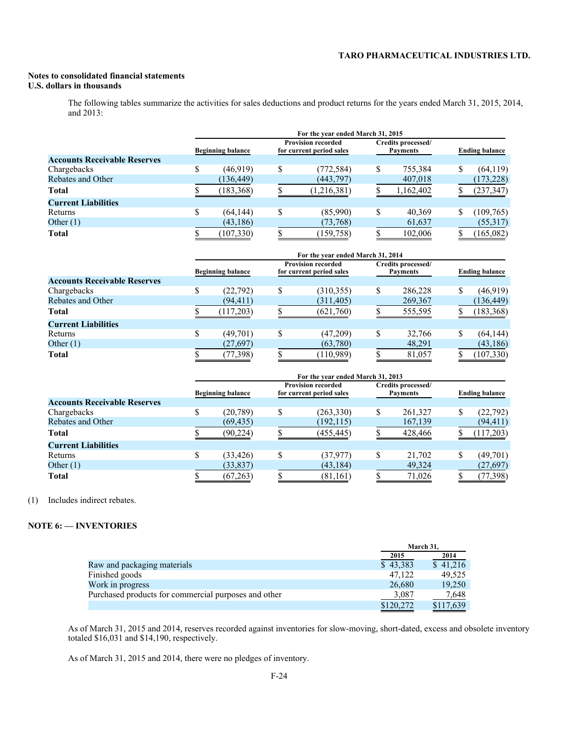**Notes to consolidated financial statements**
**U.S. dollars in thousands**

The following tables summarize the activities for sales deductions and product returns for the years ended March 31, 2015, 2014, and 2013:

| | For the year ended March 31, 2015 | | | |
|---|---|---|---|---|
| | Beginning balance | Provision recorded for current period sales | Credits processed/ Payments | Ending balance |
| **Accounts Receivable Reserves** | | | | |
| Chargebacks | $ (46,919) | $ (772,584) | $ 755,384 | $ (64,119) |
| Rebates and Other | (136,449) | (443,797) | 407,018 | (173,228) |
| **Total** | $ (183,368) | $ (1,216,381) | $ 1,162,402 | $ (237,347) |
| **Current Liabilities** | | | | |
| Returns | $ (64,144) | $ (85,990) | $ 40,369 | $ (109,765) |
| Other (1) | (43,186) | (73,768) | 61,637 | (55,317) |
| **Total** | $ (107,330) | $ (159,758) | $ 102,006 | $ (165,082) |

| | For the year ended March 31, 2014 | | | |
|---|---|---|---|---|
| | Beginning balance | Provision recorded for current period sales | Credits processed/ Payments | Ending balance |
| **Accounts Receivable Reserves** | | | | |
| Chargebacks | $ (22,792) | $ (310,355) | $ 286,228 | $ (46,919) |
| Rebates and Other | (94,411) | (311,405) | 269,367 | (136,449) |
| **Total** | $ (117,203) | $ (621,760) | $ 555,595 | $ (183,368) |
| **Current Liabilities** | | | | |
| Returns | $ (49,701) | $ (47,209) | $ 32,766 | $ (64,144) |
| Other (1) | (27,697) | (63,780) | 48,291 | (43,186) |
| **Total** | $ (77,398) | $ (110,989) | $ 81,057 | $ (107,330) |

| | For the year ended March 31, 2013 | | | |
|---|---|---|---|---|
| | Beginning balance | Provision recorded for current period sales | Credits processed/ Payments | Ending balance |
| **Accounts Receivable Reserves** | | | | |
| Chargebacks | $ (20,789) | $ (263,330) | $ 261,327 | $ (22,792) |
| Rebates and Other | (69,435) | (192,115) | 167,139 | (94,411) |
| **Total** | $ (90,224) | $ (455,445) | $ 428,466 | $ (117,203) |
| **Current Liabilities** | | | | |
| Returns | $ (33,426) | $ (37,977) | $ 21,702 | $ (49,701) |
| Other (1) | (33,837) | (43,184) | 49,324 | (27,697) |
| **Total** | $ (67,263) | $ (81,161) | $ 71,026 | $ (77,398) |

(1) Includes indirect rebates.

## NOTE 6: — INVENTORIES

| | March 31, | |
|---|---|---|
| | 2015 | 2014 |
| Raw and packaging materials | $ 43,383 | $ 41,216 |
| Finished goods | 47,122 | 49,525 |
| Work in progress | 26,680 | 19,250 |
| Purchased products for commercial purposes and other | 3,087 | 7,648 |
| | $120,272 | $117,639 |

As of March 31, 2015 and 2014, reserves recorded against inventories for slow-moving, short-dated, excess and obsolete inventory totaled $16,031 and $14,190, respectively.

As of March 31, 2015 and 2014, there were no pledges of inventory.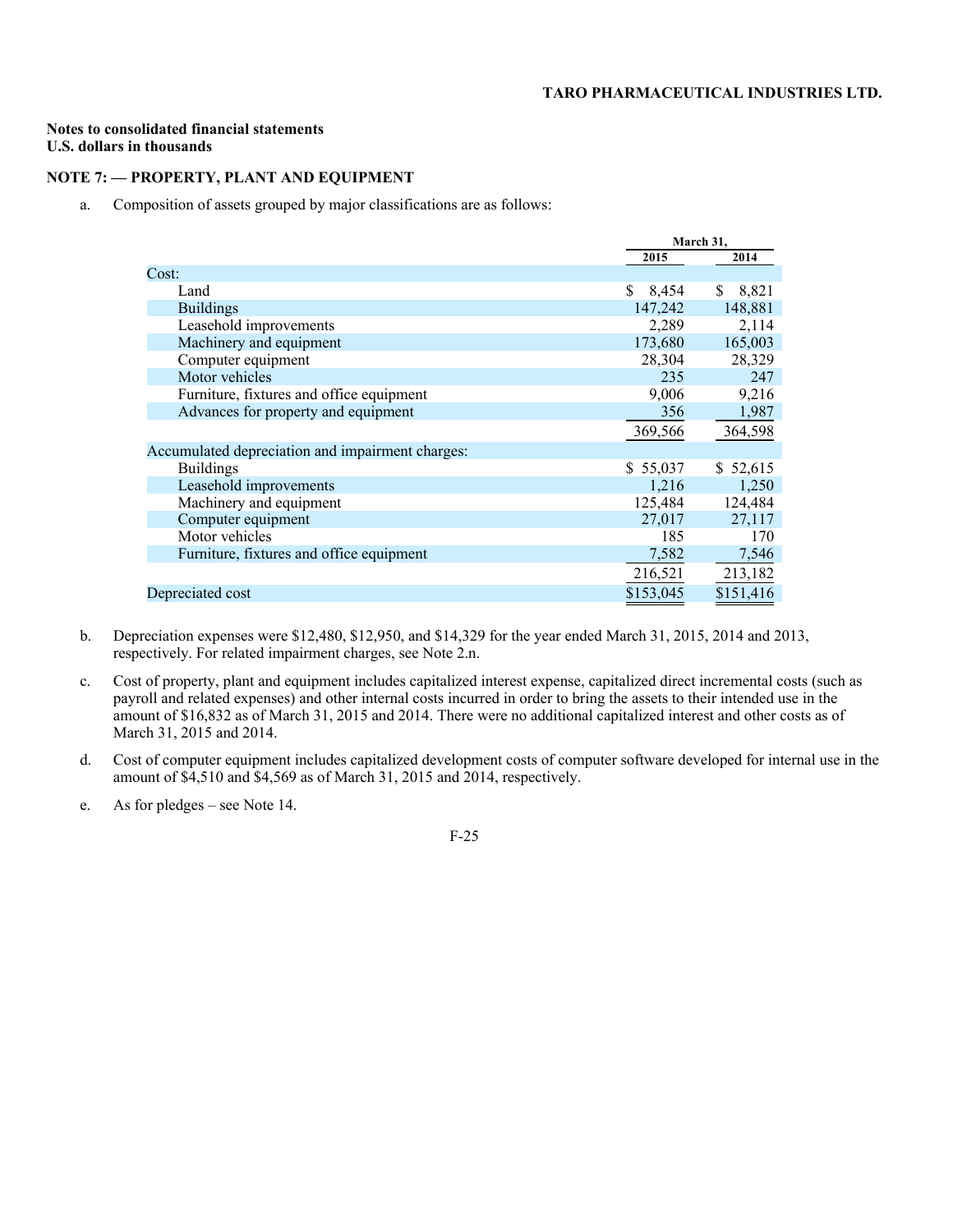**Notes to consolidated financial statements**
**U.S. dollars in thousands**

## NOTE 7: — PROPERTY, PLANT AND EQUIPMENT

a. Composition of assets grouped by major classifications are as follows:

| | March 31, | |
|---|---|---|
| | 2015 | 2014 |
| Cost: | | |
| Land | $ 8,454 | $ 8,821 |
| Buildings | 147,242 | 148,881 |
| Leasehold improvements | 2,289 | 2,114 |
| Machinery and equipment | 173,680 | 165,003 |
| Computer equipment | 28,304 | 28,329 |
| Motor vehicles | 235 | 247 |
| Furniture, fixtures and office equipment | 9,006 | 9,216 |
| Advances for property and equipment | 356 | 1,987 |
| | 369,566 | 364,598 |
| Accumulated depreciation and impairment charges: | | |
| Buildings | $ 55,037 | $ 52,615 |
| Leasehold improvements | 1,216 | 1,250 |
| Machinery and equipment | 125,484 | 124,484 |
| Computer equipment | 27,017 | 27,117 |
| Motor vehicles | 185 | 170 |
| Furniture, fixtures and office equipment | 7,582 | 7,546 |
| | 216,521 | 213,182 |
| Depreciated cost | $153,045 | $151,416 |

b. Depreciation expenses were $12,480, $12,950, and $14,329 for the year ended March 31, 2015, 2014 and 2013, respectively. For related impairment charges, see Note 2.n.

c. Cost of property, plant and equipment includes capitalized interest expense, capitalized direct incremental costs (such as payroll and related expenses) and other internal costs incurred in order to bring the assets to their intended use in the amount of $16,832 as of March 31, 2015 and 2014. There were no additional capitalized interest and other costs as of March 31, 2015 and 2014.

d. Cost of computer equipment includes capitalized development costs of computer software developed for internal use in the amount of $4,510 and $4,569 as of March 31, 2015 and 2014, respectively.

e. As for pledges – see Note 14.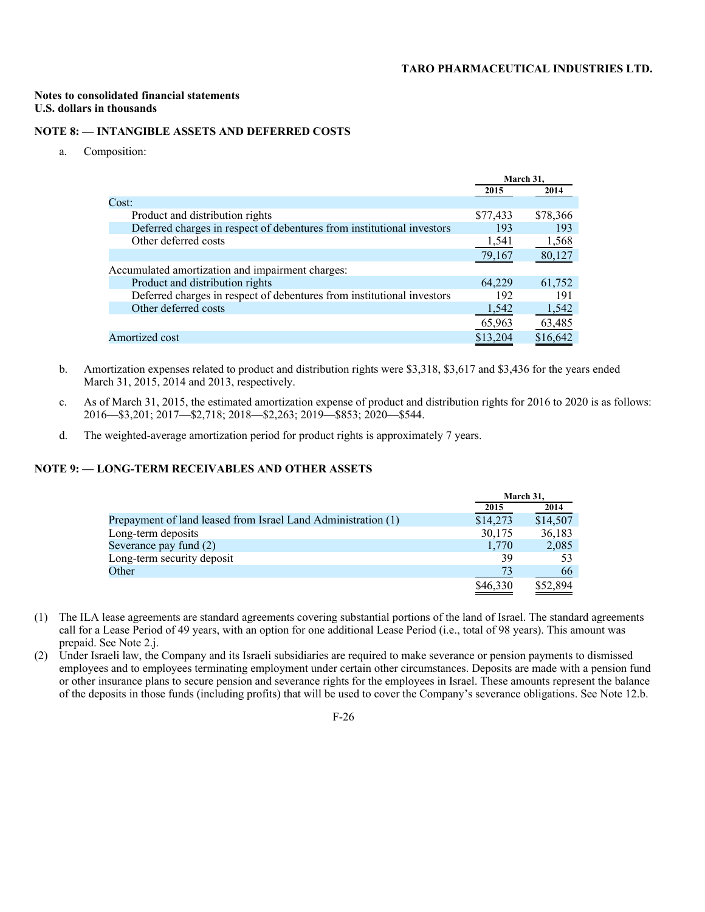**Notes to consolidated financial statements**
**U.S. dollars in thousands**

## NOTE 8: — INTANGIBLE ASSETS AND DEFERRED COSTS

a. Composition:

| | March 31, 2015 | March 31, 2014 |
|---|---|---|
| Cost: | | |
| Product and distribution rights | $77,433 | $78,366 |
| Deferred charges in respect of debentures from institutional investors | 193 | 193 |
| Other deferred costs | 1,541 | 1,568 |
| | 79,167 | 80,127 |
| Accumulated amortization and impairment charges: | | |
| Product and distribution rights | 64,229 | 61,752 |
| Deferred charges in respect of debentures from institutional investors | 192 | 191 |
| Other deferred costs | 1,542 | 1,542 |
| | 65,963 | 63,485 |
| Amortized cost | $13,204 | $16,642 |

b. Amortization expenses related to product and distribution rights were $3,318, $3,617 and $3,436 for the years ended March 31, 2015, 2014 and 2013, respectively.

c. As of March 31, 2015, the estimated amortization expense of product and distribution rights for 2016 to 2020 is as follows: 2016—$3,201; 2017—$2,718; 2018—$2,263; 2019—$853; 2020—$544.

d. The weighted-average amortization period for product rights is approximately 7 years.

## NOTE 9: — LONG-TERM RECEIVABLES AND OTHER ASSETS

| | March 31, 2015 | March 31, 2014 |
|---|---|---|
| Prepayment of land leased from Israel Land Administration (1) | $14,273 | $14,507 |
| Long-term deposits | 30,175 | 36,183 |
| Severance pay fund (2) | 1,770 | 2,085 |
| Long-term security deposit | 39 | 53 |
| Other | 73 | 66 |
| | $46,330 | $52,894 |

(1) The ILA lease agreements are standard agreements covering substantial portions of the land of Israel. The standard agreements call for a Lease Period of 49 years, with an option for one additional Lease Period (i.e., total of 98 years). This amount was prepaid. See Note 2.j.

(2) Under Israeli law, the Company and its Israeli subsidiaries are required to make severance or pension payments to dismissed employees and to employees terminating employment under certain other circumstances. Deposits are made with a pension fund or other insurance plans to secure pension and severance rights for the employees in Israel. These amounts represent the balance of the deposits in those funds (including profits) that will be used to cover the Company's severance obligations. See Note 12.b.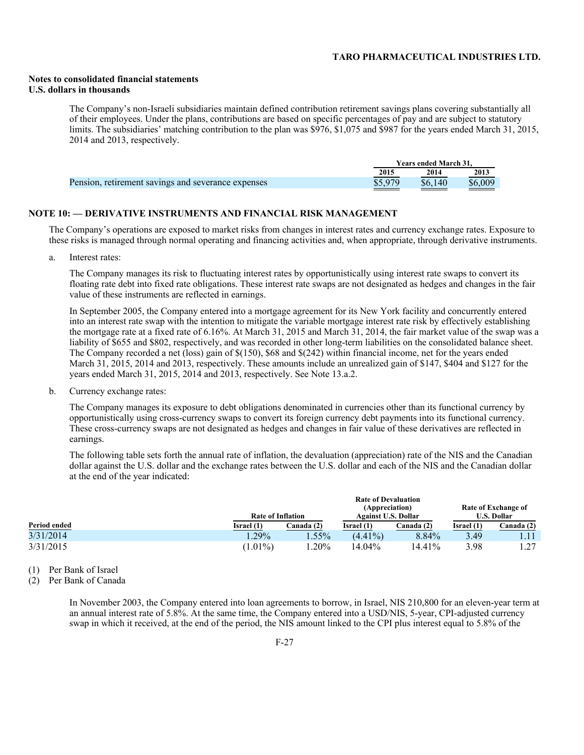The Company's non-Israeli subsidiaries maintain defined contribution retirement savings plans covering substantially all of their employees. Under the plans, contributions are based on specific percentages of pay and are subject to statutory limits. The subsidiaries' matching contribution to the plan was $976, $1,075 and $987 for the years ended March 31, 2015, 2014 and 2013, respectively.

| | Years ended March 31, | | |
|---|---|---|---|
| | 2015 | 2014 | 2013 |
| Pension, retirement savings and severance expenses | $5,979 | $6,140 | $6,009 |

## NOTE 10: — DERIVATIVE INSTRUMENTS AND FINANCIAL RISK MANAGEMENT

The Company's operations are exposed to market risks from changes in interest rates and currency exchange rates. Exposure to these risks is managed through normal operating and financing activities and, when appropriate, through derivative instruments.

a. Interest rates:

The Company manages its risk to fluctuating interest rates by opportunistically using interest rate swaps to convert its floating rate debt into fixed rate obligations. These interest rate swaps are not designated as hedges and changes in the fair value of these instruments are reflected in earnings.

In September 2005, the Company entered into a mortgage agreement for its New York facility and concurrently entered into an interest rate swap with the intention to mitigate the variable mortgage interest rate risk by effectively establishing the mortgage rate at a fixed rate of 6.16%. At March 31, 2015 and March 31, 2014, the fair market value of the swap was a liability of $655 and $802, respectively, and was recorded in other long-term liabilities on the consolidated balance sheet. The Company recorded a net (loss) gain of $(150), $68 and $(242) within financial income, net for the years ended March 31, 2015, 2014 and 2013, respectively. These amounts include an unrealized gain of $147, $404 and $127 for the years ended March 31, 2015, 2014 and 2013, respectively. See Note 13.a.2.

b. Currency exchange rates:

The Company manages its exposure to debt obligations denominated in currencies other than its functional currency by opportunistically using cross-currency swaps to convert its foreign currency debt payments into its functional currency. These cross-currency swaps are not designated as hedges and changes in fair value of these derivatives are reflected in earnings.

The following table sets forth the annual rate of inflation, the devaluation (appreciation) rate of the NIS and the Canadian dollar against the U.S. dollar and the exchange rates between the U.S. dollar and each of the NIS and the Canadian dollar at the end of the year indicated:

| | Rate of Inflation | | Rate of Devaluation (Appreciation) Against U.S. Dollar | | Rate of Exchange of U.S. Dollar | |
|---|---|---|---|---|---|---|
| Period ended | Israel (1) | Canada (2) | Israel (1) | Canada (2) | Israel (1) | Canada (2) |
| 3/31/2014 | 1.29% | 1.55% | (4.41%) | 8.84% | 3.49 | 1.11 |
| 3/31/2015 | (1.01%) | 1.20% | 14.04% | 14.41% | 3.98 | 1.27 |

(1) Per Bank of Israel

(2) Per Bank of Canada

In November 2003, the Company entered into loan agreements to borrow, in Israel, NIS 210,800 for an eleven-year term at an annual interest rate of 5.8%. At the same time, the Company entered into a USD/NIS, 5-year, CPI-adjusted currency swap in which it received, at the end of the period, the NIS amount linked to the CPI plus interest equal to 5.8% of the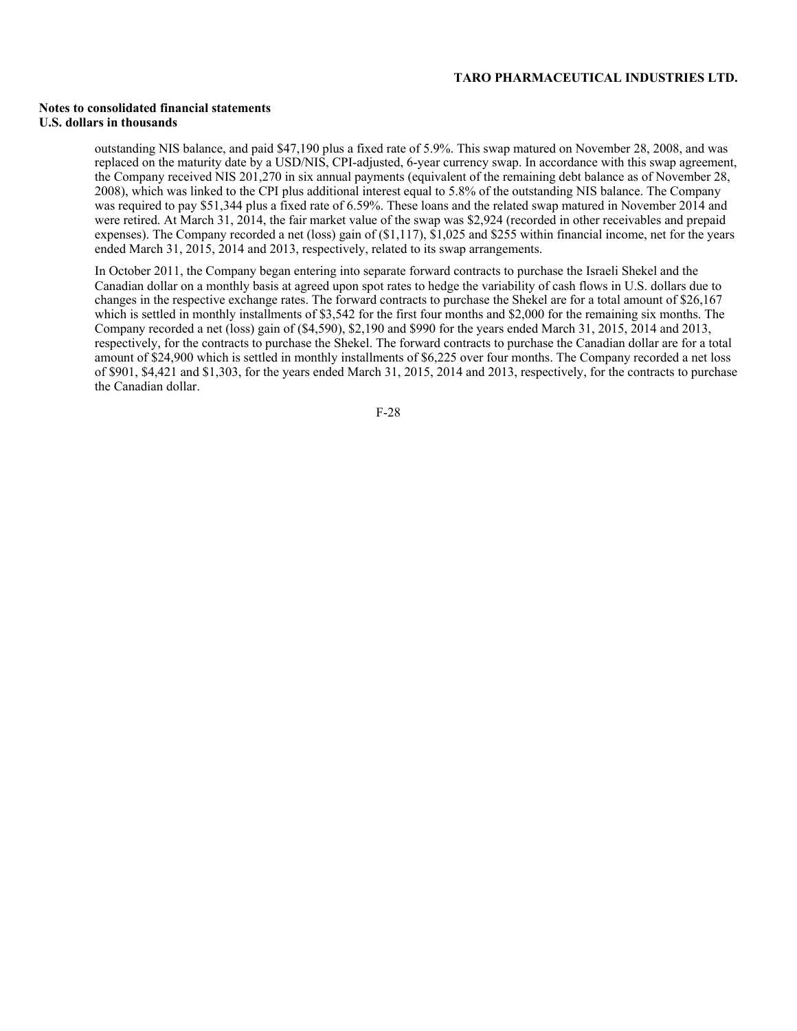outstanding NIS balance, and paid $47,190 plus a fixed rate of 5.9%. This swap matured on November 28, 2008, and was replaced on the maturity date by a USD/NIS, CPI-adjusted, 6-year currency swap. In accordance with this swap agreement, the Company received NIS 201,270 in six annual payments (equivalent of the remaining debt balance as of November 28, 2008), which was linked to the CPI plus additional interest equal to 5.8% of the outstanding NIS balance. The Company was required to pay $51,344 plus a fixed rate of 6.59%. These loans and the related swap matured in November 2014 and were retired. At March 31, 2014, the fair market value of the swap was $2,924 (recorded in other receivables and prepaid expenses). The Company recorded a net (loss) gain of ($1,117), $1,025 and $255 within financial income, net for the years ended March 31, 2015, 2014 and 2013, respectively, related to its swap arrangements.

In October 2011, the Company began entering into separate forward contracts to purchase the Israeli Shekel and the Canadian dollar on a monthly basis at agreed upon spot rates to hedge the variability of cash flows in U.S. dollars due to changes in the respective exchange rates. The forward contracts to purchase the Shekel are for a total amount of $26,167 which is settled in monthly installments of $3,542 for the first four months and $2,000 for the remaining six months. The Company recorded a net (loss) gain of ($4,590), $2,190 and $990 for the years ended March 31, 2015, 2014 and 2013, respectively, for the contracts to purchase the Shekel. The forward contracts to purchase the Canadian dollar are for a total amount of $24,900 which is settled in monthly installments of $6,225 over four months. The Company recorded a net loss of $901, $4,421 and $1,303, for the years ended March 31, 2015, 2014 and 2013, respectively, for the contracts to purchase the Canadian dollar.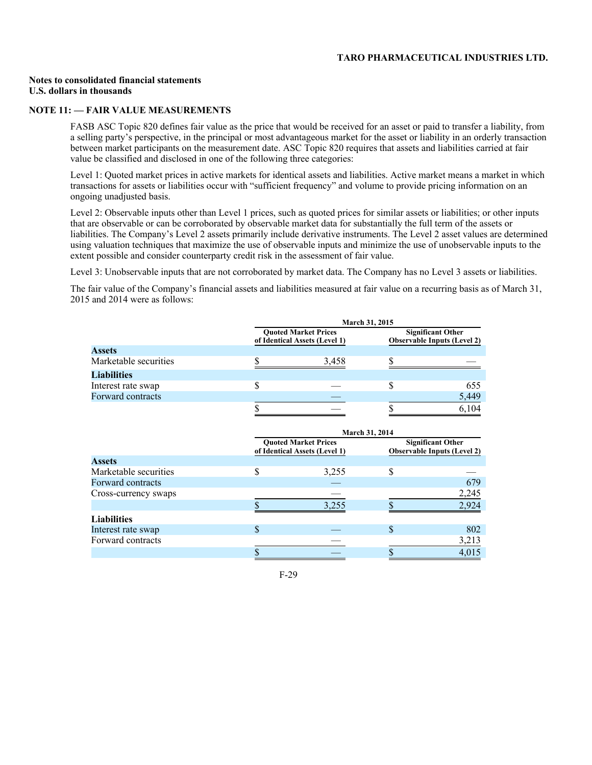**Notes to consolidated financial statements**
**U.S. dollars in thousands**

## NOTE 11: — FAIR VALUE MEASUREMENTS

FASB ASC Topic 820 defines fair value as the price that would be received for an asset or paid to transfer a liability, from a selling party's perspective, in the principal or most advantageous market for the asset or liability in an orderly transaction between market participants on the measurement date. ASC Topic 820 requires that assets and liabilities carried at fair value be classified and disclosed in one of the following three categories:

Level 1: Quoted market prices in active markets for identical assets and liabilities. Active market means a market in which transactions for assets or liabilities occur with "sufficient frequency" and volume to provide pricing information on an ongoing unadjusted basis.

Level 2: Observable inputs other than Level 1 prices, such as quoted prices for similar assets or liabilities; or other inputs that are observable or can be corroborated by observable market data for substantially the full term of the assets or liabilities. The Company's Level 2 assets primarily include derivative instruments. The Level 2 asset values are determined using valuation techniques that maximize the use of observable inputs and minimize the use of unobservable inputs to the extent possible and consider counterparty credit risk in the assessment of fair value.

Level 3: Unobservable inputs that are not corroborated by market data. The Company has no Level 3 assets or liabilities.

The fair value of the Company's financial assets and liabilities measured at fair value on a recurring basis as of March 31, 2015 and 2014 were as follows:

| | March 31, 2015 | |
|---|---|---|
| | Quoted Market Prices of Identical Assets (Level 1) | Significant Other Observable Inputs (Level 2) |
| **Assets** | | |
| Marketable securities | $ 3,458 | $ — |
| **Liabilities** | | |
| Interest rate swap | $ — | $ 655 |
| Forward contracts | — | 5,449 |
| | $ — | $ 6,104 |

| | March 31, 2014 | |
|---|---|---|
| | Quoted Market Prices of Identical Assets (Level 1) | Significant Other Observable Inputs (Level 2) |
| **Assets** | | |
| Marketable securities | $ 3,255 | $ — |
| Forward contracts | — | 679 |
| Cross-currency swaps | — | 2,245 |
| | $ 3,255 | $ 2,924 |
| **Liabilities** | | |
| Interest rate swap | $ — | $ 802 |
| Forward contracts | — | 3,213 |
| | $ — | $ 4,015 |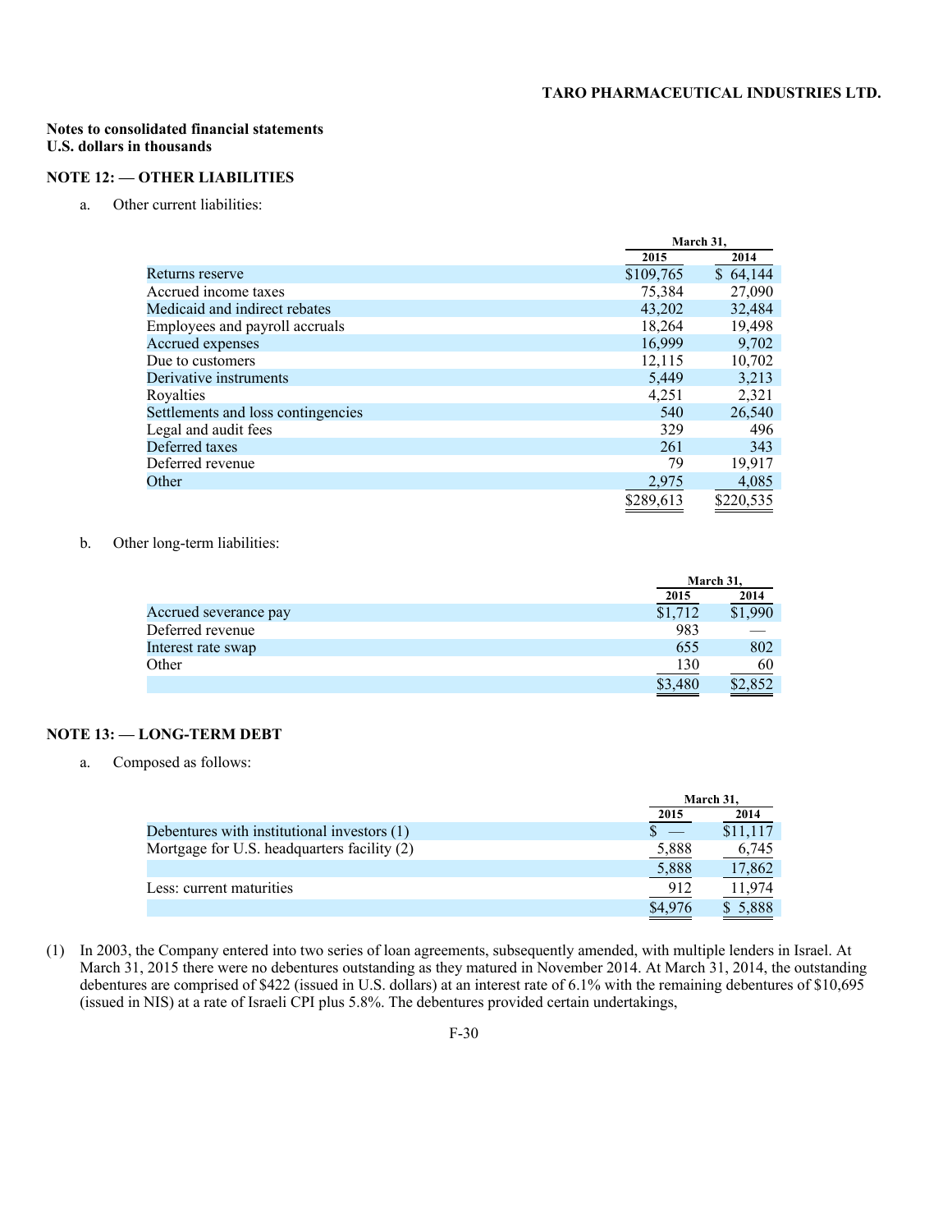**Notes to consolidated financial statements**
**U.S. dollars in thousands**

## NOTE 12: — OTHER LIABILITIES

a. Other current liabilities:

| | March 31, 2015 | March 31, 2014 |
|---|---|---|
| Returns reserve | $109,765 | $ 64,144 |
| Accrued income taxes | 75,384 | 27,090 |
| Medicaid and indirect rebates | 43,202 | 32,484 |
| Employees and payroll accruals | 18,264 | 19,498 |
| Accrued expenses | 16,999 | 9,702 |
| Due to customers | 12,115 | 10,702 |
| Derivative instruments | 5,449 | 3,213 |
| Royalties | 4,251 | 2,321 |
| Settlements and loss contingencies | 540 | 26,540 |
| Legal and audit fees | 329 | 496 |
| Deferred taxes | 261 | 343 |
| Deferred revenue | 79 | 19,917 |
| Other | 2,975 | 4,085 |
| | $289,613 | $220,535 |

b. Other long-term liabilities:

| | March 31, 2015 | March 31, 2014 |
|---|---|---|
| Accrued severance pay | $1,712 | $1,990 |
| Deferred revenue | 983 | — |
| Interest rate swap | 655 | 802 |
| Other | 130 | 60 |
| | $3,480 | $2,852 |

## NOTE 13: — LONG-TERM DEBT

a. Composed as follows:

| | March 31, 2015 | March 31, 2014 |
|---|---|---|
| Debentures with institutional investors (1) | $ — | $11,117 |
| Mortgage for U.S. headquarters facility (2) | 5,888 | 6,745 |
| | 5,888 | 17,862 |
| Less: current maturities | 912 | 11,974 |
| | $4,976 | $ 5,888 |

(1) In 2003, the Company entered into two series of loan agreements, subsequently amended, with multiple lenders in Israel. At March 31, 2015 there were no debentures outstanding as they matured in November 2014. At March 31, 2014, the outstanding debentures are comprised of $422 (issued in U.S. dollars) at an interest rate of 6.1% with the remaining debentures of $10,695 (issued in NIS) at a rate of Israeli CPI plus 5.8%. The debentures provided certain undertakings,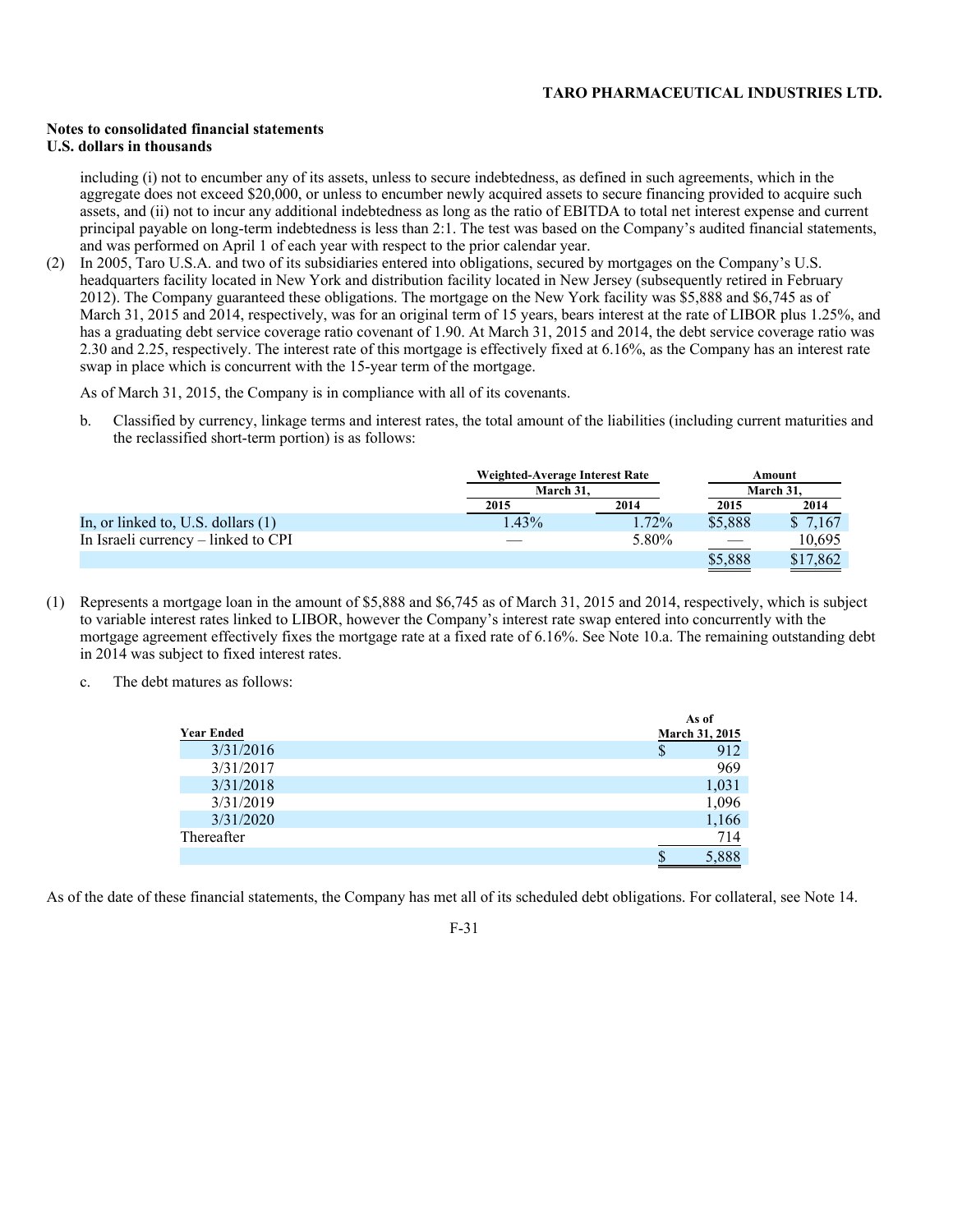**Notes to consolidated financial statements**
**U.S. dollars in thousands**

including (i) not to encumber any of its assets, unless to secure indebtedness, as defined in such agreements, which in the aggregate does not exceed \$20,000, or unless to encumber newly acquired assets to secure financing provided to acquire such assets, and (ii) not to incur any additional indebtedness as long as the ratio of EBITDA to total net interest expense and current principal payable on long-term indebtedness is less than 2:1. The test was based on the Company's audited financial statements, and was performed on April 1 of each year with respect to the prior calendar year.

(2) In 2005, Taro U.S.A. and two of its subsidiaries entered into obligations, secured by mortgages on the Company's U.S. headquarters facility located in New York and distribution facility located in New Jersey (subsequently retired in February 2012). The Company guaranteed these obligations. The mortgage on the New York facility was \$5,888 and \$6,745 as of March 31, 2015 and 2014, respectively, was for an original term of 15 years, bears interest at the rate of LIBOR plus 1.25%, and has a graduating debt service coverage ratio covenant of 1.90. At March 31, 2015 and 2014, the debt service coverage ratio was 2.30 and 2.25, respectively. The interest rate of this mortgage is effectively fixed at 6.16%, as the Company has an interest rate swap in place which is concurrent with the 15-year term of the mortgage.

As of March 31, 2015, the Company is in compliance with all of its covenants.

b. Classified by currency, linkage terms and interest rates, the total amount of the liabilities (including current maturities and the reclassified short-term portion) is as follows:

| | Weighted-Average Interest Rate | | Amount | |
|---|---|---|---|---|
| | March 31, | | March 31, | |
| | 2015 | 2014 | 2015 | 2014 |
| In, or linked to, U.S. dollars (1) | 1.43% | 1.72% | \$5,888 | \$ 7,167 |
| In Israeli currency – linked to CPI | — | 5.80% | — | 10,695 |
| | | | \$5,888 | \$17,862 |

(1) Represents a mortgage loan in the amount of \$5,888 and \$6,745 as of March 31, 2015 and 2014, respectively, which is subject to variable interest rates linked to LIBOR, however the Company's interest rate swap entered into concurrently with the mortgage agreement effectively fixes the mortgage rate at a fixed rate of 6.16%. See Note 10.a. The remaining outstanding debt in 2014 was subject to fixed interest rates.

c. The debt matures as follows:

| Year Ended | As of March 31, 2015 |
|---|---|
| 3/31/2016 | \$ 912 |
| 3/31/2017 | 969 |
| 3/31/2018 | 1,031 |
| 3/31/2019 | 1,096 |
| 3/31/2020 | 1,166 |
| Thereafter | 714 |
| | \$ 5,888 |

As of the date of these financial statements, the Company has met all of its scheduled debt obligations. For collateral, see Note 14.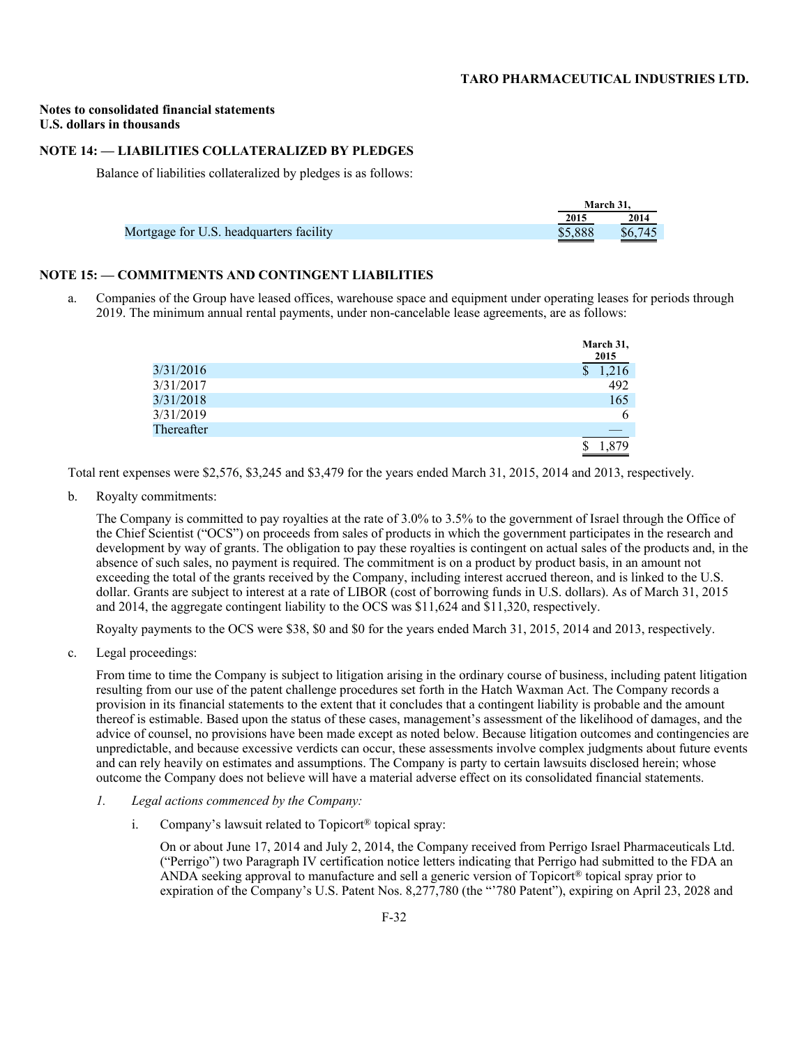**Notes to consolidated financial statements**
**U.S. dollars in thousands**

## NOTE 14: — LIABILITIES COLLATERALIZED BY PLEDGES

Balance of liabilities collateralized by pledges is as follows:

| | March 31, | |
|---|---|---|
| | 2015 | 2014 |
| Mortgage for U.S. headquarters facility | $5,888 | $6,745 |

## NOTE 15: — COMMITMENTS AND CONTINGENT LIABILITIES

a. Companies of the Group have leased offices, warehouse space and equipment under operating leases for periods through 2019. The minimum annual rental payments, under non-cancelable lease agreements, are as follows:

| | March 31, 2015 |
|---|---|
| 3/31/2016 | $ 1,216 |
| 3/31/2017 | 492 |
| 3/31/2018 | 165 |
| 3/31/2019 | 6 |
| Thereafter | — |
| | $ 1,879 |

Total rent expenses were $2,576, $3,245 and $3,479 for the years ended March 31, 2015, 2014 and 2013, respectively.

b. Royalty commitments:

The Company is committed to pay royalties at the rate of 3.0% to 3.5% to the government of Israel through the Office of the Chief Scientist ("OCS") on proceeds from sales of products in which the government participates in the research and development by way of grants. The obligation to pay these royalties is contingent on actual sales of the products and, in the absence of such sales, no payment is required. The commitment is on a product by product basis, in an amount not exceeding the total of the grants received by the Company, including interest accrued thereon, and is linked to the U.S. dollar. Grants are subject to interest at a rate of LIBOR (cost of borrowing funds in U.S. dollars). As of March 31, 2015 and 2014, the aggregate contingent liability to the OCS was $11,624 and $11,320, respectively.

Royalty payments to the OCS were $38, $0 and $0 for the years ended March 31, 2015, 2014 and 2013, respectively.

c. Legal proceedings:

From time to time the Company is subject to litigation arising in the ordinary course of business, including patent litigation resulting from our use of the patent challenge procedures set forth in the Hatch Waxman Act. The Company records a provision in its financial statements to the extent that it concludes that a contingent liability is probable and the amount thereof is estimable. Based upon the status of these cases, management's assessment of the likelihood of damages, and the advice of counsel, no provisions have been made except as noted below. Because litigation outcomes and contingencies are unpredictable, and because excessive verdicts can occur, these assessments involve complex judgments about future events and can rely heavily on estimates and assumptions. The Company is party to certain lawsuits disclosed herein; whose outcome the Company does not believe will have a material adverse effect on its consolidated financial statements.

*1. Legal actions commenced by the Company:*

i. Company's lawsuit related to Topicort® topical spray:

On or about June 17, 2014 and July 2, 2014, the Company received from Perrigo Israel Pharmaceuticals Ltd. ("Perrigo") two Paragraph IV certification notice letters indicating that Perrigo had submitted to the FDA an ANDA seeking approval to manufacture and sell a generic version of Topicort® topical spray prior to expiration of the Company's U.S. Patent Nos. 8,277,780 (the "'780 Patent"), expiring on April 23, 2028 and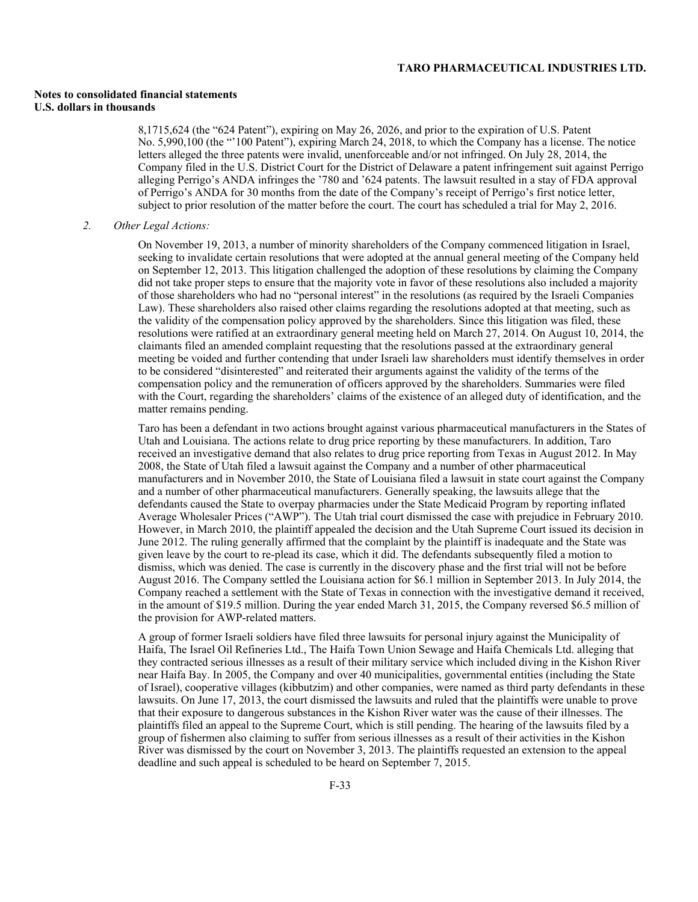8,1715,624 (the "624 Patent"), expiring on May 26, 2026, and prior to the expiration of U.S. Patent No. 5,990,100 (the "'100 Patent"), expiring March 24, 2018, to which the Company has a license. The notice letters alleged the three patents were invalid, unenforceable and/or not infringed. On July 28, 2014, the Company filed in the U.S. District Court for the District of Delaware a patent infringement suit against Perrigo alleging Perrigo's ANDA infringes the '780 and '624 patents. The lawsuit resulted in a stay of FDA approval of Perrigo's ANDA for 30 months from the date of the Company's receipt of Perrigo's first notice letter, subject to prior resolution of the matter before the court. The court has scheduled a trial for May 2, 2016.

*2. Other Legal Actions:*

On November 19, 2013, a number of minority shareholders of the Company commenced litigation in Israel, seeking to invalidate certain resolutions that were adopted at the annual general meeting of the Company held on September 12, 2013. This litigation challenged the adoption of these resolutions by claiming the Company did not take proper steps to ensure that the majority vote in favor of these resolutions also included a majority of those shareholders who had no "personal interest" in the resolutions (as required by the Israeli Companies Law). These shareholders also raised other claims regarding the resolutions adopted at that meeting, such as the validity of the compensation policy approved by the shareholders. Since this litigation was filed, these resolutions were ratified at an extraordinary general meeting held on March 27, 2014. On August 10, 2014, the claimants filed an amended complaint requesting that the resolutions passed at the extraordinary general meeting be voided and further contending that under Israeli law shareholders must identify themselves in order to be considered "disinterested" and reiterated their arguments against the validity of the terms of the compensation policy and the remuneration of officers approved by the shareholders. Summaries were filed with the Court, regarding the shareholders' claims of the existence of an alleged duty of identification, and the matter remains pending.

Taro has been a defendant in two actions brought against various pharmaceutical manufacturers in the States of Utah and Louisiana. The actions relate to drug price reporting by these manufacturers. In addition, Taro received an investigative demand that also relates to drug price reporting from Texas in August 2012. In May 2008, the State of Utah filed a lawsuit against the Company and a number of other pharmaceutical manufacturers and in November 2010, the State of Louisiana filed a lawsuit in state court against the Company and a number of other pharmaceutical manufacturers. Generally speaking, the lawsuits allege that the defendants caused the State to overpay pharmacies under the State Medicaid Program by reporting inflated Average Wholesaler Prices ("AWP"). The Utah trial court dismissed the case with prejudice in February 2010. However, in March 2010, the plaintiff appealed the decision and the Utah Supreme Court issued its decision in June 2012. The ruling generally affirmed that the complaint by the plaintiff is inadequate and the State was given leave by the court to re-plead its case, which it did. The defendants subsequently filed a motion to dismiss, which was denied. The case is currently in the discovery phase and the first trial will not be before August 2016. The Company settled the Louisiana action for $6.1 million in September 2013. In July 2014, the Company reached a settlement with the State of Texas in connection with the investigative demand it received, in the amount of $19.5 million. During the year ended March 31, 2015, the Company reversed $6.5 million of the provision for AWP-related matters.

A group of former Israeli soldiers have filed three lawsuits for personal injury against the Municipality of Haifa, The Israel Oil Refineries Ltd., The Haifa Town Union Sewage and Haifa Chemicals Ltd. alleging that they contracted serious illnesses as a result of their military service which included diving in the Kishon River near Haifa Bay. In 2005, the Company and over 40 municipalities, governmental entities (including the State of Israel), cooperative villages (kibbutzim) and other companies, were named as third party defendants in these lawsuits. On June 17, 2013, the court dismissed the lawsuits and ruled that the plaintiffs were unable to prove that their exposure to dangerous substances in the Kishon River water was the cause of their illnesses. The plaintiffs filed an appeal to the Supreme Court, which is still pending. The hearing of the lawsuits filed by a group of fishermen also claiming to suffer from serious illnesses as a result of their activities in the Kishon River was dismissed by the court on November 3, 2013. The plaintiffs requested an extension to the appeal deadline and such appeal is scheduled to be heard on September 7, 2015.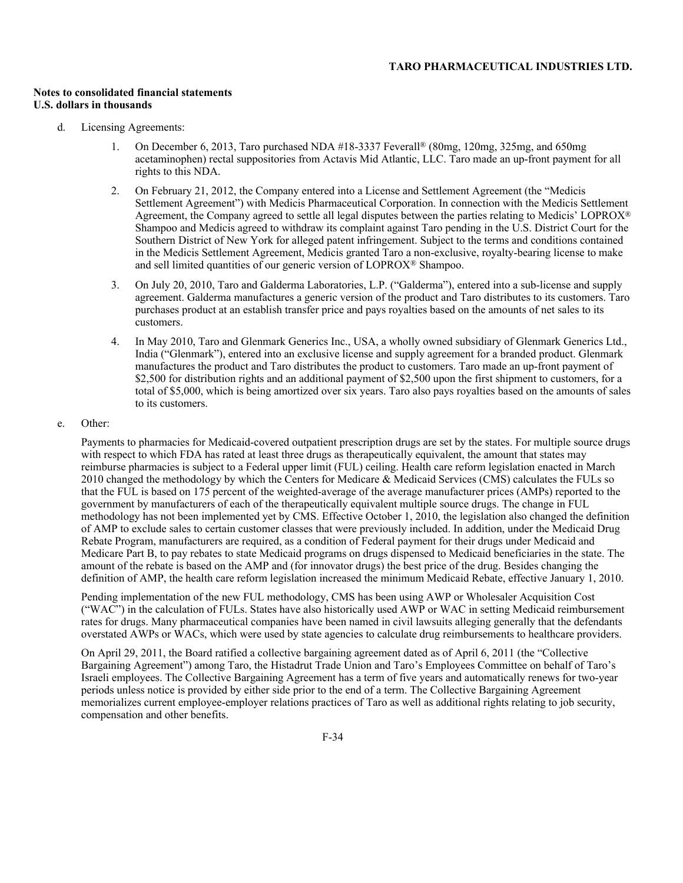**Notes to consolidated financial statements**
**U.S. dollars in thousands**

d. Licensing Agreements:

1. On December 6, 2013, Taro purchased NDA #18-3337 Feverall® (80mg, 120mg, 325mg, and 650mg acetaminophen) rectal suppositories from Actavis Mid Atlantic, LLC. Taro made an up-front payment for all rights to this NDA.

2. On February 21, 2012, the Company entered into a License and Settlement Agreement (the "Medicis Settlement Agreement") with Medicis Pharmaceutical Corporation. In connection with the Medicis Settlement Agreement, the Company agreed to settle all legal disputes between the parties relating to Medicis' LOPROX® Shampoo and Medicis agreed to withdraw its complaint against Taro pending in the U.S. District Court for the Southern District of New York for alleged patent infringement. Subject to the terms and conditions contained in the Medicis Settlement Agreement, Medicis granted Taro a non-exclusive, royalty-bearing license to make and sell limited quantities of our generic version of LOPROX® Shampoo.

3. On July 20, 2010, Taro and Galderma Laboratories, L.P. ("Galderma"), entered into a sub-license and supply agreement. Galderma manufactures a generic version of the product and Taro distributes to its customers. Taro purchases product at an establish transfer price and pays royalties based on the amounts of net sales to its customers.

4. In May 2010, Taro and Glenmark Generics Inc., USA, a wholly owned subsidiary of Glenmark Generics Ltd., India ("Glenmark"), entered into an exclusive license and supply agreement for a branded product. Glenmark manufactures the product and Taro distributes the product to customers. Taro made an up-front payment of $2,500 for distribution rights and an additional payment of $2,500 upon the first shipment to customers, for a total of $5,000, which is being amortized over six years. Taro also pays royalties based on the amounts of sales to its customers.

e. Other:

Payments to pharmacies for Medicaid-covered outpatient prescription drugs are set by the states. For multiple source drugs with respect to which FDA has rated at least three drugs as therapeutically equivalent, the amount that states may reimburse pharmacies is subject to a Federal upper limit (FUL) ceiling. Health care reform legislation enacted in March 2010 changed the methodology by which the Centers for Medicare & Medicaid Services (CMS) calculates the FULs so that the FUL is based on 175 percent of the weighted-average of the average manufacturer prices (AMPs) reported to the government by manufacturers of each of the therapeutically equivalent multiple source drugs. The change in FUL methodology has not been implemented yet by CMS. Effective October 1, 2010, the legislation also changed the definition of AMP to exclude sales to certain customer classes that were previously included. In addition, under the Medicaid Drug Rebate Program, manufacturers are required, as a condition of Federal payment for their drugs under Medicaid and Medicare Part B, to pay rebates to state Medicaid programs on drugs dispensed to Medicaid beneficiaries in the state. The amount of the rebate is based on the AMP and (for innovator drugs) the best price of the drug. Besides changing the definition of AMP, the health care reform legislation increased the minimum Medicaid Rebate, effective January 1, 2010.

Pending implementation of the new FUL methodology, CMS has been using AWP or Wholesaler Acquisition Cost ("WAC") in the calculation of FULs. States have also historically used AWP or WAC in setting Medicaid reimbursement rates for drugs. Many pharmaceutical companies have been named in civil lawsuits alleging generally that the defendants overstated AWPs or WACs, which were used by state agencies to calculate drug reimbursements to healthcare providers.

On April 29, 2011, the Board ratified a collective bargaining agreement dated as of April 6, 2011 (the "Collective Bargaining Agreement") among Taro, the Histadrut Trade Union and Taro's Employees Committee on behalf of Taro's Israeli employees. The Collective Bargaining Agreement has a term of five years and automatically renews for two-year periods unless notice is provided by either side prior to the end of a term. The Collective Bargaining Agreement memorializes current employee-employer relations practices of Taro as well as additional rights relating to job security, compensation and other benefits.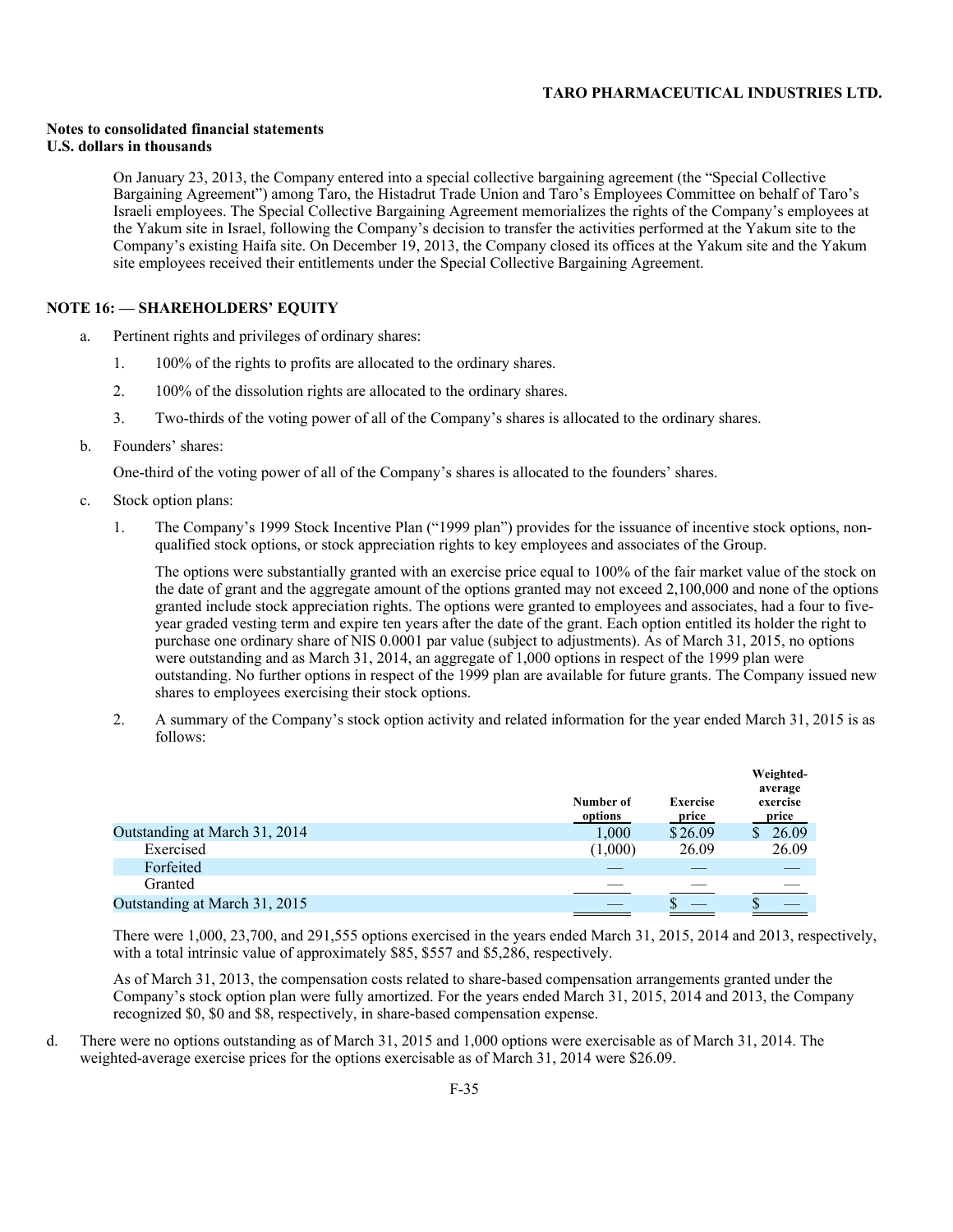**Notes to consolidated financial statements**
**U.S. dollars in thousands**

On January 23, 2013, the Company entered into a special collective bargaining agreement (the "Special Collective Bargaining Agreement") among Taro, the Histadrut Trade Union and Taro's Employees Committee on behalf of Taro's Israeli employees. The Special Collective Bargaining Agreement memorializes the rights of the Company's employees at the Yakum site in Israel, following the Company's decision to transfer the activities performed at the Yakum site to the Company's existing Haifa site. On December 19, 2013, the Company closed its offices at the Yakum site and the Yakum site employees received their entitlements under the Special Collective Bargaining Agreement.

## NOTE 16: — SHAREHOLDERS' EQUITY

a. Pertinent rights and privileges of ordinary shares:

   1. 100% of the rights to profits are allocated to the ordinary shares.

   2. 100% of the dissolution rights are allocated to the ordinary shares.

   3. Two-thirds of the voting power of all of the Company's shares is allocated to the ordinary shares.

b. Founders' shares:

   One-third of the voting power of all of the Company's shares is allocated to the founders' shares.

c. Stock option plans:

   1. The Company's 1999 Stock Incentive Plan ("1999 plan") provides for the issuance of incentive stock options, non-qualified stock options, or stock appreciation rights to key employees and associates of the Group.

      The options were substantially granted with an exercise price equal to 100% of the fair market value of the stock on the date of grant and the aggregate amount of the options granted may not exceed 2,100,000 and none of the options granted include stock appreciation rights. The options were granted to employees and associates, had a four to five-year graded vesting term and expire ten years after the date of the grant. Each option entitled its holder the right to purchase one ordinary share of NIS 0.0001 par value (subject to adjustments). As of March 31, 2015, no options were outstanding and as March 31, 2014, an aggregate of 1,000 options in respect of the 1999 plan were outstanding. No further options in respect of the 1999 plan are available for future grants. The Company issued new shares to employees exercising their stock options.

   2. A summary of the Company's stock option activity and related information for the year ended March 31, 2015 is as follows:

| | Number of options | Exercise price | Weighted-average exercise price |
|---|---|---|---|
| Outstanding at March 31, 2014 | 1,000 | $26.09 | $ 26.09 |
| Exercised | (1,000) | 26.09 | 26.09 |
| Forfeited | — | — | — |
| Granted | — | — | — |
| Outstanding at March 31, 2015 | — | $ — | $ — |

   There were 1,000, 23,700, and 291,555 options exercised in the years ended March 31, 2015, 2014 and 2013, respectively, with a total intrinsic value of approximately $85, $557 and $5,286, respectively.

   As of March 31, 2013, the compensation costs related to share-based compensation arrangements granted under the Company's stock option plan were fully amortized. For the years ended March 31, 2015, 2014 and 2013, the Company recognized $0, $0 and $8, respectively, in share-based compensation expense.

d. There were no options outstanding as of March 31, 2015 and 1,000 options were exercisable as of March 31, 2014. The weighted-average exercise prices for the options exercisable as of March 31, 2014 were $26.09.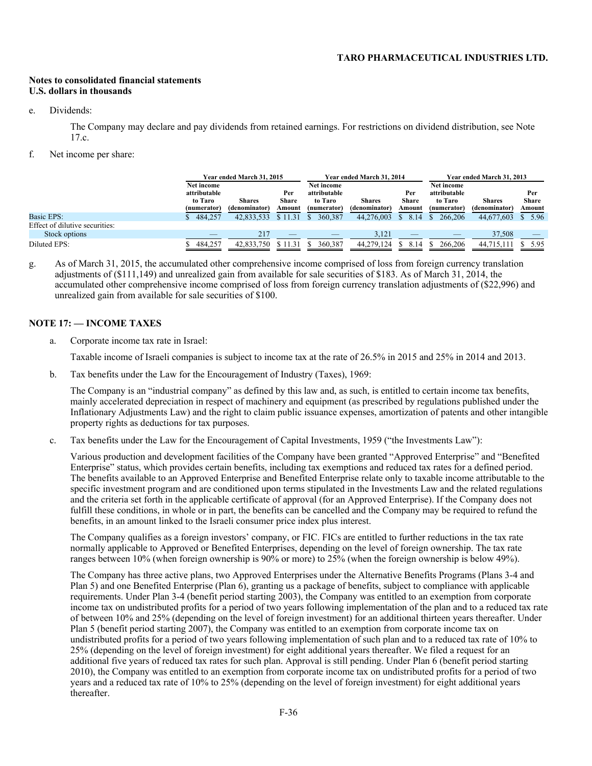**Notes to consolidated financial statements**
**U.S. dollars in thousands**

e. Dividends:

The Company may declare and pay dividends from retained earnings. For restrictions on dividend distribution, see Note 17.c.

f. Net income per share:

| | Year ended March 31, 2015 | | | Year ended March 31, 2014 | | | Year ended March 31, 2013 | | |
|---|---|---|---|---|---|---|---|---|---|
| | Net income attributable to Taro (numerator) | Shares (denominator) | Per Share Amount | Net income attributable to Taro (numerator) | Shares (denominator) | Per Share Amount | Net income attributable to Taro (numerator) | Shares (denominator) | Per Share Amount |
| Basic EPS: | $ 484,257 | 42,833,533 | $ 11.31 | $ 360,387 | 44,276,003 | $ 8.14 | $ 266,206 | 44,677,603 | $ 5.96 |
| Effect of dilutive securities: | | | | | | | | | |
| Stock options | — | 217 | — | — | 3,121 | — | — | 37,508 | — |
| Diluted EPS: | $ 484,257 | 42,833,750 | $ 11.31 | $ 360,387 | 44,279,124 | $ 8.14 | $ 266,206 | 44,715,111 | $ 5.95 |

g. As of March 31, 2015, the accumulated other comprehensive income comprised of loss from foreign currency translation adjustments of ($111,149) and unrealized gain from available for sale securities of $183. As of March 31, 2014, the accumulated other comprehensive income comprised of loss from foreign currency translation adjustments of ($22,996) and unrealized gain from available for sale securities of $100.

## NOTE 17: — INCOME TAXES

a. Corporate income tax rate in Israel:

Taxable income of Israeli companies is subject to income tax at the rate of 26.5% in 2015 and 25% in 2014 and 2013.

b. Tax benefits under the Law for the Encouragement of Industry (Taxes), 1969:

The Company is an "industrial company" as defined by this law and, as such, is entitled to certain income tax benefits, mainly accelerated depreciation in respect of machinery and equipment (as prescribed by regulations published under the Inflationary Adjustments Law) and the right to claim public issuance expenses, amortization of patents and other intangible property rights as deductions for tax purposes.

c. Tax benefits under the Law for the Encouragement of Capital Investments, 1959 ("the Investments Law"):

Various production and development facilities of the Company have been granted "Approved Enterprise" and "Benefited Enterprise" status, which provides certain benefits, including tax exemptions and reduced tax rates for a defined period. The benefits available to an Approved Enterprise and Benefited Enterprise relate only to taxable income attributable to the specific investment program and are conditioned upon terms stipulated in the Investments Law and the related regulations and the criteria set forth in the applicable certificate of approval (for an Approved Enterprise). If the Company does not fulfill these conditions, in whole or in part, the benefits can be cancelled and the Company may be required to refund the benefits, in an amount linked to the Israeli consumer price index plus interest.

The Company qualifies as a foreign investors' company, or FIC. FICs are entitled to further reductions in the tax rate normally applicable to Approved or Benefited Enterprises, depending on the level of foreign ownership. The tax rate ranges between 10% (when foreign ownership is 90% or more) to 25% (when the foreign ownership is below 49%).

The Company has three active plans, two Approved Enterprises under the Alternative Benefits Programs (Plans 3-4 and Plan 5) and one Benefited Enterprise (Plan 6), granting us a package of benefits, subject to compliance with applicable requirements. Under Plan 3-4 (benefit period starting 2003), the Company was entitled to an exemption from corporate income tax on undistributed profits for a period of two years following implementation of the plan and to a reduced tax rate of between 10% and 25% (depending on the level of foreign investment) for an additional thirteen years thereafter. Under Plan 5 (benefit period starting 2007), the Company was entitled to an exemption from corporate income tax on undistributed profits for a period of two years following implementation of such plan and to a reduced tax rate of 10% to 25% (depending on the level of foreign investment) for eight additional years thereafter. We filed a request for an additional five years of reduced tax rates for such plan. Approval is still pending. Under Plan 6 (benefit period starting 2010), the Company was entitled to an exemption from corporate income tax on undistributed profits for a period of two years and a reduced tax rate of 10% to 25% (depending on the level of foreign investment) for eight additional years thereafter.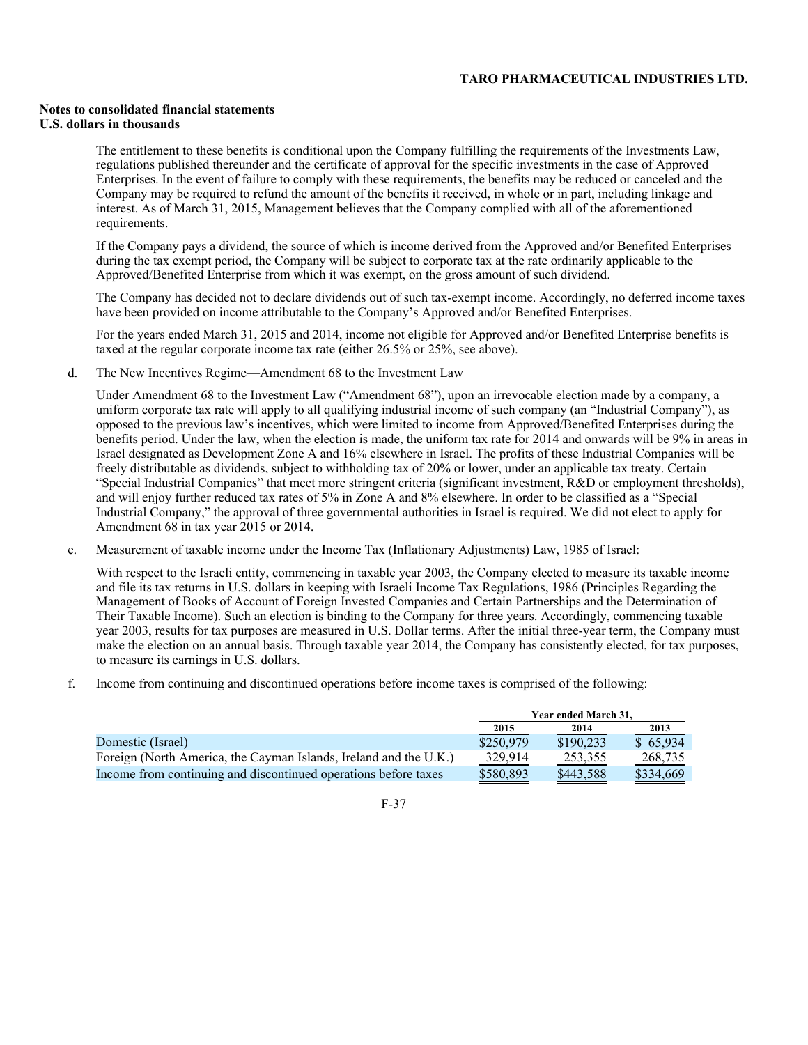**Notes to consolidated financial statements**
**U.S. dollars in thousands**

The entitlement to these benefits is conditional upon the Company fulfilling the requirements of the Investments Law, regulations published thereunder and the certificate of approval for the specific investments in the case of Approved Enterprises. In the event of failure to comply with these requirements, the benefits may be reduced or canceled and the Company may be required to refund the amount of the benefits it received, in whole or in part, including linkage and interest. As of March 31, 2015, Management believes that the Company complied with all of the aforementioned requirements.

If the Company pays a dividend, the source of which is income derived from the Approved and/or Benefited Enterprises during the tax exempt period, the Company will be subject to corporate tax at the rate ordinarily applicable to the Approved/Benefited Enterprise from which it was exempt, on the gross amount of such dividend.

The Company has decided not to declare dividends out of such tax-exempt income. Accordingly, no deferred income taxes have been provided on income attributable to the Company's Approved and/or Benefited Enterprises.

For the years ended March 31, 2015 and 2014, income not eligible for Approved and/or Benefited Enterprise benefits is taxed at the regular corporate income tax rate (either 26.5% or 25%, see above).

d. The New Incentives Regime—Amendment 68 to the Investment Law

Under Amendment 68 to the Investment Law ("Amendment 68"), upon an irrevocable election made by a company, a uniform corporate tax rate will apply to all qualifying industrial income of such company (an "Industrial Company"), as opposed to the previous law's incentives, which were limited to income from Approved/Benefited Enterprises during the benefits period. Under the law, when the election is made, the uniform tax rate for 2014 and onwards will be 9% in areas in Israel designated as Development Zone A and 16% elsewhere in Israel. The profits of these Industrial Companies will be freely distributable as dividends, subject to withholding tax of 20% or lower, under an applicable tax treaty. Certain "Special Industrial Companies" that meet more stringent criteria (significant investment, R&D or employment thresholds), and will enjoy further reduced tax rates of 5% in Zone A and 8% elsewhere. In order to be classified as a "Special Industrial Company," the approval of three governmental authorities in Israel is required. We did not elect to apply for Amendment 68 in tax year 2015 or 2014.

e. Measurement of taxable income under the Income Tax (Inflationary Adjustments) Law, 1985 of Israel:

With respect to the Israeli entity, commencing in taxable year 2003, the Company elected to measure its taxable income and file its tax returns in U.S. dollars in keeping with Israeli Income Tax Regulations, 1986 (Principles Regarding the Management of Books of Account of Foreign Invested Companies and Certain Partnerships and the Determination of Their Taxable Income). Such an election is binding to the Company for three years. Accordingly, commencing taxable year 2003, results for tax purposes are measured in U.S. Dollar terms. After the initial three-year term, the Company must make the election on an annual basis. Through taxable year 2014, the Company has consistently elected, for tax purposes, to measure its earnings in U.S. dollars.

f. Income from continuing and discontinued operations before income taxes is comprised of the following:

| | Year ended March 31, | | |
|---|---|---|---|
| | 2015 | 2014 | 2013 |
| Domestic (Israel) | $250,979 | $190,233 | $ 65,934 |
| Foreign (North America, the Cayman Islands, Ireland and the U.K.) | 329,914 | 253,355 | 268,735 |
| Income from continuing and discontinued operations before taxes | $580,893 | $443,588 | $334,669 |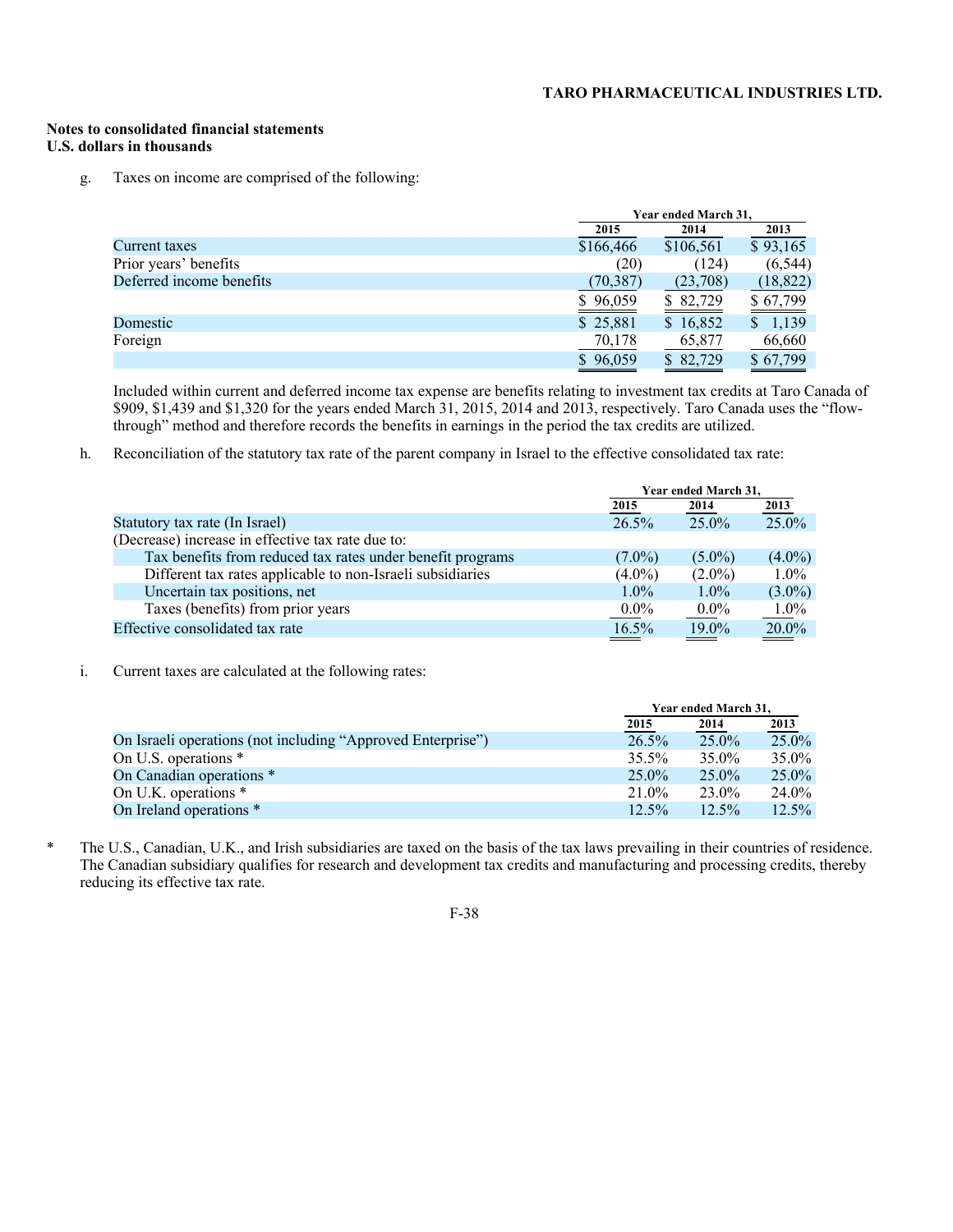**Notes to consolidated financial statements**
**U.S. dollars in thousands**

g. Taxes on income are comprised of the following:

| | Year ended March 31, | | |
|---|---|---|---|
| | 2015 | 2014 | 2013 |
| Current taxes | $166,466 | $106,561 | $ 93,165 |
| Prior years' benefits | (20) | (124) | (6,544) |
| Deferred income benefits | (70,387) | (23,708) | (18,822) |
| | $ 96,059 | $ 82,729 | $ 67,799 |
| Domestic | $ 25,881 | $ 16,852 | $ 1,139 |
| Foreign | 70,178 | 65,877 | 66,660 |
| | $ 96,059 | $ 82,729 | $ 67,799 |

Included within current and deferred income tax expense are benefits relating to investment tax credits at Taro Canada of $909, $1,439 and $1,320 for the years ended March 31, 2015, 2014 and 2013, respectively. Taro Canada uses the "flow-through" method and therefore records the benefits in earnings in the period the tax credits are utilized.

h. Reconciliation of the statutory tax rate of the parent company in Israel to the effective consolidated tax rate:

| | Year ended March 31, | | |
|---|---|---|---|
| | 2015 | 2014 | 2013 |
| Statutory tax rate (In Israel) | 26.5% | 25.0% | 25.0% |
| (Decrease) increase in effective tax rate due to: | | | |
| Tax benefits from reduced tax rates under benefit programs | (7.0%) | (5.0%) | (4.0%) |
| Different tax rates applicable to non-Israeli subsidiaries | (4.0%) | (2.0%) | 1.0% |
| Uncertain tax positions, net | 1.0% | 1.0% | (3.0%) |
| Taxes (benefits) from prior years | 0.0% | 0.0% | 1.0% |
| Effective consolidated tax rate | 16.5% | 19.0% | 20.0% |

i. Current taxes are calculated at the following rates:

| | Year ended March 31, | | |
|---|---|---|---|
| | 2015 | 2014 | 2013 |
| On Israeli operations (not including "Approved Enterprise") | 26.5% | 25.0% | 25.0% |
| On U.S. operations * | 35.5% | 35.0% | 35.0% |
| On Canadian operations * | 25.0% | 25.0% | 25.0% |
| On U.K. operations * | 21.0% | 23.0% | 24.0% |
| On Ireland operations * | 12.5% | 12.5% | 12.5% |

\* The U.S., Canadian, U.K., and Irish subsidiaries are taxed on the basis of the tax laws prevailing in their countries of residence. The Canadian subsidiary qualifies for research and development tax credits and manufacturing and processing credits, thereby reducing its effective tax rate.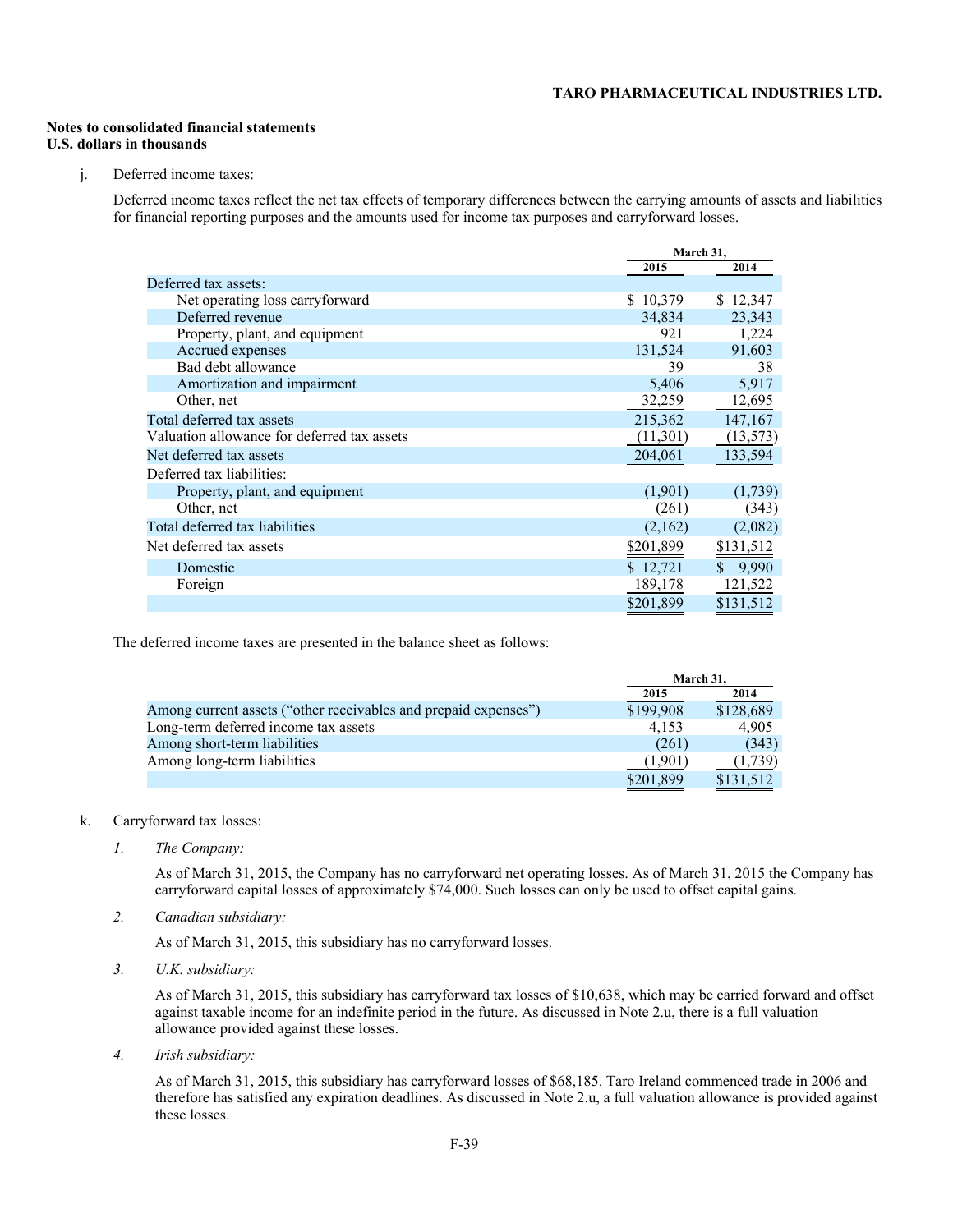**Notes to consolidated financial statements**
**U.S. dollars in thousands**

j. Deferred income taxes:

Deferred income taxes reflect the net tax effects of temporary differences between the carrying amounts of assets and liabilities for financial reporting purposes and the amounts used for income tax purposes and carryforward losses.

| | March 31, | |
|---|---|---|
| | 2015 | 2014 |
| Deferred tax assets: | | |
| Net operating loss carryforward | $ 10,379 | $ 12,347 |
| Deferred revenue | 34,834 | 23,343 |
| Property, plant, and equipment | 921 | 1,224 |
| Accrued expenses | 131,524 | 91,603 |
| Bad debt allowance | 39 | 38 |
| Amortization and impairment | 5,406 | 5,917 |
| Other, net | 32,259 | 12,695 |
| Total deferred tax assets | 215,362 | 147,167 |
| Valuation allowance for deferred tax assets | (11,301) | (13,573) |
| Net deferred tax assets | 204,061 | 133,594 |
| Deferred tax liabilities: | | |
| Property, plant, and equipment | (1,901) | (1,739) |
| Other, net | (261) | (343) |
| Total deferred tax liabilities | (2,162) | (2,082) |
| Net deferred tax assets | $201,899 | $131,512 |
| Domestic | $ 12,721 | $ 9,990 |
| Foreign | 189,178 | 121,522 |
| | $201,899 | $131,512 |

The deferred income taxes are presented in the balance sheet as follows:

| | March 31, | |
|---|---|---|
| | 2015 | 2014 |
| Among current assets ("other receivables and prepaid expenses") | $199,908 | $128,689 |
| Long-term deferred income tax assets | 4,153 | 4,905 |
| Among short-term liabilities | (261) | (343) |
| Among long-term liabilities | (1,901) | (1,739) |
| | $201,899 | $131,512 |

k. Carryforward tax losses:

*1. The Company:*

As of March 31, 2015, the Company has no carryforward net operating losses. As of March 31, 2015 the Company has carryforward capital losses of approximately $74,000. Such losses can only be used to offset capital gains.

*2. Canadian subsidiary:*

As of March 31, 2015, this subsidiary has no carryforward losses.

*3. U.K. subsidiary:*

As of March 31, 2015, this subsidiary has carryforward tax losses of $10,638, which may be carried forward and offset against taxable income for an indefinite period in the future. As discussed in Note 2.u, there is a full valuation allowance provided against these losses.

*4. Irish subsidiary:*

As of March 31, 2015, this subsidiary has carryforward losses of $68,185. Taro Ireland commenced trade in 2006 and therefore has satisfied any expiration deadlines. As discussed in Note 2.u, a full valuation allowance is provided against these losses.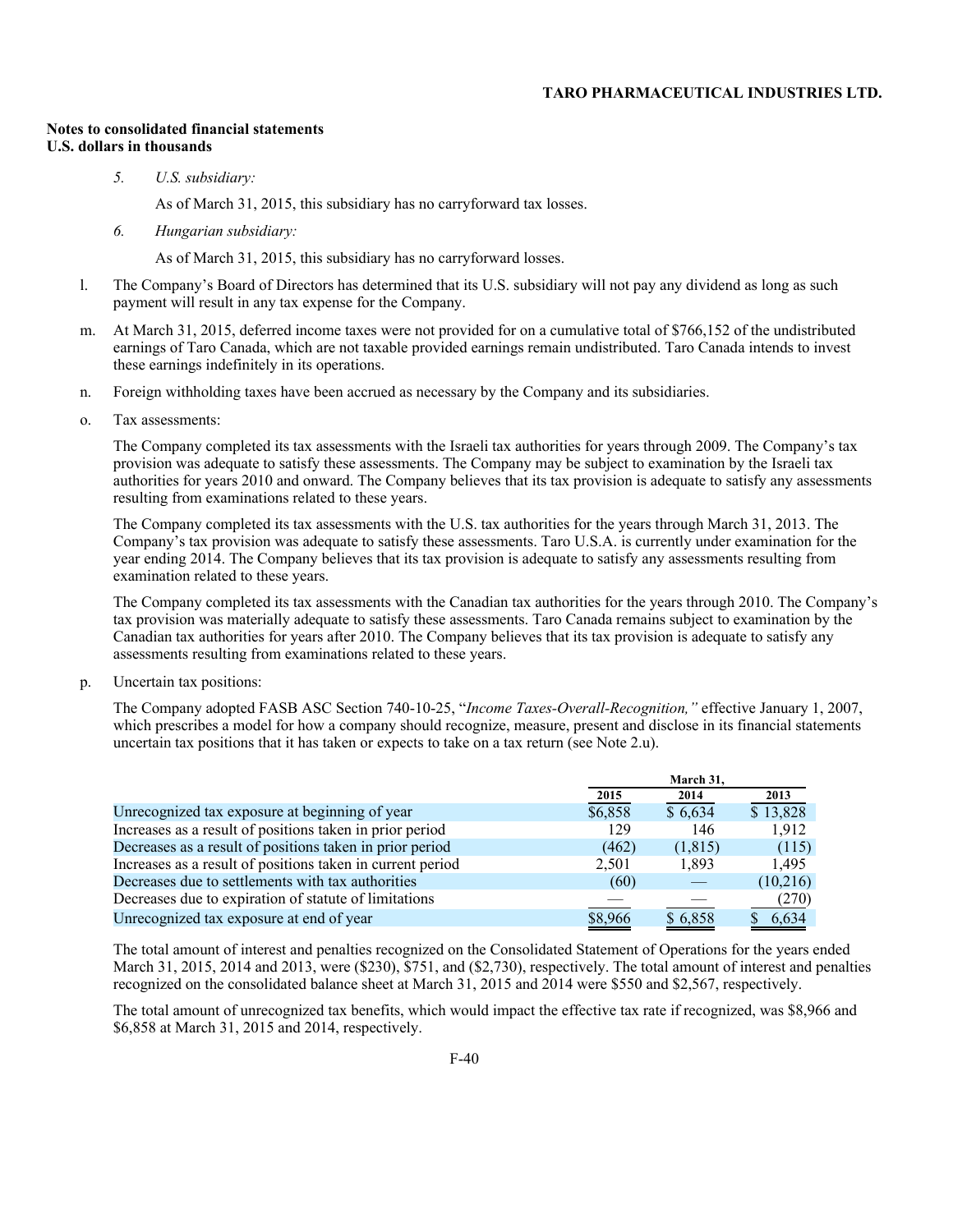**Notes to consolidated financial statements**
**U.S. dollars in thousands**

5. *U.S. subsidiary:*

   As of March 31, 2015, this subsidiary has no carryforward tax losses.

6. *Hungarian subsidiary:*

   As of March 31, 2015, this subsidiary has no carryforward losses.

l. The Company's Board of Directors has determined that its U.S. subsidiary will not pay any dividend as long as such payment will result in any tax expense for the Company.

m. At March 31, 2015, deferred income taxes were not provided for on a cumulative total of $766,152 of the undistributed earnings of Taro Canada, which are not taxable provided earnings remain undistributed. Taro Canada intends to invest these earnings indefinitely in its operations.

n. Foreign withholding taxes have been accrued as necessary by the Company and its subsidiaries.

o. Tax assessments:

   The Company completed its tax assessments with the Israeli tax authorities for years through 2009. The Company's tax provision was adequate to satisfy these assessments. The Company may be subject to examination by the Israeli tax authorities for years 2010 and onward. The Company believes that its tax provision is adequate to satisfy any assessments resulting from examinations related to these years.

   The Company completed its tax assessments with the U.S. tax authorities for the years through March 31, 2013. The Company's tax provision was adequate to satisfy these assessments. Taro U.S.A. is currently under examination for the year ending 2014. The Company believes that its tax provision is adequate to satisfy any assessments resulting from examination related to these years.

   The Company completed its tax assessments with the Canadian tax authorities for the years through 2010. The Company's tax provision was materially adequate to satisfy these assessments. Taro Canada remains subject to examination by the Canadian tax authorities for years after 2010. The Company believes that its tax provision is adequate to satisfy any assessments resulting from examinations related to these years.

p. Uncertain tax positions:

   The Company adopted FASB ASC Section 740-10-25, "*Income Taxes-Overall-Recognition,*" effective January 1, 2007, which prescribes a model for how a company should recognize, measure, present and disclose in its financial statements uncertain tax positions that it has taken or expects to take on a tax return (see Note 2.u).

| | March 31, | | |
|---|---|---|---|
| | 2015 | 2014 | 2013 |
| Unrecognized tax exposure at beginning of year | $6,858 | $ 6,634 | $ 13,828 |
| Increases as a result of positions taken in prior period | 129 | 146 | 1,912 |
| Decreases as a result of positions taken in prior period | (462) | (1,815) | (115) |
| Increases as a result of positions taken in current period | 2,501 | 1,893 | 1,495 |
| Decreases due to settlements with tax authorities | (60) | — | (10,216) |
| Decreases due to expiration of statute of limitations | — | — | (270) |
| Unrecognized tax exposure at end of year | $8,966 | $ 6,858 | $ 6,634 |

   The total amount of interest and penalties recognized on the Consolidated Statement of Operations for the years ended March 31, 2015, 2014 and 2013, were ($230), $751, and ($2,730), respectively. The total amount of interest and penalties recognized on the consolidated balance sheet at March 31, 2015 and 2014 were $550 and $2,567, respectively.

   The total amount of unrecognized tax benefits, which would impact the effective tax rate if recognized, was $8,966 and $6,858 at March 31, 2015 and 2014, respectively.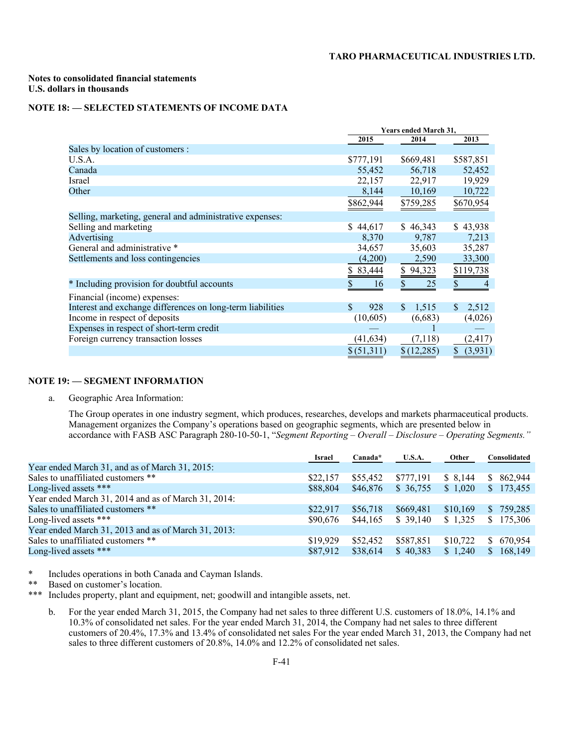**Notes to consolidated financial statements**
**U.S. dollars in thousands**

## NOTE 18: — SELECTED STATEMENTS OF INCOME DATA

| | Years ended March 31, | | |
|---|---|---|---|
| | 2015 | 2014 | 2013 |
| Sales by location of customers : | | | |
| U.S.A. | $777,191 | $669,481 | $587,851 |
| Canada | 55,452 | 56,718 | 52,452 |
| Israel | 22,157 | 22,917 | 19,929 |
| Other | 8,144 | 10,169 | 10,722 |
| | $862,944 | $759,285 | $670,954 |
| Selling, marketing, general and administrative expenses: | | | |
| Selling and marketing | $ 44,617 | $ 46,343 | $ 43,938 |
| Advertising | 8,370 | 9,787 | 7,213 |
| General and administrative * | 34,657 | 35,603 | 35,287 |
| Settlements and loss contingencies | (4,200) | 2,590 | 33,300 |
| | $ 83,444 | $ 94,323 | $119,738 |
| * Including provision for doubtful accounts | $ 16 | $ 25 | $ 4 |
| Financial (income) expenses: | | | |
| Interest and exchange differences on long-term liabilities | $ 928 | $ 1,515 | $ 2,512 |
| Income in respect of deposits | (10,605) | (6,683) | (4,026) |
| Expenses in respect of short-term credit | — | 1 | — |
| Foreign currency transaction losses | (41,634) | (7,118) | (2,417) |
| | $ (51,311) | $ (12,285) | $ (3,931) |

## NOTE 19: — SEGMENT INFORMATION

a. Geographic Area Information:

The Group operates in one industry segment, which produces, researches, develops and markets pharmaceutical products. Management organizes the Company's operations based on geographic segments, which are presented below in accordance with FASB ASC Paragraph 280-10-50-1, "*Segment Reporting – Overall – Disclosure – Operating Segments.*"

| | Israel | Canada* | U.S.A. | Other | Consolidated |
|---|---|---|---|---|---|
| Year ended March 31, and as of March 31, 2015: | | | | | |
| Sales to unaffiliated customers ** | $22,157 | $55,452 | $777,191 | $ 8,144 | $ 862,944 |
| Long-lived assets *** | $88,804 | $46,876 | $ 36,755 | $ 1,020 | $ 173,455 |
| Year ended March 31, 2014 and as of March 31, 2014: | | | | | |
| Sales to unaffiliated customers ** | $22,917 | $56,718 | $669,481 | $10,169 | $ 759,285 |
| Long-lived assets *** | $90,676 | $44,165 | $ 39,140 | $ 1,325 | $ 175,306 |
| Year ended March 31, 2013 and as of March 31, 2013: | | | | | |
| Sales to unaffiliated customers ** | $19,929 | $52,452 | $587,851 | $10,722 | $ 670,954 |
| Long-lived assets *** | $87,912 | $38,614 | $ 40,383 | $ 1,240 | $ 168,149 |

\* Includes operations in both Canada and Cayman Islands.

** Based on customer's location.

*** Includes property, plant and equipment, net; goodwill and intangible assets, net.

b. For the year ended March 31, 2015, the Company had net sales to three different U.S. customers of 18.0%, 14.1% and 10.3% of consolidated net sales. For the year ended March 31, 2014, the Company had net sales to three different customers of 20.4%, 17.3% and 13.4% of consolidated net sales For the year ended March 31, 2013, the Company had net sales to three different customers of 20.8%, 14.0% and 12.2% of consolidated net sales.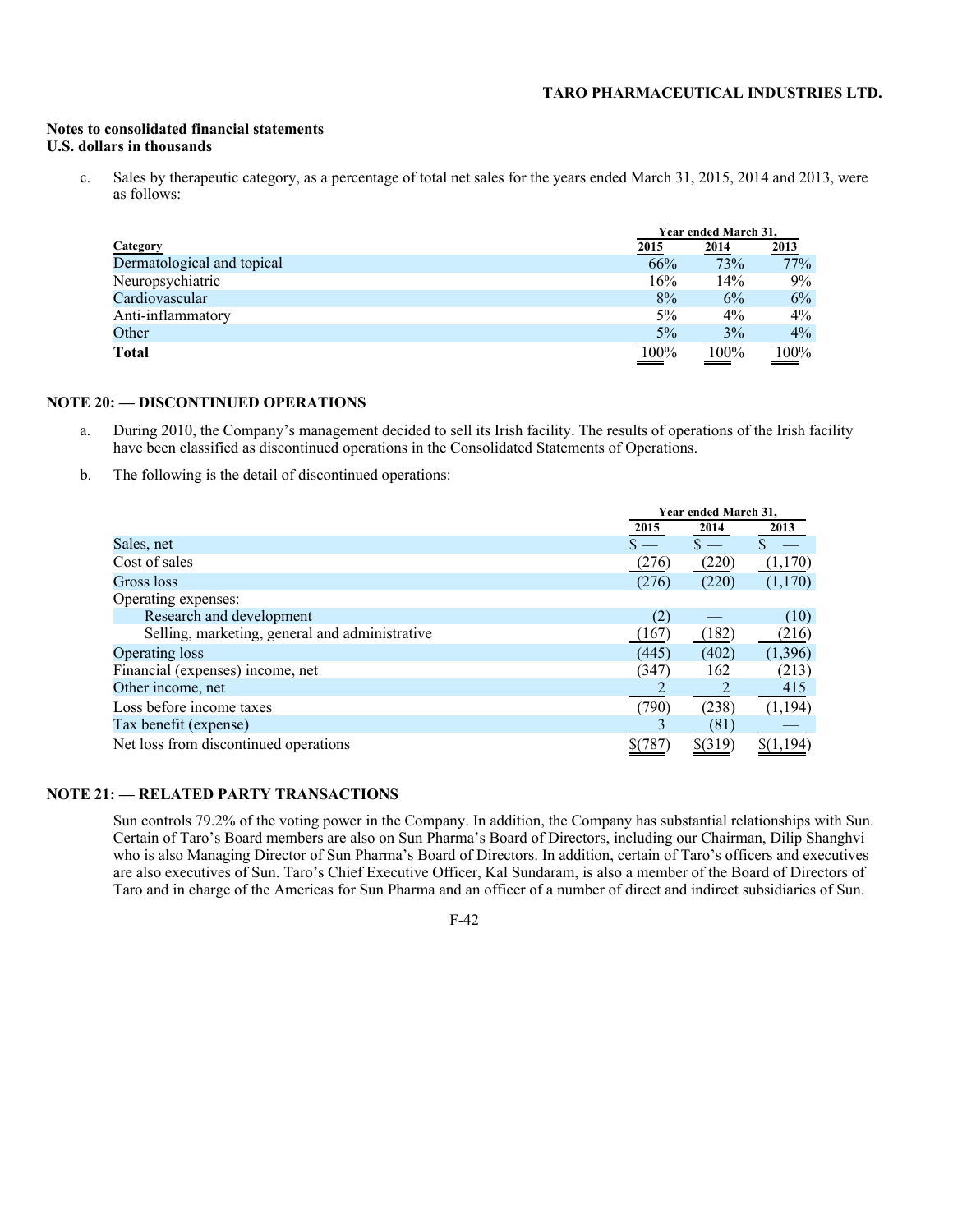**Notes to consolidated financial statements**
**U.S. dollars in thousands**

c. Sales by therapeutic category, as a percentage of total net sales for the years ended March 31, 2015, 2014 and 2013, were as follows:

| Category | Year ended March 31, 2015 | 2014 | 2013 |
|---|---|---|---|
| Dermatological and topical | 66% | 73% | 77% |
| Neuropsychiatric | 16% | 14% | 9% |
| Cardiovascular | 8% | 6% | 6% |
| Anti-inflammatory | 5% | 4% | 4% |
| Other | 5% | 3% | 4% |
| **Total** | 100% | 100% | 100% |

## NOTE 20: — DISCONTINUED OPERATIONS

a. During 2010, the Company's management decided to sell its Irish facility. The results of operations of the Irish facility have been classified as discontinued operations in the Consolidated Statements of Operations.

b. The following is the detail of discontinued operations:

| | Year ended March 31, 2015 | 2014 | 2013 |
|---|---|---|---|
| Sales, net | $ — | $ — | $ — |
| Cost of sales | (276) | (220) | (1,170) |
| Gross loss | (276) | (220) | (1,170) |
| Operating expenses: | | | |
| Research and development | (2) | — | (10) |
| Selling, marketing, general and administrative | (167) | (182) | (216) |
| Operating loss | (445) | (402) | (1,396) |
| Financial (expenses) income, net | (347) | 162 | (213) |
| Other income, net | 2 | 2 | 415 |
| Loss before income taxes | (790) | (238) | (1,194) |
| Tax benefit (expense) | 3 | (81) | — |
| Net loss from discontinued operations | $(787) | $(319) | $(1,194) |

## NOTE 21: — RELATED PARTY TRANSACTIONS

Sun controls 79.2% of the voting power in the Company. In addition, the Company has substantial relationships with Sun. Certain of Taro's Board members are also on Sun Pharma's Board of Directors, including our Chairman, Dilip Shanghvi who is also Managing Director of Sun Pharma's Board of Directors. In addition, certain of Taro's officers and executives are also executives of Sun. Taro's Chief Executive Officer, Kal Sundaram, is also a member of the Board of Directors of Taro and in charge of the Americas for Sun Pharma and an officer of a number of direct and indirect subsidiaries of Sun.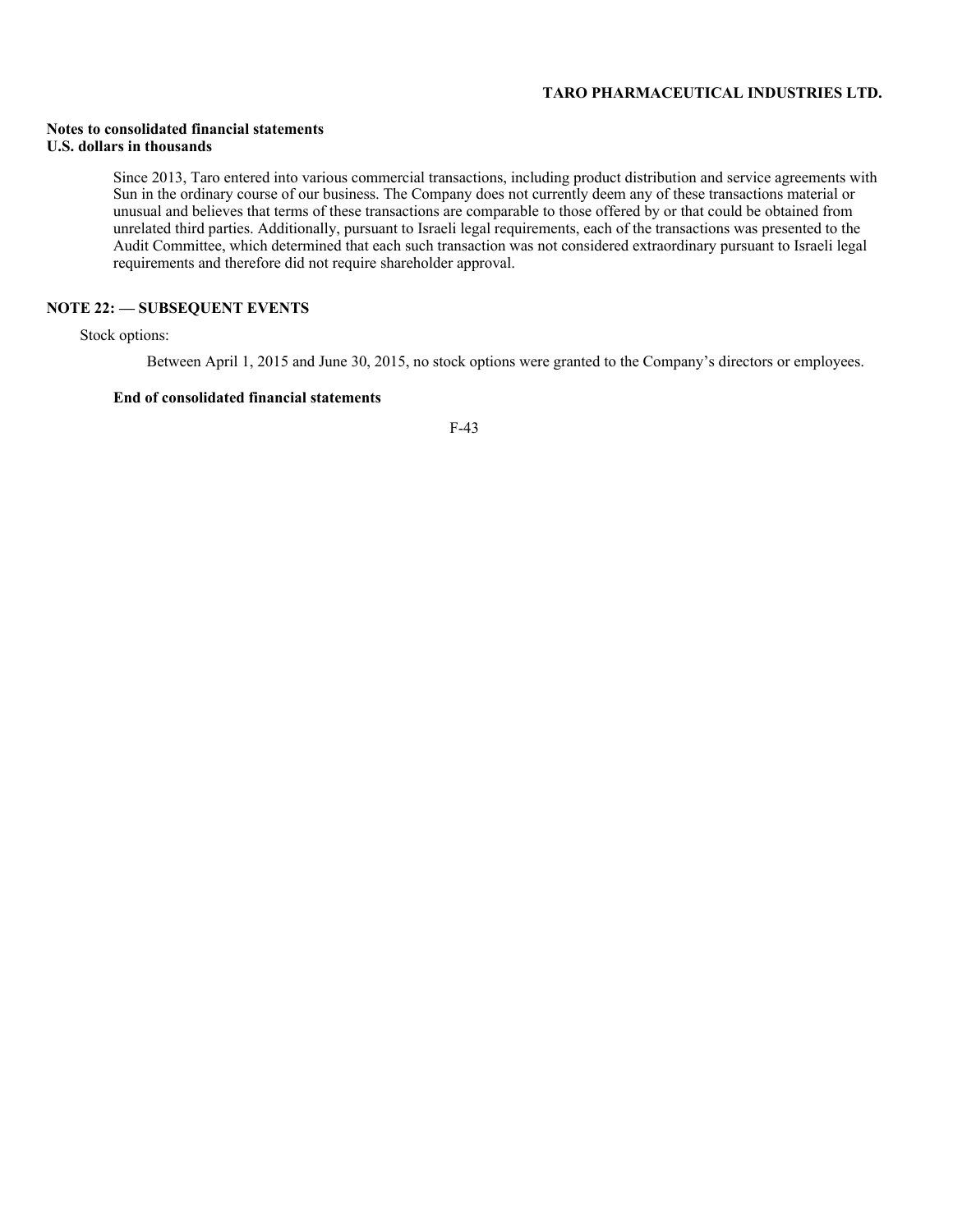**Notes to consolidated financial statements**
**U.S. dollars in thousands**

Since 2013, Taro entered into various commercial transactions, including product distribution and service agreements with Sun in the ordinary course of our business. The Company does not currently deem any of these transactions material or unusual and believes that terms of these transactions are comparable to those offered by or that could be obtained from unrelated third parties. Additionally, pursuant to Israeli legal requirements, each of the transactions was presented to the Audit Committee, which determined that each such transaction was not considered extraordinary pursuant to Israeli legal requirements and therefore did not require shareholder approval.

## NOTE 22: — SUBSEQUENT EVENTS

Stock options:

Between April 1, 2015 and June 30, 2015, no stock options were granted to the Company's directors or employees.

**End of consolidated financial statements**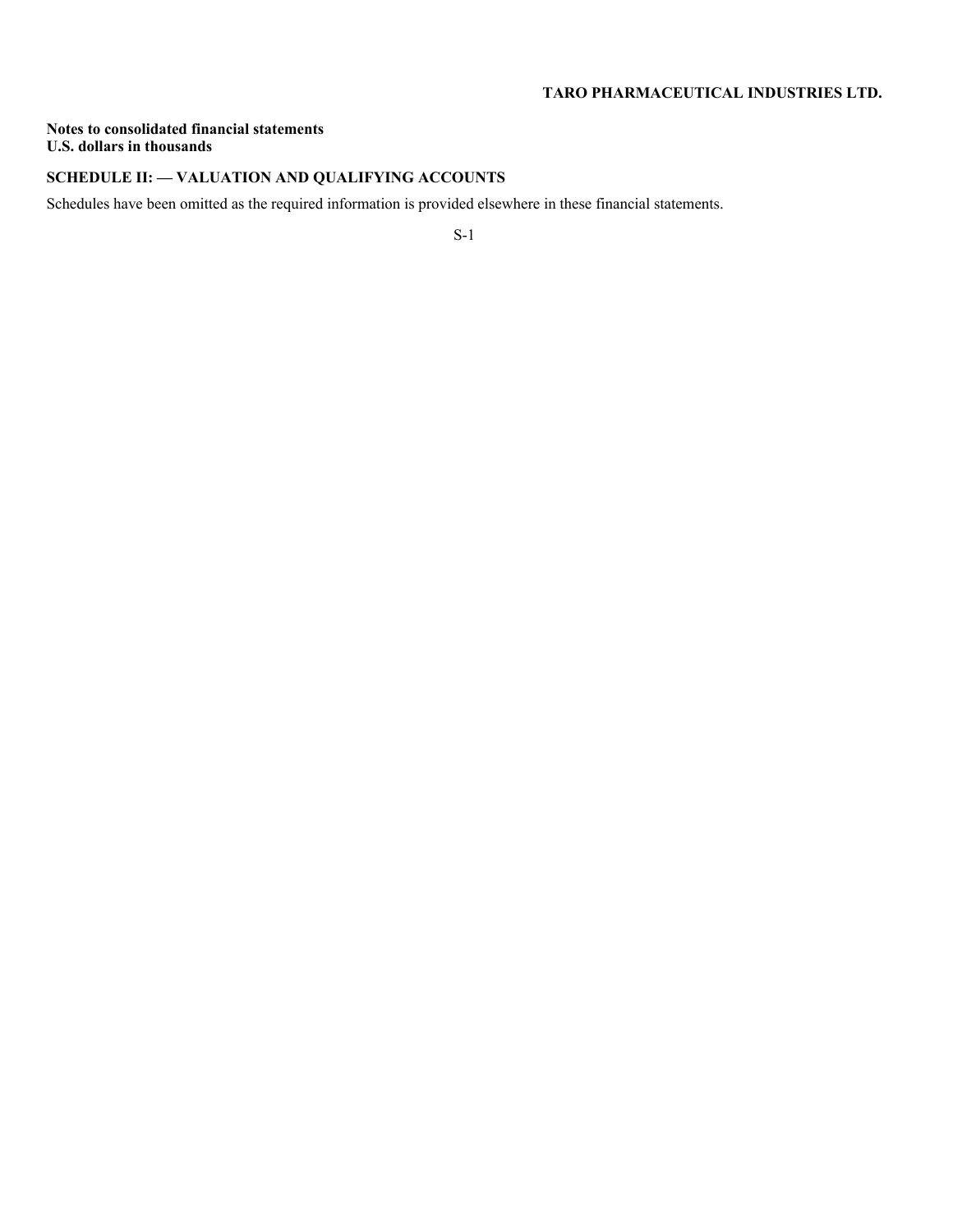**Notes to consolidated financial statements**
**U.S. dollars in thousands**

## SCHEDULE II: — VALUATION AND QUALIFYING ACCOUNTS

Schedules have been omitted as the required information is provided elsewhere in these financial statements.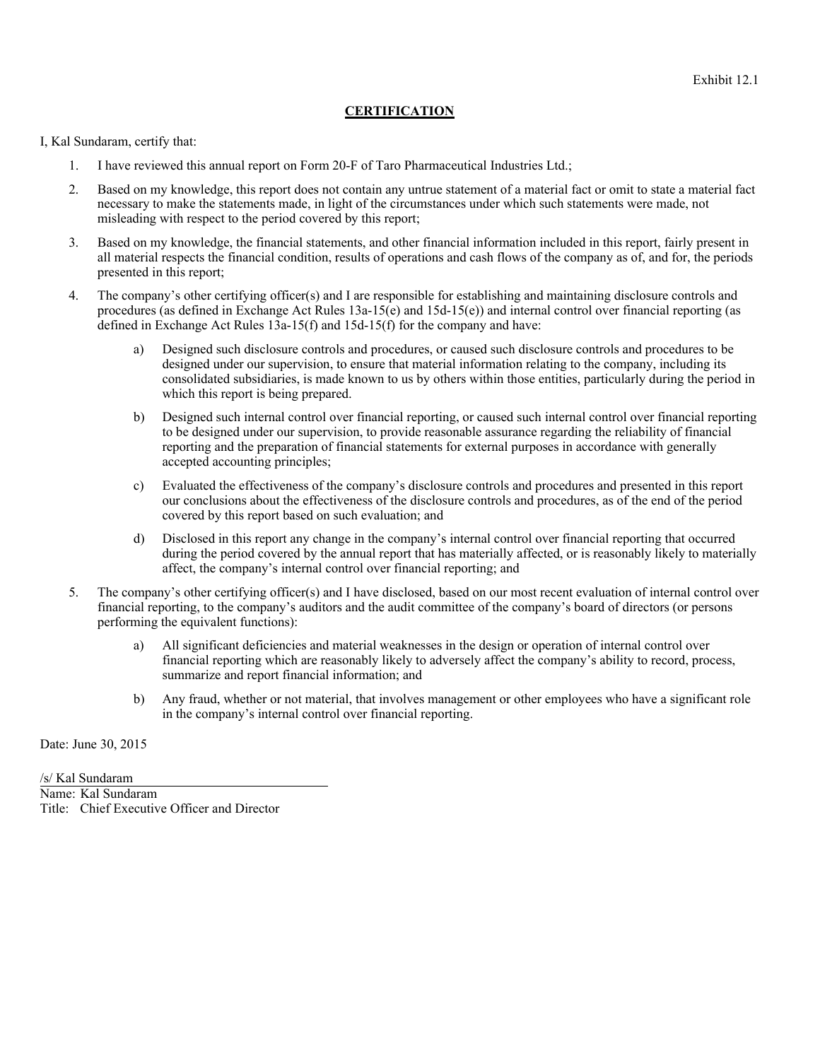Exhibit 12.1

**CERTIFICATION**

I, Kal Sundaram, certify that:

1. I have reviewed this annual report on Form 20-F of Taro Pharmaceutical Industries Ltd.;
2. Based on my knowledge, this report does not contain any untrue statement of a material fact or omit to state a material fact necessary to make the statements made, in light of the circumstances under which such statements were made, not misleading with respect to the period covered by this report;
3. Based on my knowledge, the financial statements, and other financial information included in this report, fairly present in all material respects the financial condition, results of operations and cash flows of the company as of, and for, the periods presented in this report;
4. The company's other certifying officer(s) and I are responsible for establishing and maintaining disclosure controls and procedures (as defined in Exchange Act Rules 13a-15(e) and 15d-15(e)) and internal control over financial reporting (as defined in Exchange Act Rules 13a-15(f) and 15d-15(f) for the company and have:
   a) Designed such disclosure controls and procedures, or caused such disclosure controls and procedures to be designed under our supervision, to ensure that material information relating to the company, including its consolidated subsidiaries, is made known to us by others within those entities, particularly during the period in which this report is being prepared.
   b) Designed such internal control over financial reporting, or caused such internal control over financial reporting to be designed under our supervision, to provide reasonable assurance regarding the reliability of financial reporting and the preparation of financial statements for external purposes in accordance with generally accepted accounting principles;
   c) Evaluated the effectiveness of the company's disclosure controls and procedures and presented in this report our conclusions about the effectiveness of the disclosure controls and procedures, as of the end of the period covered by this report based on such evaluation; and
   d) Disclosed in this report any change in the company's internal control over financial reporting that occurred during the period covered by the annual report that has materially affected, or is reasonably likely to materially affect, the company's internal control over financial reporting; and
5. The company's other certifying officer(s) and I have disclosed, based on our most recent evaluation of internal control over financial reporting, to the company's auditors and the audit committee of the company's board of directors (or persons performing the equivalent functions):
   a) All significant deficiencies and material weaknesses in the design or operation of internal control over financial reporting which are reasonably likely to adversely affect the company's ability to record, process, summarize and report financial information; and
   b) Any fraud, whether or not material, that involves management or other employees who have a significant role in the company's internal control over financial reporting.

Date: June 30, 2015

/s/ Kal Sundaram
Name: Kal Sundaram
Title: Chief Executive Officer and Director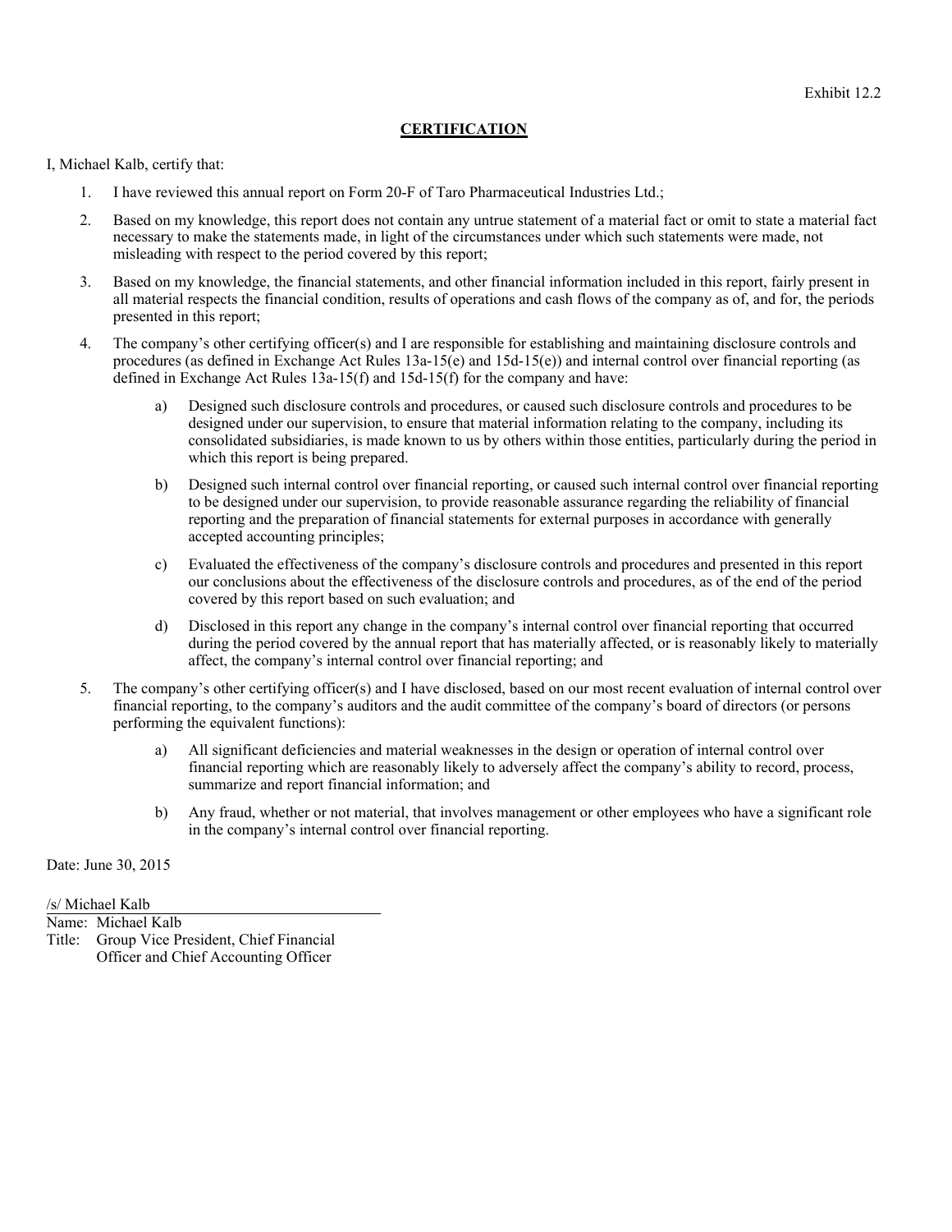Exhibit 12.2

**CERTIFICATION**

I, Michael Kalb, certify that:

1. I have reviewed this annual report on Form 20-F of Taro Pharmaceutical Industries Ltd.;

2. Based on my knowledge, this report does not contain any untrue statement of a material fact or omit to state a material fact necessary to make the statements made, in light of the circumstances under which such statements were made, not misleading with respect to the period covered by this report;

3. Based on my knowledge, the financial statements, and other financial information included in this report, fairly present in all material respects the financial condition, results of operations and cash flows of the company as of, and for, the periods presented in this report;

4. The company's other certifying officer(s) and I are responsible for establishing and maintaining disclosure controls and procedures (as defined in Exchange Act Rules 13a-15(e) and 15d-15(e)) and internal control over financial reporting (as defined in Exchange Act Rules 13a-15(f) and 15d-15(f) for the company and have:

   a) Designed such disclosure controls and procedures, or caused such disclosure controls and procedures to be designed under our supervision, to ensure that material information relating to the company, including its consolidated subsidiaries, is made known to us by others within those entities, particularly during the period in which this report is being prepared.

   b) Designed such internal control over financial reporting, or caused such internal control over financial reporting to be designed under our supervision, to provide reasonable assurance regarding the reliability of financial reporting and the preparation of financial statements for external purposes in accordance with generally accepted accounting principles;

   c) Evaluated the effectiveness of the company's disclosure controls and procedures and presented in this report our conclusions about the effectiveness of the disclosure controls and procedures, as of the end of the period covered by this report based on such evaluation; and

   d) Disclosed in this report any change in the company's internal control over financial reporting that occurred during the period covered by the annual report that has materially affected, or is reasonably likely to materially affect, the company's internal control over financial reporting; and

5. The company's other certifying officer(s) and I have disclosed, based on our most recent evaluation of internal control over financial reporting, to the company's auditors and the audit committee of the company's board of directors (or persons performing the equivalent functions):

   a) All significant deficiencies and material weaknesses in the design or operation of internal control over financial reporting which are reasonably likely to adversely affect the company's ability to record, process, summarize and report financial information; and

   b) Any fraud, whether or not material, that involves management or other employees who have a significant role in the company's internal control over financial reporting.

Date: June 30, 2015

/s/ Michael Kalb

Name: Michael Kalb

Title: Group Vice President, Chief Financial Officer and Chief Accounting Officer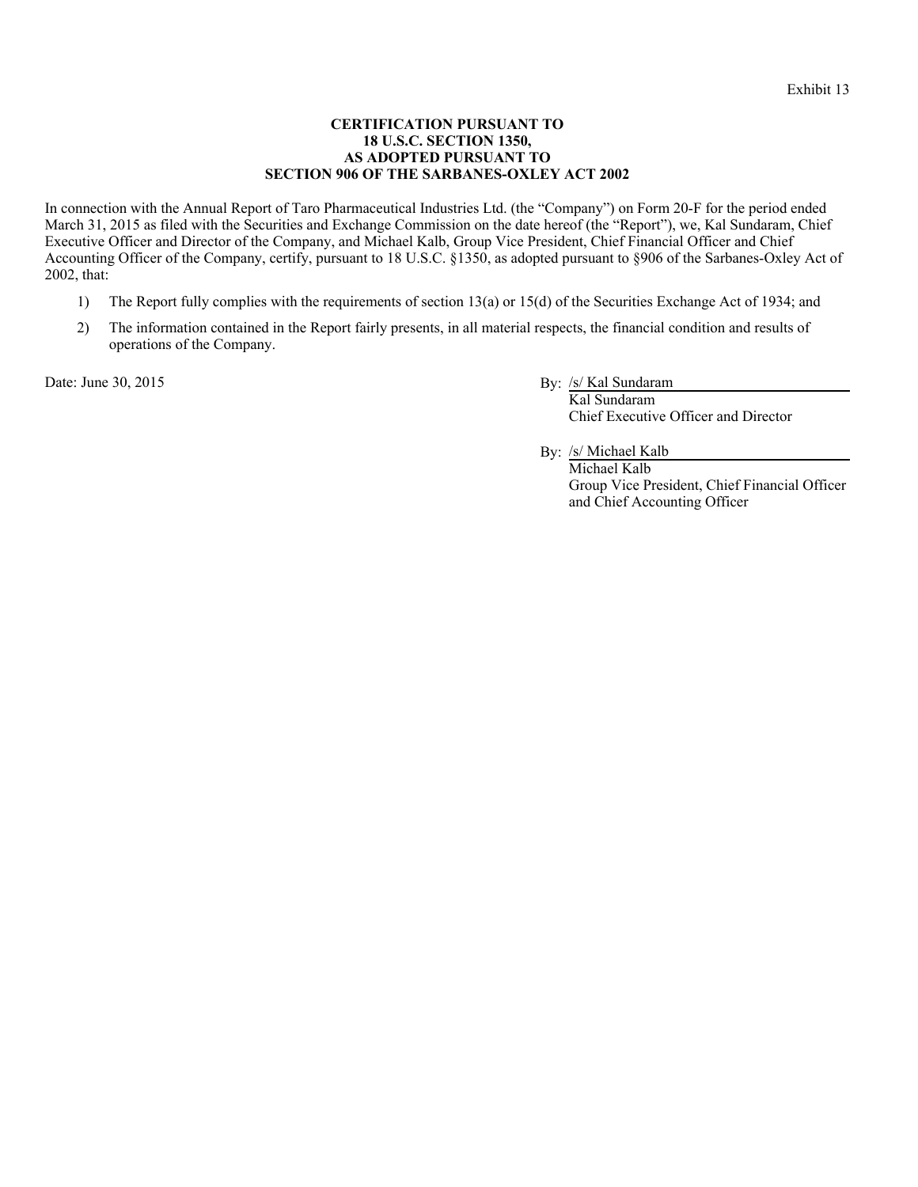Exhibit 13

**CERTIFICATION PURSUANT TO**
**18 U.S.C. SECTION 1350,**
**AS ADOPTED PURSUANT TO**
**SECTION 906 OF THE SARBANES-OXLEY ACT 2002**

In connection with the Annual Report of Taro Pharmaceutical Industries Ltd. (the "Company") on Form 20-F for the period ended March 31, 2015 as filed with the Securities and Exchange Commission on the date hereof (the "Report"), we, Kal Sundaram, Chief Executive Officer and Director of the Company, and Michael Kalb, Group Vice President, Chief Financial Officer and Chief Accounting Officer of the Company, certify, pursuant to 18 U.S.C. §1350, as adopted pursuant to §906 of the Sarbanes-Oxley Act of 2002, that:

1) The Report fully complies with the requirements of section 13(a) or 15(d) of the Securities Exchange Act of 1934; and

2) The information contained in the Report fairly presents, in all material respects, the financial condition and results of operations of the Company.

Date: June 30, 2015

By: /s/ Kal Sundaram
Kal Sundaram
Chief Executive Officer and Director

By: /s/ Michael Kalb
Michael Kalb
Group Vice President, Chief Financial Officer and Chief Accounting Officer